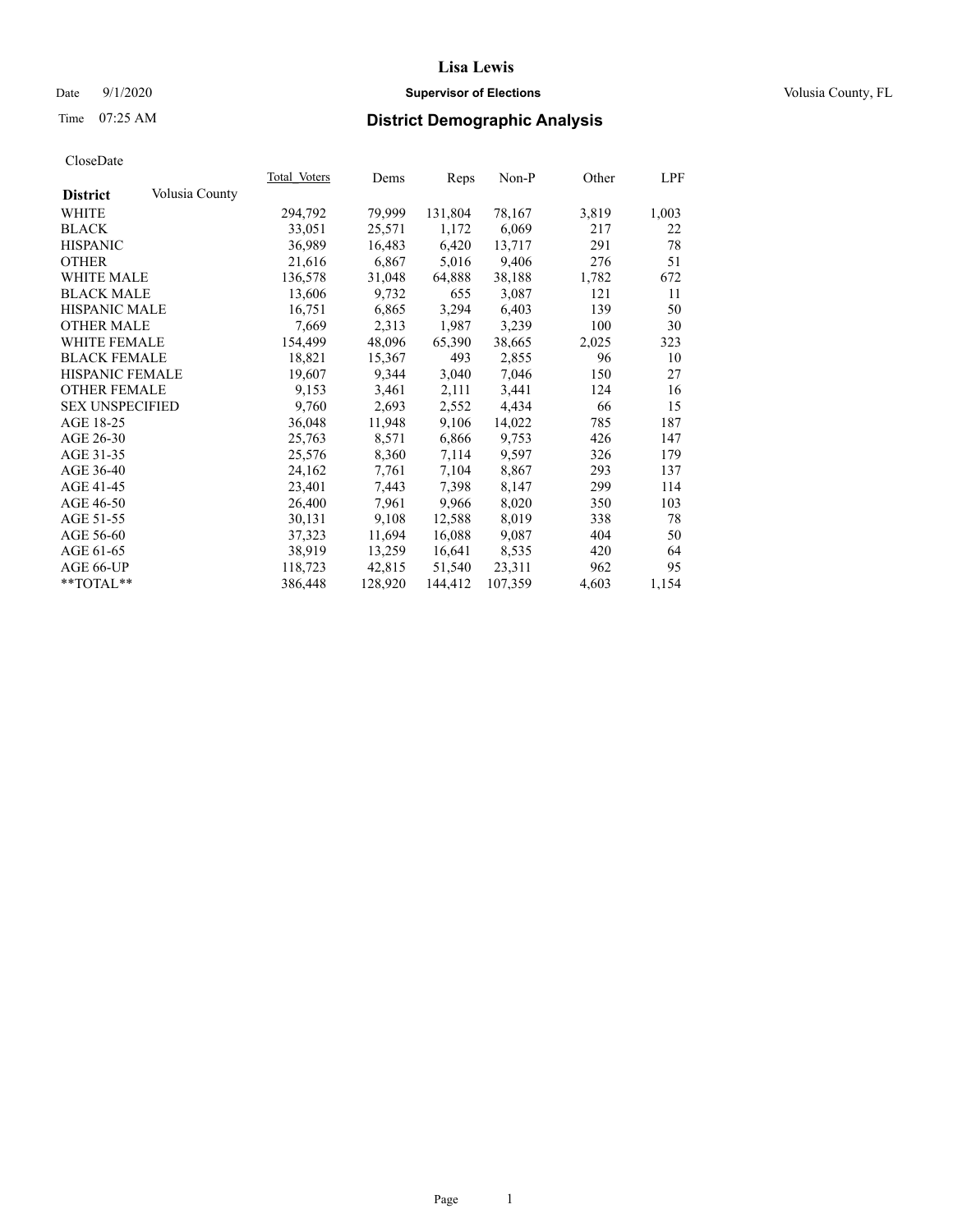# Lisa Lewis

Date 9/1/2020 **Supervisor of Elections** Volusia County, FL

Time 07:25 AM

## District Demographic Analysis

CloseDate

| **District** Volusia County | Total Voters | Dems | Reps | Non-P | Other | LPF |
|---|---|---|---|---|---|---|
| WHITE | 294,792 | 79,999 | 131,804 | 78,167 | 3,819 | 1,003 |
| BLACK | 33,051 | 25,571 | 1,172 | 6,069 | 217 | 22 |
| HISPANIC | 36,989 | 16,483 | 6,420 | 13,717 | 291 | 78 |
| OTHER | 21,616 | 6,867 | 5,016 | 9,406 | 276 | 51 |
| WHITE MALE | 136,578 | 31,048 | 64,888 | 38,188 | 1,782 | 672 |
| BLACK MALE | 13,606 | 9,732 | 655 | 3,087 | 121 | 11 |
| HISPANIC MALE | 16,751 | 6,865 | 3,294 | 6,403 | 139 | 50 |
| OTHER MALE | 7,669 | 2,313 | 1,987 | 3,239 | 100 | 30 |
| WHITE FEMALE | 154,499 | 48,096 | 65,390 | 38,665 | 2,025 | 323 |
| BLACK FEMALE | 18,821 | 15,367 | 493 | 2,855 | 96 | 10 |
| HISPANIC FEMALE | 19,607 | 9,344 | 3,040 | 7,046 | 150 | 27 |
| OTHER FEMALE | 9,153 | 3,461 | 2,111 | 3,441 | 124 | 16 |
| SEX UNSPECIFIED | 9,760 | 2,693 | 2,552 | 4,434 | 66 | 15 |
| AGE 18-25 | 36,048 | 11,948 | 9,106 | 14,022 | 785 | 187 |
| AGE 26-30 | 25,763 | 8,571 | 6,866 | 9,753 | 426 | 147 |
| AGE 31-35 | 25,576 | 8,360 | 7,114 | 9,597 | 326 | 179 |
| AGE 36-40 | 24,162 | 7,761 | 7,104 | 8,867 | 293 | 137 |
| AGE 41-45 | 23,401 | 7,443 | 7,398 | 8,147 | 299 | 114 |
| AGE 46-50 | 26,400 | 7,961 | 9,966 | 8,020 | 350 | 103 |
| AGE 51-55 | 30,131 | 9,108 | 12,588 | 8,019 | 338 | 78 |
| AGE 56-60 | 37,323 | 11,694 | 16,088 | 9,087 | 404 | 50 |
| AGE 61-65 | 38,919 | 13,259 | 16,641 | 8,535 | 420 | 64 |
| AGE 66-UP | 118,723 | 42,815 | 51,540 | 23,311 | 962 | 95 |
| **TOTAL** | 386,448 | 128,920 | 144,412 | 107,359 | 4,603 | 1,154 |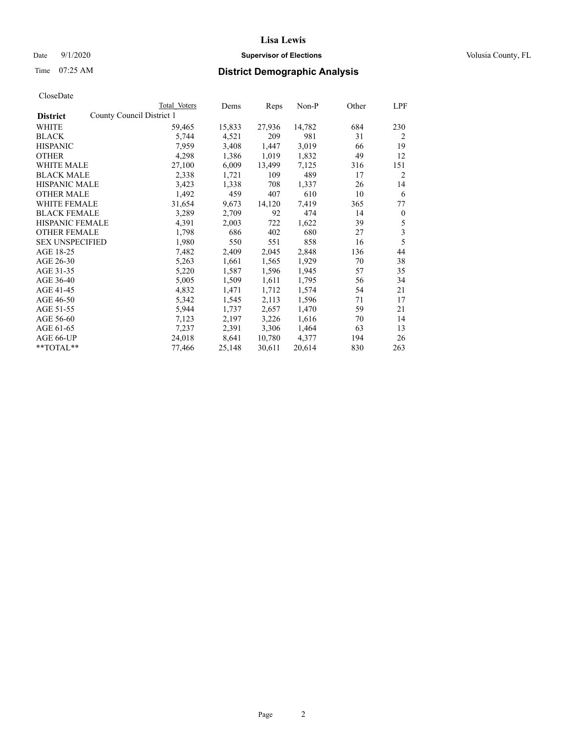CloseDate

| District | County Council District 1 | Total Voters | Dems | Reps | Non-P | Other | LPF |
|---|---|---|---|---|---|---|---|
| WHITE | | 59,465 | 15,833 | 27,936 | 14,782 | 684 | 230 |
| BLACK | | 5,744 | 4,521 | 209 | 981 | 31 | 2 |
| HISPANIC | | 7,959 | 3,408 | 1,447 | 3,019 | 66 | 19 |
| OTHER | | 4,298 | 1,386 | 1,019 | 1,832 | 49 | 12 |
| WHITE MALE | | 27,100 | 6,009 | 13,499 | 7,125 | 316 | 151 |
| BLACK MALE | | 2,338 | 1,721 | 109 | 489 | 17 | 2 |
| HISPANIC MALE | | 3,423 | 1,338 | 708 | 1,337 | 26 | 14 |
| OTHER MALE | | 1,492 | 459 | 407 | 610 | 10 | 6 |
| WHITE FEMALE | | 31,654 | 9,673 | 14,120 | 7,419 | 365 | 77 |
| BLACK FEMALE | | 3,289 | 2,709 | 92 | 474 | 14 | 0 |
| HISPANIC FEMALE | | 4,391 | 2,003 | 722 | 1,622 | 39 | 5 |
| OTHER FEMALE | | 1,798 | 686 | 402 | 680 | 27 | 3 |
| SEX UNSPECIFIED | | 1,980 | 550 | 551 | 858 | 16 | 5 |
| AGE 18-25 | | 7,482 | 2,409 | 2,045 | 2,848 | 136 | 44 |
| AGE 26-30 | | 5,263 | 1,661 | 1,565 | 1,929 | 70 | 38 |
| AGE 31-35 | | 5,220 | 1,587 | 1,596 | 1,945 | 57 | 35 |
| AGE 36-40 | | 5,005 | 1,509 | 1,611 | 1,795 | 56 | 34 |
| AGE 41-45 | | 4,832 | 1,471 | 1,712 | 1,574 | 54 | 21 |
| AGE 46-50 | | 5,342 | 1,545 | 2,113 | 1,596 | 71 | 17 |
| AGE 51-55 | | 5,944 | 1,737 | 2,657 | 1,470 | 59 | 21 |
| AGE 56-60 | | 7,123 | 2,197 | 3,226 | 1,616 | 70 | 14 |
| AGE 61-65 | | 7,237 | 2,391 | 3,306 | 1,464 | 63 | 13 |
| AGE 66-UP | | 24,018 | 8,641 | 10,780 | 4,377 | 194 | 26 |
| **TOTAL** | | 77,466 | 25,148 | 30,611 | 20,614 | 830 | 263 |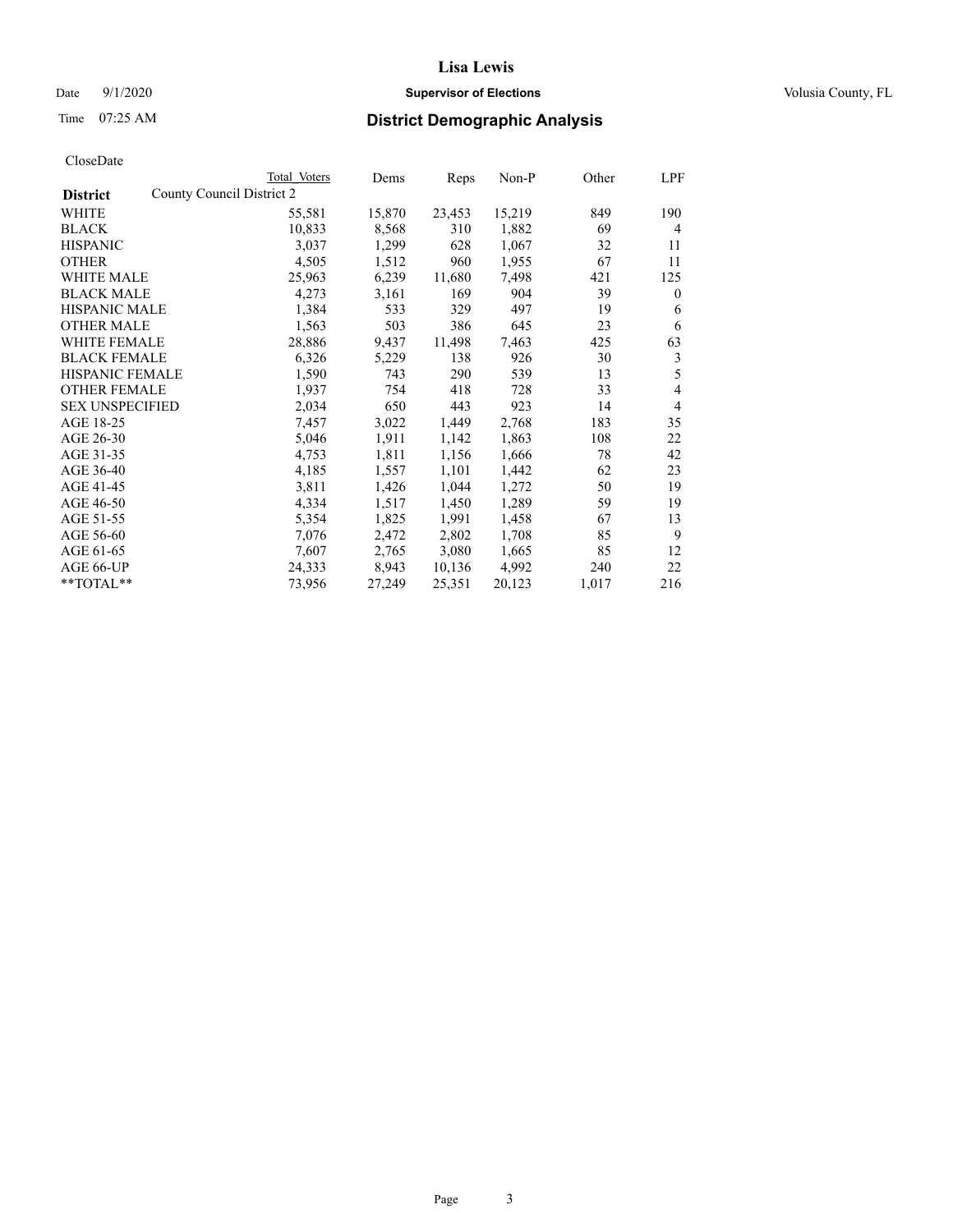# Lisa Lewis

Date 9/1/2020 **Supervisor of Elections** Volusia County, FL

Time 07:25 AM **District Demographic Analysis**

CloseDate

| District | Total Voters | Dems | Reps | Non-P | Other | LPF |
|---|---|---|---|---|---|---|
| County Council District 2 | | | | | | |
| WHITE | 55,581 | 15,870 | 23,453 | 15,219 | 849 | 190 |
| BLACK | 10,833 | 8,568 | 310 | 1,882 | 69 | 4 |
| HISPANIC | 3,037 | 1,299 | 628 | 1,067 | 32 | 11 |
| OTHER | 4,505 | 1,512 | 960 | 1,955 | 67 | 11 |
| WHITE MALE | 25,963 | 6,239 | 11,680 | 7,498 | 421 | 125 |
| BLACK MALE | 4,273 | 3,161 | 169 | 904 | 39 | 0 |
| HISPANIC MALE | 1,384 | 533 | 329 | 497 | 19 | 6 |
| OTHER MALE | 1,563 | 503 | 386 | 645 | 23 | 6 |
| WHITE FEMALE | 28,886 | 9,437 | 11,498 | 7,463 | 425 | 63 |
| BLACK FEMALE | 6,326 | 5,229 | 138 | 926 | 30 | 3 |
| HISPANIC FEMALE | 1,590 | 743 | 290 | 539 | 13 | 5 |
| OTHER FEMALE | 1,937 | 754 | 418 | 728 | 33 | 4 |
| SEX UNSPECIFIED | 2,034 | 650 | 443 | 923 | 14 | 4 |
| AGE 18-25 | 7,457 | 3,022 | 1,449 | 2,768 | 183 | 35 |
| AGE 26-30 | 5,046 | 1,911 | 1,142 | 1,863 | 108 | 22 |
| AGE 31-35 | 4,753 | 1,811 | 1,156 | 1,666 | 78 | 42 |
| AGE 36-40 | 4,185 | 1,557 | 1,101 | 1,442 | 62 | 23 |
| AGE 41-45 | 3,811 | 1,426 | 1,044 | 1,272 | 50 | 19 |
| AGE 46-50 | 4,334 | 1,517 | 1,450 | 1,289 | 59 | 19 |
| AGE 51-55 | 5,354 | 1,825 | 1,991 | 1,458 | 67 | 13 |
| AGE 56-60 | 7,076 | 2,472 | 2,802 | 1,708 | 85 | 9 |
| AGE 61-65 | 7,607 | 2,765 | 3,080 | 1,665 | 85 | 12 |
| AGE 66-UP | 24,333 | 8,943 | 10,136 | 4,992 | 240 | 22 |
| **TOTAL** | 73,956 | 27,249 | 25,351 | 20,123 | 1,017 | 216 |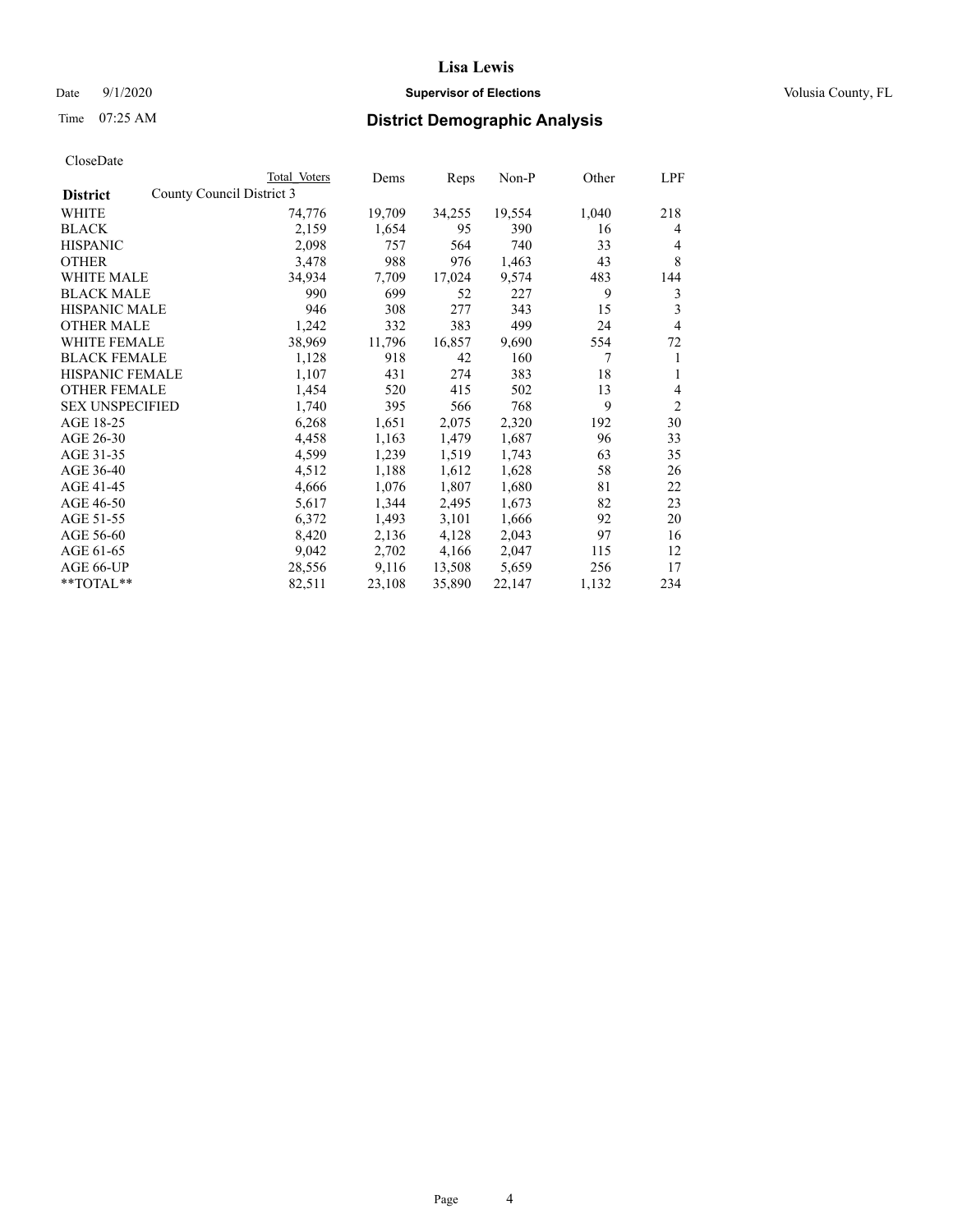# Lisa Lewis

Date 9/1/2020 **Supervisor of Elections** Volusia County, FL

Time 07:25 AM **District Demographic Analysis**

CloseDate

| **District** | Total Voters | Dems | Reps | Non-P | Other | LPF |
|---|---|---|---|---|---|---|
| County Council District 3 | | | | | | |
| WHITE | 74,776 | 19,709 | 34,255 | 19,554 | 1,040 | 218 |
| BLACK | 2,159 | 1,654 | 95 | 390 | 16 | 4 |
| HISPANIC | 2,098 | 757 | 564 | 740 | 33 | 4 |
| OTHER | 3,478 | 988 | 976 | 1,463 | 43 | 8 |
| WHITE MALE | 34,934 | 7,709 | 17,024 | 9,574 | 483 | 144 |
| BLACK MALE | 990 | 699 | 52 | 227 | 9 | 3 |
| HISPANIC MALE | 946 | 308 | 277 | 343 | 15 | 3 |
| OTHER MALE | 1,242 | 332 | 383 | 499 | 24 | 4 |
| WHITE FEMALE | 38,969 | 11,796 | 16,857 | 9,690 | 554 | 72 |
| BLACK FEMALE | 1,128 | 918 | 42 | 160 | 7 | 1 |
| HISPANIC FEMALE | 1,107 | 431 | 274 | 383 | 18 | 1 |
| OTHER FEMALE | 1,454 | 520 | 415 | 502 | 13 | 4 |
| SEX UNSPECIFIED | 1,740 | 395 | 566 | 768 | 9 | 2 |
| AGE 18-25 | 6,268 | 1,651 | 2,075 | 2,320 | 192 | 30 |
| AGE 26-30 | 4,458 | 1,163 | 1,479 | 1,687 | 96 | 33 |
| AGE 31-35 | 4,599 | 1,239 | 1,519 | 1,743 | 63 | 35 |
| AGE 36-40 | 4,512 | 1,188 | 1,612 | 1,628 | 58 | 26 |
| AGE 41-45 | 4,666 | 1,076 | 1,807 | 1,680 | 81 | 22 |
| AGE 46-50 | 5,617 | 1,344 | 2,495 | 1,673 | 82 | 23 |
| AGE 51-55 | 6,372 | 1,493 | 3,101 | 1,666 | 92 | 20 |
| AGE 56-60 | 8,420 | 2,136 | 4,128 | 2,043 | 97 | 16 |
| AGE 61-65 | 9,042 | 2,702 | 4,166 | 2,047 | 115 | 12 |
| AGE 66-UP | 28,556 | 9,116 | 13,508 | 5,659 | 256 | 17 |
| **TOTAL** | 82,511 | 23,108 | 35,890 | 22,147 | 1,132 | 234 |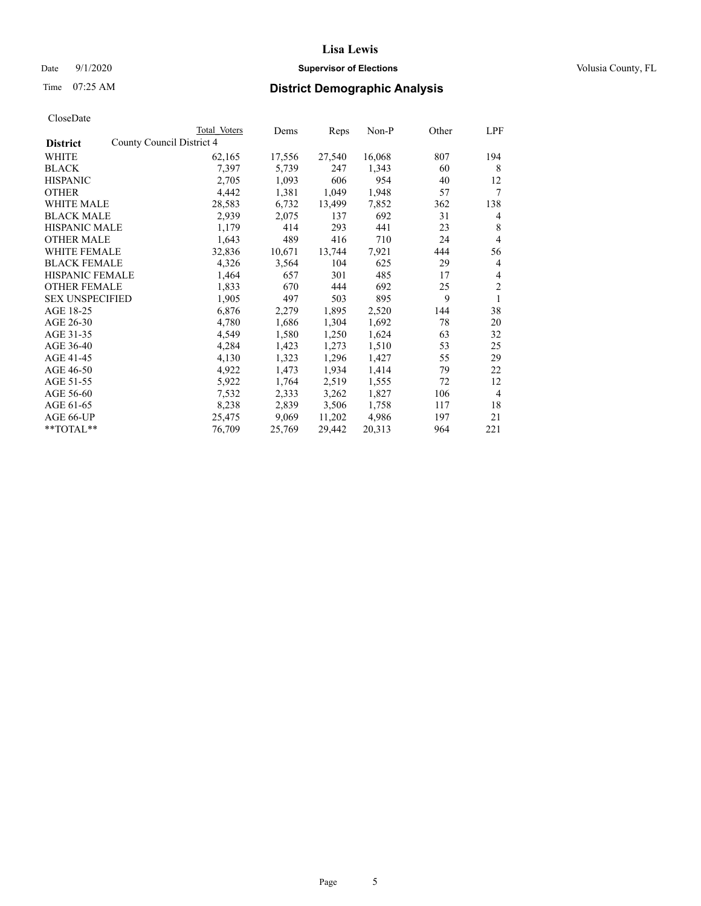# Lisa Lewis

Date 9/1/2020 **Supervisor of Elections** Volusia County, FL

Time 07:25 AM **District Demographic Analysis**

CloseDate

| District | Total Voters | Dems | Reps | Non-P | Other | LPF |
|---|---|---|---|---|---|---|
| County Council District 4 | | | | | | |
| WHITE | 62,165 | 17,556 | 27,540 | 16,068 | 807 | 194 |
| BLACK | 7,397 | 5,739 | 247 | 1,343 | 60 | 8 |
| HISPANIC | 2,705 | 1,093 | 606 | 954 | 40 | 12 |
| OTHER | 4,442 | 1,381 | 1,049 | 1,948 | 57 | 7 |
| WHITE MALE | 28,583 | 6,732 | 13,499 | 7,852 | 362 | 138 |
| BLACK MALE | 2,939 | 2,075 | 137 | 692 | 31 | 4 |
| HISPANIC MALE | 1,179 | 414 | 293 | 441 | 23 | 8 |
| OTHER MALE | 1,643 | 489 | 416 | 710 | 24 | 4 |
| WHITE FEMALE | 32,836 | 10,671 | 13,744 | 7,921 | 444 | 56 |
| BLACK FEMALE | 4,326 | 3,564 | 104 | 625 | 29 | 4 |
| HISPANIC FEMALE | 1,464 | 657 | 301 | 485 | 17 | 4 |
| OTHER FEMALE | 1,833 | 670 | 444 | 692 | 25 | 2 |
| SEX UNSPECIFIED | 1,905 | 497 | 503 | 895 | 9 | 1 |
| AGE 18-25 | 6,876 | 2,279 | 1,895 | 2,520 | 144 | 38 |
| AGE 26-30 | 4,780 | 1,686 | 1,304 | 1,692 | 78 | 20 |
| AGE 31-35 | 4,549 | 1,580 | 1,250 | 1,624 | 63 | 32 |
| AGE 36-40 | 4,284 | 1,423 | 1,273 | 1,510 | 53 | 25 |
| AGE 41-45 | 4,130 | 1,323 | 1,296 | 1,427 | 55 | 29 |
| AGE 46-50 | 4,922 | 1,473 | 1,934 | 1,414 | 79 | 22 |
| AGE 51-55 | 5,922 | 1,764 | 2,519 | 1,555 | 72 | 12 |
| AGE 56-60 | 7,532 | 2,333 | 3,262 | 1,827 | 106 | 4 |
| AGE 61-65 | 8,238 | 2,839 | 3,506 | 1,758 | 117 | 18 |
| AGE 66-UP | 25,475 | 9,069 | 11,202 | 4,986 | 197 | 21 |
| **TOTAL** | 76,709 | 25,769 | 29,442 | 20,313 | 964 | 221 |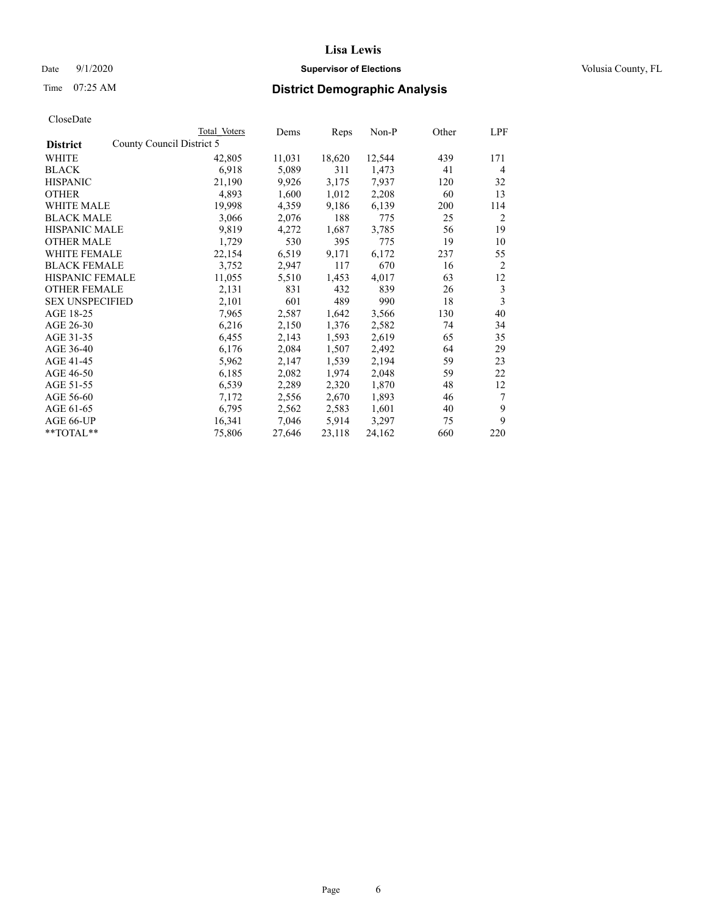# Lisa Lewis

Date 9/1/2020 **Supervisor of Elections** Volusia County, FL

Time 07:25 AM **District Demographic Analysis**

CloseDate

| District | Total Voters | Dems | Reps | Non-P | Other | LPF |
|---|---|---|---|---|---|---|
| County Council District 5 | | | | | | |
| WHITE | 42,805 | 11,031 | 18,620 | 12,544 | 439 | 171 |
| BLACK | 6,918 | 5,089 | 311 | 1,473 | 41 | 4 |
| HISPANIC | 21,190 | 9,926 | 3,175 | 7,937 | 120 | 32 |
| OTHER | 4,893 | 1,600 | 1,012 | 2,208 | 60 | 13 |
| WHITE MALE | 19,998 | 4,359 | 9,186 | 6,139 | 200 | 114 |
| BLACK MALE | 3,066 | 2,076 | 188 | 775 | 25 | 2 |
| HISPANIC MALE | 9,819 | 4,272 | 1,687 | 3,785 | 56 | 19 |
| OTHER MALE | 1,729 | 530 | 395 | 775 | 19 | 10 |
| WHITE FEMALE | 22,154 | 6,519 | 9,171 | 6,172 | 237 | 55 |
| BLACK FEMALE | 3,752 | 2,947 | 117 | 670 | 16 | 2 |
| HISPANIC FEMALE | 11,055 | 5,510 | 1,453 | 4,017 | 63 | 12 |
| OTHER FEMALE | 2,131 | 831 | 432 | 839 | 26 | 3 |
| SEX UNSPECIFIED | 2,101 | 601 | 489 | 990 | 18 | 3 |
| AGE 18-25 | 7,965 | 2,587 | 1,642 | 3,566 | 130 | 40 |
| AGE 26-30 | 6,216 | 2,150 | 1,376 | 2,582 | 74 | 34 |
| AGE 31-35 | 6,455 | 2,143 | 1,593 | 2,619 | 65 | 35 |
| AGE 36-40 | 6,176 | 2,084 | 1,507 | 2,492 | 64 | 29 |
| AGE 41-45 | 5,962 | 2,147 | 1,539 | 2,194 | 59 | 23 |
| AGE 46-50 | 6,185 | 2,082 | 1,974 | 2,048 | 59 | 22 |
| AGE 51-55 | 6,539 | 2,289 | 2,320 | 1,870 | 48 | 12 |
| AGE 56-60 | 7,172 | 2,556 | 2,670 | 1,893 | 46 | 7 |
| AGE 61-65 | 6,795 | 2,562 | 2,583 | 1,601 | 40 | 9 |
| AGE 66-UP | 16,341 | 7,046 | 5,914 | 3,297 | 75 | 9 |
| **TOTAL** | 75,806 | 27,646 | 23,118 | 24,162 | 660 | 220 |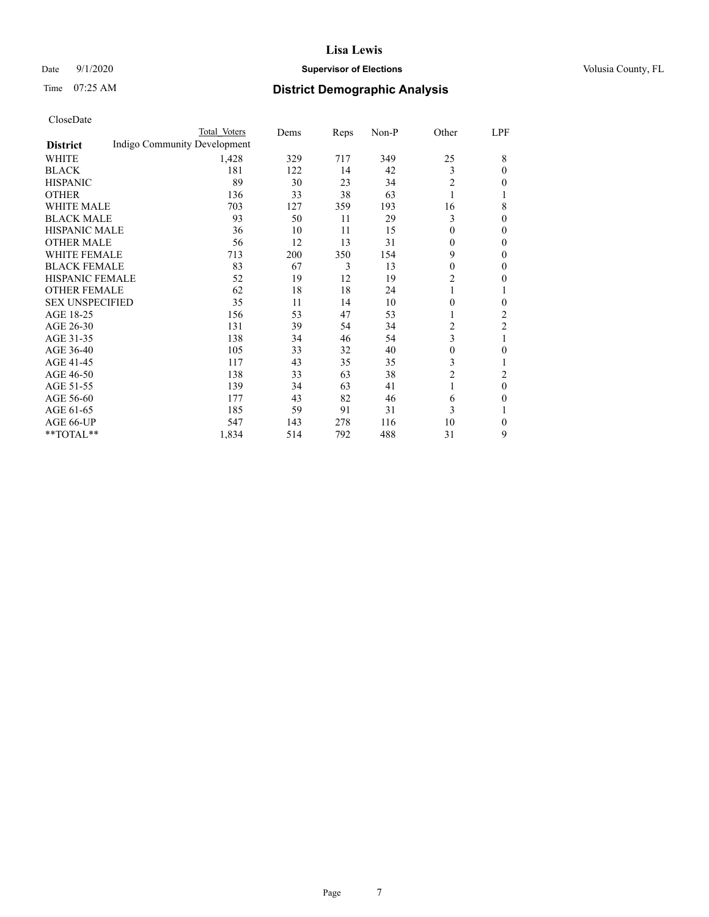Date 9/1/2020 **Supervisor of Elections** Volusia County, FL

Time 07:25 AM **District Demographic Analysis**

CloseDate

| District | Total Voters | Dems | Reps | Non-P | Other | LPF |
|---|---|---|---|---|---|---|
| Indigo Community Development | | | | | | |
| WHITE | 1,428 | 329 | 717 | 349 | 25 | 8 |
| BLACK | 181 | 122 | 14 | 42 | 3 | 0 |
| HISPANIC | 89 | 30 | 23 | 34 | 2 | 0 |
| OTHER | 136 | 33 | 38 | 63 | 1 | 1 |
| WHITE MALE | 703 | 127 | 359 | 193 | 16 | 8 |
| BLACK MALE | 93 | 50 | 11 | 29 | 3 | 0 |
| HISPANIC MALE | 36 | 10 | 11 | 15 | 0 | 0 |
| OTHER MALE | 56 | 12 | 13 | 31 | 0 | 0 |
| WHITE FEMALE | 713 | 200 | 350 | 154 | 9 | 0 |
| BLACK FEMALE | 83 | 67 | 3 | 13 | 0 | 0 |
| HISPANIC FEMALE | 52 | 19 | 12 | 19 | 2 | 0 |
| OTHER FEMALE | 62 | 18 | 18 | 24 | 1 | 1 |
| SEX UNSPECIFIED | 35 | 11 | 14 | 10 | 0 | 0 |
| AGE 18-25 | 156 | 53 | 47 | 53 | 1 | 2 |
| AGE 26-30 | 131 | 39 | 54 | 34 | 2 | 2 |
| AGE 31-35 | 138 | 34 | 46 | 54 | 3 | 1 |
| AGE 36-40 | 105 | 33 | 32 | 40 | 0 | 0 |
| AGE 41-45 | 117 | 43 | 35 | 35 | 3 | 1 |
| AGE 46-50 | 138 | 33 | 63 | 38 | 2 | 2 |
| AGE 51-55 | 139 | 34 | 63 | 41 | 1 | 0 |
| AGE 56-60 | 177 | 43 | 82 | 46 | 6 | 0 |
| AGE 61-65 | 185 | 59 | 91 | 31 | 3 | 1 |
| AGE 66-UP | 547 | 143 | 278 | 116 | 10 | 0 |
| **TOTAL** | 1,834 | 514 | 792 | 488 | 31 | 9 |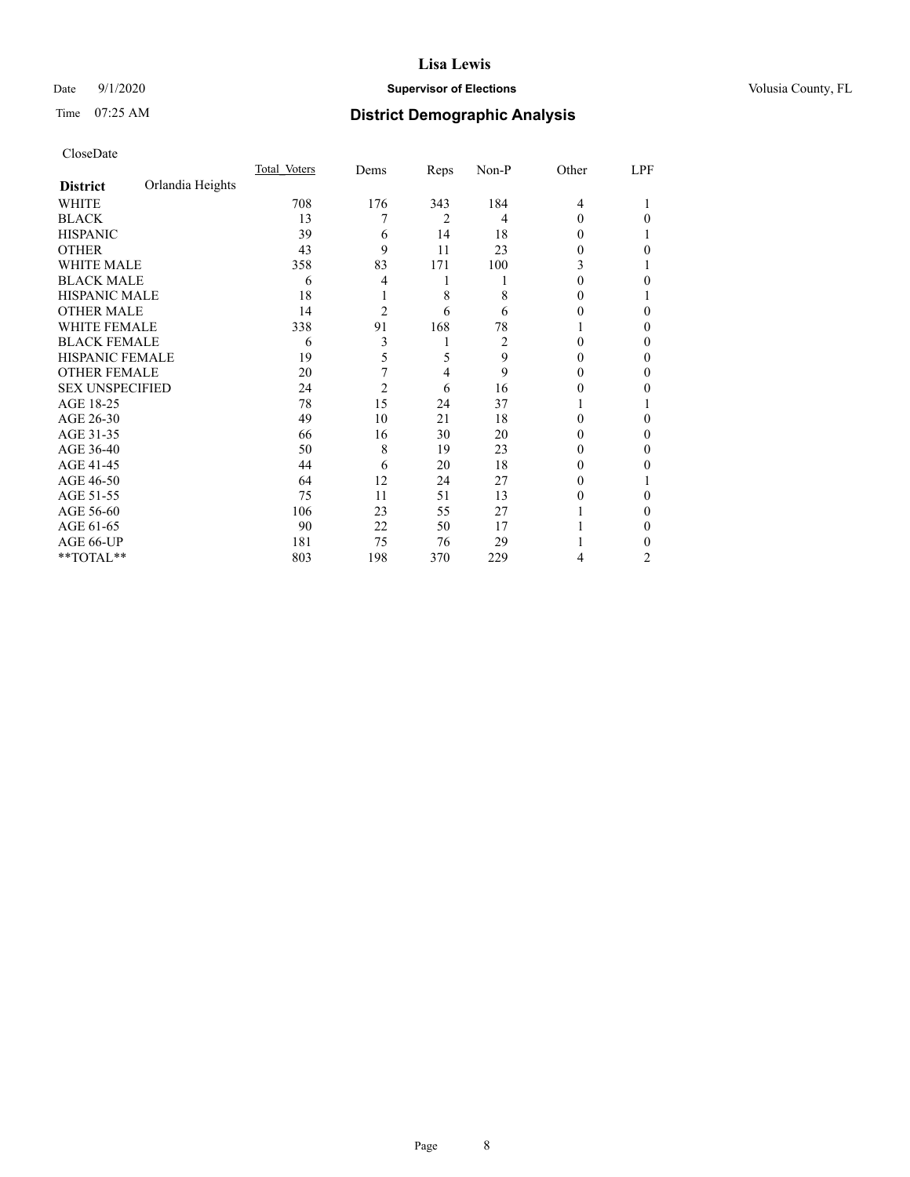Lisa Lewis

Date 9/1/2020 **Supervisor of Elections** Volusia County, FL

Time 07:25 AM **District Demographic Analysis**

CloseDate

| **District** Orlandia Heights | Total Voters | Dems | Reps | Non-P | Other | LPF |
|---|---|---|---|---|---|---|
| WHITE | 708 | 176 | 343 | 184 | 4 | 1 |
| BLACK | 13 | 7 | 2 | 4 | 0 | 0 |
| HISPANIC | 39 | 6 | 14 | 18 | 0 | 1 |
| OTHER | 43 | 9 | 11 | 23 | 0 | 0 |
| WHITE MALE | 358 | 83 | 171 | 100 | 3 | 1 |
| BLACK MALE | 6 | 4 | 1 | 1 | 0 | 0 |
| HISPANIC MALE | 18 | 1 | 8 | 8 | 0 | 1 |
| OTHER MALE | 14 | 2 | 6 | 6 | 0 | 0 |
| WHITE FEMALE | 338 | 91 | 168 | 78 | 1 | 0 |
| BLACK FEMALE | 6 | 3 | 1 | 2 | 0 | 0 |
| HISPANIC FEMALE | 19 | 5 | 5 | 9 | 0 | 0 |
| OTHER FEMALE | 20 | 7 | 4 | 9 | 0 | 0 |
| SEX UNSPECIFIED | 24 | 2 | 6 | 16 | 0 | 0 |
| AGE 18-25 | 78 | 15 | 24 | 37 | 1 | 1 |
| AGE 26-30 | 49 | 10 | 21 | 18 | 0 | 0 |
| AGE 31-35 | 66 | 16 | 30 | 20 | 0 | 0 |
| AGE 36-40 | 50 | 8 | 19 | 23 | 0 | 0 |
| AGE 41-45 | 44 | 6 | 20 | 18 | 0 | 0 |
| AGE 46-50 | 64 | 12 | 24 | 27 | 0 | 1 |
| AGE 51-55 | 75 | 11 | 51 | 13 | 0 | 0 |
| AGE 56-60 | 106 | 23 | 55 | 27 | 1 | 0 |
| AGE 61-65 | 90 | 22 | 50 | 17 | 1 | 0 |
| AGE 66-UP | 181 | 75 | 76 | 29 | 1 | 0 |
| **TOTAL** | 803 | 198 | 370 | 229 | 4 | 2 |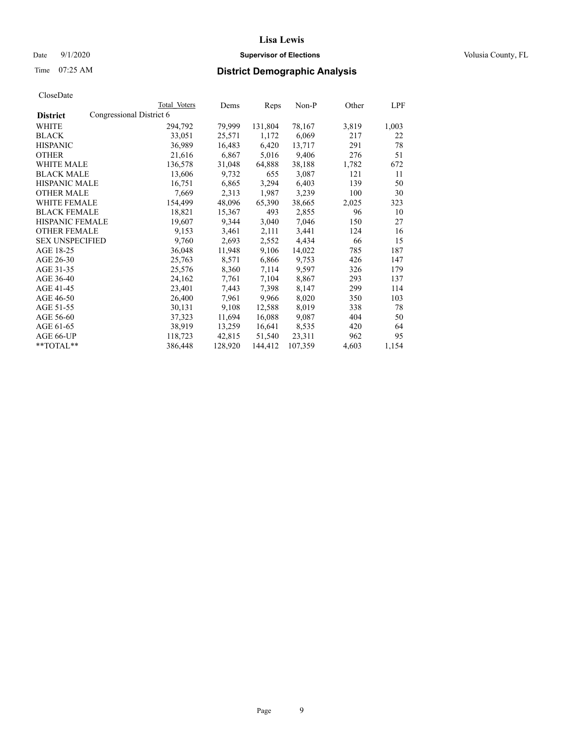**Lisa Lewis**

Date 9/1/2020 **Supervisor of Elections** Volusia County, FL

Time 07:25 AM **District Demographic Analysis**

CloseDate

| District | Total Voters | Dems | Reps | Non-P | Other | LPF |
|---|---|---|---|---|---|---|
| Congressional District 6 | | | | | | |
| WHITE | 294,792 | 79,999 | 131,804 | 78,167 | 3,819 | 1,003 |
| BLACK | 33,051 | 25,571 | 1,172 | 6,069 | 217 | 22 |
| HISPANIC | 36,989 | 16,483 | 6,420 | 13,717 | 291 | 78 |
| OTHER | 21,616 | 6,867 | 5,016 | 9,406 | 276 | 51 |
| WHITE MALE | 136,578 | 31,048 | 64,888 | 38,188 | 1,782 | 672 |
| BLACK MALE | 13,606 | 9,732 | 655 | 3,087 | 121 | 11 |
| HISPANIC MALE | 16,751 | 6,865 | 3,294 | 6,403 | 139 | 50 |
| OTHER MALE | 7,669 | 2,313 | 1,987 | 3,239 | 100 | 30 |
| WHITE FEMALE | 154,499 | 48,096 | 65,390 | 38,665 | 2,025 | 323 |
| BLACK FEMALE | 18,821 | 15,367 | 493 | 2,855 | 96 | 10 |
| HISPANIC FEMALE | 19,607 | 9,344 | 3,040 | 7,046 | 150 | 27 |
| OTHER FEMALE | 9,153 | 3,461 | 2,111 | 3,441 | 124 | 16 |
| SEX UNSPECIFIED | 9,760 | 2,693 | 2,552 | 4,434 | 66 | 15 |
| AGE 18-25 | 36,048 | 11,948 | 9,106 | 14,022 | 785 | 187 |
| AGE 26-30 | 25,763 | 8,571 | 6,866 | 9,753 | 426 | 147 |
| AGE 31-35 | 25,576 | 8,360 | 7,114 | 9,597 | 326 | 179 |
| AGE 36-40 | 24,162 | 7,761 | 7,104 | 8,867 | 293 | 137 |
| AGE 41-45 | 23,401 | 7,443 | 7,398 | 8,147 | 299 | 114 |
| AGE 46-50 | 26,400 | 7,961 | 9,966 | 8,020 | 350 | 103 |
| AGE 51-55 | 30,131 | 9,108 | 12,588 | 8,019 | 338 | 78 |
| AGE 56-60 | 37,323 | 11,694 | 16,088 | 9,087 | 404 | 50 |
| AGE 61-65 | 38,919 | 13,259 | 16,641 | 8,535 | 420 | 64 |
| AGE 66-UP | 118,723 | 42,815 | 51,540 | 23,311 | 962 | 95 |
| **TOTAL** | 386,448 | 128,920 | 144,412 | 107,359 | 4,603 | 1,154 |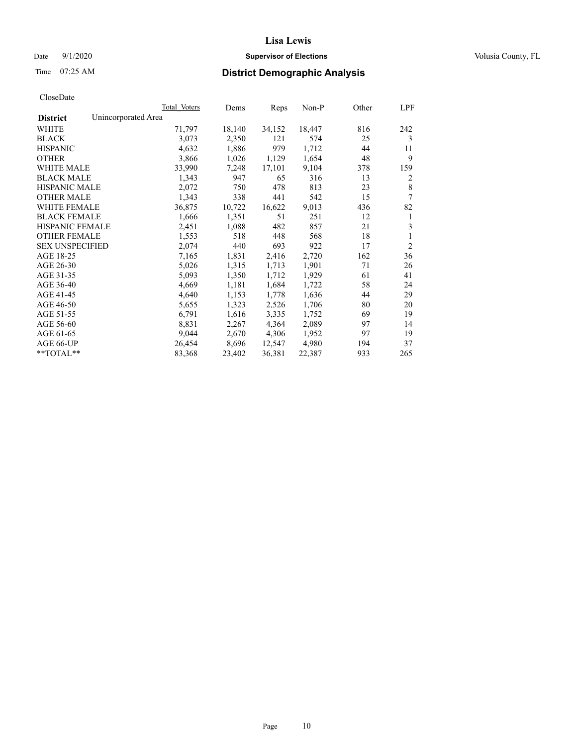# Lisa Lewis

Date 9/1/2020 **Supervisor of Elections** Volusia County, FL

Time 07:25 AM **District Demographic Analysis**

CloseDate

| | Total Voters | Dems | Reps | Non-P | Other | LPF |
|---|---|---|---|---|---|---|
| **District** Unincorporated Area | | | | | | |
| WHITE | 71,797 | 18,140 | 34,152 | 18,447 | 816 | 242 |
| BLACK | 3,073 | 2,350 | 121 | 574 | 25 | 3 |
| HISPANIC | 4,632 | 1,886 | 979 | 1,712 | 44 | 11 |
| OTHER | 3,866 | 1,026 | 1,129 | 1,654 | 48 | 9 |
| WHITE MALE | 33,990 | 7,248 | 17,101 | 9,104 | 378 | 159 |
| BLACK MALE | 1,343 | 947 | 65 | 316 | 13 | 2 |
| HISPANIC MALE | 2,072 | 750 | 478 | 813 | 23 | 8 |
| OTHER MALE | 1,343 | 338 | 441 | 542 | 15 | 7 |
| WHITE FEMALE | 36,875 | 10,722 | 16,622 | 9,013 | 436 | 82 |
| BLACK FEMALE | 1,666 | 1,351 | 51 | 251 | 12 | 1 |
| HISPANIC FEMALE | 2,451 | 1,088 | 482 | 857 | 21 | 3 |
| OTHER FEMALE | 1,553 | 518 | 448 | 568 | 18 | 1 |
| SEX UNSPECIFIED | 2,074 | 440 | 693 | 922 | 17 | 2 |
| AGE 18-25 | 7,165 | 1,831 | 2,416 | 2,720 | 162 | 36 |
| AGE 26-30 | 5,026 | 1,315 | 1,713 | 1,901 | 71 | 26 |
| AGE 31-35 | 5,093 | 1,350 | 1,712 | 1,929 | 61 | 41 |
| AGE 36-40 | 4,669 | 1,181 | 1,684 | 1,722 | 58 | 24 |
| AGE 41-45 | 4,640 | 1,153 | 1,778 | 1,636 | 44 | 29 |
| AGE 46-50 | 5,655 | 1,323 | 2,526 | 1,706 | 80 | 20 |
| AGE 51-55 | 6,791 | 1,616 | 3,335 | 1,752 | 69 | 19 |
| AGE 56-60 | 8,831 | 2,267 | 4,364 | 2,089 | 97 | 14 |
| AGE 61-65 | 9,044 | 2,670 | 4,306 | 1,952 | 97 | 19 |
| AGE 66-UP | 26,454 | 8,696 | 12,547 | 4,980 | 194 | 37 |
| **TOTAL** | 83,368 | 23,402 | 36,381 | 22,387 | 933 | 265 |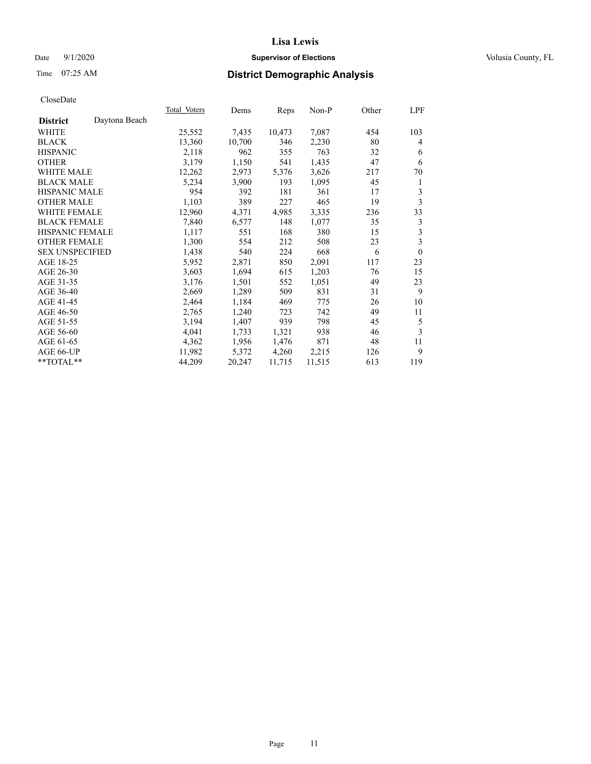# Lisa Lewis

Date 9/1/2020 **Supervisor of Elections** Volusia County, FL

Time 07:25 AM **District Demographic Analysis**

CloseDate

| **District** Daytona Beach | Total_Voters | Dems | Reps | Non-P | Other | LPF |
|---|---|---|---|---|---|---|
| WHITE | 25,552 | 7,435 | 10,473 | 7,087 | 454 | 103 |
| BLACK | 13,360 | 10,700 | 346 | 2,230 | 80 | 4 |
| HISPANIC | 2,118 | 962 | 355 | 763 | 32 | 6 |
| OTHER | 3,179 | 1,150 | 541 | 1,435 | 47 | 6 |
| WHITE MALE | 12,262 | 2,973 | 5,376 | 3,626 | 217 | 70 |
| BLACK MALE | 5,234 | 3,900 | 193 | 1,095 | 45 | 1 |
| HISPANIC MALE | 954 | 392 | 181 | 361 | 17 | 3 |
| OTHER MALE | 1,103 | 389 | 227 | 465 | 19 | 3 |
| WHITE FEMALE | 12,960 | 4,371 | 4,985 | 3,335 | 236 | 33 |
| BLACK FEMALE | 7,840 | 6,577 | 148 | 1,077 | 35 | 3 |
| HISPANIC FEMALE | 1,117 | 551 | 168 | 380 | 15 | 3 |
| OTHER FEMALE | 1,300 | 554 | 212 | 508 | 23 | 3 |
| SEX UNSPECIFIED | 1,438 | 540 | 224 | 668 | 6 | 0 |
| AGE 18-25 | 5,952 | 2,871 | 850 | 2,091 | 117 | 23 |
| AGE 26-30 | 3,603 | 1,694 | 615 | 1,203 | 76 | 15 |
| AGE 31-35 | 3,176 | 1,501 | 552 | 1,051 | 49 | 23 |
| AGE 36-40 | 2,669 | 1,289 | 509 | 831 | 31 | 9 |
| AGE 41-45 | 2,464 | 1,184 | 469 | 775 | 26 | 10 |
| AGE 46-50 | 2,765 | 1,240 | 723 | 742 | 49 | 11 |
| AGE 51-55 | 3,194 | 1,407 | 939 | 798 | 45 | 5 |
| AGE 56-60 | 4,041 | 1,733 | 1,321 | 938 | 46 | 3 |
| AGE 61-65 | 4,362 | 1,956 | 1,476 | 871 | 48 | 11 |
| AGE 66-UP | 11,982 | 5,372 | 4,260 | 2,215 | 126 | 9 |
| **TOTAL** | 44,209 | 20,247 | 11,715 | 11,515 | 613 | 119 |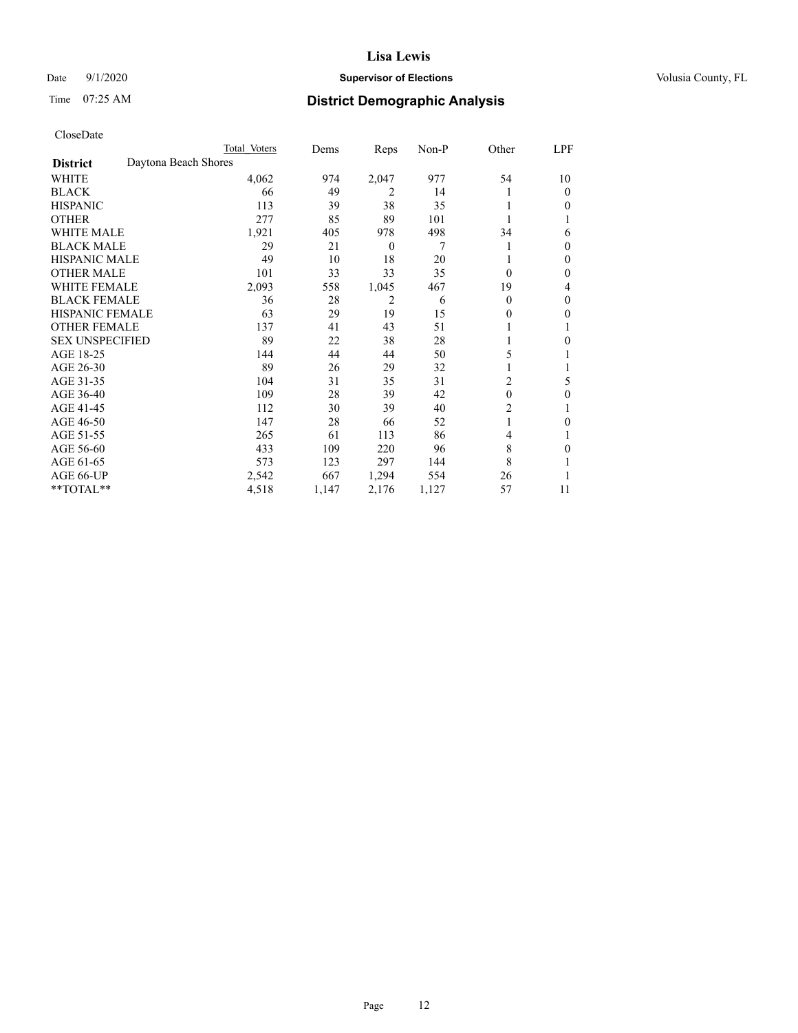# Lisa Lewis

Date 9/1/2020 **Supervisor of Elections** Volusia County, FL

Time 07:25 AM **District Demographic Analysis**

CloseDate

| | Total Voters | Dems | Reps | Non-P | Other | LPF |
|---|---|---|---|---|---|---|
| **District** Daytona Beach Shores | | | | | | |
| WHITE | 4,062 | 974 | 2,047 | 977 | 54 | 10 |
| BLACK | 66 | 49 | 2 | 14 | 1 | 0 |
| HISPANIC | 113 | 39 | 38 | 35 | 1 | 0 |
| OTHER | 277 | 85 | 89 | 101 | 1 | 1 |
| WHITE MALE | 1,921 | 405 | 978 | 498 | 34 | 6 |
| BLACK MALE | 29 | 21 | 0 | 7 | 1 | 0 |
| HISPANIC MALE | 49 | 10 | 18 | 20 | 1 | 0 |
| OTHER MALE | 101 | 33 | 33 | 35 | 0 | 0 |
| WHITE FEMALE | 2,093 | 558 | 1,045 | 467 | 19 | 4 |
| BLACK FEMALE | 36 | 28 | 2 | 6 | 0 | 0 |
| HISPANIC FEMALE | 63 | 29 | 19 | 15 | 0 | 0 |
| OTHER FEMALE | 137 | 41 | 43 | 51 | 1 | 1 |
| SEX UNSPECIFIED | 89 | 22 | 38 | 28 | 1 | 0 |
| AGE 18-25 | 144 | 44 | 44 | 50 | 5 | 1 |
| AGE 26-30 | 89 | 26 | 29 | 32 | 1 | 1 |
| AGE 31-35 | 104 | 31 | 35 | 31 | 2 | 5 |
| AGE 36-40 | 109 | 28 | 39 | 42 | 0 | 0 |
| AGE 41-45 | 112 | 30 | 39 | 40 | 2 | 1 |
| AGE 46-50 | 147 | 28 | 66 | 52 | 1 | 0 |
| AGE 51-55 | 265 | 61 | 113 | 86 | 4 | 1 |
| AGE 56-60 | 433 | 109 | 220 | 96 | 8 | 0 |
| AGE 61-65 | 573 | 123 | 297 | 144 | 8 | 1 |
| AGE 66-UP | 2,542 | 667 | 1,294 | 554 | 26 | 1 |
| **TOTAL** | 4,518 | 1,147 | 2,176 | 1,127 | 57 | 11 |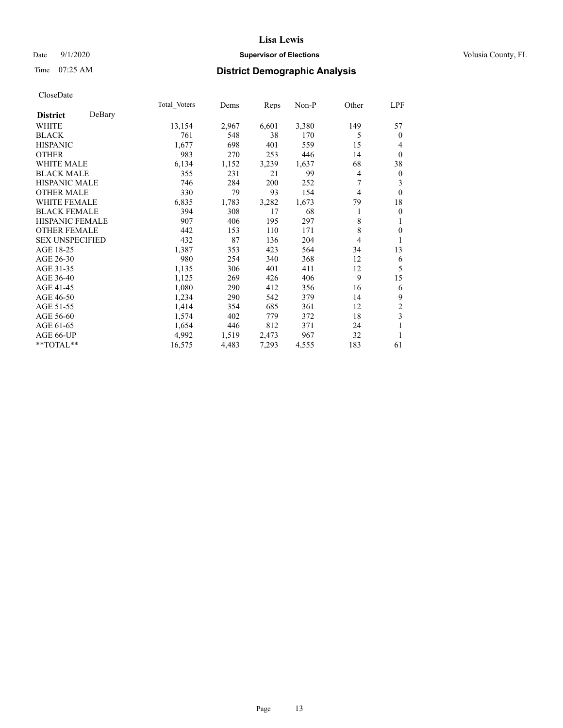CloseDate

| District DeBary | Total Voters | Dems | Reps | Non-P | Other | LPF |
|---|---|---|---|---|---|---|
| WHITE | 13,154 | 2,967 | 6,601 | 3,380 | 149 | 57 |
| BLACK | 761 | 548 | 38 | 170 | 5 | 0 |
| HISPANIC | 1,677 | 698 | 401 | 559 | 15 | 4 |
| OTHER | 983 | 270 | 253 | 446 | 14 | 0 |
| WHITE MALE | 6,134 | 1,152 | 3,239 | 1,637 | 68 | 38 |
| BLACK MALE | 355 | 231 | 21 | 99 | 4 | 0 |
| HISPANIC MALE | 746 | 284 | 200 | 252 | 7 | 3 |
| OTHER MALE | 330 | 79 | 93 | 154 | 4 | 0 |
| WHITE FEMALE | 6,835 | 1,783 | 3,282 | 1,673 | 79 | 18 |
| BLACK FEMALE | 394 | 308 | 17 | 68 | 1 | 0 |
| HISPANIC FEMALE | 907 | 406 | 195 | 297 | 8 | 1 |
| OTHER FEMALE | 442 | 153 | 110 | 171 | 8 | 0 |
| SEX UNSPECIFIED | 432 | 87 | 136 | 204 | 4 | 1 |
| AGE 18-25 | 1,387 | 353 | 423 | 564 | 34 | 13 |
| AGE 26-30 | 980 | 254 | 340 | 368 | 12 | 6 |
| AGE 31-35 | 1,135 | 306 | 401 | 411 | 12 | 5 |
| AGE 36-40 | 1,125 | 269 | 426 | 406 | 9 | 15 |
| AGE 41-45 | 1,080 | 290 | 412 | 356 | 16 | 6 |
| AGE 46-50 | 1,234 | 290 | 542 | 379 | 14 | 9 |
| AGE 51-55 | 1,414 | 354 | 685 | 361 | 12 | 2 |
| AGE 56-60 | 1,574 | 402 | 779 | 372 | 18 | 3 |
| AGE 61-65 | 1,654 | 446 | 812 | 371 | 24 | 1 |
| AGE 66-UP | 4,992 | 1,519 | 2,473 | 967 | 32 | 1 |
| **TOTAL** | 16,575 | 4,483 | 7,293 | 4,555 | 183 | 61 |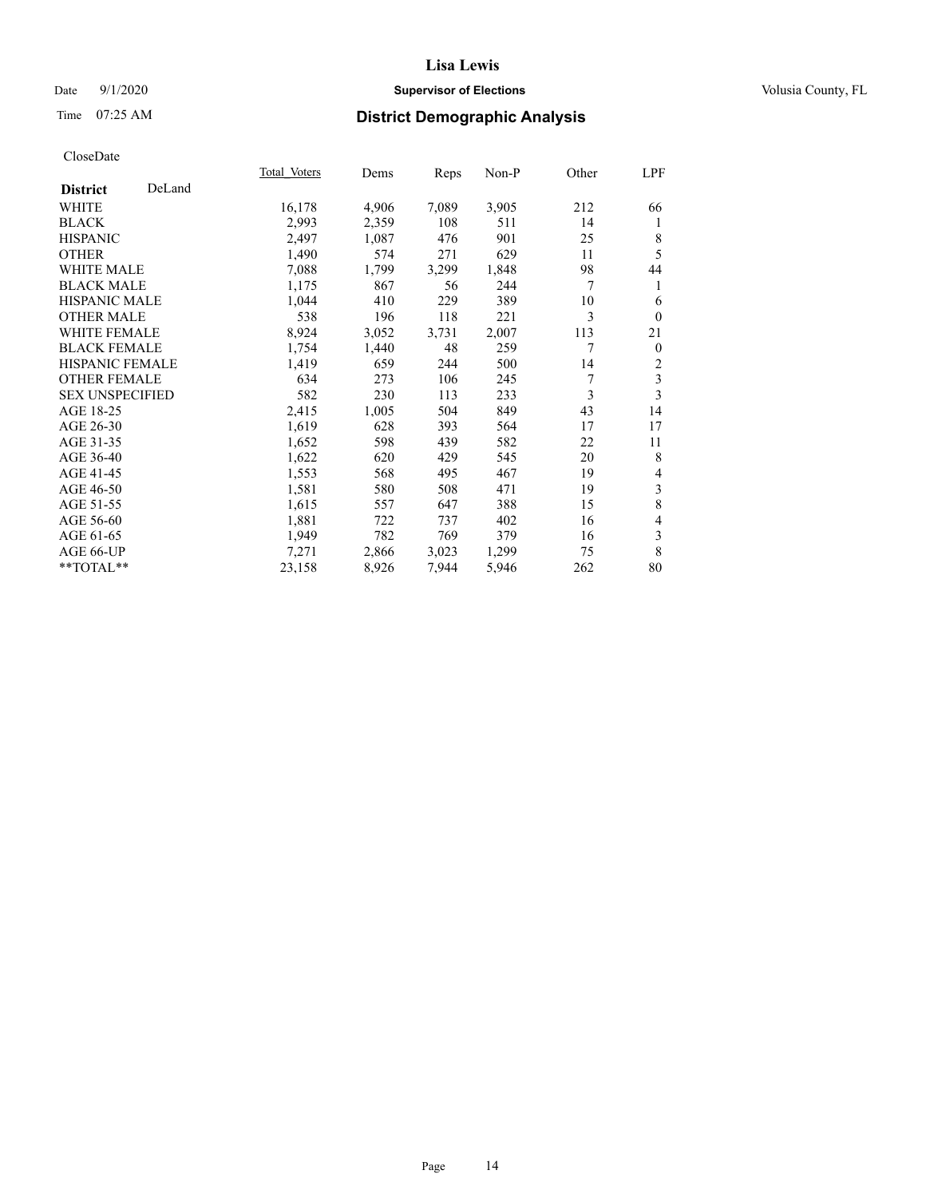Lisa Lewis

Date 9/1/2020 **Supervisor of Elections** Volusia County, FL

Time 07:25 AM **District Demographic Analysis**

CloseDate

| **District** DeLand | Total Voters | Dems | Reps | Non-P | Other | LPF |
|---|---|---|---|---|---|---|
| WHITE | 16,178 | 4,906 | 7,089 | 3,905 | 212 | 66 |
| BLACK | 2,993 | 2,359 | 108 | 511 | 14 | 1 |
| HISPANIC | 2,497 | 1,087 | 476 | 901 | 25 | 8 |
| OTHER | 1,490 | 574 | 271 | 629 | 11 | 5 |
| WHITE MALE | 7,088 | 1,799 | 3,299 | 1,848 | 98 | 44 |
| BLACK MALE | 1,175 | 867 | 56 | 244 | 7 | 1 |
| HISPANIC MALE | 1,044 | 410 | 229 | 389 | 10 | 6 |
| OTHER MALE | 538 | 196 | 118 | 221 | 3 | 0 |
| WHITE FEMALE | 8,924 | 3,052 | 3,731 | 2,007 | 113 | 21 |
| BLACK FEMALE | 1,754 | 1,440 | 48 | 259 | 7 | 0 |
| HISPANIC FEMALE | 1,419 | 659 | 244 | 500 | 14 | 2 |
| OTHER FEMALE | 634 | 273 | 106 | 245 | 7 | 3 |
| SEX UNSPECIFIED | 582 | 230 | 113 | 233 | 3 | 3 |
| AGE 18-25 | 2,415 | 1,005 | 504 | 849 | 43 | 14 |
| AGE 26-30 | 1,619 | 628 | 393 | 564 | 17 | 17 |
| AGE 31-35 | 1,652 | 598 | 439 | 582 | 22 | 11 |
| AGE 36-40 | 1,622 | 620 | 429 | 545 | 20 | 8 |
| AGE 41-45 | 1,553 | 568 | 495 | 467 | 19 | 4 |
| AGE 46-50 | 1,581 | 580 | 508 | 471 | 19 | 3 |
| AGE 51-55 | 1,615 | 557 | 647 | 388 | 15 | 8 |
| AGE 56-60 | 1,881 | 722 | 737 | 402 | 16 | 4 |
| AGE 61-65 | 1,949 | 782 | 769 | 379 | 16 | 3 |
| AGE 66-UP | 7,271 | 2,866 | 3,023 | 1,299 | 75 | 8 |
| **TOTAL** | 23,158 | 8,926 | 7,944 | 5,946 | 262 | 80 |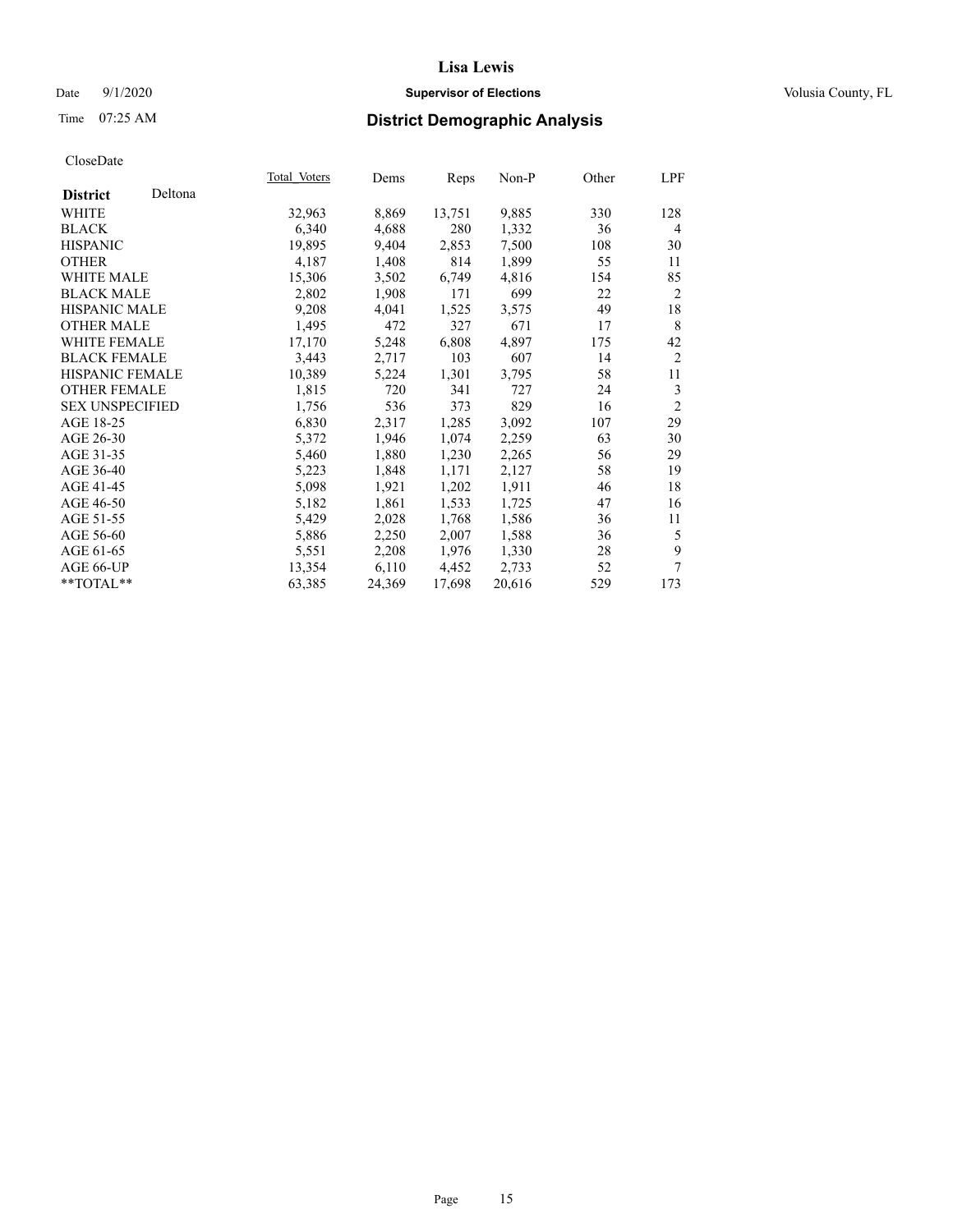CloseDate

| District | Deltona | Total_Voters | Dems | Reps | Non-P | Other | LPF |
|---|---|---|---|---|---|---|---|
| WHITE | | 32,963 | 8,869 | 13,751 | 9,885 | 330 | 128 |
| BLACK | | 6,340 | 4,688 | 280 | 1,332 | 36 | 4 |
| HISPANIC | | 19,895 | 9,404 | 2,853 | 7,500 | 108 | 30 |
| OTHER | | 4,187 | 1,408 | 814 | 1,899 | 55 | 11 |
| WHITE MALE | | 15,306 | 3,502 | 6,749 | 4,816 | 154 | 85 |
| BLACK MALE | | 2,802 | 1,908 | 171 | 699 | 22 | 2 |
| HISPANIC MALE | | 9,208 | 4,041 | 1,525 | 3,575 | 49 | 18 |
| OTHER MALE | | 1,495 | 472 | 327 | 671 | 17 | 8 |
| WHITE FEMALE | | 17,170 | 5,248 | 6,808 | 4,897 | 175 | 42 |
| BLACK FEMALE | | 3,443 | 2,717 | 103 | 607 | 14 | 2 |
| HISPANIC FEMALE | | 10,389 | 5,224 | 1,301 | 3,795 | 58 | 11 |
| OTHER FEMALE | | 1,815 | 720 | 341 | 727 | 24 | 3 |
| SEX UNSPECIFIED | | 1,756 | 536 | 373 | 829 | 16 | 2 |
| AGE 18-25 | | 6,830 | 2,317 | 1,285 | 3,092 | 107 | 29 |
| AGE 26-30 | | 5,372 | 1,946 | 1,074 | 2,259 | 63 | 30 |
| AGE 31-35 | | 5,460 | 1,880 | 1,230 | 2,265 | 56 | 29 |
| AGE 36-40 | | 5,223 | 1,848 | 1,171 | 2,127 | 58 | 19 |
| AGE 41-45 | | 5,098 | 1,921 | 1,202 | 1,911 | 46 | 18 |
| AGE 46-50 | | 5,182 | 1,861 | 1,533 | 1,725 | 47 | 16 |
| AGE 51-55 | | 5,429 | 2,028 | 1,768 | 1,586 | 36 | 11 |
| AGE 56-60 | | 5,886 | 2,250 | 2,007 | 1,588 | 36 | 5 |
| AGE 61-65 | | 5,551 | 2,208 | 1,976 | 1,330 | 28 | 9 |
| AGE 66-UP | | 13,354 | 6,110 | 4,452 | 2,733 | 52 | 7 |
| **TOTAL** | | 63,385 | 24,369 | 17,698 | 20,616 | 529 | 173 |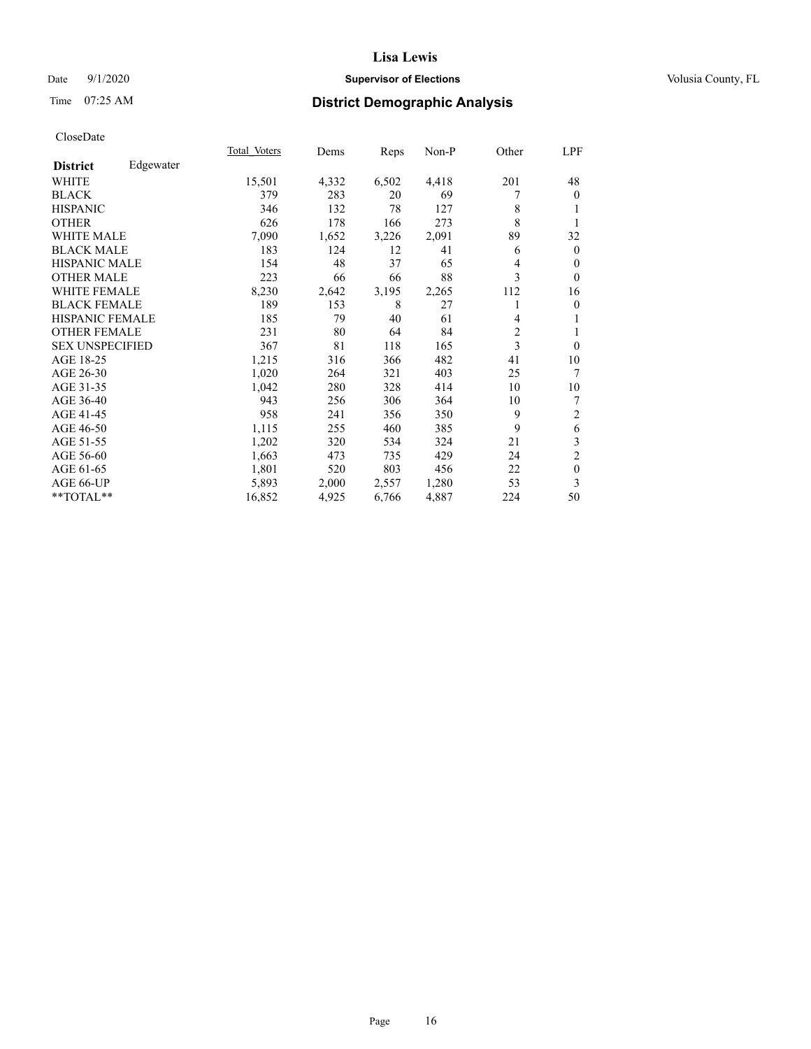# Lisa Lewis

Date 9/1/2020 **Supervisor of Elections** Volusia County, FL

Time 07:25 AM **District Demographic Analysis**

CloseDate

| **District** Edgewater | Total_Voters | Dems | Reps | Non-P | Other | LPF |
|---|---|---|---|---|---|---|
| WHITE | 15,501 | 4,332 | 6,502 | 4,418 | 201 | 48 |
| BLACK | 379 | 283 | 20 | 69 | 7 | 0 |
| HISPANIC | 346 | 132 | 78 | 127 | 8 | 1 |
| OTHER | 626 | 178 | 166 | 273 | 8 | 1 |
| WHITE MALE | 7,090 | 1,652 | 3,226 | 2,091 | 89 | 32 |
| BLACK MALE | 183 | 124 | 12 | 41 | 6 | 0 |
| HISPANIC MALE | 154 | 48 | 37 | 65 | 4 | 0 |
| OTHER MALE | 223 | 66 | 66 | 88 | 3 | 0 |
| WHITE FEMALE | 8,230 | 2,642 | 3,195 | 2,265 | 112 | 16 |
| BLACK FEMALE | 189 | 153 | 8 | 27 | 1 | 0 |
| HISPANIC FEMALE | 185 | 79 | 40 | 61 | 4 | 1 |
| OTHER FEMALE | 231 | 80 | 64 | 84 | 2 | 1 |
| SEX UNSPECIFIED | 367 | 81 | 118 | 165 | 3 | 0 |
| AGE 18-25 | 1,215 | 316 | 366 | 482 | 41 | 10 |
| AGE 26-30 | 1,020 | 264 | 321 | 403 | 25 | 7 |
| AGE 31-35 | 1,042 | 280 | 328 | 414 | 10 | 10 |
| AGE 36-40 | 943 | 256 | 306 | 364 | 10 | 7 |
| AGE 41-45 | 958 | 241 | 356 | 350 | 9 | 2 |
| AGE 46-50 | 1,115 | 255 | 460 | 385 | 9 | 6 |
| AGE 51-55 | 1,202 | 320 | 534 | 324 | 21 | 3 |
| AGE 56-60 | 1,663 | 473 | 735 | 429 | 24 | 2 |
| AGE 61-65 | 1,801 | 520 | 803 | 456 | 22 | 0 |
| AGE 66-UP | 5,893 | 2,000 | 2,557 | 1,280 | 53 | 3 |
| **TOTAL** | 16,852 | 4,925 | 6,766 | 4,887 | 224 | 50 |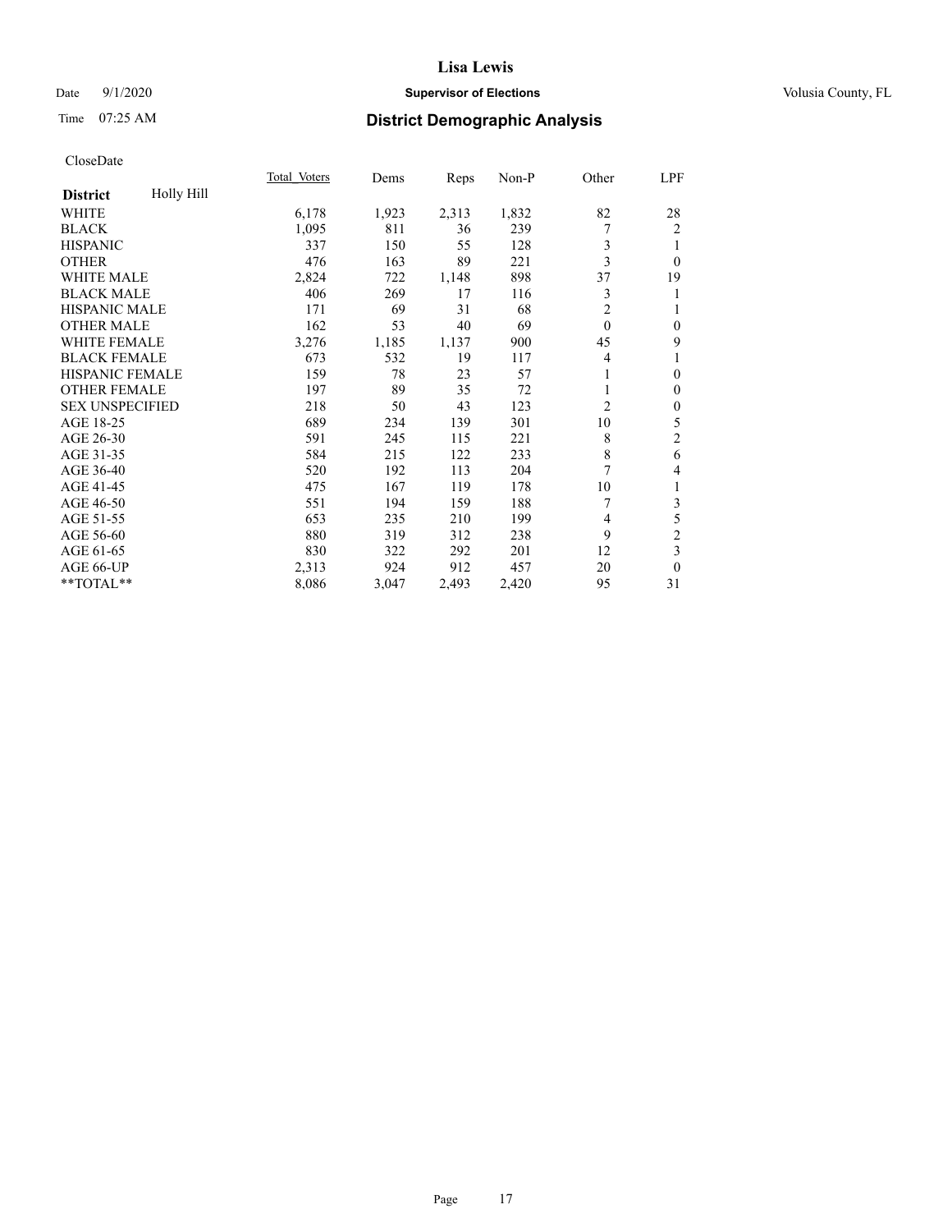# Lisa Lewis

Date 9/1/2020 **Supervisor of Elections** Volusia County, FL

Time 07:25 AM

## District Demographic Analysis

CloseDate

| **District** Holly Hill | Total Voters | Dems | Reps | Non-P | Other | LPF |
|---|---|---|---|---|---|---|
| WHITE | 6,178 | 1,923 | 2,313 | 1,832 | 82 | 28 |
| BLACK | 1,095 | 811 | 36 | 239 | 7 | 2 |
| HISPANIC | 337 | 150 | 55 | 128 | 3 | 1 |
| OTHER | 476 | 163 | 89 | 221 | 3 | 0 |
| WHITE MALE | 2,824 | 722 | 1,148 | 898 | 37 | 19 |
| BLACK MALE | 406 | 269 | 17 | 116 | 3 | 1 |
| HISPANIC MALE | 171 | 69 | 31 | 68 | 2 | 1 |
| OTHER MALE | 162 | 53 | 40 | 69 | 0 | 0 |
| WHITE FEMALE | 3,276 | 1,185 | 1,137 | 900 | 45 | 9 |
| BLACK FEMALE | 673 | 532 | 19 | 117 | 4 | 1 |
| HISPANIC FEMALE | 159 | 78 | 23 | 57 | 1 | 0 |
| OTHER FEMALE | 197 | 89 | 35 | 72 | 1 | 0 |
| SEX UNSPECIFIED | 218 | 50 | 43 | 123 | 2 | 0 |
| AGE 18-25 | 689 | 234 | 139 | 301 | 10 | 5 |
| AGE 26-30 | 591 | 245 | 115 | 221 | 8 | 2 |
| AGE 31-35 | 584 | 215 | 122 | 233 | 8 | 6 |
| AGE 36-40 | 520 | 192 | 113 | 204 | 7 | 4 |
| AGE 41-45 | 475 | 167 | 119 | 178 | 10 | 1 |
| AGE 46-50 | 551 | 194 | 159 | 188 | 7 | 3 |
| AGE 51-55 | 653 | 235 | 210 | 199 | 4 | 5 |
| AGE 56-60 | 880 | 319 | 312 | 238 | 9 | 2 |
| AGE 61-65 | 830 | 322 | 292 | 201 | 12 | 3 |
| AGE 66-UP | 2,313 | 924 | 912 | 457 | 20 | 0 |
| **TOTAL** | 8,086 | 3,047 | 2,493 | 2,420 | 95 | 31 |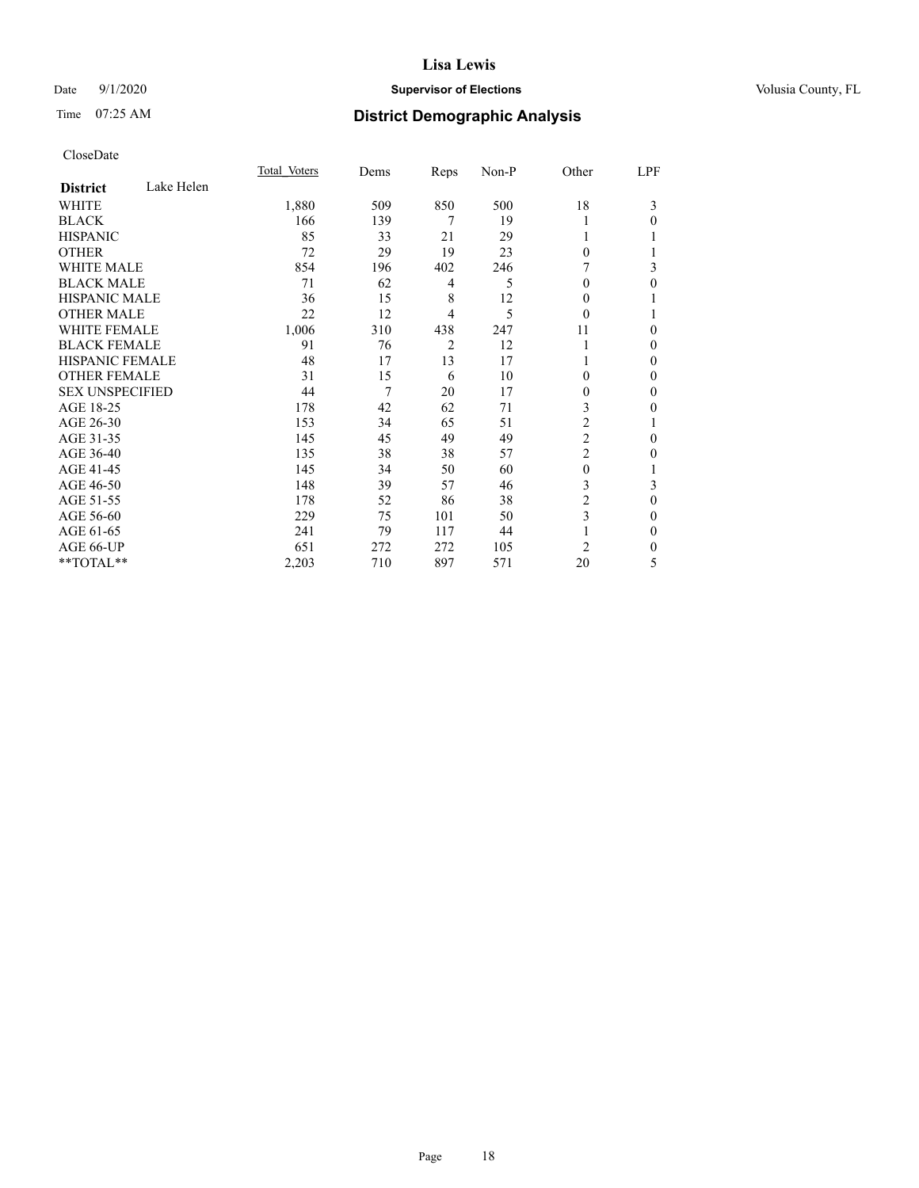# Lisa Lewis

Date 9/1/2020 **Supervisor of Elections** Volusia County, FL

Time 07:25 AM **District Demographic Analysis**

CloseDate

| **District** Lake Helen | Total Voters | Dems | Reps | Non-P | Other | LPF |
|---|---|---|---|---|---|---|
| WHITE | 1,880 | 509 | 850 | 500 | 18 | 3 |
| BLACK | 166 | 139 | 7 | 19 | 1 | 0 |
| HISPANIC | 85 | 33 | 21 | 29 | 1 | 1 |
| OTHER | 72 | 29 | 19 | 23 | 0 | 1 |
| WHITE MALE | 854 | 196 | 402 | 246 | 7 | 3 |
| BLACK MALE | 71 | 62 | 4 | 5 | 0 | 0 |
| HISPANIC MALE | 36 | 15 | 8 | 12 | 0 | 1 |
| OTHER MALE | 22 | 12 | 4 | 5 | 0 | 1 |
| WHITE FEMALE | 1,006 | 310 | 438 | 247 | 11 | 0 |
| BLACK FEMALE | 91 | 76 | 2 | 12 | 1 | 0 |
| HISPANIC FEMALE | 48 | 17 | 13 | 17 | 1 | 0 |
| OTHER FEMALE | 31 | 15 | 6 | 10 | 0 | 0 |
| SEX UNSPECIFIED | 44 | 7 | 20 | 17 | 0 | 0 |
| AGE 18-25 | 178 | 42 | 62 | 71 | 3 | 0 |
| AGE 26-30 | 153 | 34 | 65 | 51 | 2 | 1 |
| AGE 31-35 | 145 | 45 | 49 | 49 | 2 | 0 |
| AGE 36-40 | 135 | 38 | 38 | 57 | 2 | 0 |
| AGE 41-45 | 145 | 34 | 50 | 60 | 0 | 1 |
| AGE 46-50 | 148 | 39 | 57 | 46 | 3 | 3 |
| AGE 51-55 | 178 | 52 | 86 | 38 | 2 | 0 |
| AGE 56-60 | 229 | 75 | 101 | 50 | 3 | 0 |
| AGE 61-65 | 241 | 79 | 117 | 44 | 1 | 0 |
| AGE 66-UP | 651 | 272 | 272 | 105 | 2 | 0 |
| **TOTAL** | 2,203 | 710 | 897 | 571 | 20 | 5 |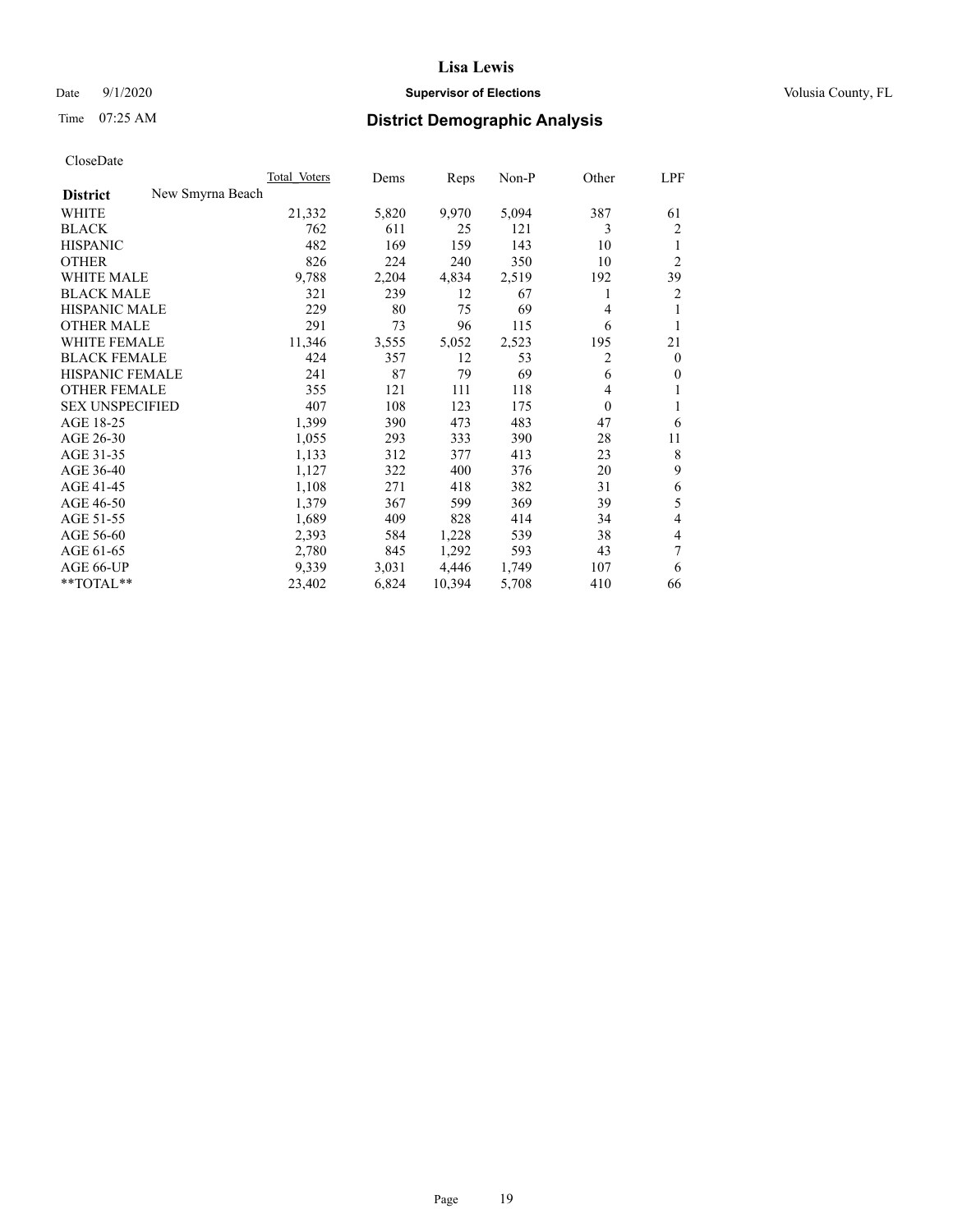# Lisa Lewis

Date 9/1/2020 **Supervisor of Elections** Volusia County, FL

Time 07:25 AM **District Demographic Analysis**

CloseDate

| District | New Smyrna Beach | Total Voters | Dems | Reps | Non-P | Other | LPF |
|---|---|---|---|---|---|---|---|
| WHITE | | 21,332 | 5,820 | 9,970 | 5,094 | 387 | 61 |
| BLACK | | 762 | 611 | 25 | 121 | 3 | 2 |
| HISPANIC | | 482 | 169 | 159 | 143 | 10 | 1 |
| OTHER | | 826 | 224 | 240 | 350 | 10 | 2 |
| WHITE MALE | | 9,788 | 2,204 | 4,834 | 2,519 | 192 | 39 |
| BLACK MALE | | 321 | 239 | 12 | 67 | 1 | 2 |
| HISPANIC MALE | | 229 | 80 | 75 | 69 | 4 | 1 |
| OTHER MALE | | 291 | 73 | 96 | 115 | 6 | 1 |
| WHITE FEMALE | | 11,346 | 3,555 | 5,052 | 2,523 | 195 | 21 |
| BLACK FEMALE | | 424 | 357 | 12 | 53 | 2 | 0 |
| HISPANIC FEMALE | | 241 | 87 | 79 | 69 | 6 | 0 |
| OTHER FEMALE | | 355 | 121 | 111 | 118 | 4 | 1 |
| SEX UNSPECIFIED | | 407 | 108 | 123 | 175 | 0 | 1 |
| AGE 18-25 | | 1,399 | 390 | 473 | 483 | 47 | 6 |
| AGE 26-30 | | 1,055 | 293 | 333 | 390 | 28 | 11 |
| AGE 31-35 | | 1,133 | 312 | 377 | 413 | 23 | 8 |
| AGE 36-40 | | 1,127 | 322 | 400 | 376 | 20 | 9 |
| AGE 41-45 | | 1,108 | 271 | 418 | 382 | 31 | 6 |
| AGE 46-50 | | 1,379 | 367 | 599 | 369 | 39 | 5 |
| AGE 51-55 | | 1,689 | 409 | 828 | 414 | 34 | 4 |
| AGE 56-60 | | 2,393 | 584 | 1,228 | 539 | 38 | 4 |
| AGE 61-65 | | 2,780 | 845 | 1,292 | 593 | 43 | 7 |
| AGE 66-UP | | 9,339 | 3,031 | 4,446 | 1,749 | 107 | 6 |
| **TOTAL** | | 23,402 | 6,824 | 10,394 | 5,708 | 410 | 66 |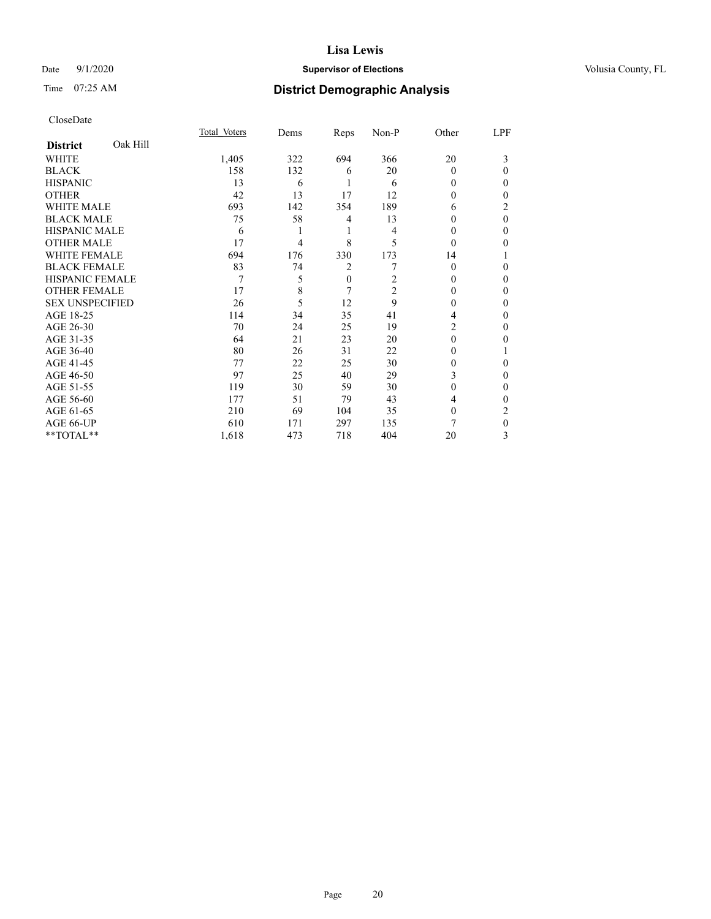CloseDate

| District | Oak Hill | Total_Voters | Dems | Reps | Non-P | Other | LPF |
|---|---|---|---|---|---|---|---|
| WHITE | | 1,405 | 322 | 694 | 366 | 20 | 3 |
| BLACK | | 158 | 132 | 6 | 20 | 0 | 0 |
| HISPANIC | | 13 | 6 | 1 | 6 | 0 | 0 |
| OTHER | | 42 | 13 | 17 | 12 | 0 | 0 |
| WHITE MALE | | 693 | 142 | 354 | 189 | 6 | 2 |
| BLACK MALE | | 75 | 58 | 4 | 13 | 0 | 0 |
| HISPANIC MALE | | 6 | 1 | 1 | 4 | 0 | 0 |
| OTHER MALE | | 17 | 4 | 8 | 5 | 0 | 0 |
| WHITE FEMALE | | 694 | 176 | 330 | 173 | 14 | 1 |
| BLACK FEMALE | | 83 | 74 | 2 | 7 | 0 | 0 |
| HISPANIC FEMALE | | 7 | 5 | 0 | 2 | 0 | 0 |
| OTHER FEMALE | | 17 | 8 | 7 | 2 | 0 | 0 |
| SEX UNSPECIFIED | | 26 | 5 | 12 | 9 | 0 | 0 |
| AGE 18-25 | | 114 | 34 | 35 | 41 | 4 | 0 |
| AGE 26-30 | | 70 | 24 | 25 | 19 | 2 | 0 |
| AGE 31-35 | | 64 | 21 | 23 | 20 | 0 | 0 |
| AGE 36-40 | | 80 | 26 | 31 | 22 | 0 | 1 |
| AGE 41-45 | | 77 | 22 | 25 | 30 | 0 | 0 |
| AGE 46-50 | | 97 | 25 | 40 | 29 | 3 | 0 |
| AGE 51-55 | | 119 | 30 | 59 | 30 | 0 | 0 |
| AGE 56-60 | | 177 | 51 | 79 | 43 | 4 | 0 |
| AGE 61-65 | | 210 | 69 | 104 | 35 | 0 | 2 |
| AGE 66-UP | | 610 | 171 | 297 | 135 | 7 | 0 |
| **TOTAL** | | 1,618 | 473 | 718 | 404 | 20 | 3 |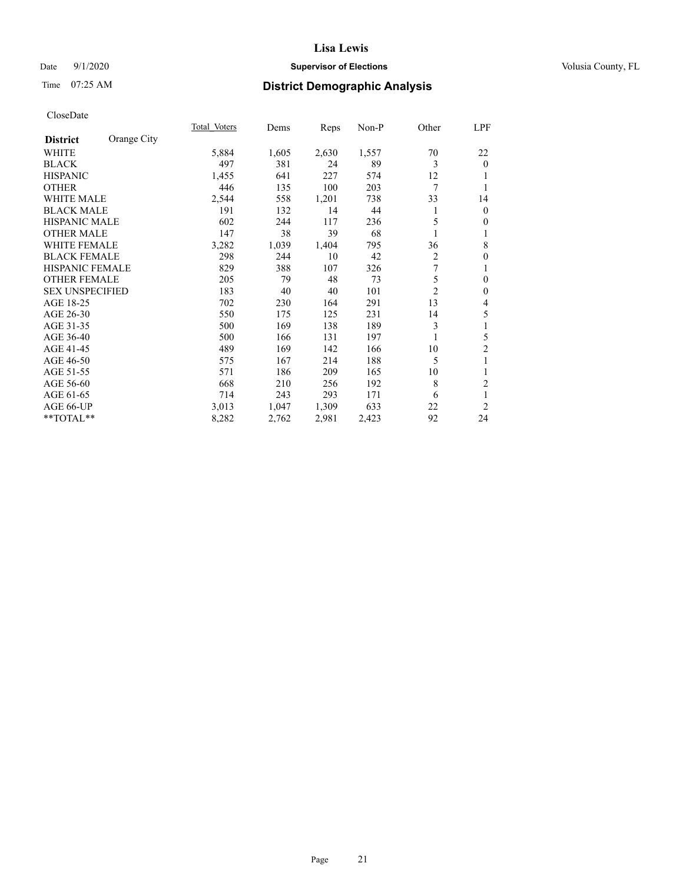# Lisa Lewis

Date 9/1/2020 **Supervisor of Elections** Volusia County, FL

Time 07:25 AM

## District Demographic Analysis

CloseDate

| District: Orange City | Total Voters | Dems | Reps | Non-P | Other | LPF |
|---|---|---|---|---|---|---|
| WHITE | 5,884 | 1,605 | 2,630 | 1,557 | 70 | 22 |
| BLACK | 497 | 381 | 24 | 89 | 3 | 0 |
| HISPANIC | 1,455 | 641 | 227 | 574 | 12 | 1 |
| OTHER | 446 | 135 | 100 | 203 | 7 | 1 |
| WHITE MALE | 2,544 | 558 | 1,201 | 738 | 33 | 14 |
| BLACK MALE | 191 | 132 | 14 | 44 | 1 | 0 |
| HISPANIC MALE | 602 | 244 | 117 | 236 | 5 | 0 |
| OTHER MALE | 147 | 38 | 39 | 68 | 1 | 1 |
| WHITE FEMALE | 3,282 | 1,039 | 1,404 | 795 | 36 | 8 |
| BLACK FEMALE | 298 | 244 | 10 | 42 | 2 | 0 |
| HISPANIC FEMALE | 829 | 388 | 107 | 326 | 7 | 1 |
| OTHER FEMALE | 205 | 79 | 48 | 73 | 5 | 0 |
| SEX UNSPECIFIED | 183 | 40 | 40 | 101 | 2 | 0 |
| AGE 18-25 | 702 | 230 | 164 | 291 | 13 | 4 |
| AGE 26-30 | 550 | 175 | 125 | 231 | 14 | 5 |
| AGE 31-35 | 500 | 169 | 138 | 189 | 3 | 1 |
| AGE 36-40 | 500 | 166 | 131 | 197 | 1 | 5 |
| AGE 41-45 | 489 | 169 | 142 | 166 | 10 | 2 |
| AGE 46-50 | 575 | 167 | 214 | 188 | 5 | 1 |
| AGE 51-55 | 571 | 186 | 209 | 165 | 10 | 1 |
| AGE 56-60 | 668 | 210 | 256 | 192 | 8 | 2 |
| AGE 61-65 | 714 | 243 | 293 | 171 | 6 | 1 |
| AGE 66-UP | 3,013 | 1,047 | 1,309 | 633 | 22 | 2 |
| **TOTAL** | 8,282 | 2,762 | 2,981 | 2,423 | 92 | 24 |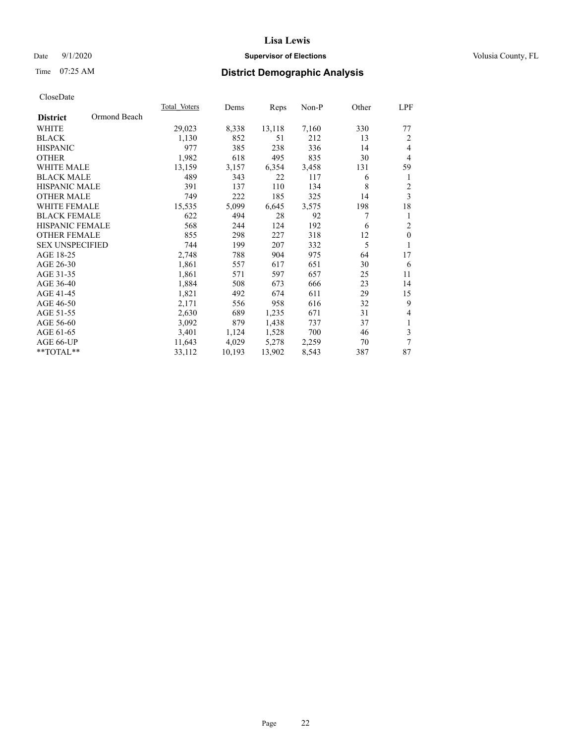# Lisa Lewis

Date 9/1/2020 **Supervisor of Elections** Volusia County, FL

Time 07:25 AM **District Demographic Analysis**

CloseDate

| **District** Ormond Beach | Total_Voters | Dems | Reps | Non-P | Other | LPF |
|---|---|---|---|---|---|---|
| WHITE | 29,023 | 8,338 | 13,118 | 7,160 | 330 | 77 |
| BLACK | 1,130 | 852 | 51 | 212 | 13 | 2 |
| HISPANIC | 977 | 385 | 238 | 336 | 14 | 4 |
| OTHER | 1,982 | 618 | 495 | 835 | 30 | 4 |
| WHITE MALE | 13,159 | 3,157 | 6,354 | 3,458 | 131 | 59 |
| BLACK MALE | 489 | 343 | 22 | 117 | 6 | 1 |
| HISPANIC MALE | 391 | 137 | 110 | 134 | 8 | 2 |
| OTHER MALE | 749 | 222 | 185 | 325 | 14 | 3 |
| WHITE FEMALE | 15,535 | 5,099 | 6,645 | 3,575 | 198 | 18 |
| BLACK FEMALE | 622 | 494 | 28 | 92 | 7 | 1 |
| HISPANIC FEMALE | 568 | 244 | 124 | 192 | 6 | 2 |
| OTHER FEMALE | 855 | 298 | 227 | 318 | 12 | 0 |
| SEX UNSPECIFIED | 744 | 199 | 207 | 332 | 5 | 1 |
| AGE 18-25 | 2,748 | 788 | 904 | 975 | 64 | 17 |
| AGE 26-30 | 1,861 | 557 | 617 | 651 | 30 | 6 |
| AGE 31-35 | 1,861 | 571 | 597 | 657 | 25 | 11 |
| AGE 36-40 | 1,884 | 508 | 673 | 666 | 23 | 14 |
| AGE 41-45 | 1,821 | 492 | 674 | 611 | 29 | 15 |
| AGE 46-50 | 2,171 | 556 | 958 | 616 | 32 | 9 |
| AGE 51-55 | 2,630 | 689 | 1,235 | 671 | 31 | 4 |
| AGE 56-60 | 3,092 | 879 | 1,438 | 737 | 37 | 1 |
| AGE 61-65 | 3,401 | 1,124 | 1,528 | 700 | 46 | 3 |
| AGE 66-UP | 11,643 | 4,029 | 5,278 | 2,259 | 70 | 7 |
| **TOTAL** | 33,112 | 10,193 | 13,902 | 8,543 | 387 | 87 |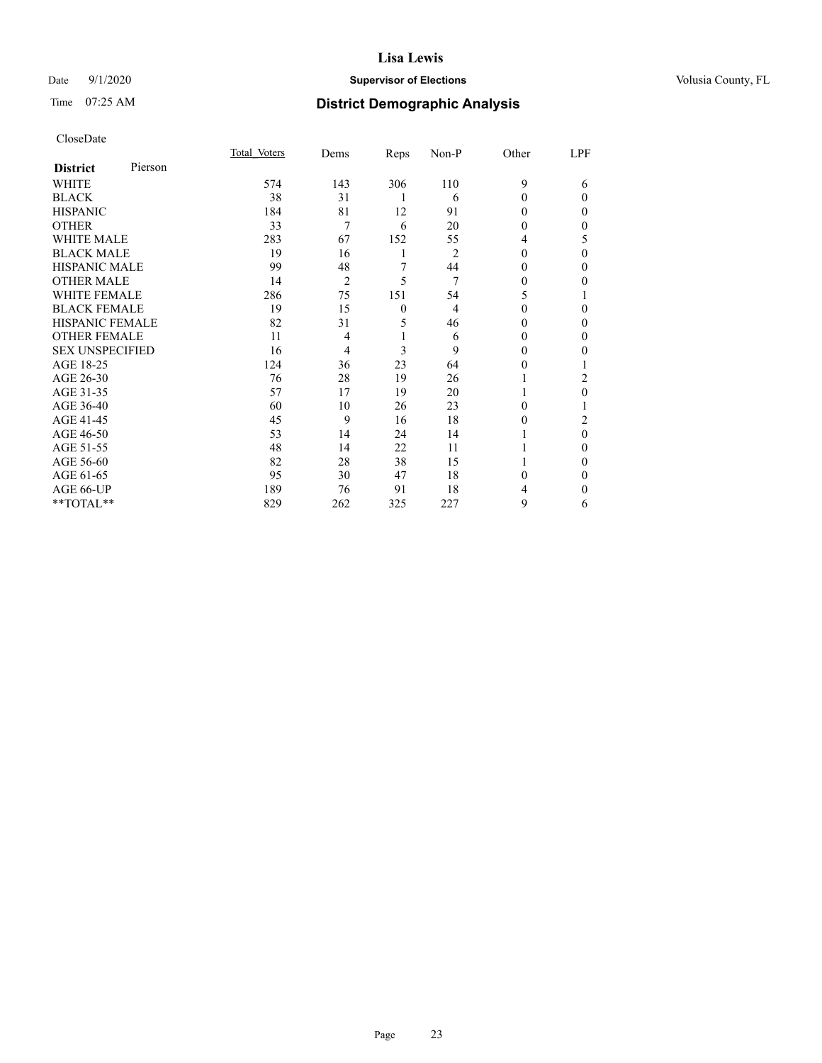CloseDate

| **District** Pierson | Total Voters | Dems | Reps | Non-P | Other | LPF |
|---|---|---|---|---|---|---|
| WHITE | 574 | 143 | 306 | 110 | 9 | 6 |
| BLACK | 38 | 31 | 1 | 6 | 0 | 0 |
| HISPANIC | 184 | 81 | 12 | 91 | 0 | 0 |
| OTHER | 33 | 7 | 6 | 20 | 0 | 0 |
| WHITE MALE | 283 | 67 | 152 | 55 | 4 | 5 |
| BLACK MALE | 19 | 16 | 1 | 2 | 0 | 0 |
| HISPANIC MALE | 99 | 48 | 7 | 44 | 0 | 0 |
| OTHER MALE | 14 | 2 | 5 | 7 | 0 | 0 |
| WHITE FEMALE | 286 | 75 | 151 | 54 | 5 | 1 |
| BLACK FEMALE | 19 | 15 | 0 | 4 | 0 | 0 |
| HISPANIC FEMALE | 82 | 31 | 5 | 46 | 0 | 0 |
| OTHER FEMALE | 11 | 4 | 1 | 6 | 0 | 0 |
| SEX UNSPECIFIED | 16 | 4 | 3 | 9 | 0 | 0 |
| AGE 18-25 | 124 | 36 | 23 | 64 | 0 | 1 |
| AGE 26-30 | 76 | 28 | 19 | 26 | 1 | 2 |
| AGE 31-35 | 57 | 17 | 19 | 20 | 1 | 0 |
| AGE 36-40 | 60 | 10 | 26 | 23 | 0 | 1 |
| AGE 41-45 | 45 | 9 | 16 | 18 | 0 | 2 |
| AGE 46-50 | 53 | 14 | 24 | 14 | 1 | 0 |
| AGE 51-55 | 48 | 14 | 22 | 11 | 1 | 0 |
| AGE 56-60 | 82 | 28 | 38 | 15 | 1 | 0 |
| AGE 61-65 | 95 | 30 | 47 | 18 | 0 | 0 |
| AGE 66-UP | 189 | 76 | 91 | 18 | 4 | 0 |
| **TOTAL** | 829 | 262 | 325 | 227 | 9 | 6 |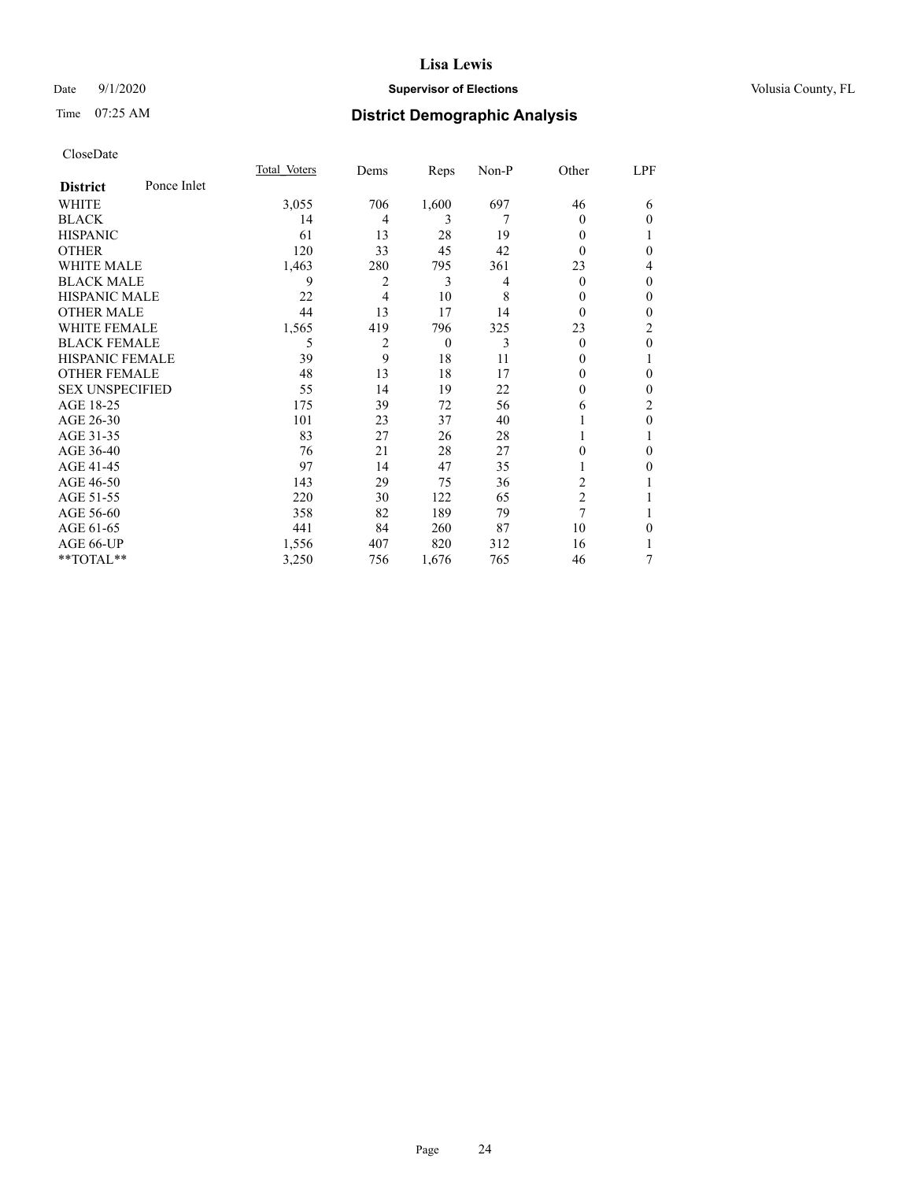# Lisa Lewis

Date 9/1/2020 **Supervisor of Elections** Volusia County, FL

Time 07:25 AM **District Demographic Analysis**

CloseDate

| District: Ponce Inlet | Total Voters | Dems | Reps | Non-P | Other | LPF |
|---|---|---|---|---|---|---|
| WHITE | 3,055 | 706 | 1,600 | 697 | 46 | 6 |
| BLACK | 14 | 4 | 3 | 7 | 0 | 0 |
| HISPANIC | 61 | 13 | 28 | 19 | 0 | 1 |
| OTHER | 120 | 33 | 45 | 42 | 0 | 0 |
| WHITE MALE | 1,463 | 280 | 795 | 361 | 23 | 4 |
| BLACK MALE | 9 | 2 | 3 | 4 | 0 | 0 |
| HISPANIC MALE | 22 | 4 | 10 | 8 | 0 | 0 |
| OTHER MALE | 44 | 13 | 17 | 14 | 0 | 0 |
| WHITE FEMALE | 1,565 | 419 | 796 | 325 | 23 | 2 |
| BLACK FEMALE | 5 | 2 | 0 | 3 | 0 | 0 |
| HISPANIC FEMALE | 39 | 9 | 18 | 11 | 0 | 1 |
| OTHER FEMALE | 48 | 13 | 18 | 17 | 0 | 0 |
| SEX UNSPECIFIED | 55 | 14 | 19 | 22 | 0 | 0 |
| AGE 18-25 | 175 | 39 | 72 | 56 | 6 | 2 |
| AGE 26-30 | 101 | 23 | 37 | 40 | 1 | 0 |
| AGE 31-35 | 83 | 27 | 26 | 28 | 1 | 1 |
| AGE 36-40 | 76 | 21 | 28 | 27 | 0 | 0 |
| AGE 41-45 | 97 | 14 | 47 | 35 | 1 | 0 |
| AGE 46-50 | 143 | 29 | 75 | 36 | 2 | 1 |
| AGE 51-55 | 220 | 30 | 122 | 65 | 2 | 1 |
| AGE 56-60 | 358 | 82 | 189 | 79 | 7 | 1 |
| AGE 61-65 | 441 | 84 | 260 | 87 | 10 | 0 |
| AGE 66-UP | 1,556 | 407 | 820 | 312 | 16 | 1 |
| **TOTAL** | 3,250 | 756 | 1,676 | 765 | 46 | 7 |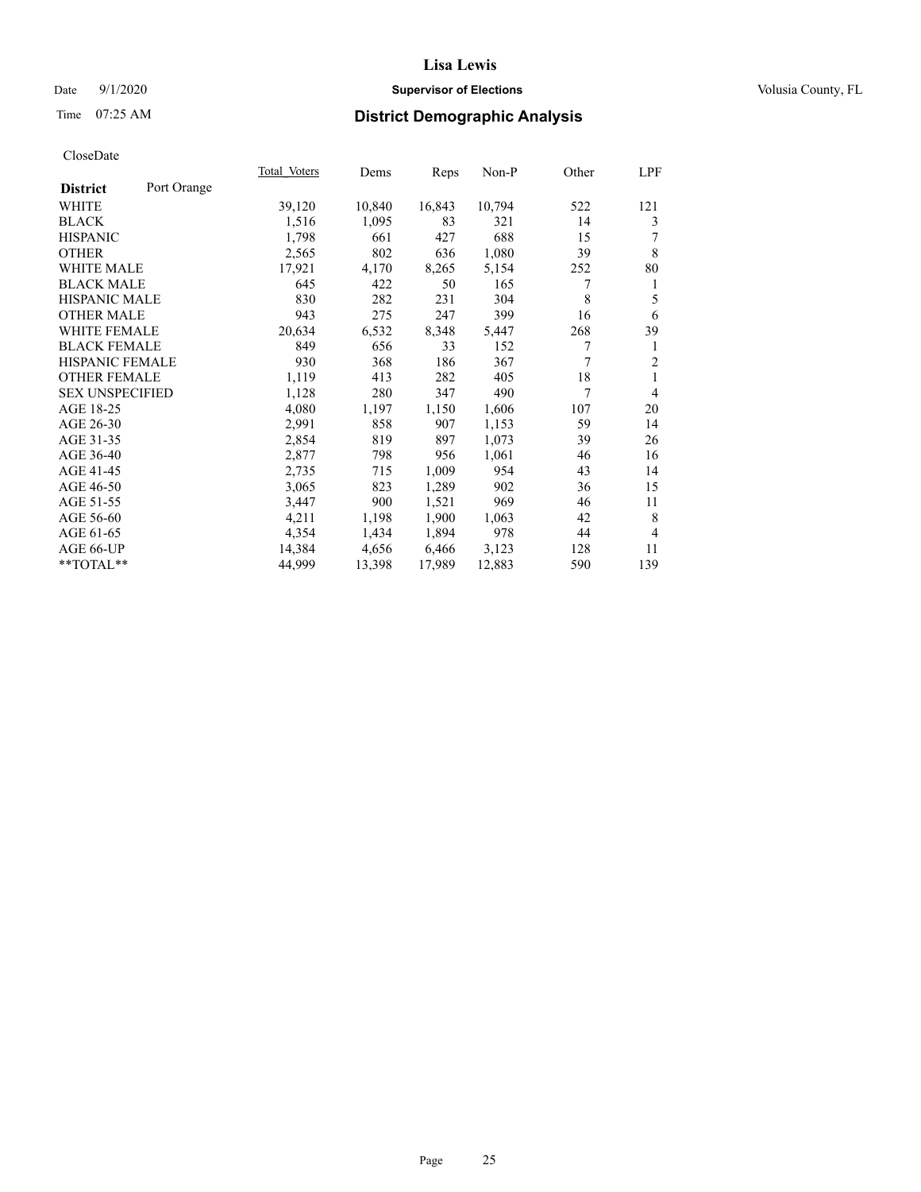# Lisa Lewis

Date 9/1/2020 **Supervisor of Elections** Volusia County, FL

Time 07:25 AM **District Demographic Analysis**

CloseDate

| District: Port Orange | Total Voters | Dems | Reps | Non-P | Other | LPF |
|---|---|---|---|---|---|---|
| WHITE | 39,120 | 10,840 | 16,843 | 10,794 | 522 | 121 |
| BLACK | 1,516 | 1,095 | 83 | 321 | 14 | 3 |
| HISPANIC | 1,798 | 661 | 427 | 688 | 15 | 7 |
| OTHER | 2,565 | 802 | 636 | 1,080 | 39 | 8 |
| WHITE MALE | 17,921 | 4,170 | 8,265 | 5,154 | 252 | 80 |
| BLACK MALE | 645 | 422 | 50 | 165 | 7 | 1 |
| HISPANIC MALE | 830 | 282 | 231 | 304 | 8 | 5 |
| OTHER MALE | 943 | 275 | 247 | 399 | 16 | 6 |
| WHITE FEMALE | 20,634 | 6,532 | 8,348 | 5,447 | 268 | 39 |
| BLACK FEMALE | 849 | 656 | 33 | 152 | 7 | 1 |
| HISPANIC FEMALE | 930 | 368 | 186 | 367 | 7 | 2 |
| OTHER FEMALE | 1,119 | 413 | 282 | 405 | 18 | 1 |
| SEX UNSPECIFIED | 1,128 | 280 | 347 | 490 | 7 | 4 |
| AGE 18-25 | 4,080 | 1,197 | 1,150 | 1,606 | 107 | 20 |
| AGE 26-30 | 2,991 | 858 | 907 | 1,153 | 59 | 14 |
| AGE 31-35 | 2,854 | 819 | 897 | 1,073 | 39 | 26 |
| AGE 36-40 | 2,877 | 798 | 956 | 1,061 | 46 | 16 |
| AGE 41-45 | 2,735 | 715 | 1,009 | 954 | 43 | 14 |
| AGE 46-50 | 3,065 | 823 | 1,289 | 902 | 36 | 15 |
| AGE 51-55 | 3,447 | 900 | 1,521 | 969 | 46 | 11 |
| AGE 56-60 | 4,211 | 1,198 | 1,900 | 1,063 | 42 | 8 |
| AGE 61-65 | 4,354 | 1,434 | 1,894 | 978 | 44 | 4 |
| AGE 66-UP | 14,384 | 4,656 | 6,466 | 3,123 | 128 | 11 |
| **TOTAL** | 44,999 | 13,398 | 17,989 | 12,883 | 590 | 139 |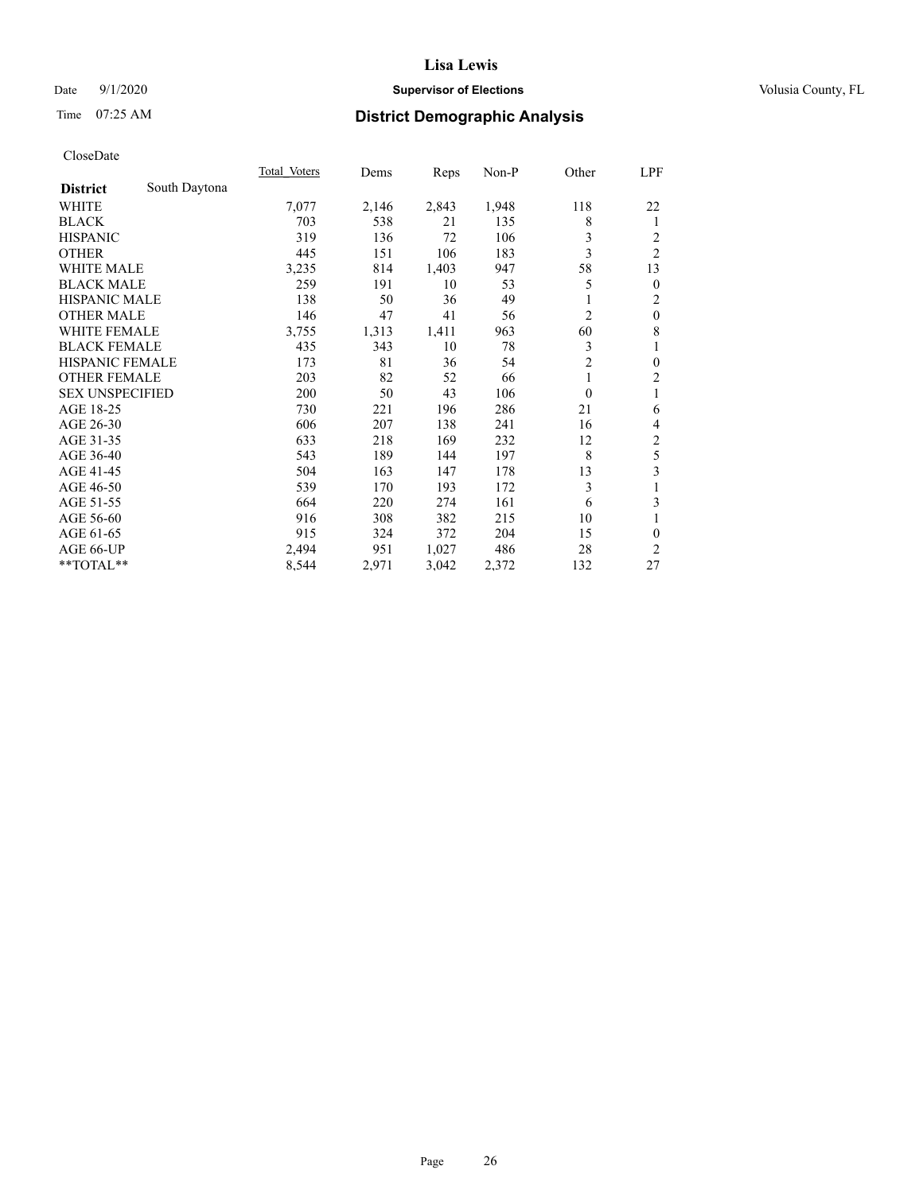# Lisa Lewis

Date 9/1/2020 | **Supervisor of Elections** | Volusia County, FL

Time 07:25 AM

## District Demographic Analysis

CloseDate

| **District** South Daytona | Total Voters | Dems | Reps | Non-P | Other | LPF |
|---|---|---|---|---|---|---|
| WHITE | 7,077 | 2,146 | 2,843 | 1,948 | 118 | 22 |
| BLACK | 703 | 538 | 21 | 135 | 8 | 1 |
| HISPANIC | 319 | 136 | 72 | 106 | 3 | 2 |
| OTHER | 445 | 151 | 106 | 183 | 3 | 2 |
| WHITE MALE | 3,235 | 814 | 1,403 | 947 | 58 | 13 |
| BLACK MALE | 259 | 191 | 10 | 53 | 5 | 0 |
| HISPANIC MALE | 138 | 50 | 36 | 49 | 1 | 2 |
| OTHER MALE | 146 | 47 | 41 | 56 | 2 | 0 |
| WHITE FEMALE | 3,755 | 1,313 | 1,411 | 963 | 60 | 8 |
| BLACK FEMALE | 435 | 343 | 10 | 78 | 3 | 1 |
| HISPANIC FEMALE | 173 | 81 | 36 | 54 | 2 | 0 |
| OTHER FEMALE | 203 | 82 | 52 | 66 | 1 | 2 |
| SEX UNSPECIFIED | 200 | 50 | 43 | 106 | 0 | 1 |
| AGE 18-25 | 730 | 221 | 196 | 286 | 21 | 6 |
| AGE 26-30 | 606 | 207 | 138 | 241 | 16 | 4 |
| AGE 31-35 | 633 | 218 | 169 | 232 | 12 | 2 |
| AGE 36-40 | 543 | 189 | 144 | 197 | 8 | 5 |
| AGE 41-45 | 504 | 163 | 147 | 178 | 13 | 3 |
| AGE 46-50 | 539 | 170 | 193 | 172 | 3 | 1 |
| AGE 51-55 | 664 | 220 | 274 | 161 | 6 | 3 |
| AGE 56-60 | 916 | 308 | 382 | 215 | 10 | 1 |
| AGE 61-65 | 915 | 324 | 372 | 204 | 15 | 0 |
| AGE 66-UP | 2,494 | 951 | 1,027 | 486 | 28 | 2 |
| **TOTAL** | 8,544 | 2,971 | 3,042 | 2,372 | 132 | 27 |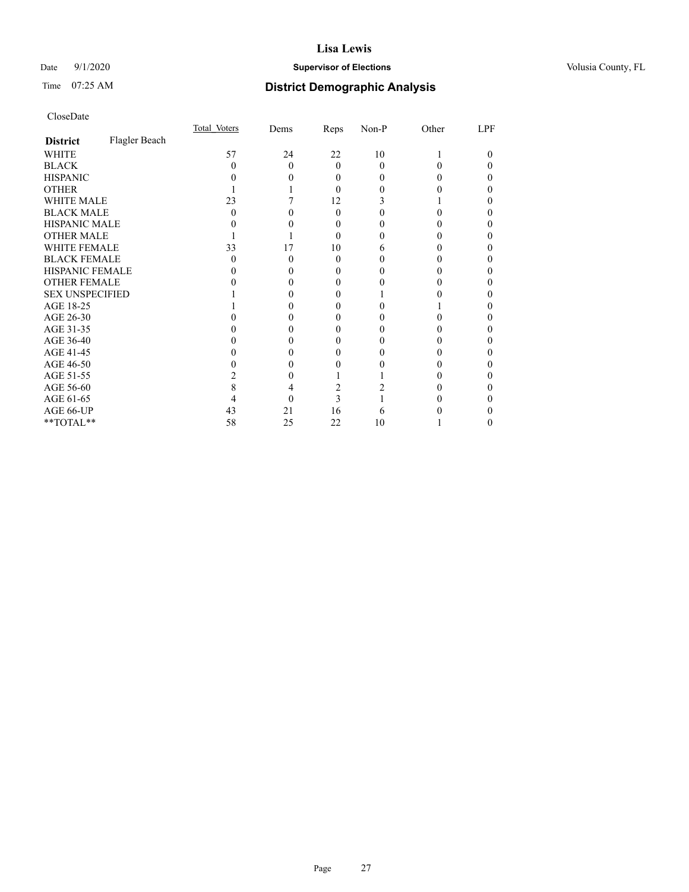# Lisa Lewis

Date 9/1/2020 **Supervisor of Elections** Volusia County, FL

Time 07:25 AM **District Demographic Analysis**

CloseDate

| | Total_Voters | Dems | Reps | Non-P | Other | LPF |
|---|---|---|---|---|---|---|
| **District** Flagler Beach | | | | | | |
| WHITE | 57 | 24 | 22 | 10 | 1 | 0 |
| BLACK | 0 | 0 | 0 | 0 | 0 | 0 |
| HISPANIC | 0 | 0 | 0 | 0 | 0 | 0 |
| OTHER | 1 | 1 | 0 | 0 | 0 | 0 |
| WHITE MALE | 23 | 7 | 12 | 3 | 1 | 0 |
| BLACK MALE | 0 | 0 | 0 | 0 | 0 | 0 |
| HISPANIC MALE | 0 | 0 | 0 | 0 | 0 | 0 |
| OTHER MALE | 1 | 1 | 0 | 0 | 0 | 0 |
| WHITE FEMALE | 33 | 17 | 10 | 6 | 0 | 0 |
| BLACK FEMALE | 0 | 0 | 0 | 0 | 0 | 0 |
| HISPANIC FEMALE | 0 | 0 | 0 | 0 | 0 | 0 |
| OTHER FEMALE | 0 | 0 | 0 | 0 | 0 | 0 |
| SEX UNSPECIFIED | 1 | 0 | 0 | 1 | 0 | 0 |
| AGE 18-25 | 1 | 0 | 0 | 0 | 1 | 0 |
| AGE 26-30 | 0 | 0 | 0 | 0 | 0 | 0 |
| AGE 31-35 | 0 | 0 | 0 | 0 | 0 | 0 |
| AGE 36-40 | 0 | 0 | 0 | 0 | 0 | 0 |
| AGE 41-45 | 0 | 0 | 0 | 0 | 0 | 0 |
| AGE 46-50 | 0 | 0 | 0 | 0 | 0 | 0 |
| AGE 51-55 | 2 | 0 | 1 | 1 | 0 | 0 |
| AGE 56-60 | 8 | 4 | 2 | 2 | 0 | 0 |
| AGE 61-65 | 4 | 0 | 3 | 1 | 0 | 0 |
| AGE 66-UP | 43 | 21 | 16 | 6 | 0 | 0 |
| **TOTAL** | 58 | 25 | 22 | 10 | 1 | 0 |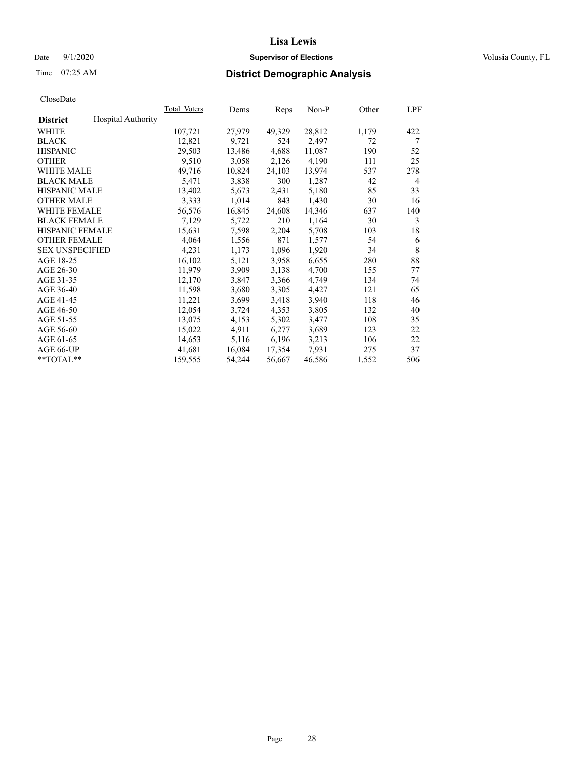# Lisa Lewis

Date 9/1/2020 **Supervisor of Elections** Volusia County, FL

Time 07:25 AM **District Demographic Analysis**

CloseDate

| **District** Hospital Authority | Total Voters | Dems | Reps | Non-P | Other | LPF |
|---|---|---|---|---|---|---|
| WHITE | 107,721 | 27,979 | 49,329 | 28,812 | 1,179 | 422 |
| BLACK | 12,821 | 9,721 | 524 | 2,497 | 72 | 7 |
| HISPANIC | 29,503 | 13,486 | 4,688 | 11,087 | 190 | 52 |
| OTHER | 9,510 | 3,058 | 2,126 | 4,190 | 111 | 25 |
| WHITE MALE | 49,716 | 10,824 | 24,103 | 13,974 | 537 | 278 |
| BLACK MALE | 5,471 | 3,838 | 300 | 1,287 | 42 | 4 |
| HISPANIC MALE | 13,402 | 5,673 | 2,431 | 5,180 | 85 | 33 |
| OTHER MALE | 3,333 | 1,014 | 843 | 1,430 | 30 | 16 |
| WHITE FEMALE | 56,576 | 16,845 | 24,608 | 14,346 | 637 | 140 |
| BLACK FEMALE | 7,129 | 5,722 | 210 | 1,164 | 30 | 3 |
| HISPANIC FEMALE | 15,631 | 7,598 | 2,204 | 5,708 | 103 | 18 |
| OTHER FEMALE | 4,064 | 1,556 | 871 | 1,577 | 54 | 6 |
| SEX UNSPECIFIED | 4,231 | 1,173 | 1,096 | 1,920 | 34 | 8 |
| AGE 18-25 | 16,102 | 5,121 | 3,958 | 6,655 | 280 | 88 |
| AGE 26-30 | 11,979 | 3,909 | 3,138 | 4,700 | 155 | 77 |
| AGE 31-35 | 12,170 | 3,847 | 3,366 | 4,749 | 134 | 74 |
| AGE 36-40 | 11,598 | 3,680 | 3,305 | 4,427 | 121 | 65 |
| AGE 41-45 | 11,221 | 3,699 | 3,418 | 3,940 | 118 | 46 |
| AGE 46-50 | 12,054 | 3,724 | 4,353 | 3,805 | 132 | 40 |
| AGE 51-55 | 13,075 | 4,153 | 5,302 | 3,477 | 108 | 35 |
| AGE 56-60 | 15,022 | 4,911 | 6,277 | 3,689 | 123 | 22 |
| AGE 61-65 | 14,653 | 5,116 | 6,196 | 3,213 | 106 | 22 |
| AGE 66-UP | 41,681 | 16,084 | 17,354 | 7,931 | 275 | 37 |
| **TOTAL** | 159,555 | 54,244 | 56,667 | 46,586 | 1,552 | 506 |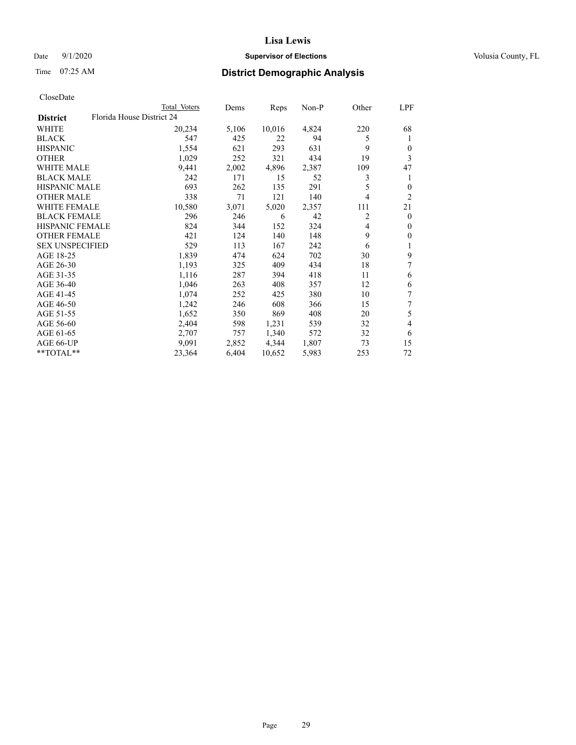# Lisa Lewis

Date 9/1/2020 **Supervisor of Elections** Volusia County, FL

Time 07:25 AM **District Demographic Analysis**

CloseDate

| District | Total Voters | Dems | Reps | Non-P | Other | LPF |
|---|---|---|---|---|---|---|
| Florida House District 24 | | | | | | |
| WHITE | 20,234 | 5,106 | 10,016 | 4,824 | 220 | 68 |
| BLACK | 547 | 425 | 22 | 94 | 5 | 1 |
| HISPANIC | 1,554 | 621 | 293 | 631 | 9 | 0 |
| OTHER | 1,029 | 252 | 321 | 434 | 19 | 3 |
| WHITE MALE | 9,441 | 2,002 | 4,896 | 2,387 | 109 | 47 |
| BLACK MALE | 242 | 171 | 15 | 52 | 3 | 1 |
| HISPANIC MALE | 693 | 262 | 135 | 291 | 5 | 0 |
| OTHER MALE | 338 | 71 | 121 | 140 | 4 | 2 |
| WHITE FEMALE | 10,580 | 3,071 | 5,020 | 2,357 | 111 | 21 |
| BLACK FEMALE | 296 | 246 | 6 | 42 | 2 | 0 |
| HISPANIC FEMALE | 824 | 344 | 152 | 324 | 4 | 0 |
| OTHER FEMALE | 421 | 124 | 140 | 148 | 9 | 0 |
| SEX UNSPECIFIED | 529 | 113 | 167 | 242 | 6 | 1 |
| AGE 18-25 | 1,839 | 474 | 624 | 702 | 30 | 9 |
| AGE 26-30 | 1,193 | 325 | 409 | 434 | 18 | 7 |
| AGE 31-35 | 1,116 | 287 | 394 | 418 | 11 | 6 |
| AGE 36-40 | 1,046 | 263 | 408 | 357 | 12 | 6 |
| AGE 41-45 | 1,074 | 252 | 425 | 380 | 10 | 7 |
| AGE 46-50 | 1,242 | 246 | 608 | 366 | 15 | 7 |
| AGE 51-55 | 1,652 | 350 | 869 | 408 | 20 | 5 |
| AGE 56-60 | 2,404 | 598 | 1,231 | 539 | 32 | 4 |
| AGE 61-65 | 2,707 | 757 | 1,340 | 572 | 32 | 6 |
| AGE 66-UP | 9,091 | 2,852 | 4,344 | 1,807 | 73 | 15 |
| **TOTAL** | 23,364 | 6,404 | 10,652 | 5,983 | 253 | 72 |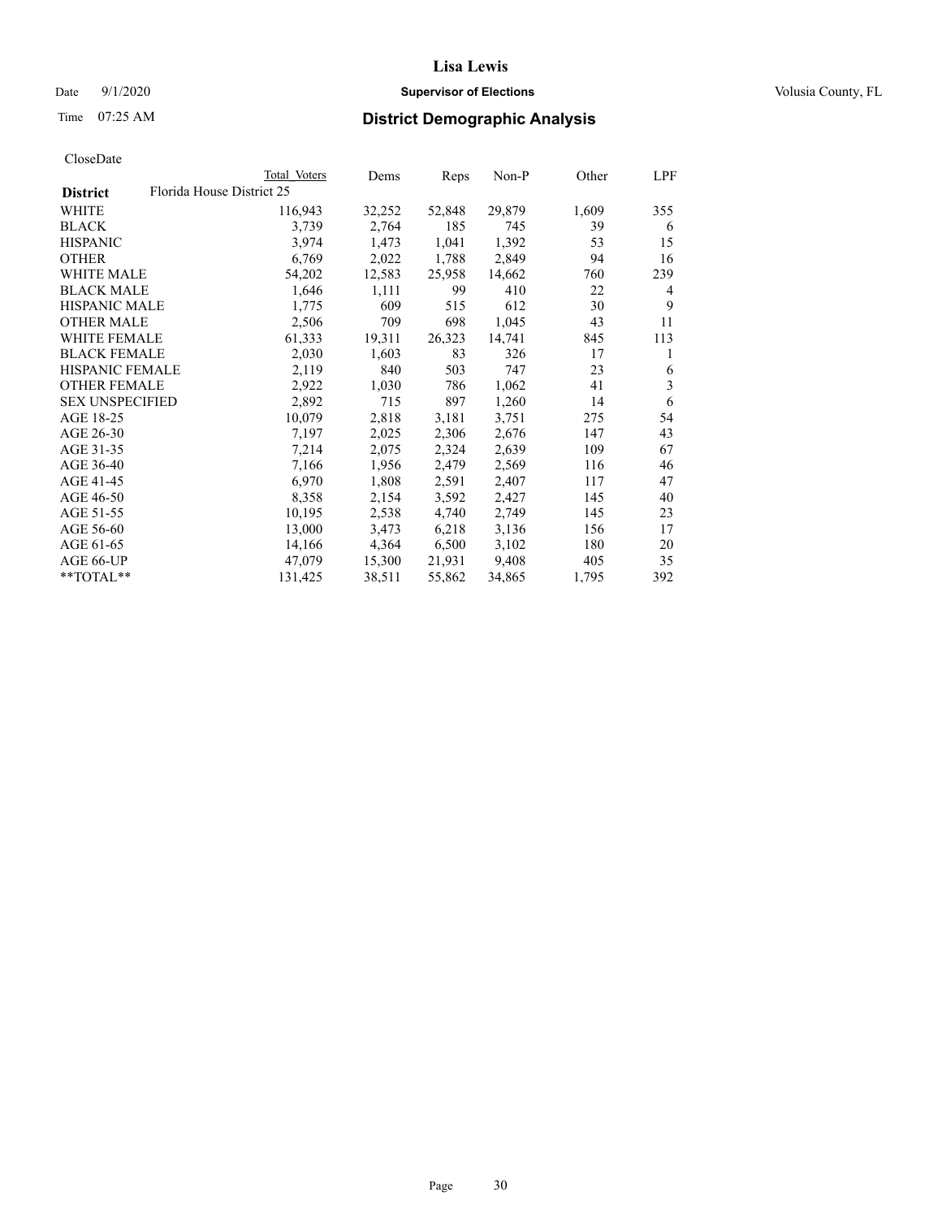# Lisa Lewis

Date 9/1/2020 **Supervisor of Elections** Volusia County, FL

Time 07:25 AM **District Demographic Analysis**

CloseDate

| District | Total Voters | Dems | Reps | Non-P | Other | LPF |
|---|---|---|---|---|---|---|
| **Florida House District 25** | | | | | | |
| WHITE | 116,943 | 32,252 | 52,848 | 29,879 | 1,609 | 355 |
| BLACK | 3,739 | 2,764 | 185 | 745 | 39 | 6 |
| HISPANIC | 3,974 | 1,473 | 1,041 | 1,392 | 53 | 15 |
| OTHER | 6,769 | 2,022 | 1,788 | 2,849 | 94 | 16 |
| WHITE MALE | 54,202 | 12,583 | 25,958 | 14,662 | 760 | 239 |
| BLACK MALE | 1,646 | 1,111 | 99 | 410 | 22 | 4 |
| HISPANIC MALE | 1,775 | 609 | 515 | 612 | 30 | 9 |
| OTHER MALE | 2,506 | 709 | 698 | 1,045 | 43 | 11 |
| WHITE FEMALE | 61,333 | 19,311 | 26,323 | 14,741 | 845 | 113 |
| BLACK FEMALE | 2,030 | 1,603 | 83 | 326 | 17 | 1 |
| HISPANIC FEMALE | 2,119 | 840 | 503 | 747 | 23 | 6 |
| OTHER FEMALE | 2,922 | 1,030 | 786 | 1,062 | 41 | 3 |
| SEX UNSPECIFIED | 2,892 | 715 | 897 | 1,260 | 14 | 6 |
| AGE 18-25 | 10,079 | 2,818 | 3,181 | 3,751 | 275 | 54 |
| AGE 26-30 | 7,197 | 2,025 | 2,306 | 2,676 | 147 | 43 |
| AGE 31-35 | 7,214 | 2,075 | 2,324 | 2,639 | 109 | 67 |
| AGE 36-40 | 7,166 | 1,956 | 2,479 | 2,569 | 116 | 46 |
| AGE 41-45 | 6,970 | 1,808 | 2,591 | 2,407 | 117 | 47 |
| AGE 46-50 | 8,358 | 2,154 | 3,592 | 2,427 | 145 | 40 |
| AGE 51-55 | 10,195 | 2,538 | 4,740 | 2,749 | 145 | 23 |
| AGE 56-60 | 13,000 | 3,473 | 6,218 | 3,136 | 156 | 17 |
| AGE 61-65 | 14,166 | 4,364 | 6,500 | 3,102 | 180 | 20 |
| AGE 66-UP | 47,079 | 15,300 | 21,931 | 9,408 | 405 | 35 |
| **TOTAL** | 131,425 | 38,511 | 55,862 | 34,865 | 1,795 | 392 |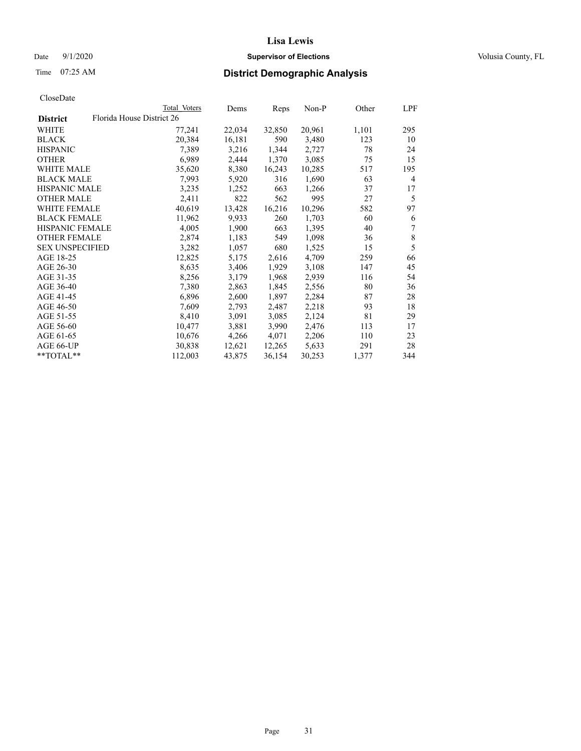# District Demographic Analysis

CloseDate

| District | Total Voters | Dems | Reps | Non-P | Other | LPF |
|---|---|---|---|---|---|---|
| Florida House District 26 | | | | | | |
| WHITE | 77,241 | 22,034 | 32,850 | 20,961 | 1,101 | 295 |
| BLACK | 20,384 | 16,181 | 590 | 3,480 | 123 | 10 |
| HISPANIC | 7,389 | 3,216 | 1,344 | 2,727 | 78 | 24 |
| OTHER | 6,989 | 2,444 | 1,370 | 3,085 | 75 | 15 |
| WHITE MALE | 35,620 | 8,380 | 16,243 | 10,285 | 517 | 195 |
| BLACK MALE | 7,993 | 5,920 | 316 | 1,690 | 63 | 4 |
| HISPANIC MALE | 3,235 | 1,252 | 663 | 1,266 | 37 | 17 |
| OTHER MALE | 2,411 | 822 | 562 | 995 | 27 | 5 |
| WHITE FEMALE | 40,619 | 13,428 | 16,216 | 10,296 | 582 | 97 |
| BLACK FEMALE | 11,962 | 9,933 | 260 | 1,703 | 60 | 6 |
| HISPANIC FEMALE | 4,005 | 1,900 | 663 | 1,395 | 40 | 7 |
| OTHER FEMALE | 2,874 | 1,183 | 549 | 1,098 | 36 | 8 |
| SEX UNSPECIFIED | 3,282 | 1,057 | 680 | 1,525 | 15 | 5 |
| AGE 18-25 | 12,825 | 5,175 | 2,616 | 4,709 | 259 | 66 |
| AGE 26-30 | 8,635 | 3,406 | 1,929 | 3,108 | 147 | 45 |
| AGE 31-35 | 8,256 | 3,179 | 1,968 | 2,939 | 116 | 54 |
| AGE 36-40 | 7,380 | 2,863 | 1,845 | 2,556 | 80 | 36 |
| AGE 41-45 | 6,896 | 2,600 | 1,897 | 2,284 | 87 | 28 |
| AGE 46-50 | 7,609 | 2,793 | 2,487 | 2,218 | 93 | 18 |
| AGE 51-55 | 8,410 | 3,091 | 3,085 | 2,124 | 81 | 29 |
| AGE 56-60 | 10,477 | 3,881 | 3,990 | 2,476 | 113 | 17 |
| AGE 61-65 | 10,676 | 4,266 | 4,071 | 2,206 | 110 | 23 |
| AGE 66-UP | 30,838 | 12,621 | 12,265 | 5,633 | 291 | 28 |
| **TOTAL** | 112,003 | 43,875 | 36,154 | 30,253 | 1,377 | 344 |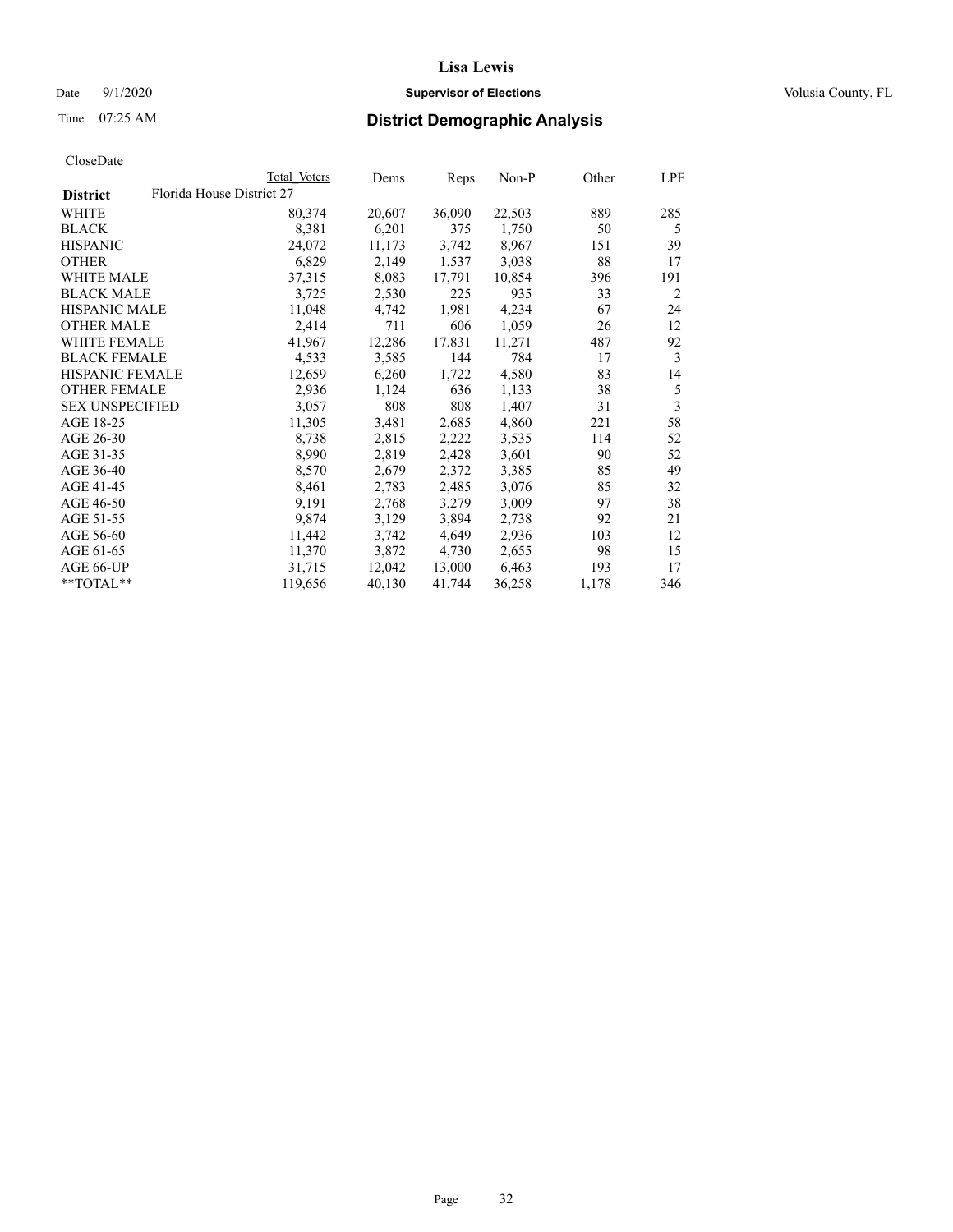# Lisa Lewis

Date 9/1/2020 **Supervisor of Elections** Volusia County, FL

Time 07:25 AM **District Demographic Analysis**

CloseDate

| District | Total Voters | Dems | Reps | Non-P | Other | LPF |
|---|---|---|---|---|---|---|
| Florida House District 27 | | | | | | |
| WHITE | 80,374 | 20,607 | 36,090 | 22,503 | 889 | 285 |
| BLACK | 8,381 | 6,201 | 375 | 1,750 | 50 | 5 |
| HISPANIC | 24,072 | 11,173 | 3,742 | 8,967 | 151 | 39 |
| OTHER | 6,829 | 2,149 | 1,537 | 3,038 | 88 | 17 |
| WHITE MALE | 37,315 | 8,083 | 17,791 | 10,854 | 396 | 191 |
| BLACK MALE | 3,725 | 2,530 | 225 | 935 | 33 | 2 |
| HISPANIC MALE | 11,048 | 4,742 | 1,981 | 4,234 | 67 | 24 |
| OTHER MALE | 2,414 | 711 | 606 | 1,059 | 26 | 12 |
| WHITE FEMALE | 41,967 | 12,286 | 17,831 | 11,271 | 487 | 92 |
| BLACK FEMALE | 4,533 | 3,585 | 144 | 784 | 17 | 3 |
| HISPANIC FEMALE | 12,659 | 6,260 | 1,722 | 4,580 | 83 | 14 |
| OTHER FEMALE | 2,936 | 1,124 | 636 | 1,133 | 38 | 5 |
| SEX UNSPECIFIED | 3,057 | 808 | 808 | 1,407 | 31 | 3 |
| AGE 18-25 | 11,305 | 3,481 | 2,685 | 4,860 | 221 | 58 |
| AGE 26-30 | 8,738 | 2,815 | 2,222 | 3,535 | 114 | 52 |
| AGE 31-35 | 8,990 | 2,819 | 2,428 | 3,601 | 90 | 52 |
| AGE 36-40 | 8,570 | 2,679 | 2,372 | 3,385 | 85 | 49 |
| AGE 41-45 | 8,461 | 2,783 | 2,485 | 3,076 | 85 | 32 |
| AGE 46-50 | 9,191 | 2,768 | 3,279 | 3,009 | 97 | 38 |
| AGE 51-55 | 9,874 | 3,129 | 3,894 | 2,738 | 92 | 21 |
| AGE 56-60 | 11,442 | 3,742 | 4,649 | 2,936 | 103 | 12 |
| AGE 61-65 | 11,370 | 3,872 | 4,730 | 2,655 | 98 | 15 |
| AGE 66-UP | 31,715 | 12,042 | 13,000 | 6,463 | 193 | 17 |
| **TOTAL** | 119,656 | 40,130 | 41,744 | 36,258 | 1,178 | 346 |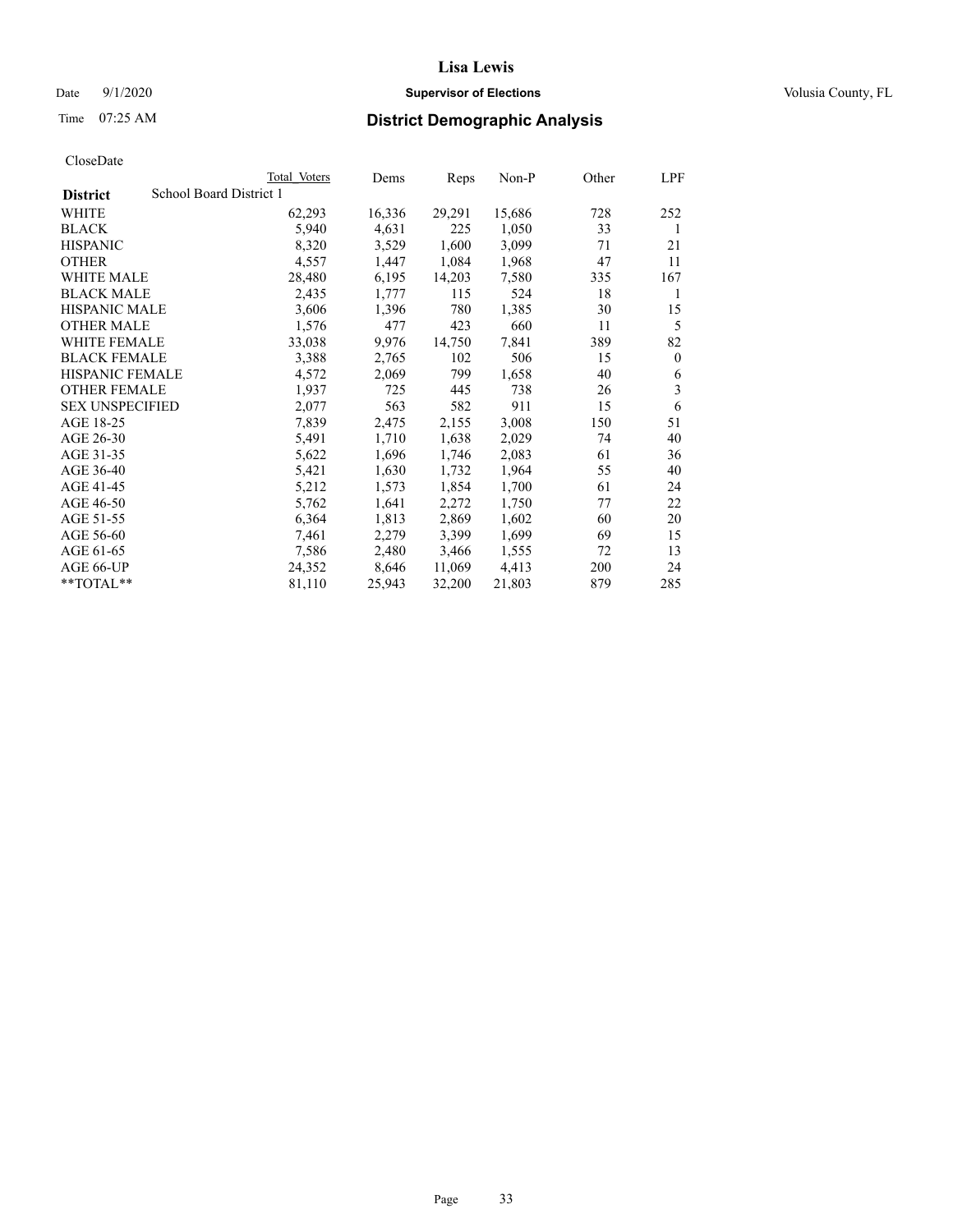# Lisa Lewis

Date 9/1/2020 **Supervisor of Elections** Volusia County, FL

Time 07:25 AM **District Demographic Analysis**

CloseDate

| District | Total Voters | Dems | Reps | Non-P | Other | LPF |
|---|---|---|---|---|---|---|
| School Board District 1 | | | | | | |
| WHITE | 62,293 | 16,336 | 29,291 | 15,686 | 728 | 252 |
| BLACK | 5,940 | 4,631 | 225 | 1,050 | 33 | 1 |
| HISPANIC | 8,320 | 3,529 | 1,600 | 3,099 | 71 | 21 |
| OTHER | 4,557 | 1,447 | 1,084 | 1,968 | 47 | 11 |
| WHITE MALE | 28,480 | 6,195 | 14,203 | 7,580 | 335 | 167 |
| BLACK MALE | 2,435 | 1,777 | 115 | 524 | 18 | 1 |
| HISPANIC MALE | 3,606 | 1,396 | 780 | 1,385 | 30 | 15 |
| OTHER MALE | 1,576 | 477 | 423 | 660 | 11 | 5 |
| WHITE FEMALE | 33,038 | 9,976 | 14,750 | 7,841 | 389 | 82 |
| BLACK FEMALE | 3,388 | 2,765 | 102 | 506 | 15 | 0 |
| HISPANIC FEMALE | 4,572 | 2,069 | 799 | 1,658 | 40 | 6 |
| OTHER FEMALE | 1,937 | 725 | 445 | 738 | 26 | 3 |
| SEX UNSPECIFIED | 2,077 | 563 | 582 | 911 | 15 | 6 |
| AGE 18-25 | 7,839 | 2,475 | 2,155 | 3,008 | 150 | 51 |
| AGE 26-30 | 5,491 | 1,710 | 1,638 | 2,029 | 74 | 40 |
| AGE 31-35 | 5,622 | 1,696 | 1,746 | 2,083 | 61 | 36 |
| AGE 36-40 | 5,421 | 1,630 | 1,732 | 1,964 | 55 | 40 |
| AGE 41-45 | 5,212 | 1,573 | 1,854 | 1,700 | 61 | 24 |
| AGE 46-50 | 5,762 | 1,641 | 2,272 | 1,750 | 77 | 22 |
| AGE 51-55 | 6,364 | 1,813 | 2,869 | 1,602 | 60 | 20 |
| AGE 56-60 | 7,461 | 2,279 | 3,399 | 1,699 | 69 | 15 |
| AGE 61-65 | 7,586 | 2,480 | 3,466 | 1,555 | 72 | 13 |
| AGE 66-UP | 24,352 | 8,646 | 11,069 | 4,413 | 200 | 24 |
| **TOTAL** | 81,110 | 25,943 | 32,200 | 21,803 | 879 | 285 |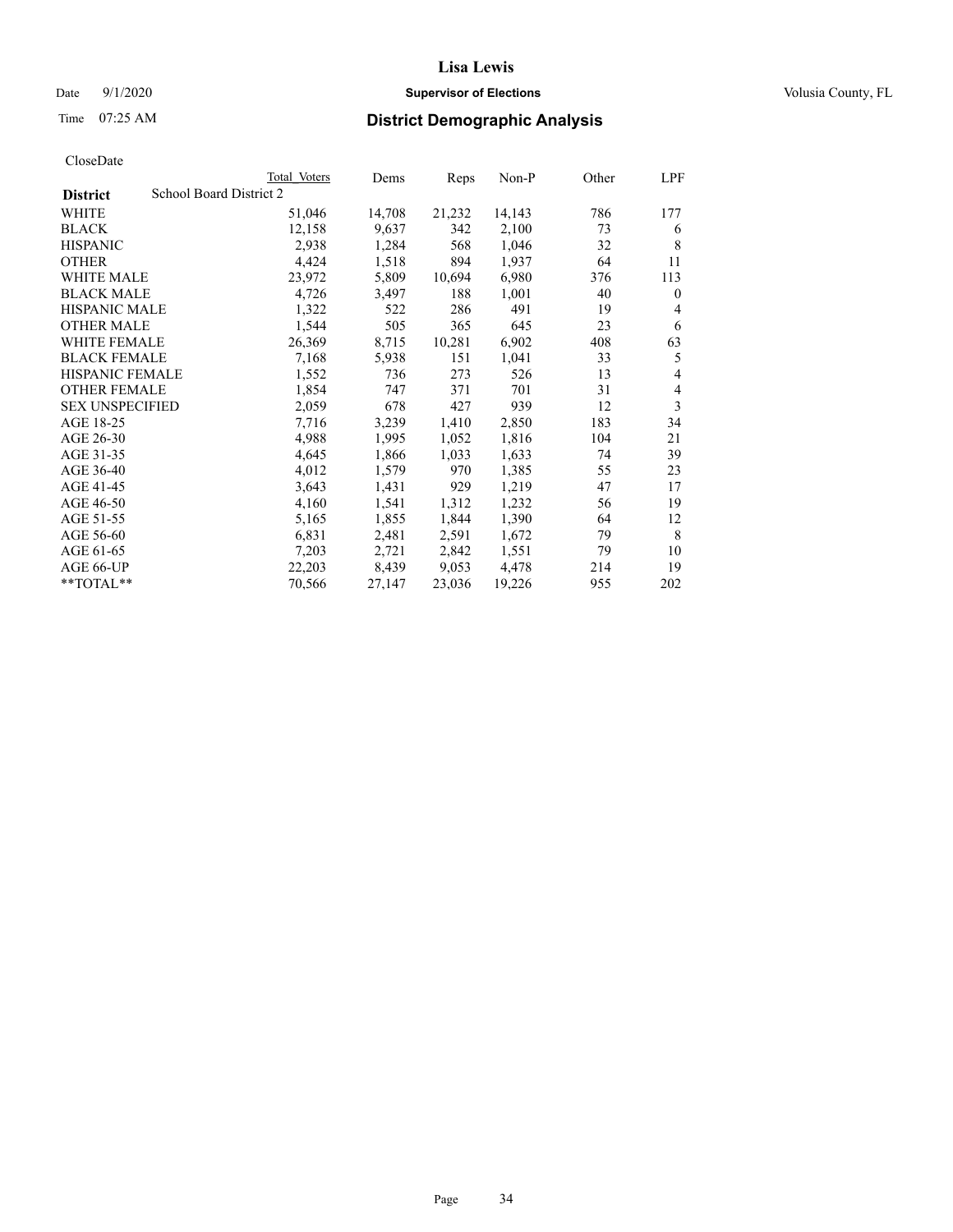# Lisa Lewis

Date 9/1/2020 **Supervisor of Elections** Volusia County, FL

Time 07:25 AM **District Demographic Analysis**

CloseDate

| District | Total Voters | Dems | Reps | Non-P | Other | LPF |
|---|---|---|---|---|---|---|
| School Board District 2 | | | | | | |
| WHITE | 51,046 | 14,708 | 21,232 | 14,143 | 786 | 177 |
| BLACK | 12,158 | 9,637 | 342 | 2,100 | 73 | 6 |
| HISPANIC | 2,938 | 1,284 | 568 | 1,046 | 32 | 8 |
| OTHER | 4,424 | 1,518 | 894 | 1,937 | 64 | 11 |
| WHITE MALE | 23,972 | 5,809 | 10,694 | 6,980 | 376 | 113 |
| BLACK MALE | 4,726 | 3,497 | 188 | 1,001 | 40 | 0 |
| HISPANIC MALE | 1,322 | 522 | 286 | 491 | 19 | 4 |
| OTHER MALE | 1,544 | 505 | 365 | 645 | 23 | 6 |
| WHITE FEMALE | 26,369 | 8,715 | 10,281 | 6,902 | 408 | 63 |
| BLACK FEMALE | 7,168 | 5,938 | 151 | 1,041 | 33 | 5 |
| HISPANIC FEMALE | 1,552 | 736 | 273 | 526 | 13 | 4 |
| OTHER FEMALE | 1,854 | 747 | 371 | 701 | 31 | 4 |
| SEX UNSPECIFIED | 2,059 | 678 | 427 | 939 | 12 | 3 |
| AGE 18-25 | 7,716 | 3,239 | 1,410 | 2,850 | 183 | 34 |
| AGE 26-30 | 4,988 | 1,995 | 1,052 | 1,816 | 104 | 21 |
| AGE 31-35 | 4,645 | 1,866 | 1,033 | 1,633 | 74 | 39 |
| AGE 36-40 | 4,012 | 1,579 | 970 | 1,385 | 55 | 23 |
| AGE 41-45 | 3,643 | 1,431 | 929 | 1,219 | 47 | 17 |
| AGE 46-50 | 4,160 | 1,541 | 1,312 | 1,232 | 56 | 19 |
| AGE 51-55 | 5,165 | 1,855 | 1,844 | 1,390 | 64 | 12 |
| AGE 56-60 | 6,831 | 2,481 | 2,591 | 1,672 | 79 | 8 |
| AGE 61-65 | 7,203 | 2,721 | 2,842 | 1,551 | 79 | 10 |
| AGE 66-UP | 22,203 | 8,439 | 9,053 | 4,478 | 214 | 19 |
| **TOTAL** | 70,566 | 27,147 | 23,036 | 19,226 | 955 | 202 |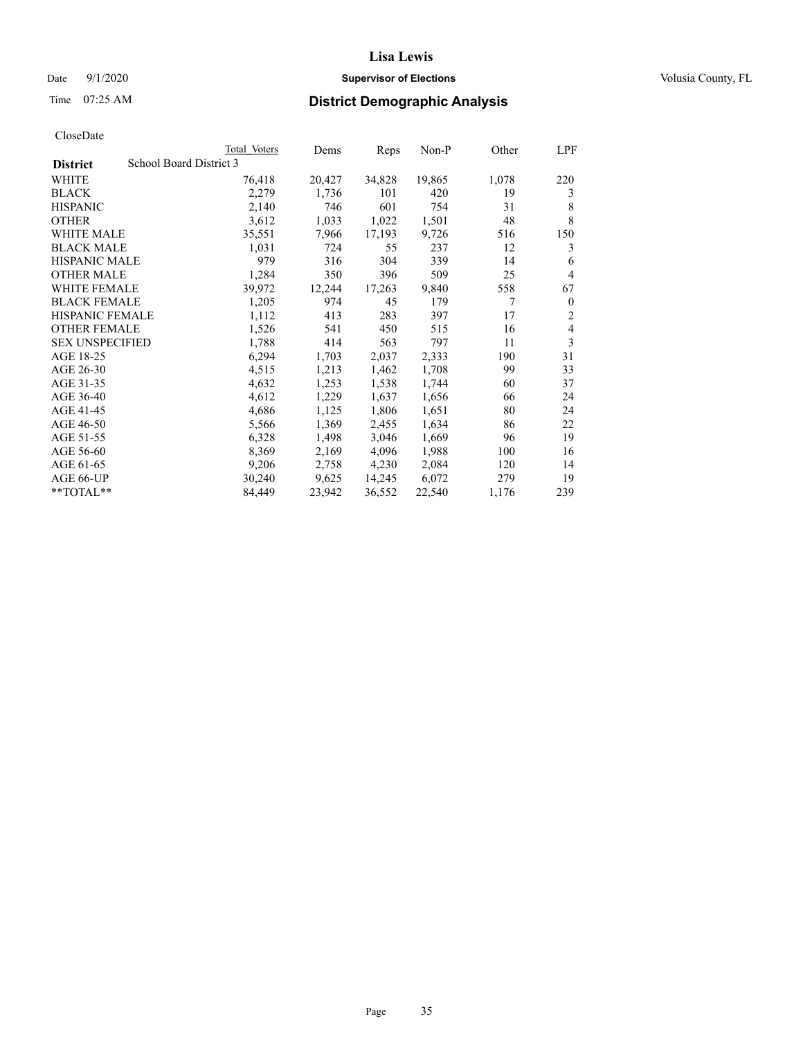# Lisa Lewis

Date 9/1/2020 **Supervisor of Elections** Volusia County, FL

Time 07:25 AM **District Demographic Analysis**

CloseDate

| District | Total Voters | Dems | Reps | Non-P | Other | LPF |
|---|---|---|---|---|---|---|
| School Board District 3 | | | | | | |
| WHITE | 76,418 | 20,427 | 34,828 | 19,865 | 1,078 | 220 |
| BLACK | 2,279 | 1,736 | 101 | 420 | 19 | 3 |
| HISPANIC | 2,140 | 746 | 601 | 754 | 31 | 8 |
| OTHER | 3,612 | 1,033 | 1,022 | 1,501 | 48 | 8 |
| WHITE MALE | 35,551 | 7,966 | 17,193 | 9,726 | 516 | 150 |
| BLACK MALE | 1,031 | 724 | 55 | 237 | 12 | 3 |
| HISPANIC MALE | 979 | 316 | 304 | 339 | 14 | 6 |
| OTHER MALE | 1,284 | 350 | 396 | 509 | 25 | 4 |
| WHITE FEMALE | 39,972 | 12,244 | 17,263 | 9,840 | 558 | 67 |
| BLACK FEMALE | 1,205 | 974 | 45 | 179 | 7 | 0 |
| HISPANIC FEMALE | 1,112 | 413 | 283 | 397 | 17 | 2 |
| OTHER FEMALE | 1,526 | 541 | 450 | 515 | 16 | 4 |
| SEX UNSPECIFIED | 1,788 | 414 | 563 | 797 | 11 | 3 |
| AGE 18-25 | 6,294 | 1,703 | 2,037 | 2,333 | 190 | 31 |
| AGE 26-30 | 4,515 | 1,213 | 1,462 | 1,708 | 99 | 33 |
| AGE 31-35 | 4,632 | 1,253 | 1,538 | 1,744 | 60 | 37 |
| AGE 36-40 | 4,612 | 1,229 | 1,637 | 1,656 | 66 | 24 |
| AGE 41-45 | 4,686 | 1,125 | 1,806 | 1,651 | 80 | 24 |
| AGE 46-50 | 5,566 | 1,369 | 2,455 | 1,634 | 86 | 22 |
| AGE 51-55 | 6,328 | 1,498 | 3,046 | 1,669 | 96 | 19 |
| AGE 56-60 | 8,369 | 2,169 | 4,096 | 1,988 | 100 | 16 |
| AGE 61-65 | 9,206 | 2,758 | 4,230 | 2,084 | 120 | 14 |
| AGE 66-UP | 30,240 | 9,625 | 14,245 | 6,072 | 279 | 19 |
| **TOTAL** | 84,449 | 23,942 | 36,552 | 22,540 | 1,176 | 239 |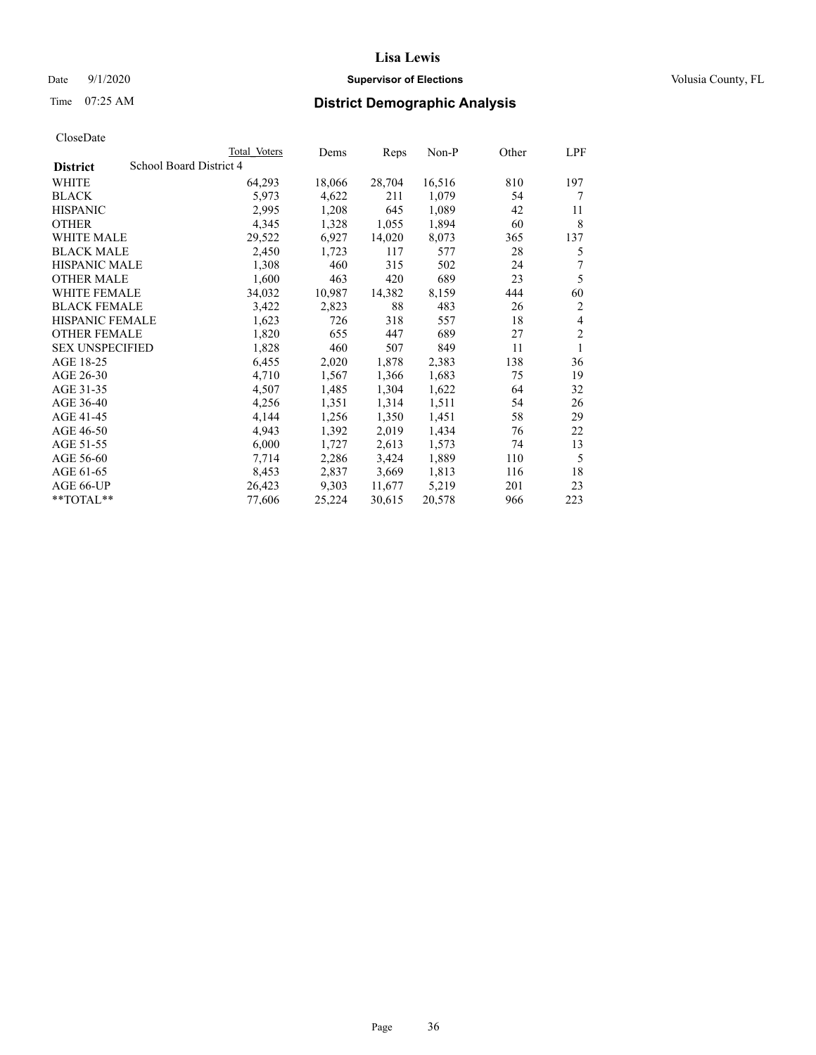# Lisa Lewis

Date 9/1/2020 **Supervisor of Elections** Volusia County, FL

Time 07:25 AM **District Demographic Analysis**

CloseDate

| | Total Voters | Dems | Reps | Non-P | Other | LPF |
|---|---|---|---|---|---|---|
| **District** School Board District 4 | | | | | | |
| WHITE | 64,293 | 18,066 | 28,704 | 16,516 | 810 | 197 |
| BLACK | 5,973 | 4,622 | 211 | 1,079 | 54 | 7 |
| HISPANIC | 2,995 | 1,208 | 645 | 1,089 | 42 | 11 |
| OTHER | 4,345 | 1,328 | 1,055 | 1,894 | 60 | 8 |
| WHITE MALE | 29,522 | 6,927 | 14,020 | 8,073 | 365 | 137 |
| BLACK MALE | 2,450 | 1,723 | 117 | 577 | 28 | 5 |
| HISPANIC MALE | 1,308 | 460 | 315 | 502 | 24 | 7 |
| OTHER MALE | 1,600 | 463 | 420 | 689 | 23 | 5 |
| WHITE FEMALE | 34,032 | 10,987 | 14,382 | 8,159 | 444 | 60 |
| BLACK FEMALE | 3,422 | 2,823 | 88 | 483 | 26 | 2 |
| HISPANIC FEMALE | 1,623 | 726 | 318 | 557 | 18 | 4 |
| OTHER FEMALE | 1,820 | 655 | 447 | 689 | 27 | 2 |
| SEX UNSPECIFIED | 1,828 | 460 | 507 | 849 | 11 | 1 |
| AGE 18-25 | 6,455 | 2,020 | 1,878 | 2,383 | 138 | 36 |
| AGE 26-30 | 4,710 | 1,567 | 1,366 | 1,683 | 75 | 19 |
| AGE 31-35 | 4,507 | 1,485 | 1,304 | 1,622 | 64 | 32 |
| AGE 36-40 | 4,256 | 1,351 | 1,314 | 1,511 | 54 | 26 |
| AGE 41-45 | 4,144 | 1,256 | 1,350 | 1,451 | 58 | 29 |
| AGE 46-50 | 4,943 | 1,392 | 2,019 | 1,434 | 76 | 22 |
| AGE 51-55 | 6,000 | 1,727 | 2,613 | 1,573 | 74 | 13 |
| AGE 56-60 | 7,714 | 2,286 | 3,424 | 1,889 | 110 | 5 |
| AGE 61-65 | 8,453 | 2,837 | 3,669 | 1,813 | 116 | 18 |
| AGE 66-UP | 26,423 | 9,303 | 11,677 | 5,219 | 201 | 23 |
| **TOTAL** | 77,606 | 25,224 | 30,615 | 20,578 | 966 | 223 |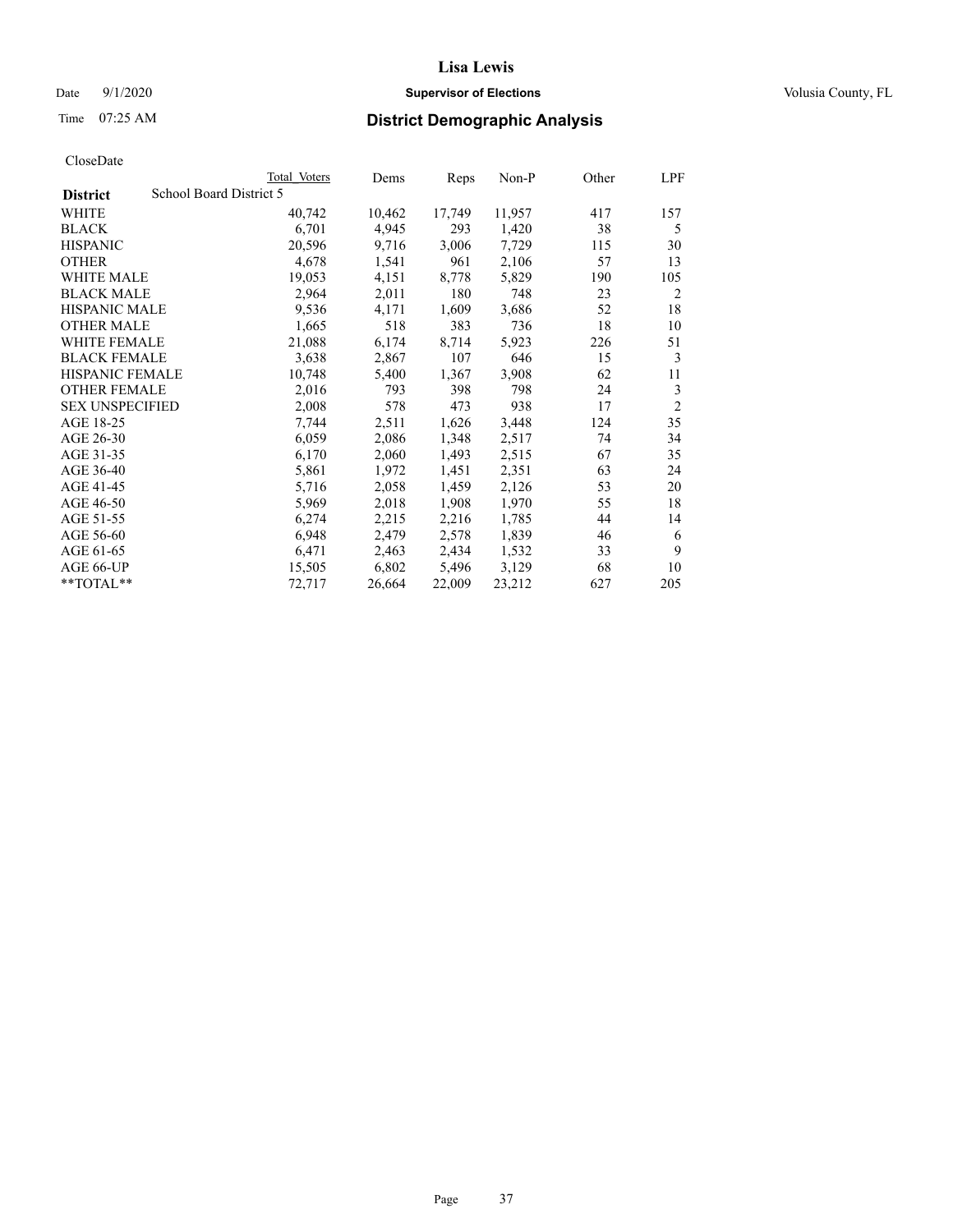# Lisa Lewis

Date 9/1/2020 **Supervisor of Elections** Volusia County, FL

Time 07:25 AM **District Demographic Analysis**

CloseDate

| District | School Board District 5 | Total Voters | Dems | Reps | Non-P | Other | LPF |
|---|---|---|---|---|---|---|---|
| WHITE | | 40,742 | 10,462 | 17,749 | 11,957 | 417 | 157 |
| BLACK | | 6,701 | 4,945 | 293 | 1,420 | 38 | 5 |
| HISPANIC | | 20,596 | 9,716 | 3,006 | 7,729 | 115 | 30 |
| OTHER | | 4,678 | 1,541 | 961 | 2,106 | 57 | 13 |
| WHITE MALE | | 19,053 | 4,151 | 8,778 | 5,829 | 190 | 105 |
| BLACK MALE | | 2,964 | 2,011 | 180 | 748 | 23 | 2 |
| HISPANIC MALE | | 9,536 | 4,171 | 1,609 | 3,686 | 52 | 18 |
| OTHER MALE | | 1,665 | 518 | 383 | 736 | 18 | 10 |
| WHITE FEMALE | | 21,088 | 6,174 | 8,714 | 5,923 | 226 | 51 |
| BLACK FEMALE | | 3,638 | 2,867 | 107 | 646 | 15 | 3 |
| HISPANIC FEMALE | | 10,748 | 5,400 | 1,367 | 3,908 | 62 | 11 |
| OTHER FEMALE | | 2,016 | 793 | 398 | 798 | 24 | 3 |
| SEX UNSPECIFIED | | 2,008 | 578 | 473 | 938 | 17 | 2 |
| AGE 18-25 | | 7,744 | 2,511 | 1,626 | 3,448 | 124 | 35 |
| AGE 26-30 | | 6,059 | 2,086 | 1,348 | 2,517 | 74 | 34 |
| AGE 31-35 | | 6,170 | 2,060 | 1,493 | 2,515 | 67 | 35 |
| AGE 36-40 | | 5,861 | 1,972 | 1,451 | 2,351 | 63 | 24 |
| AGE 41-45 | | 5,716 | 2,058 | 1,459 | 2,126 | 53 | 20 |
| AGE 46-50 | | 5,969 | 2,018 | 1,908 | 1,970 | 55 | 18 |
| AGE 51-55 | | 6,274 | 2,215 | 2,216 | 1,785 | 44 | 14 |
| AGE 56-60 | | 6,948 | 2,479 | 2,578 | 1,839 | 46 | 6 |
| AGE 61-65 | | 6,471 | 2,463 | 2,434 | 1,532 | 33 | 9 |
| AGE 66-UP | | 15,505 | 6,802 | 5,496 | 3,129 | 68 | 10 |
| **TOTAL** | | 72,717 | 26,664 | 22,009 | 23,212 | 627 | 205 |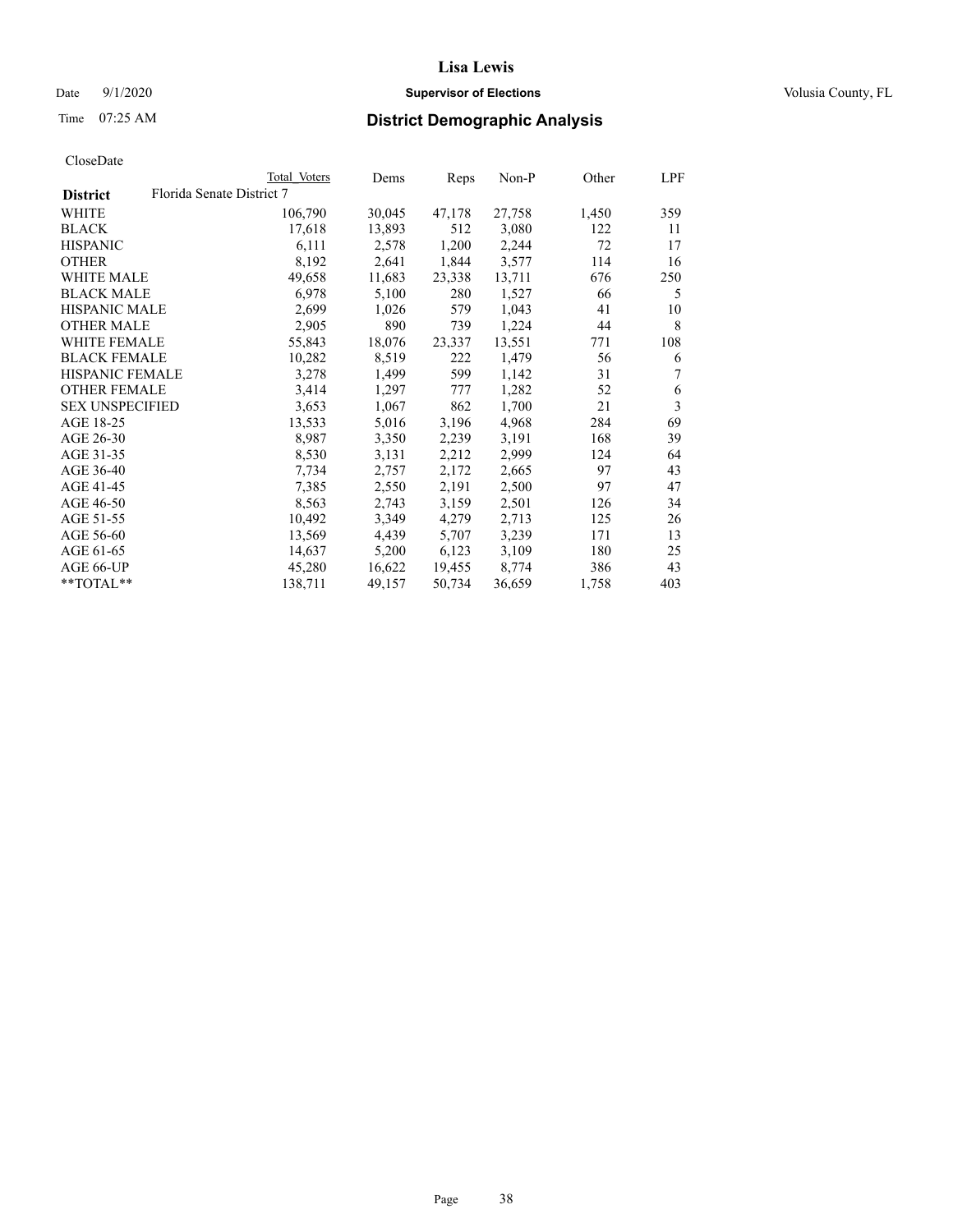CloseDate

| District | Florida Senate District 7 | Total Voters | Dems | Reps | Non-P | Other | LPF |
|---|---|---|---|---|---|---|---|
| WHITE | | 106,790 | 30,045 | 47,178 | 27,758 | 1,450 | 359 |
| BLACK | | 17,618 | 13,893 | 512 | 3,080 | 122 | 11 |
| HISPANIC | | 6,111 | 2,578 | 1,200 | 2,244 | 72 | 17 |
| OTHER | | 8,192 | 2,641 | 1,844 | 3,577 | 114 | 16 |
| WHITE MALE | | 49,658 | 11,683 | 23,338 | 13,711 | 676 | 250 |
| BLACK MALE | | 6,978 | 5,100 | 280 | 1,527 | 66 | 5 |
| HISPANIC MALE | | 2,699 | 1,026 | 579 | 1,043 | 41 | 10 |
| OTHER MALE | | 2,905 | 890 | 739 | 1,224 | 44 | 8 |
| WHITE FEMALE | | 55,843 | 18,076 | 23,337 | 13,551 | 771 | 108 |
| BLACK FEMALE | | 10,282 | 8,519 | 222 | 1,479 | 56 | 6 |
| HISPANIC FEMALE | | 3,278 | 1,499 | 599 | 1,142 | 31 | 7 |
| OTHER FEMALE | | 3,414 | 1,297 | 777 | 1,282 | 52 | 6 |
| SEX UNSPECIFIED | | 3,653 | 1,067 | 862 | 1,700 | 21 | 3 |
| AGE 18-25 | | 13,533 | 5,016 | 3,196 | 4,968 | 284 | 69 |
| AGE 26-30 | | 8,987 | 3,350 | 2,239 | 3,191 | 168 | 39 |
| AGE 31-35 | | 8,530 | 3,131 | 2,212 | 2,999 | 124 | 64 |
| AGE 36-40 | | 7,734 | 2,757 | 2,172 | 2,665 | 97 | 43 |
| AGE 41-45 | | 7,385 | 2,550 | 2,191 | 2,500 | 97 | 47 |
| AGE 46-50 | | 8,563 | 2,743 | 3,159 | 2,501 | 126 | 34 |
| AGE 51-55 | | 10,492 | 3,349 | 4,279 | 2,713 | 125 | 26 |
| AGE 56-60 | | 13,569 | 4,439 | 5,707 | 3,239 | 171 | 13 |
| AGE 61-65 | | 14,637 | 5,200 | 6,123 | 3,109 | 180 | 25 |
| AGE 66-UP | | 45,280 | 16,622 | 19,455 | 8,774 | 386 | 43 |
| **TOTAL** | | 138,711 | 49,157 | 50,734 | 36,659 | 1,758 | 403 |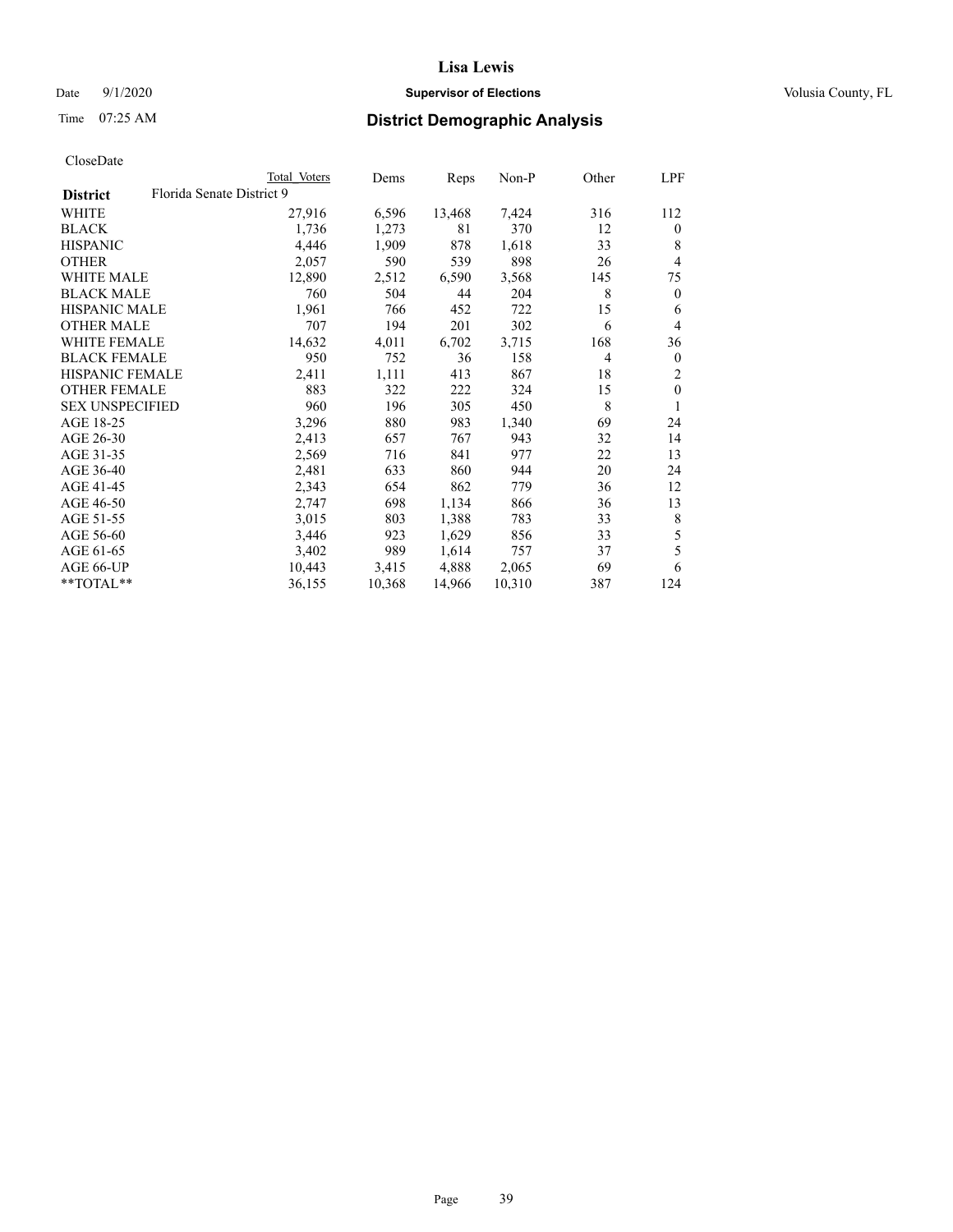# Lisa Lewis

Date 9/1/2020 **Supervisor of Elections** Volusia County, FL

Time 07:25 AM **District Demographic Analysis**

CloseDate

| | Total Voters | Dems | Reps | Non-P | Other | LPF |
|---|---|---|---|---|---|---|
| **District** Florida Senate District 9 | | | | | | |
| WHITE | 27,916 | 6,596 | 13,468 | 7,424 | 316 | 112 |
| BLACK | 1,736 | 1,273 | 81 | 370 | 12 | 0 |
| HISPANIC | 4,446 | 1,909 | 878 | 1,618 | 33 | 8 |
| OTHER | 2,057 | 590 | 539 | 898 | 26 | 4 |
| WHITE MALE | 12,890 | 2,512 | 6,590 | 3,568 | 145 | 75 |
| BLACK MALE | 760 | 504 | 44 | 204 | 8 | 0 |
| HISPANIC MALE | 1,961 | 766 | 452 | 722 | 15 | 6 |
| OTHER MALE | 707 | 194 | 201 | 302 | 6 | 4 |
| WHITE FEMALE | 14,632 | 4,011 | 6,702 | 3,715 | 168 | 36 |
| BLACK FEMALE | 950 | 752 | 36 | 158 | 4 | 0 |
| HISPANIC FEMALE | 2,411 | 1,111 | 413 | 867 | 18 | 2 |
| OTHER FEMALE | 883 | 322 | 222 | 324 | 15 | 0 |
| SEX UNSPECIFIED | 960 | 196 | 305 | 450 | 8 | 1 |
| AGE 18-25 | 3,296 | 880 | 983 | 1,340 | 69 | 24 |
| AGE 26-30 | 2,413 | 657 | 767 | 943 | 32 | 14 |
| AGE 31-35 | 2,569 | 716 | 841 | 977 | 22 | 13 |
| AGE 36-40 | 2,481 | 633 | 860 | 944 | 20 | 24 |
| AGE 41-45 | 2,343 | 654 | 862 | 779 | 36 | 12 |
| AGE 46-50 | 2,747 | 698 | 1,134 | 866 | 36 | 13 |
| AGE 51-55 | 3,015 | 803 | 1,388 | 783 | 33 | 8 |
| AGE 56-60 | 3,446 | 923 | 1,629 | 856 | 33 | 5 |
| AGE 61-65 | 3,402 | 989 | 1,614 | 757 | 37 | 5 |
| AGE 66-UP | 10,443 | 3,415 | 4,888 | 2,065 | 69 | 6 |
| **TOTAL** | 36,155 | 10,368 | 14,966 | 10,310 | 387 | 124 |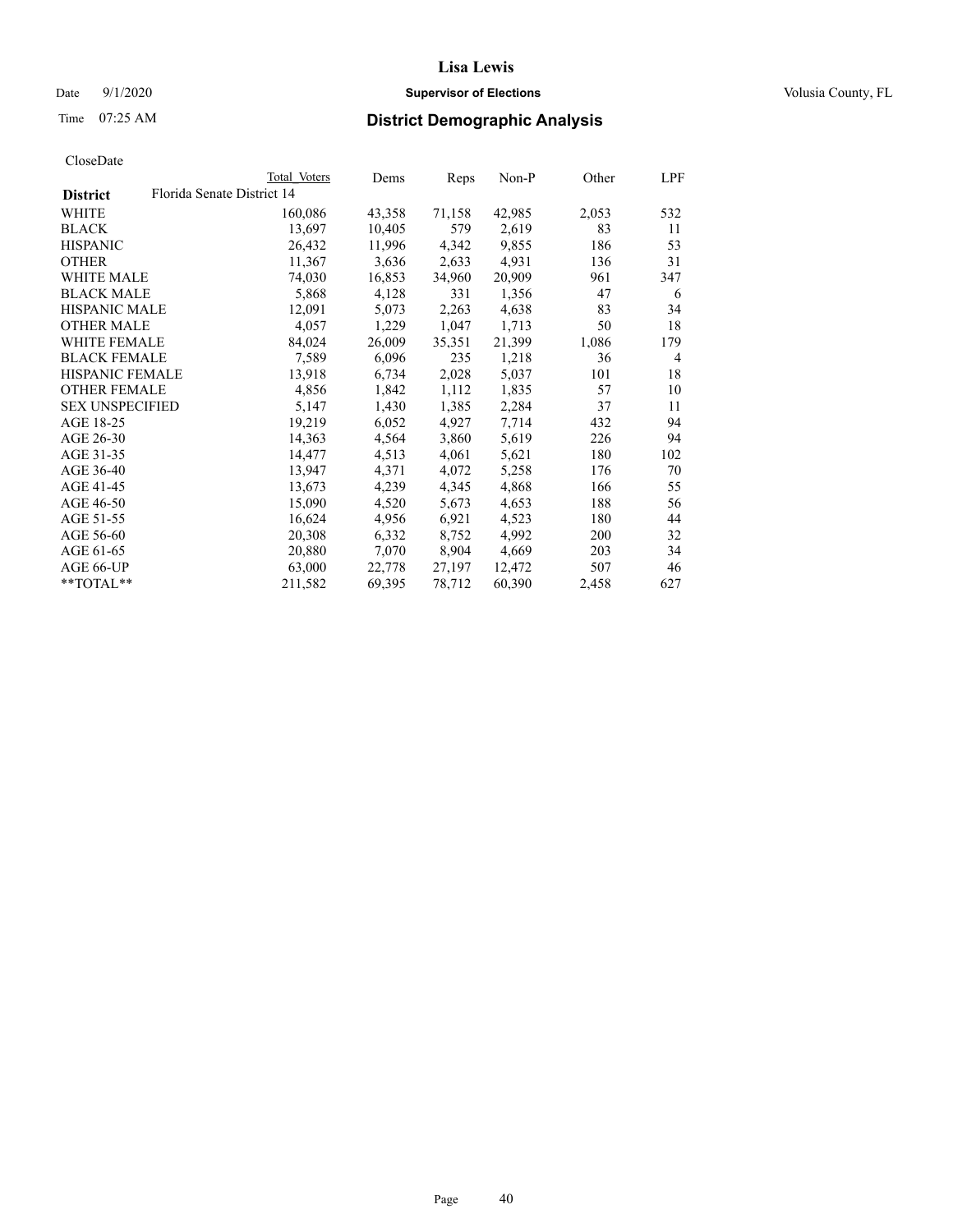Lisa Lewis

Date 9/1/2020 **Supervisor of Elections** Volusia County, FL

Time 07:25 AM **District Demographic Analysis**

CloseDate

| District | Total Voters | Dems | Reps | Non-P | Other | LPF |
|---|---|---|---|---|---|---|
| Florida Senate District 14 | | | | | | |
| WHITE | 160,086 | 43,358 | 71,158 | 42,985 | 2,053 | 532 |
| BLACK | 13,697 | 10,405 | 579 | 2,619 | 83 | 11 |
| HISPANIC | 26,432 | 11,996 | 4,342 | 9,855 | 186 | 53 |
| OTHER | 11,367 | 3,636 | 2,633 | 4,931 | 136 | 31 |
| WHITE MALE | 74,030 | 16,853 | 34,960 | 20,909 | 961 | 347 |
| BLACK MALE | 5,868 | 4,128 | 331 | 1,356 | 47 | 6 |
| HISPANIC MALE | 12,091 | 5,073 | 2,263 | 4,638 | 83 | 34 |
| OTHER MALE | 4,057 | 1,229 | 1,047 | 1,713 | 50 | 18 |
| WHITE FEMALE | 84,024 | 26,009 | 35,351 | 21,399 | 1,086 | 179 |
| BLACK FEMALE | 7,589 | 6,096 | 235 | 1,218 | 36 | 4 |
| HISPANIC FEMALE | 13,918 | 6,734 | 2,028 | 5,037 | 101 | 18 |
| OTHER FEMALE | 4,856 | 1,842 | 1,112 | 1,835 | 57 | 10 |
| SEX UNSPECIFIED | 5,147 | 1,430 | 1,385 | 2,284 | 37 | 11 |
| AGE 18-25 | 19,219 | 6,052 | 4,927 | 7,714 | 432 | 94 |
| AGE 26-30 | 14,363 | 4,564 | 3,860 | 5,619 | 226 | 94 |
| AGE 31-35 | 14,477 | 4,513 | 4,061 | 5,621 | 180 | 102 |
| AGE 36-40 | 13,947 | 4,371 | 4,072 | 5,258 | 176 | 70 |
| AGE 41-45 | 13,673 | 4,239 | 4,345 | 4,868 | 166 | 55 |
| AGE 46-50 | 15,090 | 4,520 | 5,673 | 4,653 | 188 | 56 |
| AGE 51-55 | 16,624 | 4,956 | 6,921 | 4,523 | 180 | 44 |
| AGE 56-60 | 20,308 | 6,332 | 8,752 | 4,992 | 200 | 32 |
| AGE 61-65 | 20,880 | 7,070 | 8,904 | 4,669 | 203 | 34 |
| AGE 66-UP | 63,000 | 22,778 | 27,197 | 12,472 | 507 | 46 |
| **TOTAL** | 211,582 | 69,395 | 78,712 | 60,390 | 2,458 | 627 |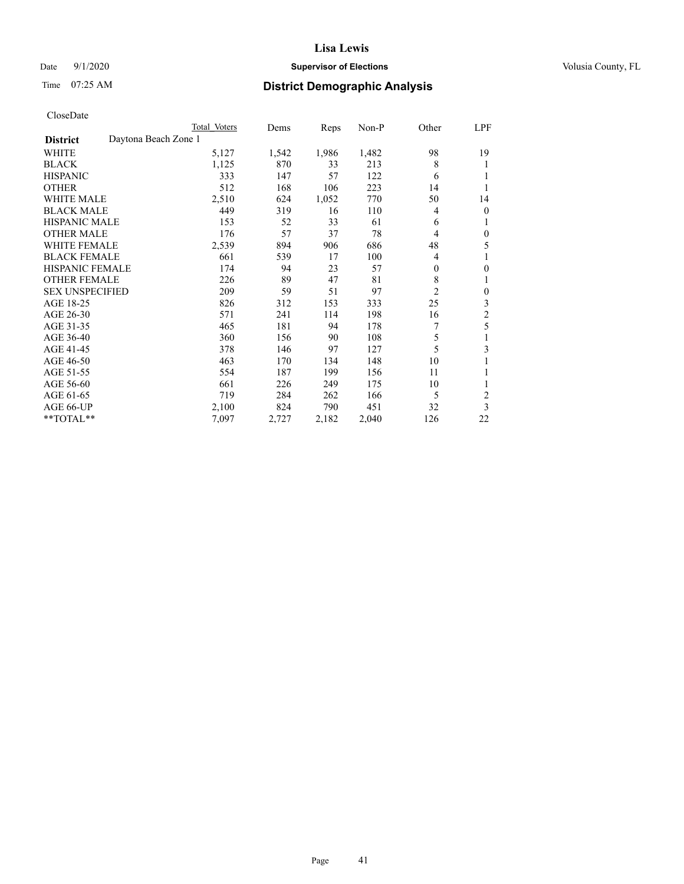# Lisa Lewis

Date 9/1/2020 **Supervisor of Elections** Volusia County, FL

Time 07:25 AM **District Demographic Analysis**

CloseDate

| District | Daytona Beach Zone 1 | Total Voters | Dems | Reps | Non-P | Other | LPF |
|---|---|---|---|---|---|---|---|
| WHITE | | 5,127 | 1,542 | 1,986 | 1,482 | 98 | 19 |
| BLACK | | 1,125 | 870 | 33 | 213 | 8 | 1 |
| HISPANIC | | 333 | 147 | 57 | 122 | 6 | 1 |
| OTHER | | 512 | 168 | 106 | 223 | 14 | 1 |
| WHITE MALE | | 2,510 | 624 | 1,052 | 770 | 50 | 14 |
| BLACK MALE | | 449 | 319 | 16 | 110 | 4 | 0 |
| HISPANIC MALE | | 153 | 52 | 33 | 61 | 6 | 1 |
| OTHER MALE | | 176 | 57 | 37 | 78 | 4 | 0 |
| WHITE FEMALE | | 2,539 | 894 | 906 | 686 | 48 | 5 |
| BLACK FEMALE | | 661 | 539 | 17 | 100 | 4 | 1 |
| HISPANIC FEMALE | | 174 | 94 | 23 | 57 | 0 | 0 |
| OTHER FEMALE | | 226 | 89 | 47 | 81 | 8 | 1 |
| SEX UNSPECIFIED | | 209 | 59 | 51 | 97 | 2 | 0 |
| AGE 18-25 | | 826 | 312 | 153 | 333 | 25 | 3 |
| AGE 26-30 | | 571 | 241 | 114 | 198 | 16 | 2 |
| AGE 31-35 | | 465 | 181 | 94 | 178 | 7 | 5 |
| AGE 36-40 | | 360 | 156 | 90 | 108 | 5 | 1 |
| AGE 41-45 | | 378 | 146 | 97 | 127 | 5 | 3 |
| AGE 46-50 | | 463 | 170 | 134 | 148 | 10 | 1 |
| AGE 51-55 | | 554 | 187 | 199 | 156 | 11 | 1 |
| AGE 56-60 | | 661 | 226 | 249 | 175 | 10 | 1 |
| AGE 61-65 | | 719 | 284 | 262 | 166 | 5 | 2 |
| AGE 66-UP | | 2,100 | 824 | 790 | 451 | 32 | 3 |
| **TOTAL** | | 7,097 | 2,727 | 2,182 | 2,040 | 126 | 22 |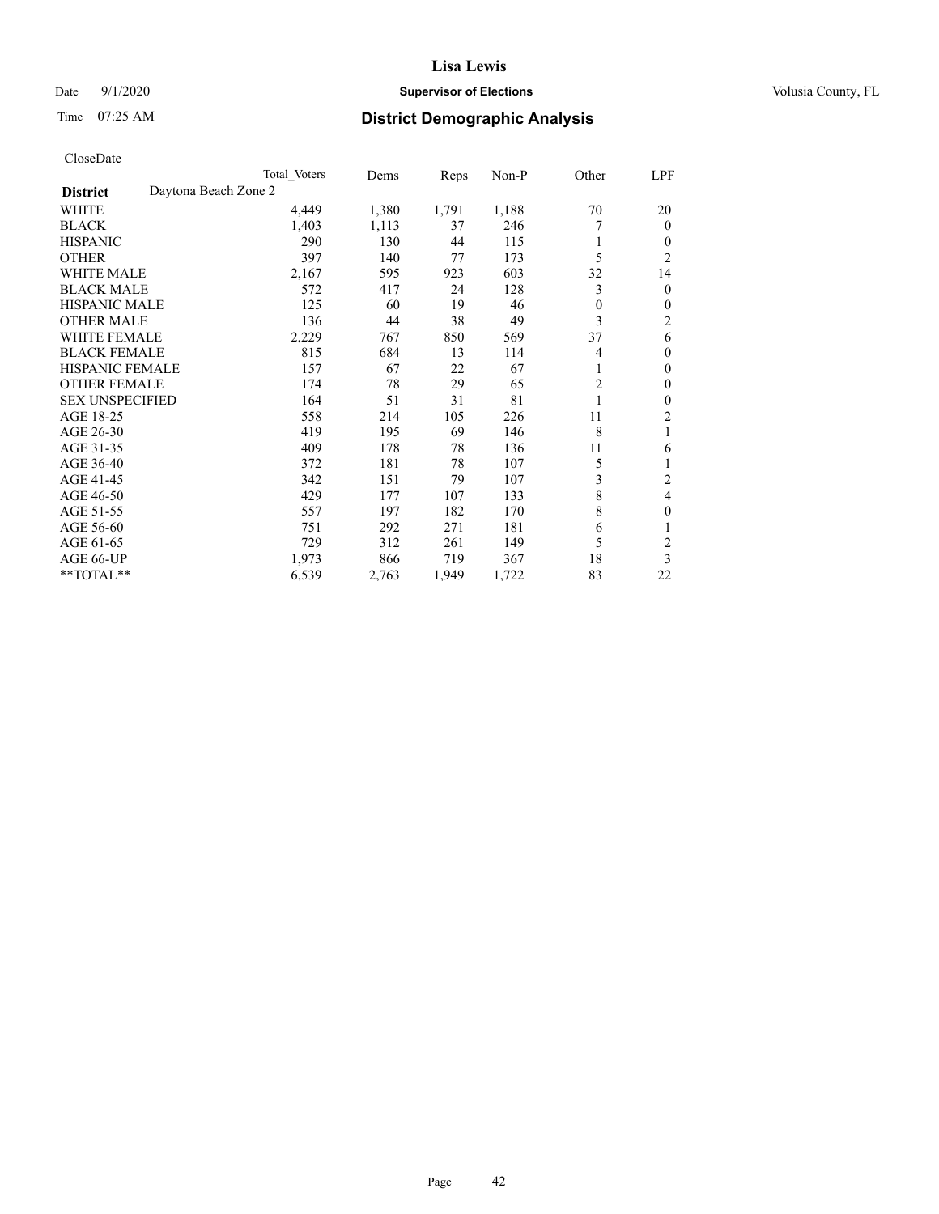# Lisa Lewis

Date 9/1/2020 **Supervisor of Elections** Volusia County, FL

Time 07:25 AM **District Demographic Analysis**

CloseDate

| | Total Voters | Dems | Reps | Non-P | Other | LPF |
|---|---|---|---|---|---|---|
| **District** Daytona Beach Zone 2 | | | | | | |
| WHITE | 4,449 | 1,380 | 1,791 | 1,188 | 70 | 20 |
| BLACK | 1,403 | 1,113 | 37 | 246 | 7 | 0 |
| HISPANIC | 290 | 130 | 44 | 115 | 1 | 0 |
| OTHER | 397 | 140 | 77 | 173 | 5 | 2 |
| WHITE MALE | 2,167 | 595 | 923 | 603 | 32 | 14 |
| BLACK MALE | 572 | 417 | 24 | 128 | 3 | 0 |
| HISPANIC MALE | 125 | 60 | 19 | 46 | 0 | 0 |
| OTHER MALE | 136 | 44 | 38 | 49 | 3 | 2 |
| WHITE FEMALE | 2,229 | 767 | 850 | 569 | 37 | 6 |
| BLACK FEMALE | 815 | 684 | 13 | 114 | 4 | 0 |
| HISPANIC FEMALE | 157 | 67 | 22 | 67 | 1 | 0 |
| OTHER FEMALE | 174 | 78 | 29 | 65 | 2 | 0 |
| SEX UNSPECIFIED | 164 | 51 | 31 | 81 | 1 | 0 |
| AGE 18-25 | 558 | 214 | 105 | 226 | 11 | 2 |
| AGE 26-30 | 419 | 195 | 69 | 146 | 8 | 1 |
| AGE 31-35 | 409 | 178 | 78 | 136 | 11 | 6 |
| AGE 36-40 | 372 | 181 | 78 | 107 | 5 | 1 |
| AGE 41-45 | 342 | 151 | 79 | 107 | 3 | 2 |
| AGE 46-50 | 429 | 177 | 107 | 133 | 8 | 4 |
| AGE 51-55 | 557 | 197 | 182 | 170 | 8 | 0 |
| AGE 56-60 | 751 | 292 | 271 | 181 | 6 | 1 |
| AGE 61-65 | 729 | 312 | 261 | 149 | 5 | 2 |
| AGE 66-UP | 1,973 | 866 | 719 | 367 | 18 | 3 |
| **TOTAL** | 6,539 | 2,763 | 1,949 | 1,722 | 83 | 22 |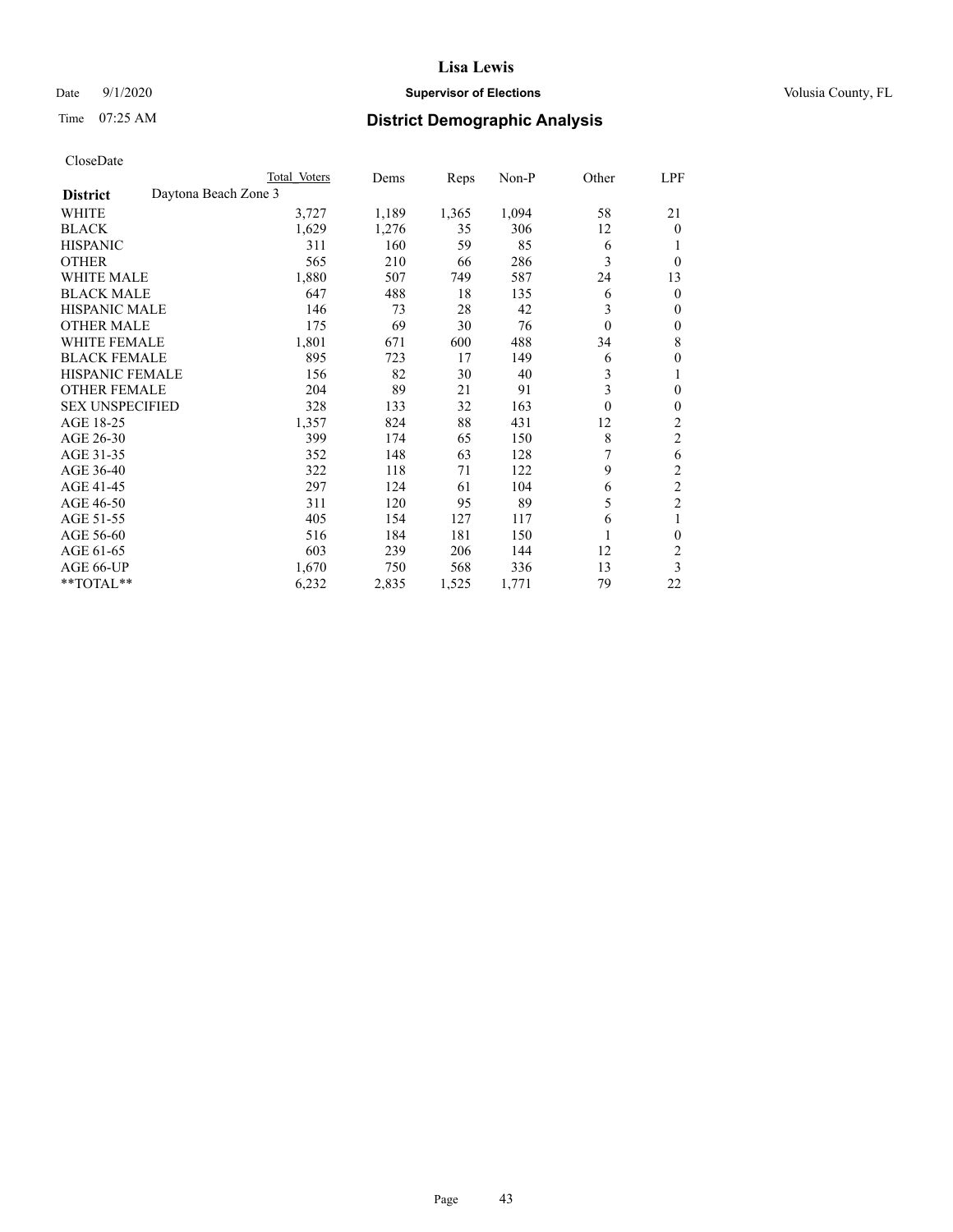# Lisa Lewis

Date 9/1/2020 **Supervisor of Elections** Volusia County, FL

Time 07:25 AM **District Demographic Analysis**

CloseDate

| | Total Voters | Dems | Reps | Non-P | Other | LPF |
|---|---|---|---|---|---|---|
| **District** Daytona Beach Zone 3 | | | | | | |
| WHITE | 3,727 | 1,189 | 1,365 | 1,094 | 58 | 21 |
| BLACK | 1,629 | 1,276 | 35 | 306 | 12 | 0 |
| HISPANIC | 311 | 160 | 59 | 85 | 6 | 1 |
| OTHER | 565 | 210 | 66 | 286 | 3 | 0 |
| WHITE MALE | 1,880 | 507 | 749 | 587 | 24 | 13 |
| BLACK MALE | 647 | 488 | 18 | 135 | 6 | 0 |
| HISPANIC MALE | 146 | 73 | 28 | 42 | 3 | 0 |
| OTHER MALE | 175 | 69 | 30 | 76 | 0 | 0 |
| WHITE FEMALE | 1,801 | 671 | 600 | 488 | 34 | 8 |
| BLACK FEMALE | 895 | 723 | 17 | 149 | 6 | 0 |
| HISPANIC FEMALE | 156 | 82 | 30 | 40 | 3 | 1 |
| OTHER FEMALE | 204 | 89 | 21 | 91 | 3 | 0 |
| SEX UNSPECIFIED | 328 | 133 | 32 | 163 | 0 | 0 |
| AGE 18-25 | 1,357 | 824 | 88 | 431 | 12 | 2 |
| AGE 26-30 | 399 | 174 | 65 | 150 | 8 | 2 |
| AGE 31-35 | 352 | 148 | 63 | 128 | 7 | 6 |
| AGE 36-40 | 322 | 118 | 71 | 122 | 9 | 2 |
| AGE 41-45 | 297 | 124 | 61 | 104 | 6 | 2 |
| AGE 46-50 | 311 | 120 | 95 | 89 | 5 | 2 |
| AGE 51-55 | 405 | 154 | 127 | 117 | 6 | 1 |
| AGE 56-60 | 516 | 184 | 181 | 150 | 1 | 0 |
| AGE 61-65 | 603 | 239 | 206 | 144 | 12 | 2 |
| AGE 66-UP | 1,670 | 750 | 568 | 336 | 13 | 3 |
| **TOTAL** | 6,232 | 2,835 | 1,525 | 1,771 | 79 | 22 |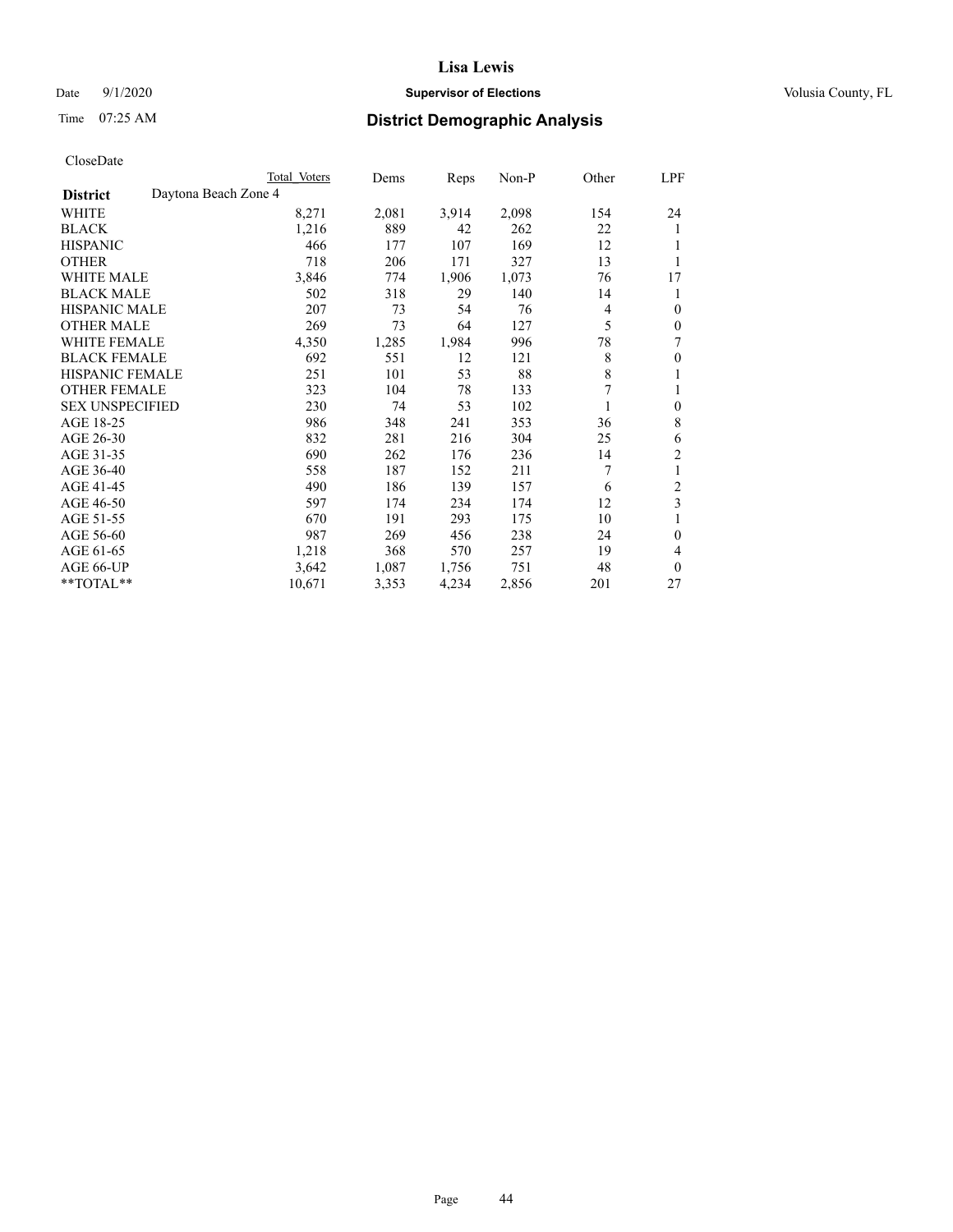# Lisa Lewis

Date 9/1/2020 **Supervisor of Elections** Volusia County, FL

Time 07:25 AM **District Demographic Analysis**

CloseDate

| | Total Voters | Dems | Reps | Non-P | Other | LPF |
|---|---|---|---|---|---|---|
| **District** Daytona Beach Zone 4 | | | | | | |
| WHITE | 8,271 | 2,081 | 3,914 | 2,098 | 154 | 24 |
| BLACK | 1,216 | 889 | 42 | 262 | 22 | 1 |
| HISPANIC | 466 | 177 | 107 | 169 | 12 | 1 |
| OTHER | 718 | 206 | 171 | 327 | 13 | 1 |
| WHITE MALE | 3,846 | 774 | 1,906 | 1,073 | 76 | 17 |
| BLACK MALE | 502 | 318 | 29 | 140 | 14 | 1 |
| HISPANIC MALE | 207 | 73 | 54 | 76 | 4 | 0 |
| OTHER MALE | 269 | 73 | 64 | 127 | 5 | 0 |
| WHITE FEMALE | 4,350 | 1,285 | 1,984 | 996 | 78 | 7 |
| BLACK FEMALE | 692 | 551 | 12 | 121 | 8 | 0 |
| HISPANIC FEMALE | 251 | 101 | 53 | 88 | 8 | 1 |
| OTHER FEMALE | 323 | 104 | 78 | 133 | 7 | 1 |
| SEX UNSPECIFIED | 230 | 74 | 53 | 102 | 1 | 0 |
| AGE 18-25 | 986 | 348 | 241 | 353 | 36 | 8 |
| AGE 26-30 | 832 | 281 | 216 | 304 | 25 | 6 |
| AGE 31-35 | 690 | 262 | 176 | 236 | 14 | 2 |
| AGE 36-40 | 558 | 187 | 152 | 211 | 7 | 1 |
| AGE 41-45 | 490 | 186 | 139 | 157 | 6 | 2 |
| AGE 46-50 | 597 | 174 | 234 | 174 | 12 | 3 |
| AGE 51-55 | 670 | 191 | 293 | 175 | 10 | 1 |
| AGE 56-60 | 987 | 269 | 456 | 238 | 24 | 0 |
| AGE 61-65 | 1,218 | 368 | 570 | 257 | 19 | 4 |
| AGE 66-UP | 3,642 | 1,087 | 1,756 | 751 | 48 | 0 |
| **TOTAL** | 10,671 | 3,353 | 4,234 | 2,856 | 201 | 27 |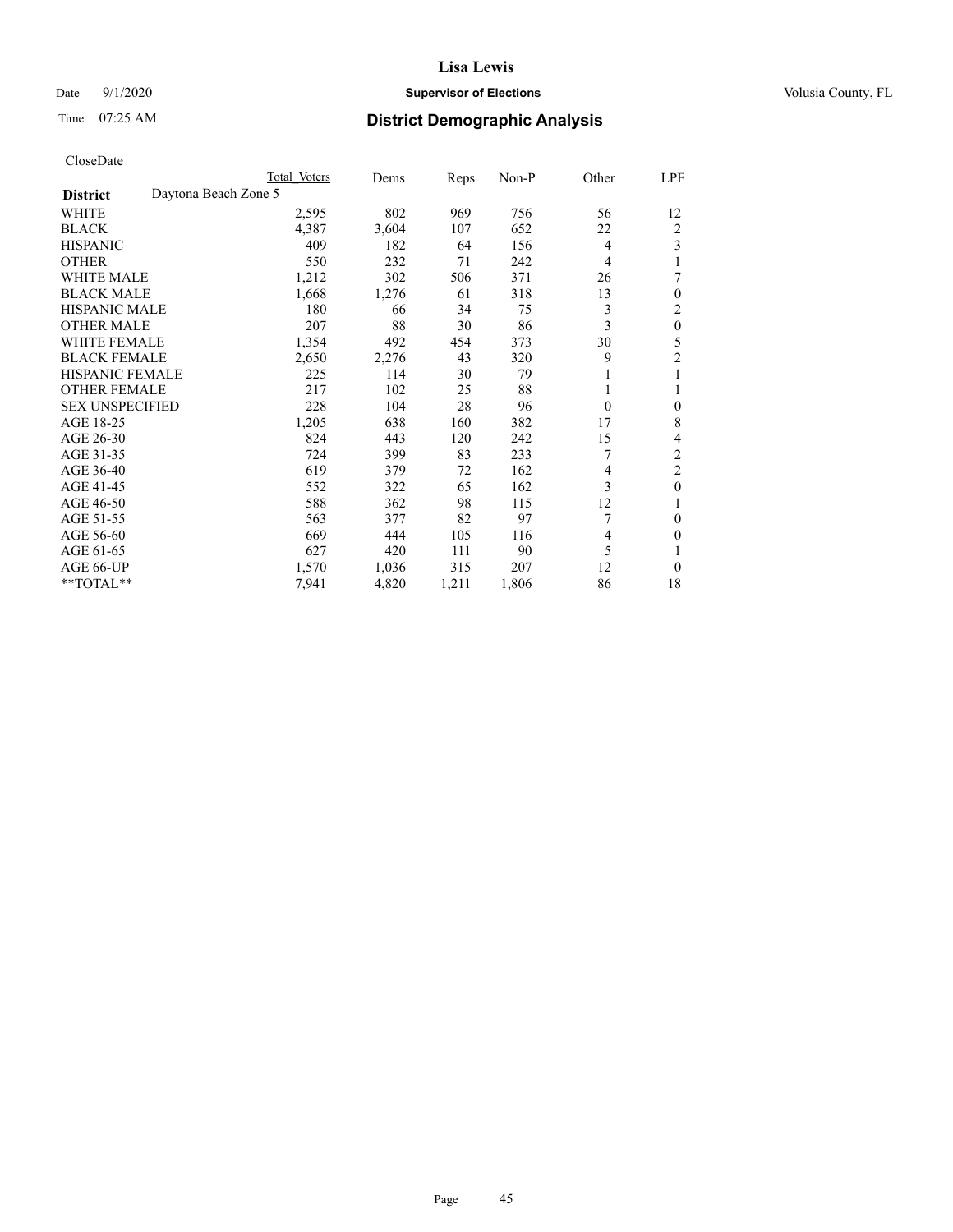CloseDate

| | Total Voters | Dems | Reps | Non-P | Other | LPF |
|---|---|---|---|---|---|---|
| **District** Daytona Beach Zone 5 | | | | | | |
| WHITE | 2,595 | 802 | 969 | 756 | 56 | 12 |
| BLACK | 4,387 | 3,604 | 107 | 652 | 22 | 2 |
| HISPANIC | 409 | 182 | 64 | 156 | 4 | 3 |
| OTHER | 550 | 232 | 71 | 242 | 4 | 1 |
| WHITE MALE | 1,212 | 302 | 506 | 371 | 26 | 7 |
| BLACK MALE | 1,668 | 1,276 | 61 | 318 | 13 | 0 |
| HISPANIC MALE | 180 | 66 | 34 | 75 | 3 | 2 |
| OTHER MALE | 207 | 88 | 30 | 86 | 3 | 0 |
| WHITE FEMALE | 1,354 | 492 | 454 | 373 | 30 | 5 |
| BLACK FEMALE | 2,650 | 2,276 | 43 | 320 | 9 | 2 |
| HISPANIC FEMALE | 225 | 114 | 30 | 79 | 1 | 1 |
| OTHER FEMALE | 217 | 102 | 25 | 88 | 1 | 1 |
| SEX UNSPECIFIED | 228 | 104 | 28 | 96 | 0 | 0 |
| AGE 18-25 | 1,205 | 638 | 160 | 382 | 17 | 8 |
| AGE 26-30 | 824 | 443 | 120 | 242 | 15 | 4 |
| AGE 31-35 | 724 | 399 | 83 | 233 | 7 | 2 |
| AGE 36-40 | 619 | 379 | 72 | 162 | 4 | 2 |
| AGE 41-45 | 552 | 322 | 65 | 162 | 3 | 0 |
| AGE 46-50 | 588 | 362 | 98 | 115 | 12 | 1 |
| AGE 51-55 | 563 | 377 | 82 | 97 | 7 | 0 |
| AGE 56-60 | 669 | 444 | 105 | 116 | 4 | 0 |
| AGE 61-65 | 627 | 420 | 111 | 90 | 5 | 1 |
| AGE 66-UP | 1,570 | 1,036 | 315 | 207 | 12 | 0 |
| **TOTAL** | 7,941 | 4,820 | 1,211 | 1,806 | 86 | 18 |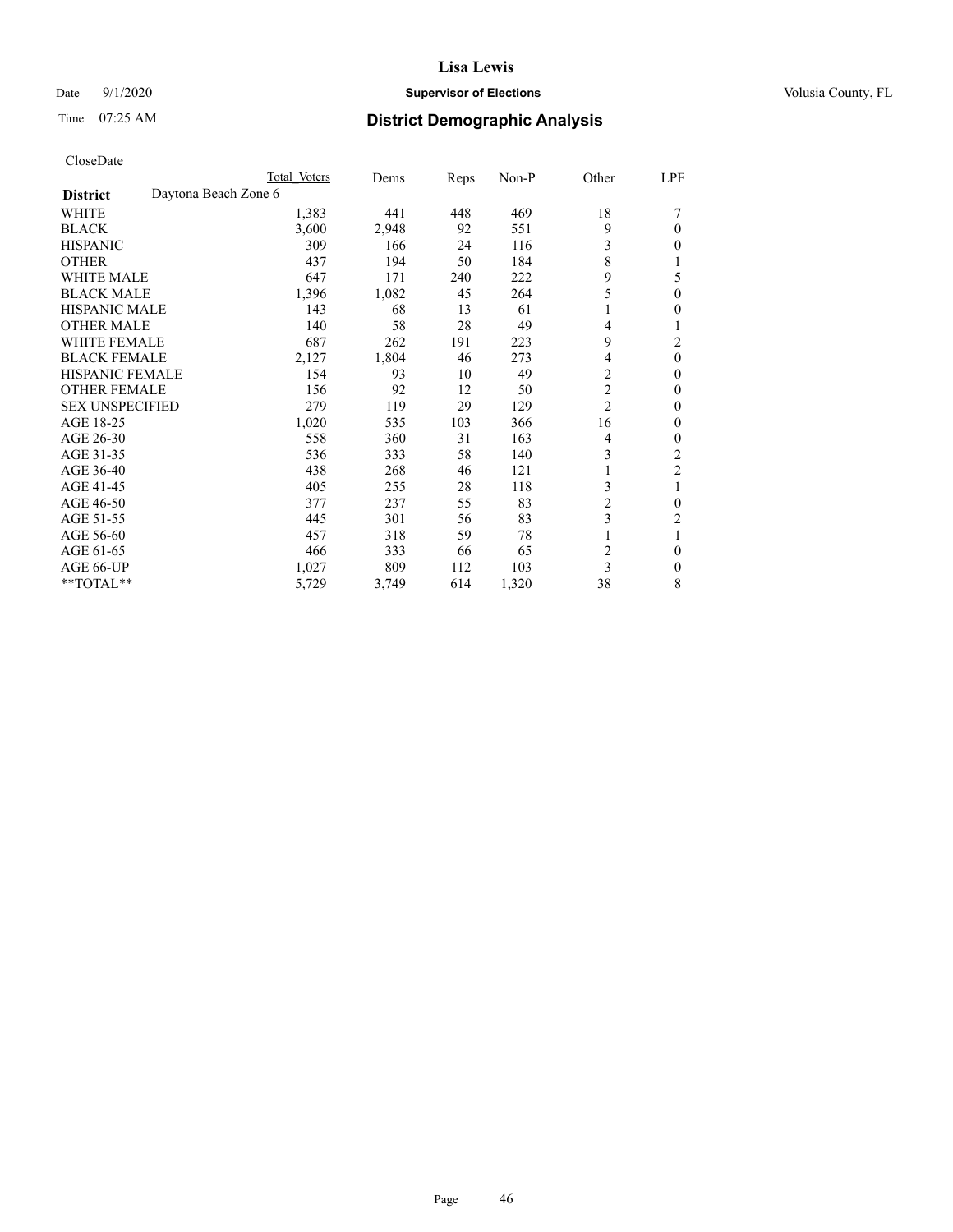# Lisa Lewis

Date 9/1/2020 **Supervisor of Elections** Volusia County, FL

Time 07:25 AM **District Demographic Analysis**

CloseDate

| District | Daytona Beach Zone 6 Total Voters | Dems | Reps | Non-P | Other | LPF |
|---|---|---|---|---|---|---|
| WHITE | 1,383 | 441 | 448 | 469 | 18 | 7 |
| BLACK | 3,600 | 2,948 | 92 | 551 | 9 | 0 |
| HISPANIC | 309 | 166 | 24 | 116 | 3 | 0 |
| OTHER | 437 | 194 | 50 | 184 | 8 | 1 |
| WHITE MALE | 647 | 171 | 240 | 222 | 9 | 5 |
| BLACK MALE | 1,396 | 1,082 | 45 | 264 | 5 | 0 |
| HISPANIC MALE | 143 | 68 | 13 | 61 | 1 | 0 |
| OTHER MALE | 140 | 58 | 28 | 49 | 4 | 1 |
| WHITE FEMALE | 687 | 262 | 191 | 223 | 9 | 2 |
| BLACK FEMALE | 2,127 | 1,804 | 46 | 273 | 4 | 0 |
| HISPANIC FEMALE | 154 | 93 | 10 | 49 | 2 | 0 |
| OTHER FEMALE | 156 | 92 | 12 | 50 | 2 | 0 |
| SEX UNSPECIFIED | 279 | 119 | 29 | 129 | 2 | 0 |
| AGE 18-25 | 1,020 | 535 | 103 | 366 | 16 | 0 |
| AGE 26-30 | 558 | 360 | 31 | 163 | 4 | 0 |
| AGE 31-35 | 536 | 333 | 58 | 140 | 3 | 2 |
| AGE 36-40 | 438 | 268 | 46 | 121 | 1 | 2 |
| AGE 41-45 | 405 | 255 | 28 | 118 | 3 | 1 |
| AGE 46-50 | 377 | 237 | 55 | 83 | 2 | 0 |
| AGE 51-55 | 445 | 301 | 56 | 83 | 3 | 2 |
| AGE 56-60 | 457 | 318 | 59 | 78 | 1 | 1 |
| AGE 61-65 | 466 | 333 | 66 | 65 | 2 | 0 |
| AGE 66-UP | 1,027 | 809 | 112 | 103 | 3 | 0 |
| **TOTAL** | 5,729 | 3,749 | 614 | 1,320 | 38 | 8 |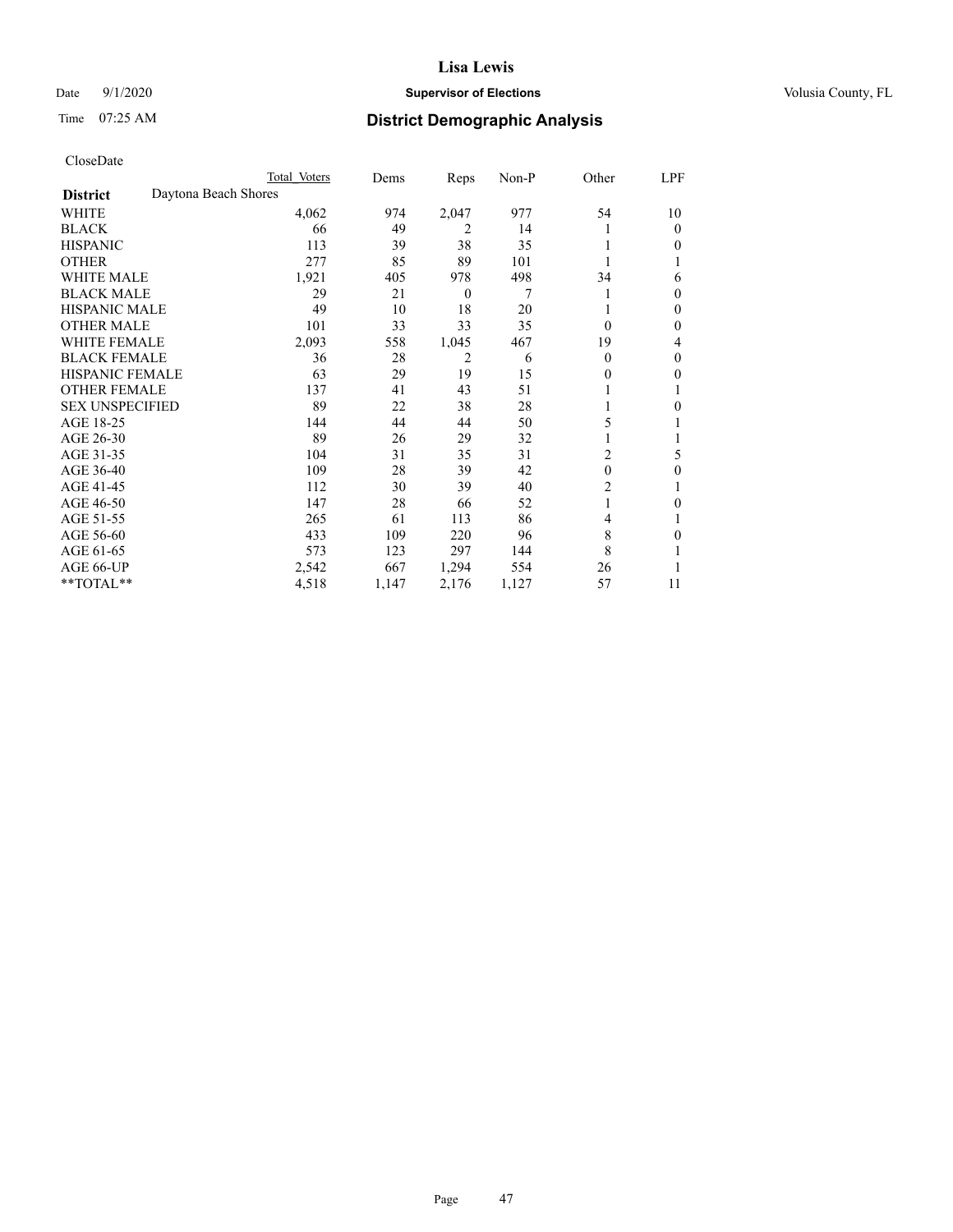# Lisa Lewis

Date 9/1/2020 **Supervisor of Elections** Volusia County, FL

Time 07:25 AM **District Demographic Analysis**

CloseDate

| District | Total Voters | Dems | Reps | Non-P | Other | LPF |
|---|---|---|---|---|---|---|
| Daytona Beach Shores | | | | | | |
| WHITE | 4,062 | 974 | 2,047 | 977 | 54 | 10 |
| BLACK | 66 | 49 | 2 | 14 | 1 | 0 |
| HISPANIC | 113 | 39 | 38 | 35 | 1 | 0 |
| OTHER | 277 | 85 | 89 | 101 | 1 | 1 |
| WHITE MALE | 1,921 | 405 | 978 | 498 | 34 | 6 |
| BLACK MALE | 29 | 21 | 0 | 7 | 1 | 0 |
| HISPANIC MALE | 49 | 10 | 18 | 20 | 1 | 0 |
| OTHER MALE | 101 | 33 | 33 | 35 | 0 | 0 |
| WHITE FEMALE | 2,093 | 558 | 1,045 | 467 | 19 | 4 |
| BLACK FEMALE | 36 | 28 | 2 | 6 | 0 | 0 |
| HISPANIC FEMALE | 63 | 29 | 19 | 15 | 0 | 0 |
| OTHER FEMALE | 137 | 41 | 43 | 51 | 1 | 1 |
| SEX UNSPECIFIED | 89 | 22 | 38 | 28 | 1 | 0 |
| AGE 18-25 | 144 | 44 | 44 | 50 | 5 | 1 |
| AGE 26-30 | 89 | 26 | 29 | 32 | 1 | 1 |
| AGE 31-35 | 104 | 31 | 35 | 31 | 2 | 5 |
| AGE 36-40 | 109 | 28 | 39 | 42 | 0 | 0 |
| AGE 41-45 | 112 | 30 | 39 | 40 | 2 | 1 |
| AGE 46-50 | 147 | 28 | 66 | 52 | 1 | 0 |
| AGE 51-55 | 265 | 61 | 113 | 86 | 4 | 1 |
| AGE 56-60 | 433 | 109 | 220 | 96 | 8 | 0 |
| AGE 61-65 | 573 | 123 | 297 | 144 | 8 | 1 |
| AGE 66-UP | 2,542 | 667 | 1,294 | 554 | 26 | 1 |
| **TOTAL** | 4,518 | 1,147 | 2,176 | 1,127 | 57 | 11 |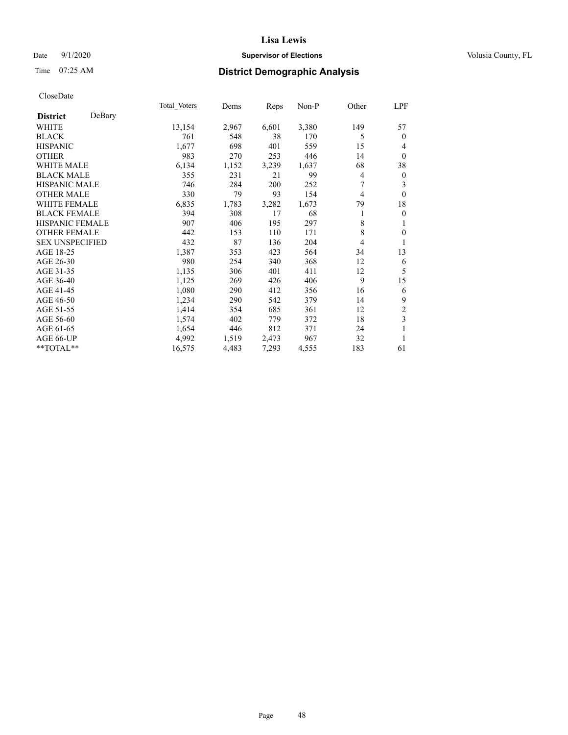CloseDate

| | Total Voters | Dems | Reps | Non-P | Other | LPF |
|---|---|---|---|---|---|---|
| **District** DeBary | | | | | | |
| WHITE | 13,154 | 2,967 | 6,601 | 3,380 | 149 | 57 |
| BLACK | 761 | 548 | 38 | 170 | 5 | 0 |
| HISPANIC | 1,677 | 698 | 401 | 559 | 15 | 4 |
| OTHER | 983 | 270 | 253 | 446 | 14 | 0 |
| WHITE MALE | 6,134 | 1,152 | 3,239 | 1,637 | 68 | 38 |
| BLACK MALE | 355 | 231 | 21 | 99 | 4 | 0 |
| HISPANIC MALE | 746 | 284 | 200 | 252 | 7 | 3 |
| OTHER MALE | 330 | 79 | 93 | 154 | 4 | 0 |
| WHITE FEMALE | 6,835 | 1,783 | 3,282 | 1,673 | 79 | 18 |
| BLACK FEMALE | 394 | 308 | 17 | 68 | 1 | 0 |
| HISPANIC FEMALE | 907 | 406 | 195 | 297 | 8 | 1 |
| OTHER FEMALE | 442 | 153 | 110 | 171 | 8 | 0 |
| SEX UNSPECIFIED | 432 | 87 | 136 | 204 | 4 | 1 |
| AGE 18-25 | 1,387 | 353 | 423 | 564 | 34 | 13 |
| AGE 26-30 | 980 | 254 | 340 | 368 | 12 | 6 |
| AGE 31-35 | 1,135 | 306 | 401 | 411 | 12 | 5 |
| AGE 36-40 | 1,125 | 269 | 426 | 406 | 9 | 15 |
| AGE 41-45 | 1,080 | 290 | 412 | 356 | 16 | 6 |
| AGE 46-50 | 1,234 | 290 | 542 | 379 | 14 | 9 |
| AGE 51-55 | 1,414 | 354 | 685 | 361 | 12 | 2 |
| AGE 56-60 | 1,574 | 402 | 779 | 372 | 18 | 3 |
| AGE 61-65 | 1,654 | 446 | 812 | 371 | 24 | 1 |
| AGE 66-UP | 4,992 | 1,519 | 2,473 | 967 | 32 | 1 |
| **TOTAL** | 16,575 | 4,483 | 7,293 | 4,555 | 183 | 61 |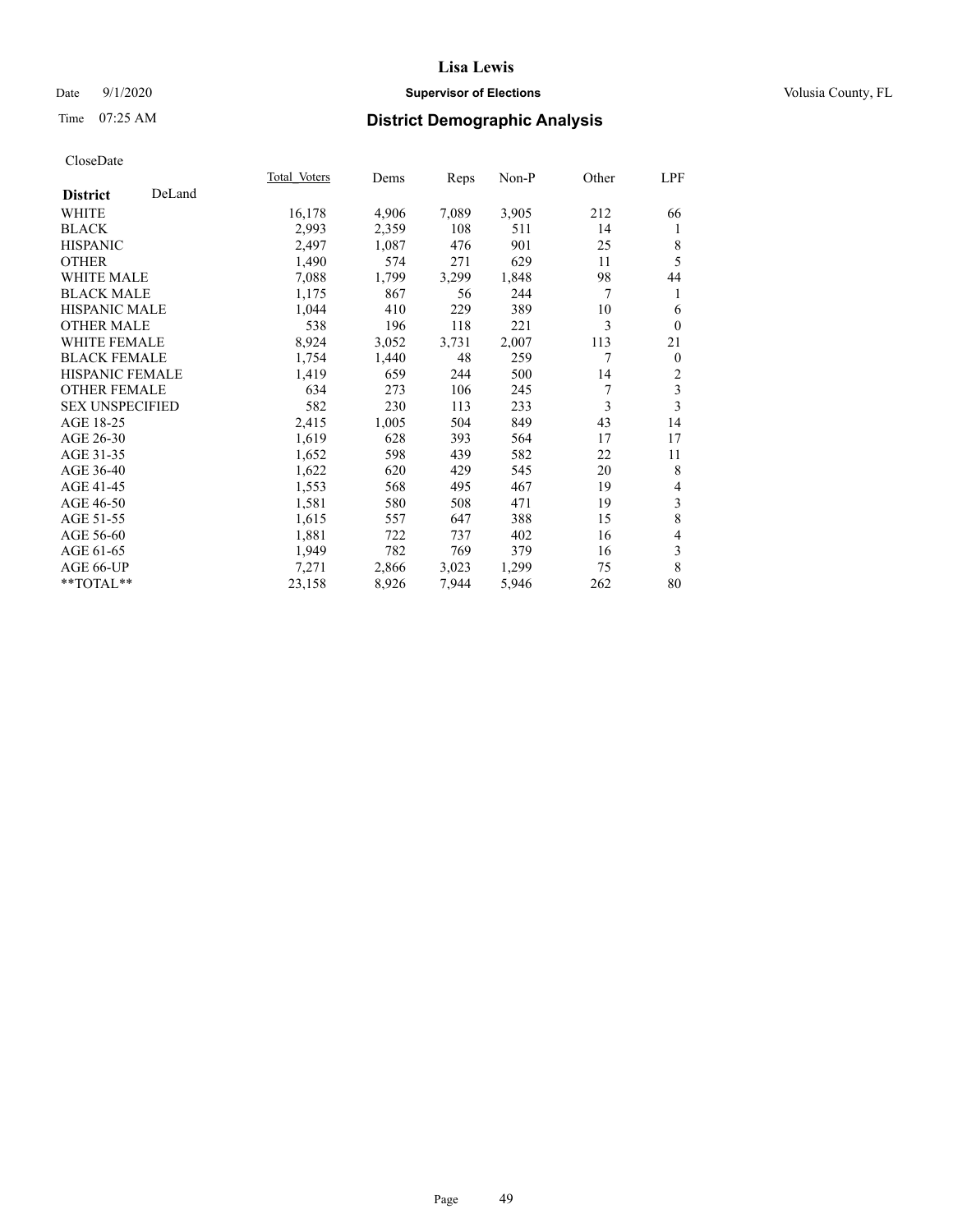Lisa Lewis

Date 9/1/2020 **Supervisor of Elections** Volusia County, FL

Time 07:25 AM **District Demographic Analysis**

CloseDate

| **District** DeLand | Total Voters | Dems | Reps | Non-P | Other | LPF |
|---|---|---|---|---|---|---|
| WHITE | 16,178 | 4,906 | 7,089 | 3,905 | 212 | 66 |
| BLACK | 2,993 | 2,359 | 108 | 511 | 14 | 1 |
| HISPANIC | 2,497 | 1,087 | 476 | 901 | 25 | 8 |
| OTHER | 1,490 | 574 | 271 | 629 | 11 | 5 |
| WHITE MALE | 7,088 | 1,799 | 3,299 | 1,848 | 98 | 44 |
| BLACK MALE | 1,175 | 867 | 56 | 244 | 7 | 1 |
| HISPANIC MALE | 1,044 | 410 | 229 | 389 | 10 | 6 |
| OTHER MALE | 538 | 196 | 118 | 221 | 3 | 0 |
| WHITE FEMALE | 8,924 | 3,052 | 3,731 | 2,007 | 113 | 21 |
| BLACK FEMALE | 1,754 | 1,440 | 48 | 259 | 7 | 0 |
| HISPANIC FEMALE | 1,419 | 659 | 244 | 500 | 14 | 2 |
| OTHER FEMALE | 634 | 273 | 106 | 245 | 7 | 3 |
| SEX UNSPECIFIED | 582 | 230 | 113 | 233 | 3 | 3 |
| AGE 18-25 | 2,415 | 1,005 | 504 | 849 | 43 | 14 |
| AGE 26-30 | 1,619 | 628 | 393 | 564 | 17 | 17 |
| AGE 31-35 | 1,652 | 598 | 439 | 582 | 22 | 11 |
| AGE 36-40 | 1,622 | 620 | 429 | 545 | 20 | 8 |
| AGE 41-45 | 1,553 | 568 | 495 | 467 | 19 | 4 |
| AGE 46-50 | 1,581 | 580 | 508 | 471 | 19 | 3 |
| AGE 51-55 | 1,615 | 557 | 647 | 388 | 15 | 8 |
| AGE 56-60 | 1,881 | 722 | 737 | 402 | 16 | 4 |
| AGE 61-65 | 1,949 | 782 | 769 | 379 | 16 | 3 |
| AGE 66-UP | 7,271 | 2,866 | 3,023 | 1,299 | 75 | 8 |
| **TOTAL** | 23,158 | 8,926 | 7,944 | 5,946 | 262 | 80 |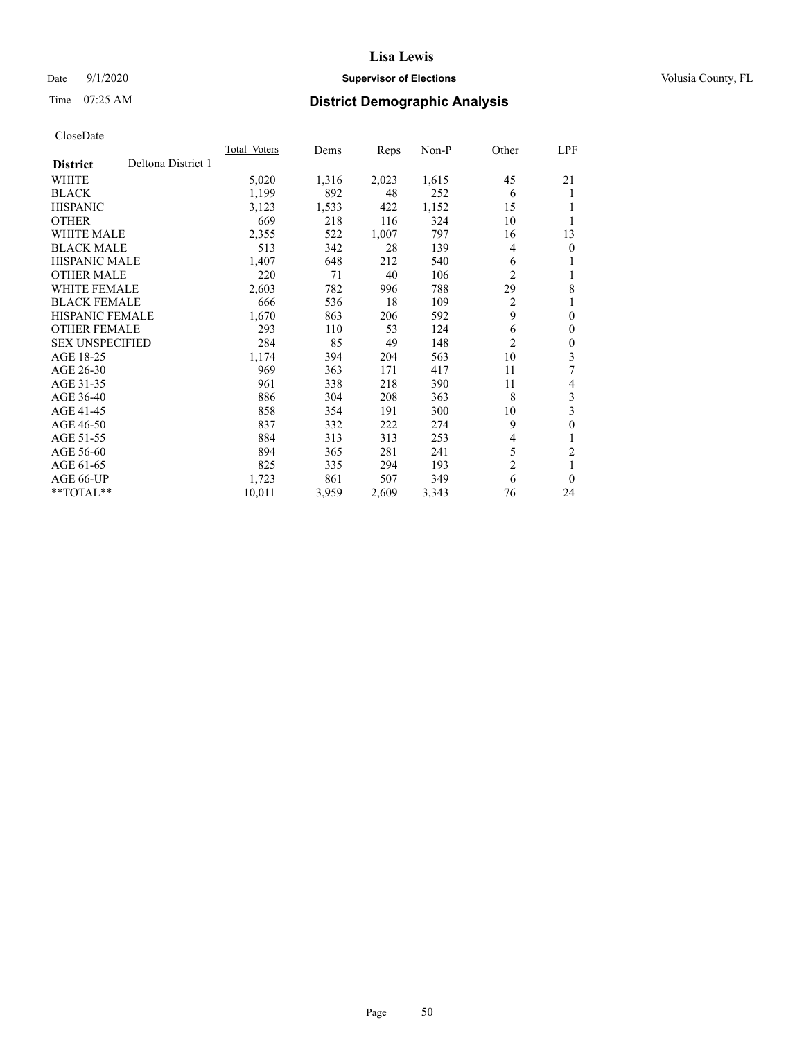# Lisa Lewis

Date 9/1/2020 **Supervisor of Elections** Volusia County, FL

Time 07:25 AM **District Demographic Analysis**

CloseDate

| | Total Voters | Dems | Reps | Non-P | Other | LPF |
|---|---|---|---|---|---|---|
| **District** Deltona District 1 | | | | | | |
| WHITE | 5,020 | 1,316 | 2,023 | 1,615 | 45 | 21 |
| BLACK | 1,199 | 892 | 48 | 252 | 6 | 1 |
| HISPANIC | 3,123 | 1,533 | 422 | 1,152 | 15 | 1 |
| OTHER | 669 | 218 | 116 | 324 | 10 | 1 |
| WHITE MALE | 2,355 | 522 | 1,007 | 797 | 16 | 13 |
| BLACK MALE | 513 | 342 | 28 | 139 | 4 | 0 |
| HISPANIC MALE | 1,407 | 648 | 212 | 540 | 6 | 1 |
| OTHER MALE | 220 | 71 | 40 | 106 | 2 | 1 |
| WHITE FEMALE | 2,603 | 782 | 996 | 788 | 29 | 8 |
| BLACK FEMALE | 666 | 536 | 18 | 109 | 2 | 1 |
| HISPANIC FEMALE | 1,670 | 863 | 206 | 592 | 9 | 0 |
| OTHER FEMALE | 293 | 110 | 53 | 124 | 6 | 0 |
| SEX UNSPECIFIED | 284 | 85 | 49 | 148 | 2 | 0 |
| AGE 18-25 | 1,174 | 394 | 204 | 563 | 10 | 3 |
| AGE 26-30 | 969 | 363 | 171 | 417 | 11 | 7 |
| AGE 31-35 | 961 | 338 | 218 | 390 | 11 | 4 |
| AGE 36-40 | 886 | 304 | 208 | 363 | 8 | 3 |
| AGE 41-45 | 858 | 354 | 191 | 300 | 10 | 3 |
| AGE 46-50 | 837 | 332 | 222 | 274 | 9 | 0 |
| AGE 51-55 | 884 | 313 | 313 | 253 | 4 | 1 |
| AGE 56-60 | 894 | 365 | 281 | 241 | 5 | 2 |
| AGE 61-65 | 825 | 335 | 294 | 193 | 2 | 1 |
| AGE 66-UP | 1,723 | 861 | 507 | 349 | 6 | 0 |
| **TOTAL** | 10,011 | 3,959 | 2,609 | 3,343 | 76 | 24 |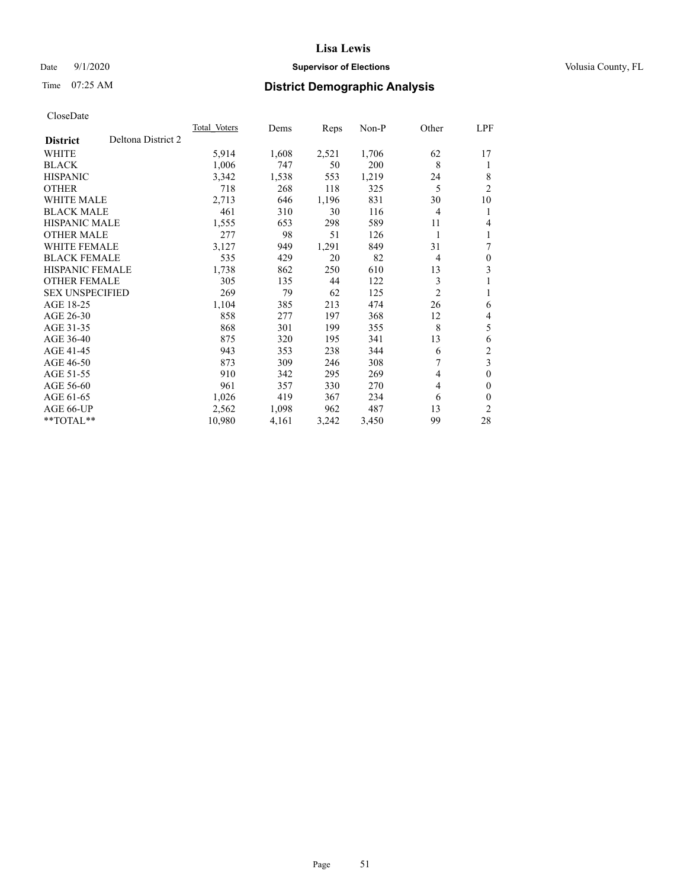CloseDate

| District | Deltona District 2 | Total Voters | Dems | Reps | Non-P | Other | LPF |
|---|---|---|---|---|---|---|---|
| WHITE | | 5,914 | 1,608 | 2,521 | 1,706 | 62 | 17 |
| BLACK | | 1,006 | 747 | 50 | 200 | 8 | 1 |
| HISPANIC | | 3,342 | 1,538 | 553 | 1,219 | 24 | 8 |
| OTHER | | 718 | 268 | 118 | 325 | 5 | 2 |
| WHITE MALE | | 2,713 | 646 | 1,196 | 831 | 30 | 10 |
| BLACK MALE | | 461 | 310 | 30 | 116 | 4 | 1 |
| HISPANIC MALE | | 1,555 | 653 | 298 | 589 | 11 | 4 |
| OTHER MALE | | 277 | 98 | 51 | 126 | 1 | 1 |
| WHITE FEMALE | | 3,127 | 949 | 1,291 | 849 | 31 | 7 |
| BLACK FEMALE | | 535 | 429 | 20 | 82 | 4 | 0 |
| HISPANIC FEMALE | | 1,738 | 862 | 250 | 610 | 13 | 3 |
| OTHER FEMALE | | 305 | 135 | 44 | 122 | 3 | 1 |
| SEX UNSPECIFIED | | 269 | 79 | 62 | 125 | 2 | 1 |
| AGE 18-25 | | 1,104 | 385 | 213 | 474 | 26 | 6 |
| AGE 26-30 | | 858 | 277 | 197 | 368 | 12 | 4 |
| AGE 31-35 | | 868 | 301 | 199 | 355 | 8 | 5 |
| AGE 36-40 | | 875 | 320 | 195 | 341 | 13 | 6 |
| AGE 41-45 | | 943 | 353 | 238 | 344 | 6 | 2 |
| AGE 46-50 | | 873 | 309 | 246 | 308 | 7 | 3 |
| AGE 51-55 | | 910 | 342 | 295 | 269 | 4 | 0 |
| AGE 56-60 | | 961 | 357 | 330 | 270 | 4 | 0 |
| AGE 61-65 | | 1,026 | 419 | 367 | 234 | 6 | 0 |
| AGE 66-UP | | 2,562 | 1,098 | 962 | 487 | 13 | 2 |
| **TOTAL** | | 10,980 | 4,161 | 3,242 | 3,450 | 99 | 28 |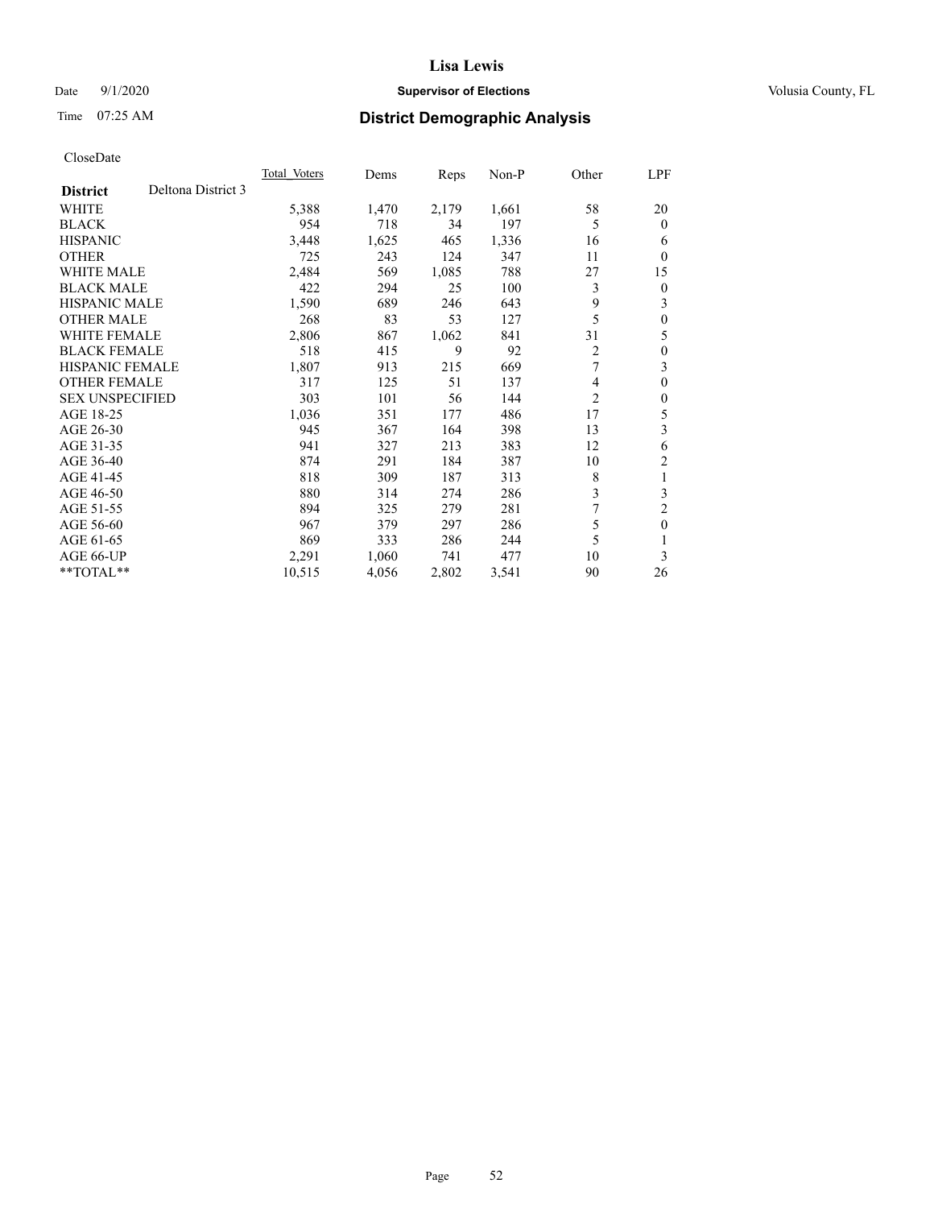# Lisa Lewis

Date 9/1/2020 **Supervisor of Elections** Volusia County, FL

Time 07:25 AM **District Demographic Analysis**

CloseDate

| **District** Deltona District 3 | Total Voters | Dems | Reps | Non-P | Other | LPF |
|---|---|---|---|---|---|---|
| WHITE | 5,388 | 1,470 | 2,179 | 1,661 | 58 | 20 |
| BLACK | 954 | 718 | 34 | 197 | 5 | 0 |
| HISPANIC | 3,448 | 1,625 | 465 | 1,336 | 16 | 6 |
| OTHER | 725 | 243 | 124 | 347 | 11 | 0 |
| WHITE MALE | 2,484 | 569 | 1,085 | 788 | 27 | 15 |
| BLACK MALE | 422 | 294 | 25 | 100 | 3 | 0 |
| HISPANIC MALE | 1,590 | 689 | 246 | 643 | 9 | 3 |
| OTHER MALE | 268 | 83 | 53 | 127 | 5 | 0 |
| WHITE FEMALE | 2,806 | 867 | 1,062 | 841 | 31 | 5 |
| BLACK FEMALE | 518 | 415 | 9 | 92 | 2 | 0 |
| HISPANIC FEMALE | 1,807 | 913 | 215 | 669 | 7 | 3 |
| OTHER FEMALE | 317 | 125 | 51 | 137 | 4 | 0 |
| SEX UNSPECIFIED | 303 | 101 | 56 | 144 | 2 | 0 |
| AGE 18-25 | 1,036 | 351 | 177 | 486 | 17 | 5 |
| AGE 26-30 | 945 | 367 | 164 | 398 | 13 | 3 |
| AGE 31-35 | 941 | 327 | 213 | 383 | 12 | 6 |
| AGE 36-40 | 874 | 291 | 184 | 387 | 10 | 2 |
| AGE 41-45 | 818 | 309 | 187 | 313 | 8 | 1 |
| AGE 46-50 | 880 | 314 | 274 | 286 | 3 | 3 |
| AGE 51-55 | 894 | 325 | 279 | 281 | 7 | 2 |
| AGE 56-60 | 967 | 379 | 297 | 286 | 5 | 0 |
| AGE 61-65 | 869 | 333 | 286 | 244 | 5 | 1 |
| AGE 66-UP | 2,291 | 1,060 | 741 | 477 | 10 | 3 |
| **TOTAL** | 10,515 | 4,056 | 2,802 | 3,541 | 90 | 26 |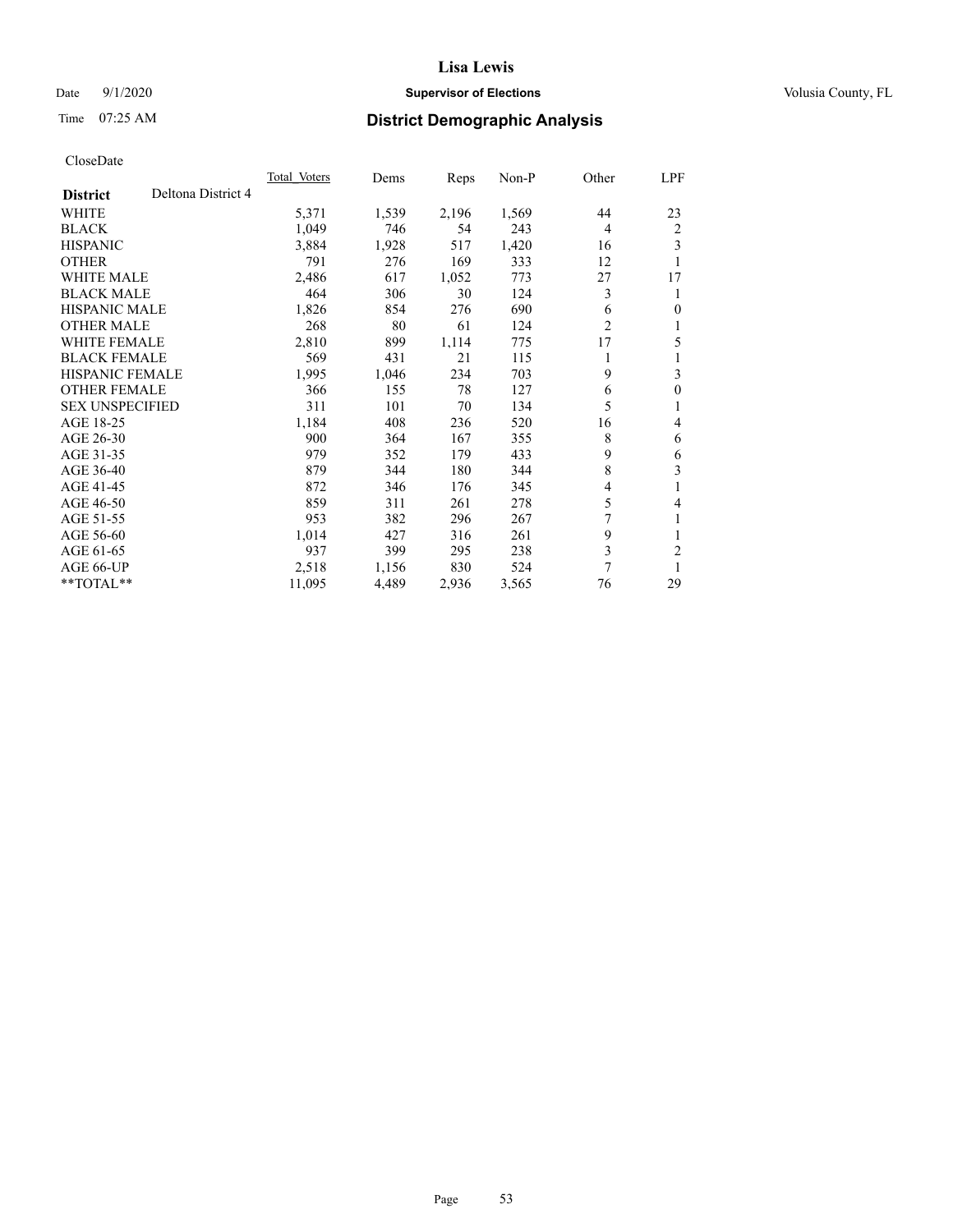# Lisa Lewis

Date 9/1/2020 **Supervisor of Elections** Volusia County, FL

Time 07:25 AM **District Demographic Analysis**

CloseDate

| District | Deltona District 4 | Total_Voters | Dems | Reps | Non-P | Other | LPF |
|---|---|---|---|---|---|---|---|
| WHITE | | 5,371 | 1,539 | 2,196 | 1,569 | 44 | 23 |
| BLACK | | 1,049 | 746 | 54 | 243 | 4 | 2 |
| HISPANIC | | 3,884 | 1,928 | 517 | 1,420 | 16 | 3 |
| OTHER | | 791 | 276 | 169 | 333 | 12 | 1 |
| WHITE MALE | | 2,486 | 617 | 1,052 | 773 | 27 | 17 |
| BLACK MALE | | 464 | 306 | 30 | 124 | 3 | 1 |
| HISPANIC MALE | | 1,826 | 854 | 276 | 690 | 6 | 0 |
| OTHER MALE | | 268 | 80 | 61 | 124 | 2 | 1 |
| WHITE FEMALE | | 2,810 | 899 | 1,114 | 775 | 17 | 5 |
| BLACK FEMALE | | 569 | 431 | 21 | 115 | 1 | 1 |
| HISPANIC FEMALE | | 1,995 | 1,046 | 234 | 703 | 9 | 3 |
| OTHER FEMALE | | 366 | 155 | 78 | 127 | 6 | 0 |
| SEX UNSPECIFIED | | 311 | 101 | 70 | 134 | 5 | 1 |
| AGE 18-25 | | 1,184 | 408 | 236 | 520 | 16 | 4 |
| AGE 26-30 | | 900 | 364 | 167 | 355 | 8 | 6 |
| AGE 31-35 | | 979 | 352 | 179 | 433 | 9 | 6 |
| AGE 36-40 | | 879 | 344 | 180 | 344 | 8 | 3 |
| AGE 41-45 | | 872 | 346 | 176 | 345 | 4 | 1 |
| AGE 46-50 | | 859 | 311 | 261 | 278 | 5 | 4 |
| AGE 51-55 | | 953 | 382 | 296 | 267 | 7 | 1 |
| AGE 56-60 | | 1,014 | 427 | 316 | 261 | 9 | 1 |
| AGE 61-65 | | 937 | 399 | 295 | 238 | 3 | 2 |
| AGE 66-UP | | 2,518 | 1,156 | 830 | 524 | 7 | 1 |
| **TOTAL** | | 11,095 | 4,489 | 2,936 | 3,565 | 76 | 29 |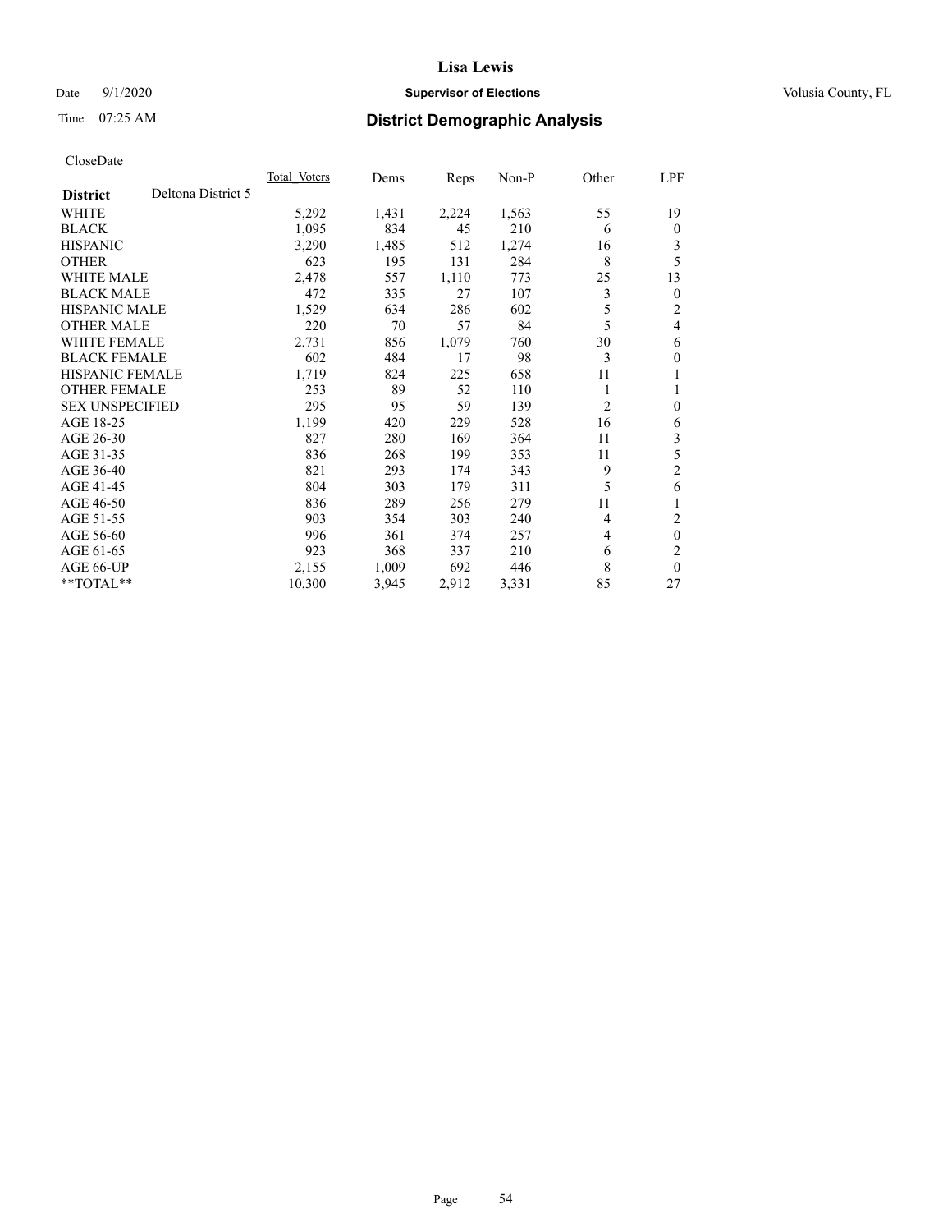CloseDate

| District | Deltona District 5 | Total_Voters | Dems | Reps | Non-P | Other | LPF |
|---|---|---|---|---|---|---|---|
| WHITE | | 5,292 | 1,431 | 2,224 | 1,563 | 55 | 19 |
| BLACK | | 1,095 | 834 | 45 | 210 | 6 | 0 |
| HISPANIC | | 3,290 | 1,485 | 512 | 1,274 | 16 | 3 |
| OTHER | | 623 | 195 | 131 | 284 | 8 | 5 |
| WHITE MALE | | 2,478 | 557 | 1,110 | 773 | 25 | 13 |
| BLACK MALE | | 472 | 335 | 27 | 107 | 3 | 0 |
| HISPANIC MALE | | 1,529 | 634 | 286 | 602 | 5 | 2 |
| OTHER MALE | | 220 | 70 | 57 | 84 | 5 | 4 |
| WHITE FEMALE | | 2,731 | 856 | 1,079 | 760 | 30 | 6 |
| BLACK FEMALE | | 602 | 484 | 17 | 98 | 3 | 0 |
| HISPANIC FEMALE | | 1,719 | 824 | 225 | 658 | 11 | 1 |
| OTHER FEMALE | | 253 | 89 | 52 | 110 | 1 | 1 |
| SEX UNSPECIFIED | | 295 | 95 | 59 | 139 | 2 | 0 |
| AGE 18-25 | | 1,199 | 420 | 229 | 528 | 16 | 6 |
| AGE 26-30 | | 827 | 280 | 169 | 364 | 11 | 3 |
| AGE 31-35 | | 836 | 268 | 199 | 353 | 11 | 5 |
| AGE 36-40 | | 821 | 293 | 174 | 343 | 9 | 2 |
| AGE 41-45 | | 804 | 303 | 179 | 311 | 5 | 6 |
| AGE 46-50 | | 836 | 289 | 256 | 279 | 11 | 1 |
| AGE 51-55 | | 903 | 354 | 303 | 240 | 4 | 2 |
| AGE 56-60 | | 996 | 361 | 374 | 257 | 4 | 0 |
| AGE 61-65 | | 923 | 368 | 337 | 210 | 6 | 2 |
| AGE 66-UP | | 2,155 | 1,009 | 692 | 446 | 8 | 0 |
| **TOTAL** | | 10,300 | 3,945 | 2,912 | 3,331 | 85 | 27 |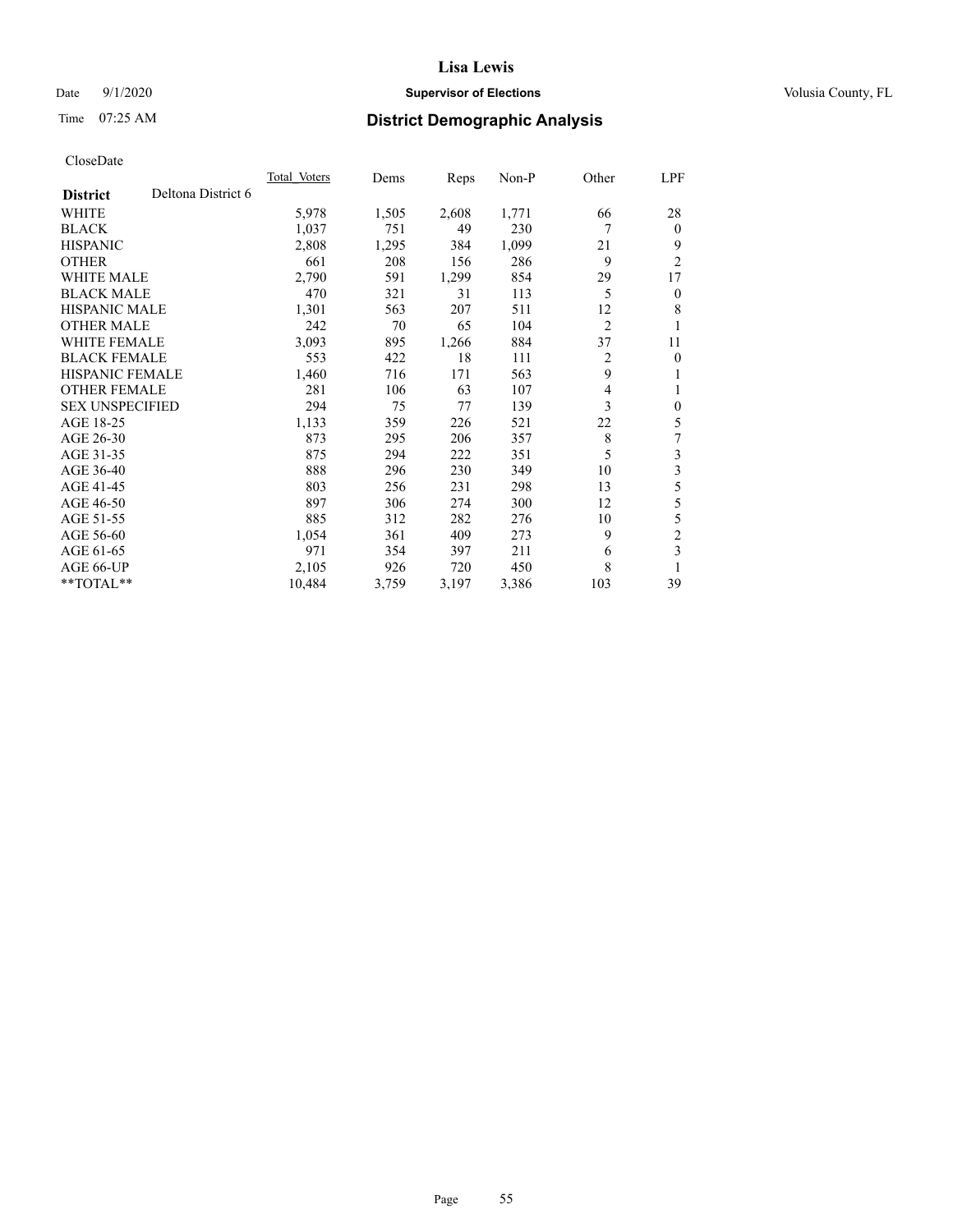# Lisa Lewis

Date 9/1/2020 **Supervisor of Elections** Volusia County, FL

Time 07:25 AM **District Demographic Analysis**

CloseDate

| District | Deltona District 6 | Total Voters | Dems | Reps | Non-P | Other | LPF |
|---|---|---|---|---|---|---|---|
| WHITE | | 5,978 | 1,505 | 2,608 | 1,771 | 66 | 28 |
| BLACK | | 1,037 | 751 | 49 | 230 | 7 | 0 |
| HISPANIC | | 2,808 | 1,295 | 384 | 1,099 | 21 | 9 |
| OTHER | | 661 | 208 | 156 | 286 | 9 | 2 |
| WHITE MALE | | 2,790 | 591 | 1,299 | 854 | 29 | 17 |
| BLACK MALE | | 470 | 321 | 31 | 113 | 5 | 0 |
| HISPANIC MALE | | 1,301 | 563 | 207 | 511 | 12 | 8 |
| OTHER MALE | | 242 | 70 | 65 | 104 | 2 | 1 |
| WHITE FEMALE | | 3,093 | 895 | 1,266 | 884 | 37 | 11 |
| BLACK FEMALE | | 553 | 422 | 18 | 111 | 2 | 0 |
| HISPANIC FEMALE | | 1,460 | 716 | 171 | 563 | 9 | 1 |
| OTHER FEMALE | | 281 | 106 | 63 | 107 | 4 | 1 |
| SEX UNSPECIFIED | | 294 | 75 | 77 | 139 | 3 | 0 |
| AGE 18-25 | | 1,133 | 359 | 226 | 521 | 22 | 5 |
| AGE 26-30 | | 873 | 295 | 206 | 357 | 8 | 7 |
| AGE 31-35 | | 875 | 294 | 222 | 351 | 5 | 3 |
| AGE 36-40 | | 888 | 296 | 230 | 349 | 10 | 3 |
| AGE 41-45 | | 803 | 256 | 231 | 298 | 13 | 5 |
| AGE 46-50 | | 897 | 306 | 274 | 300 | 12 | 5 |
| AGE 51-55 | | 885 | 312 | 282 | 276 | 10 | 5 |
| AGE 56-60 | | 1,054 | 361 | 409 | 273 | 9 | 2 |
| AGE 61-65 | | 971 | 354 | 397 | 211 | 6 | 3 |
| AGE 66-UP | | 2,105 | 926 | 720 | 450 | 8 | 1 |
| **TOTAL** | | 10,484 | 3,759 | 3,197 | 3,386 | 103 | 39 |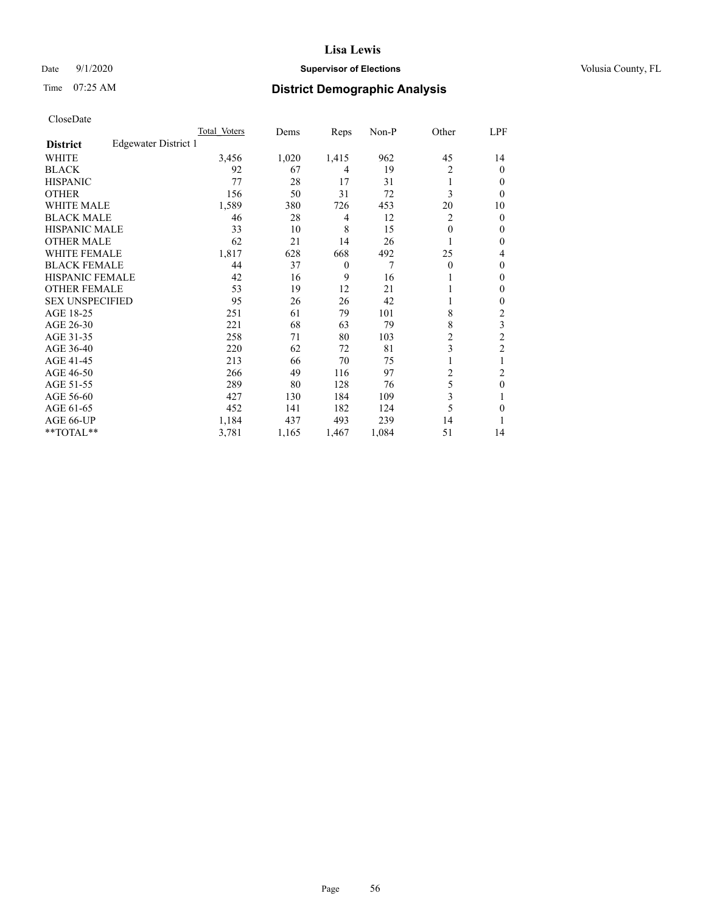# Lisa Lewis

Date 9/1/2020 **Supervisor of Elections** Volusia County, FL

Time 07:25 AM **District Demographic Analysis**

CloseDate

| District | Edgewater District 1 | Total Voters | Dems | Reps | Non-P | Other | LPF |
|---|---|---|---|---|---|---|---|
| WHITE | | 3,456 | 1,020 | 1,415 | 962 | 45 | 14 |
| BLACK | | 92 | 67 | 4 | 19 | 2 | 0 |
| HISPANIC | | 77 | 28 | 17 | 31 | 1 | 0 |
| OTHER | | 156 | 50 | 31 | 72 | 3 | 0 |
| WHITE MALE | | 1,589 | 380 | 726 | 453 | 20 | 10 |
| BLACK MALE | | 46 | 28 | 4 | 12 | 2 | 0 |
| HISPANIC MALE | | 33 | 10 | 8 | 15 | 0 | 0 |
| OTHER MALE | | 62 | 21 | 14 | 26 | 1 | 0 |
| WHITE FEMALE | | 1,817 | 628 | 668 | 492 | 25 | 4 |
| BLACK FEMALE | | 44 | 37 | 0 | 7 | 0 | 0 |
| HISPANIC FEMALE | | 42 | 16 | 9 | 16 | 1 | 0 |
| OTHER FEMALE | | 53 | 19 | 12 | 21 | 1 | 0 |
| SEX UNSPECIFIED | | 95 | 26 | 26 | 42 | 1 | 0 |
| AGE 18-25 | | 251 | 61 | 79 | 101 | 8 | 2 |
| AGE 26-30 | | 221 | 68 | 63 | 79 | 8 | 3 |
| AGE 31-35 | | 258 | 71 | 80 | 103 | 2 | 2 |
| AGE 36-40 | | 220 | 62 | 72 | 81 | 3 | 2 |
| AGE 41-45 | | 213 | 66 | 70 | 75 | 1 | 1 |
| AGE 46-50 | | 266 | 49 | 116 | 97 | 2 | 2 |
| AGE 51-55 | | 289 | 80 | 128 | 76 | 5 | 0 |
| AGE 56-60 | | 427 | 130 | 184 | 109 | 3 | 1 |
| AGE 61-65 | | 452 | 141 | 182 | 124 | 5 | 0 |
| AGE 66-UP | | 1,184 | 437 | 493 | 239 | 14 | 1 |
| **TOTAL** | | 3,781 | 1,165 | 1,467 | 1,084 | 51 | 14 |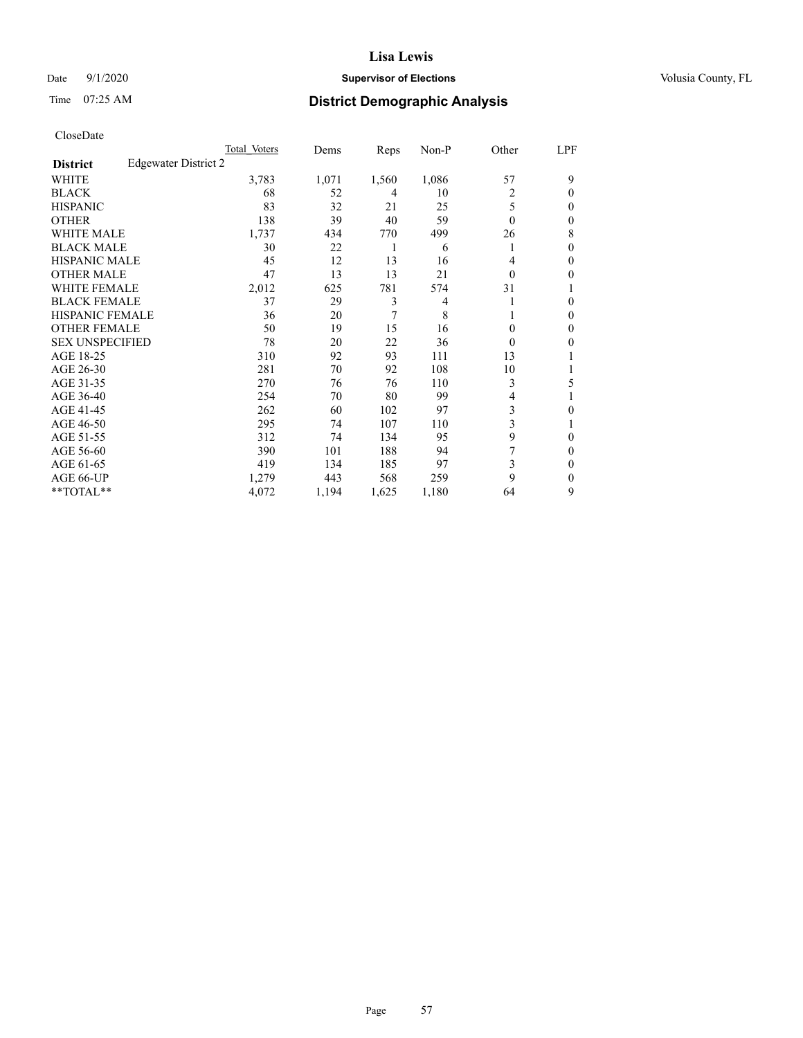**Lisa Lewis**

Date 9/1/2020 **Supervisor of Elections** Volusia County, FL

Time 07:25 AM

## District Demographic Analysis

CloseDate

| | Total Voters | Dems | Reps | Non-P | Other | LPF |
|---|---|---|---|---|---|---|
| **District** Edgewater District 2 | | | | | | |
| WHITE | 3,783 | 1,071 | 1,560 | 1,086 | 57 | 9 |
| BLACK | 68 | 52 | 4 | 10 | 2 | 0 |
| HISPANIC | 83 | 32 | 21 | 25 | 5 | 0 |
| OTHER | 138 | 39 | 40 | 59 | 0 | 0 |
| WHITE MALE | 1,737 | 434 | 770 | 499 | 26 | 8 |
| BLACK MALE | 30 | 22 | 1 | 6 | 1 | 0 |
| HISPANIC MALE | 45 | 12 | 13 | 16 | 4 | 0 |
| OTHER MALE | 47 | 13 | 13 | 21 | 0 | 0 |
| WHITE FEMALE | 2,012 | 625 | 781 | 574 | 31 | 1 |
| BLACK FEMALE | 37 | 29 | 3 | 4 | 1 | 0 |
| HISPANIC FEMALE | 36 | 20 | 7 | 8 | 1 | 0 |
| OTHER FEMALE | 50 | 19 | 15 | 16 | 0 | 0 |
| SEX UNSPECIFIED | 78 | 20 | 22 | 36 | 0 | 0 |
| AGE 18-25 | 310 | 92 | 93 | 111 | 13 | 1 |
| AGE 26-30 | 281 | 70 | 92 | 108 | 10 | 1 |
| AGE 31-35 | 270 | 76 | 76 | 110 | 3 | 5 |
| AGE 36-40 | 254 | 70 | 80 | 99 | 4 | 1 |
| AGE 41-45 | 262 | 60 | 102 | 97 | 3 | 0 |
| AGE 46-50 | 295 | 74 | 107 | 110 | 3 | 1 |
| AGE 51-55 | 312 | 74 | 134 | 95 | 9 | 0 |
| AGE 56-60 | 390 | 101 | 188 | 94 | 7 | 0 |
| AGE 61-65 | 419 | 134 | 185 | 97 | 3 | 0 |
| AGE 66-UP | 1,279 | 443 | 568 | 259 | 9 | 0 |
| **TOTAL** | 4,072 | 1,194 | 1,625 | 1,180 | 64 | 9 |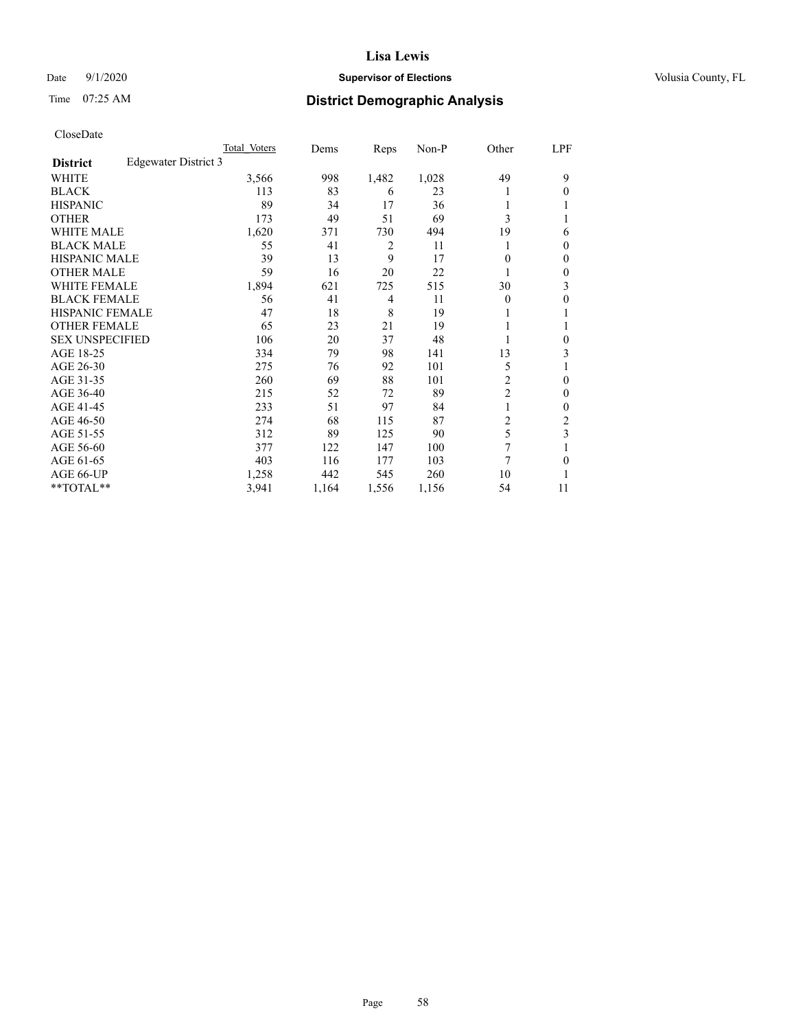# Lisa Lewis

Date 9/1/2020 **Supervisor of Elections** Volusia County, FL

Time 07:25 AM **District Demographic Analysis**

CloseDate

| | Total Voters | Dems | Reps | Non-P | Other | LPF |
|---|---|---|---|---|---|---|
| **District** Edgewater District 3 | | | | | | |
| WHITE | 3,566 | 998 | 1,482 | 1,028 | 49 | 9 |
| BLACK | 113 | 83 | 6 | 23 | 1 | 0 |
| HISPANIC | 89 | 34 | 17 | 36 | 1 | 1 |
| OTHER | 173 | 49 | 51 | 69 | 3 | 1 |
| WHITE MALE | 1,620 | 371 | 730 | 494 | 19 | 6 |
| BLACK MALE | 55 | 41 | 2 | 11 | 1 | 0 |
| HISPANIC MALE | 39 | 13 | 9 | 17 | 0 | 0 |
| OTHER MALE | 59 | 16 | 20 | 22 | 1 | 0 |
| WHITE FEMALE | 1,894 | 621 | 725 | 515 | 30 | 3 |
| BLACK FEMALE | 56 | 41 | 4 | 11 | 0 | 0 |
| HISPANIC FEMALE | 47 | 18 | 8 | 19 | 1 | 1 |
| OTHER FEMALE | 65 | 23 | 21 | 19 | 1 | 1 |
| SEX UNSPECIFIED | 106 | 20 | 37 | 48 | 1 | 0 |
| AGE 18-25 | 334 | 79 | 98 | 141 | 13 | 3 |
| AGE 26-30 | 275 | 76 | 92 | 101 | 5 | 1 |
| AGE 31-35 | 260 | 69 | 88 | 101 | 2 | 0 |
| AGE 36-40 | 215 | 52 | 72 | 89 | 2 | 0 |
| AGE 41-45 | 233 | 51 | 97 | 84 | 1 | 0 |
| AGE 46-50 | 274 | 68 | 115 | 87 | 2 | 2 |
| AGE 51-55 | 312 | 89 | 125 | 90 | 5 | 3 |
| AGE 56-60 | 377 | 122 | 147 | 100 | 7 | 1 |
| AGE 61-65 | 403 | 116 | 177 | 103 | 7 | 0 |
| AGE 66-UP | 1,258 | 442 | 545 | 260 | 10 | 1 |
| **TOTAL** | 3,941 | 1,164 | 1,556 | 1,156 | 54 | 11 |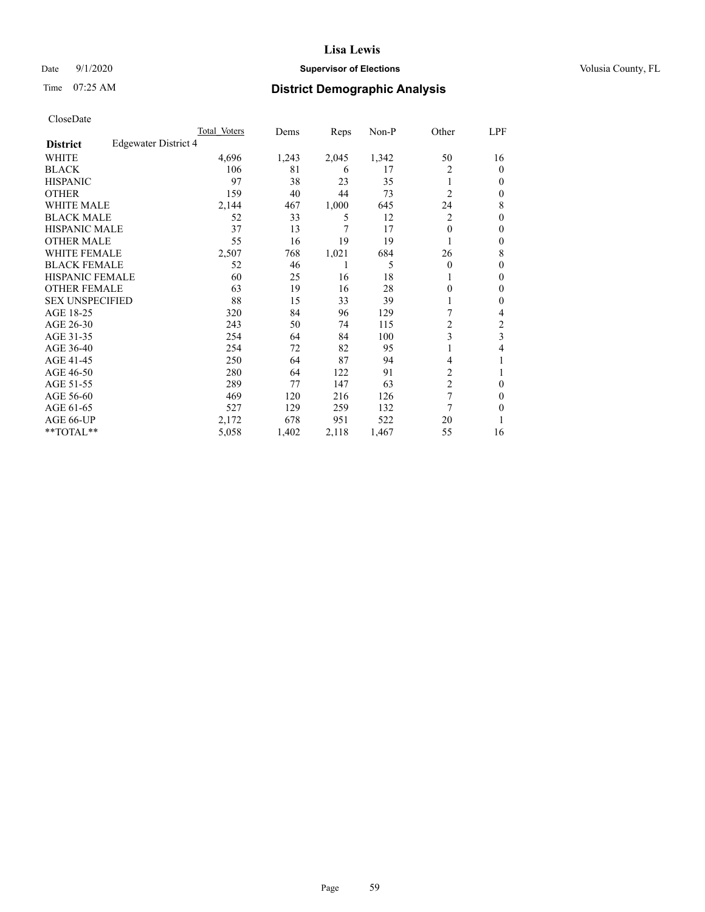# Lisa Lewis

Date 9/1/2020 **Supervisor of Elections** Volusia County, FL

Time 07:25 AM **District Demographic Analysis**

CloseDate

| | Total Voters | Dems | Reps | Non-P | Other | LPF |
|---|---|---|---|---|---|---|
| **District** Edgewater District 4 | | | | | | |
| WHITE | 4,696 | 1,243 | 2,045 | 1,342 | 50 | 16 |
| BLACK | 106 | 81 | 6 | 17 | 2 | 0 |
| HISPANIC | 97 | 38 | 23 | 35 | 1 | 0 |
| OTHER | 159 | 40 | 44 | 73 | 2 | 0 |
| WHITE MALE | 2,144 | 467 | 1,000 | 645 | 24 | 8 |
| BLACK MALE | 52 | 33 | 5 | 12 | 2 | 0 |
| HISPANIC MALE | 37 | 13 | 7 | 17 | 0 | 0 |
| OTHER MALE | 55 | 16 | 19 | 19 | 1 | 0 |
| WHITE FEMALE | 2,507 | 768 | 1,021 | 684 | 26 | 8 |
| BLACK FEMALE | 52 | 46 | 1 | 5 | 0 | 0 |
| HISPANIC FEMALE | 60 | 25 | 16 | 18 | 1 | 0 |
| OTHER FEMALE | 63 | 19 | 16 | 28 | 0 | 0 |
| SEX UNSPECIFIED | 88 | 15 | 33 | 39 | 1 | 0 |
| AGE 18-25 | 320 | 84 | 96 | 129 | 7 | 4 |
| AGE 26-30 | 243 | 50 | 74 | 115 | 2 | 2 |
| AGE 31-35 | 254 | 64 | 84 | 100 | 3 | 3 |
| AGE 36-40 | 254 | 72 | 82 | 95 | 1 | 4 |
| AGE 41-45 | 250 | 64 | 87 | 94 | 4 | 1 |
| AGE 46-50 | 280 | 64 | 122 | 91 | 2 | 1 |
| AGE 51-55 | 289 | 77 | 147 | 63 | 2 | 0 |
| AGE 56-60 | 469 | 120 | 216 | 126 | 7 | 0 |
| AGE 61-65 | 527 | 129 | 259 | 132 | 7 | 0 |
| AGE 66-UP | 2,172 | 678 | 951 | 522 | 20 | 1 |
| **TOTAL** | 5,058 | 1,402 | 2,118 | 1,467 | 55 | 16 |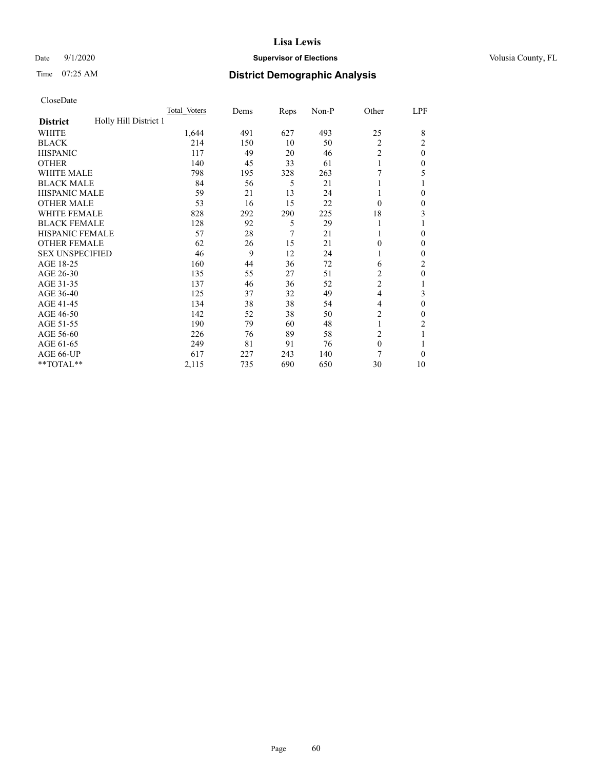# District Demographic Analysis

CloseDate

| District | Holly Hill District 1 | Total_Voters | Dems | Reps | Non-P | Other | LPF |
|---|---|---|---|---|---|---|---|
| WHITE | | 1,644 | 491 | 627 | 493 | 25 | 8 |
| BLACK | | 214 | 150 | 10 | 50 | 2 | 2 |
| HISPANIC | | 117 | 49 | 20 | 46 | 2 | 0 |
| OTHER | | 140 | 45 | 33 | 61 | 1 | 0 |
| WHITE MALE | | 798 | 195 | 328 | 263 | 7 | 5 |
| BLACK MALE | | 84 | 56 | 5 | 21 | 1 | 1 |
| HISPANIC MALE | | 59 | 21 | 13 | 24 | 1 | 0 |
| OTHER MALE | | 53 | 16 | 15 | 22 | 0 | 0 |
| WHITE FEMALE | | 828 | 292 | 290 | 225 | 18 | 3 |
| BLACK FEMALE | | 128 | 92 | 5 | 29 | 1 | 1 |
| HISPANIC FEMALE | | 57 | 28 | 7 | 21 | 1 | 0 |
| OTHER FEMALE | | 62 | 26 | 15 | 21 | 0 | 0 |
| SEX UNSPECIFIED | | 46 | 9 | 12 | 24 | 1 | 0 |
| AGE 18-25 | | 160 | 44 | 36 | 72 | 6 | 2 |
| AGE 26-30 | | 135 | 55 | 27 | 51 | 2 | 0 |
| AGE 31-35 | | 137 | 46 | 36 | 52 | 2 | 1 |
| AGE 36-40 | | 125 | 37 | 32 | 49 | 4 | 3 |
| AGE 41-45 | | 134 | 38 | 38 | 54 | 4 | 0 |
| AGE 46-50 | | 142 | 52 | 38 | 50 | 2 | 0 |
| AGE 51-55 | | 190 | 79 | 60 | 48 | 1 | 2 |
| AGE 56-60 | | 226 | 76 | 89 | 58 | 2 | 1 |
| AGE 61-65 | | 249 | 81 | 91 | 76 | 0 | 1 |
| AGE 66-UP | | 617 | 227 | 243 | 140 | 7 | 0 |
| **TOTAL** | | 2,115 | 735 | 690 | 650 | 30 | 10 |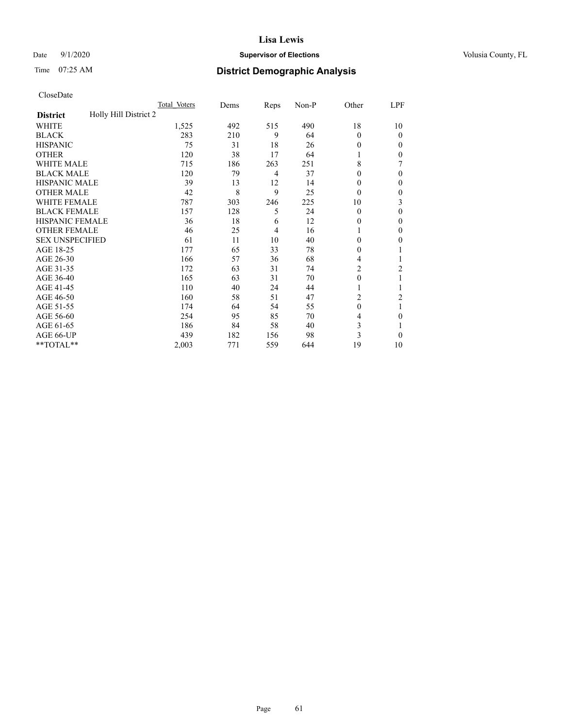CloseDate

| District | Holly Hill District 2 | Total Voters | Dems | Reps | Non-P | Other | LPF |
|---|---|---|---|---|---|---|---|
| WHITE | | 1,525 | 492 | 515 | 490 | 18 | 10 |
| BLACK | | 283 | 210 | 9 | 64 | 0 | 0 |
| HISPANIC | | 75 | 31 | 18 | 26 | 0 | 0 |
| OTHER | | 120 | 38 | 17 | 64 | 1 | 0 |
| WHITE MALE | | 715 | 186 | 263 | 251 | 8 | 7 |
| BLACK MALE | | 120 | 79 | 4 | 37 | 0 | 0 |
| HISPANIC MALE | | 39 | 13 | 12 | 14 | 0 | 0 |
| OTHER MALE | | 42 | 8 | 9 | 25 | 0 | 0 |
| WHITE FEMALE | | 787 | 303 | 246 | 225 | 10 | 3 |
| BLACK FEMALE | | 157 | 128 | 5 | 24 | 0 | 0 |
| HISPANIC FEMALE | | 36 | 18 | 6 | 12 | 0 | 0 |
| OTHER FEMALE | | 46 | 25 | 4 | 16 | 1 | 0 |
| SEX UNSPECIFIED | | 61 | 11 | 10 | 40 | 0 | 0 |
| AGE 18-25 | | 177 | 65 | 33 | 78 | 0 | 1 |
| AGE 26-30 | | 166 | 57 | 36 | 68 | 4 | 1 |
| AGE 31-35 | | 172 | 63 | 31 | 74 | 2 | 2 |
| AGE 36-40 | | 165 | 63 | 31 | 70 | 0 | 1 |
| AGE 41-45 | | 110 | 40 | 24 | 44 | 1 | 1 |
| AGE 46-50 | | 160 | 58 | 51 | 47 | 2 | 2 |
| AGE 51-55 | | 174 | 64 | 54 | 55 | 0 | 1 |
| AGE 56-60 | | 254 | 95 | 85 | 70 | 4 | 0 |
| AGE 61-65 | | 186 | 84 | 58 | 40 | 3 | 1 |
| AGE 66-UP | | 439 | 182 | 156 | 98 | 3 | 0 |
| **TOTAL** | | 2,003 | 771 | 559 | 644 | 19 | 10 |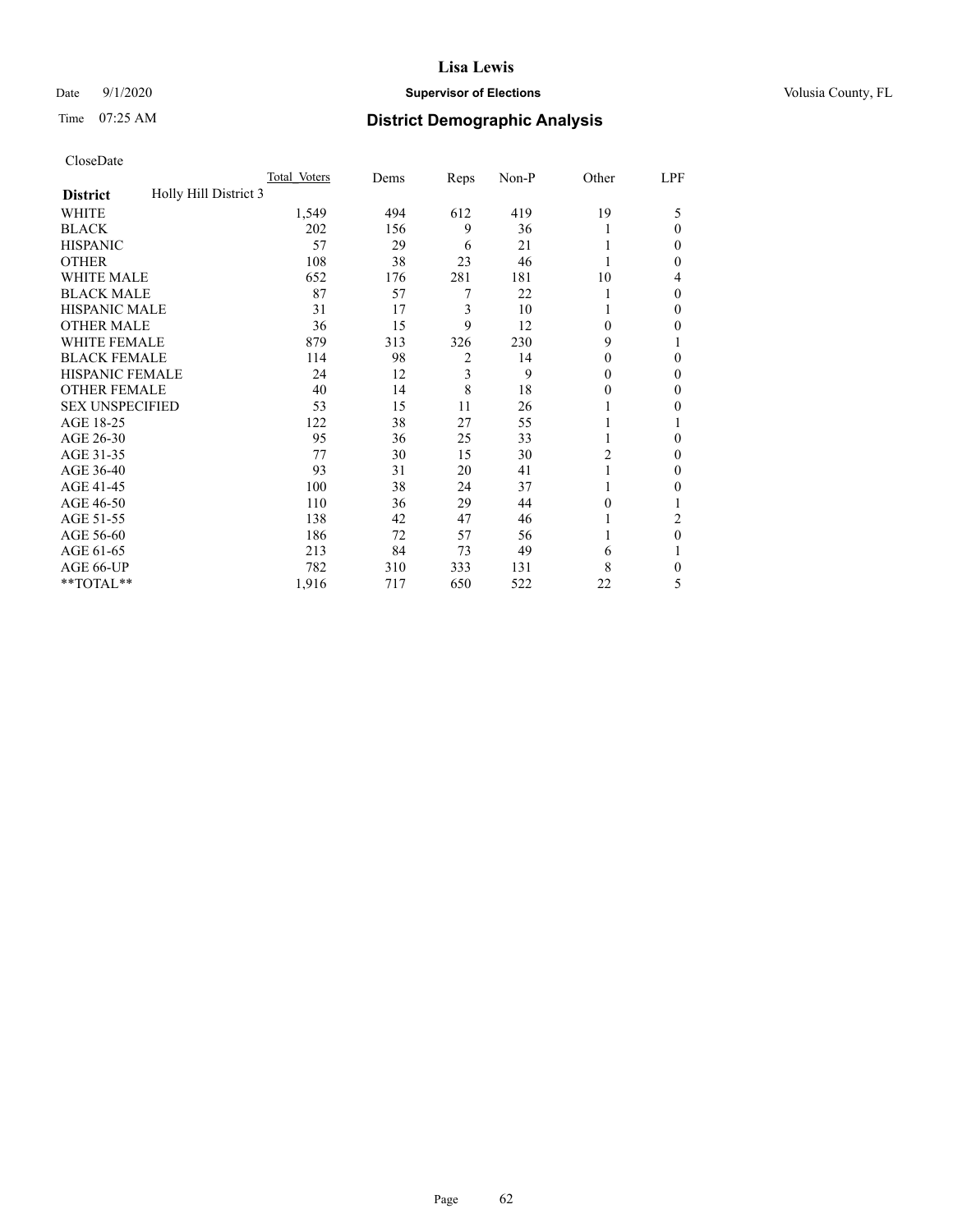# Lisa Lewis

Date 9/1/2020 **Supervisor of Elections** Volusia County, FL

Time 07:25 AM **District Demographic Analysis**

CloseDate

| | Total Voters | Dems | Reps | Non-P | Other | LPF |
|---|---|---|---|---|---|---|
| **District** Holly Hill District 3 | | | | | | |
| WHITE | 1,549 | 494 | 612 | 419 | 19 | 5 |
| BLACK | 202 | 156 | 9 | 36 | 1 | 0 |
| HISPANIC | 57 | 29 | 6 | 21 | 1 | 0 |
| OTHER | 108 | 38 | 23 | 46 | 1 | 0 |
| WHITE MALE | 652 | 176 | 281 | 181 | 10 | 4 |
| BLACK MALE | 87 | 57 | 7 | 22 | 1 | 0 |
| HISPANIC MALE | 31 | 17 | 3 | 10 | 1 | 0 |
| OTHER MALE | 36 | 15 | 9 | 12 | 0 | 0 |
| WHITE FEMALE | 879 | 313 | 326 | 230 | 9 | 1 |
| BLACK FEMALE | 114 | 98 | 2 | 14 | 0 | 0 |
| HISPANIC FEMALE | 24 | 12 | 3 | 9 | 0 | 0 |
| OTHER FEMALE | 40 | 14 | 8 | 18 | 0 | 0 |
| SEX UNSPECIFIED | 53 | 15 | 11 | 26 | 1 | 0 |
| AGE 18-25 | 122 | 38 | 27 | 55 | 1 | 1 |
| AGE 26-30 | 95 | 36 | 25 | 33 | 1 | 0 |
| AGE 31-35 | 77 | 30 | 15 | 30 | 2 | 0 |
| AGE 36-40 | 93 | 31 | 20 | 41 | 1 | 0 |
| AGE 41-45 | 100 | 38 | 24 | 37 | 1 | 0 |
| AGE 46-50 | 110 | 36 | 29 | 44 | 0 | 1 |
| AGE 51-55 | 138 | 42 | 47 | 46 | 1 | 2 |
| AGE 56-60 | 186 | 72 | 57 | 56 | 1 | 0 |
| AGE 61-65 | 213 | 84 | 73 | 49 | 6 | 1 |
| AGE 66-UP | 782 | 310 | 333 | 131 | 8 | 0 |
| **TOTAL** | 1,916 | 717 | 650 | 522 | 22 | 5 |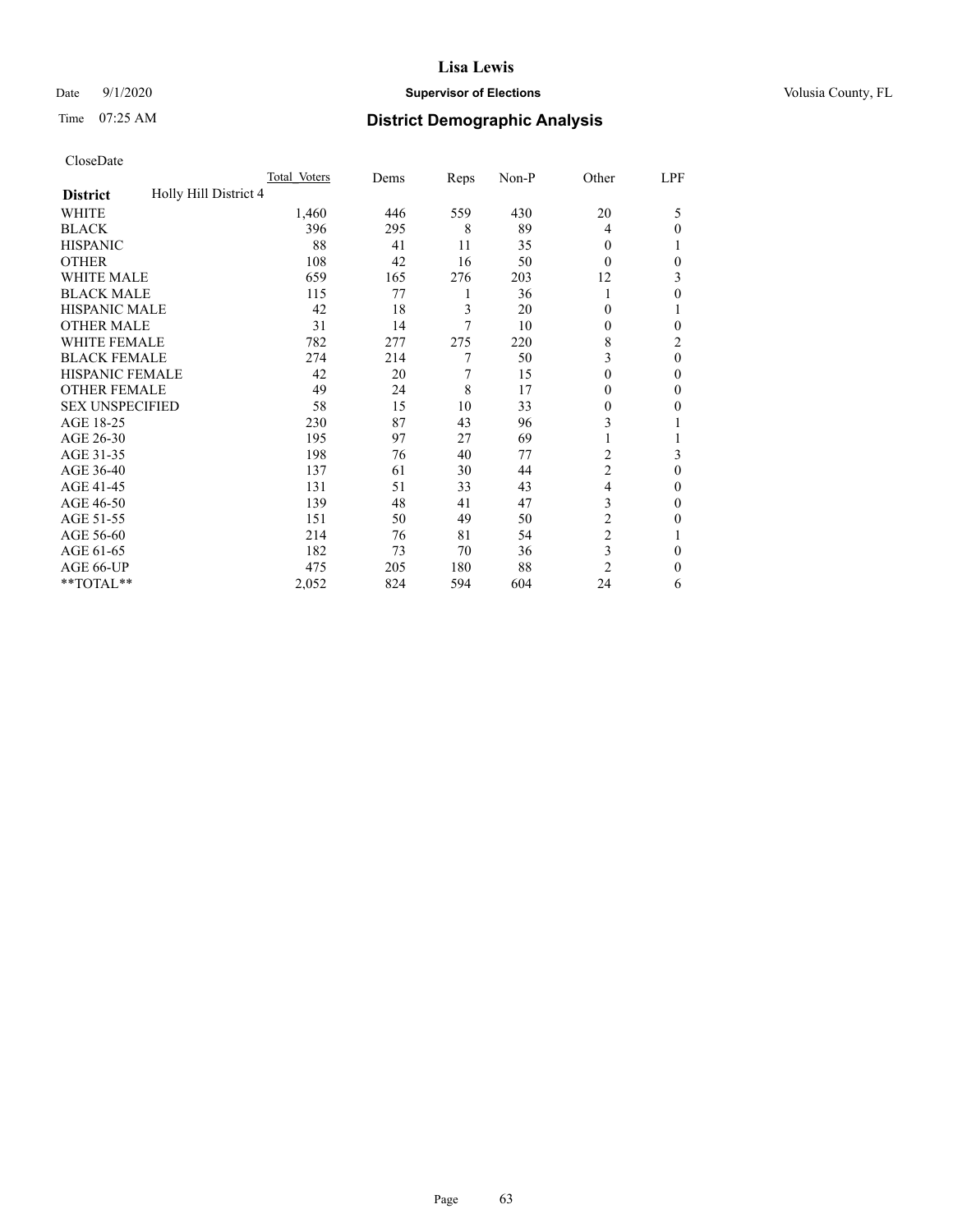# District Demographic Analysis

CloseDate

| District | Holly Hill District 4 | Total Voters | Dems | Reps | Non-P | Other | LPF |
|---|---|---|---|---|---|---|---|
| WHITE | | 1,460 | 446 | 559 | 430 | 20 | 5 |
| BLACK | | 396 | 295 | 8 | 89 | 4 | 0 |
| HISPANIC | | 88 | 41 | 11 | 35 | 0 | 1 |
| OTHER | | 108 | 42 | 16 | 50 | 0 | 0 |
| WHITE MALE | | 659 | 165 | 276 | 203 | 12 | 3 |
| BLACK MALE | | 115 | 77 | 1 | 36 | 1 | 0 |
| HISPANIC MALE | | 42 | 18 | 3 | 20 | 0 | 1 |
| OTHER MALE | | 31 | 14 | 7 | 10 | 0 | 0 |
| WHITE FEMALE | | 782 | 277 | 275 | 220 | 8 | 2 |
| BLACK FEMALE | | 274 | 214 | 7 | 50 | 3 | 0 |
| HISPANIC FEMALE | | 42 | 20 | 7 | 15 | 0 | 0 |
| OTHER FEMALE | | 49 | 24 | 8 | 17 | 0 | 0 |
| SEX UNSPECIFIED | | 58 | 15 | 10 | 33 | 0 | 0 |
| AGE 18-25 | | 230 | 87 | 43 | 96 | 3 | 1 |
| AGE 26-30 | | 195 | 97 | 27 | 69 | 1 | 1 |
| AGE 31-35 | | 198 | 76 | 40 | 77 | 2 | 3 |
| AGE 36-40 | | 137 | 61 | 30 | 44 | 2 | 0 |
| AGE 41-45 | | 131 | 51 | 33 | 43 | 4 | 0 |
| AGE 46-50 | | 139 | 48 | 41 | 47 | 3 | 0 |
| AGE 51-55 | | 151 | 50 | 49 | 50 | 2 | 0 |
| AGE 56-60 | | 214 | 76 | 81 | 54 | 2 | 1 |
| AGE 61-65 | | 182 | 73 | 70 | 36 | 3 | 0 |
| AGE 66-UP | | 475 | 205 | 180 | 88 | 2 | 0 |
| **TOTAL** | | 2,052 | 824 | 594 | 604 | 24 | 6 |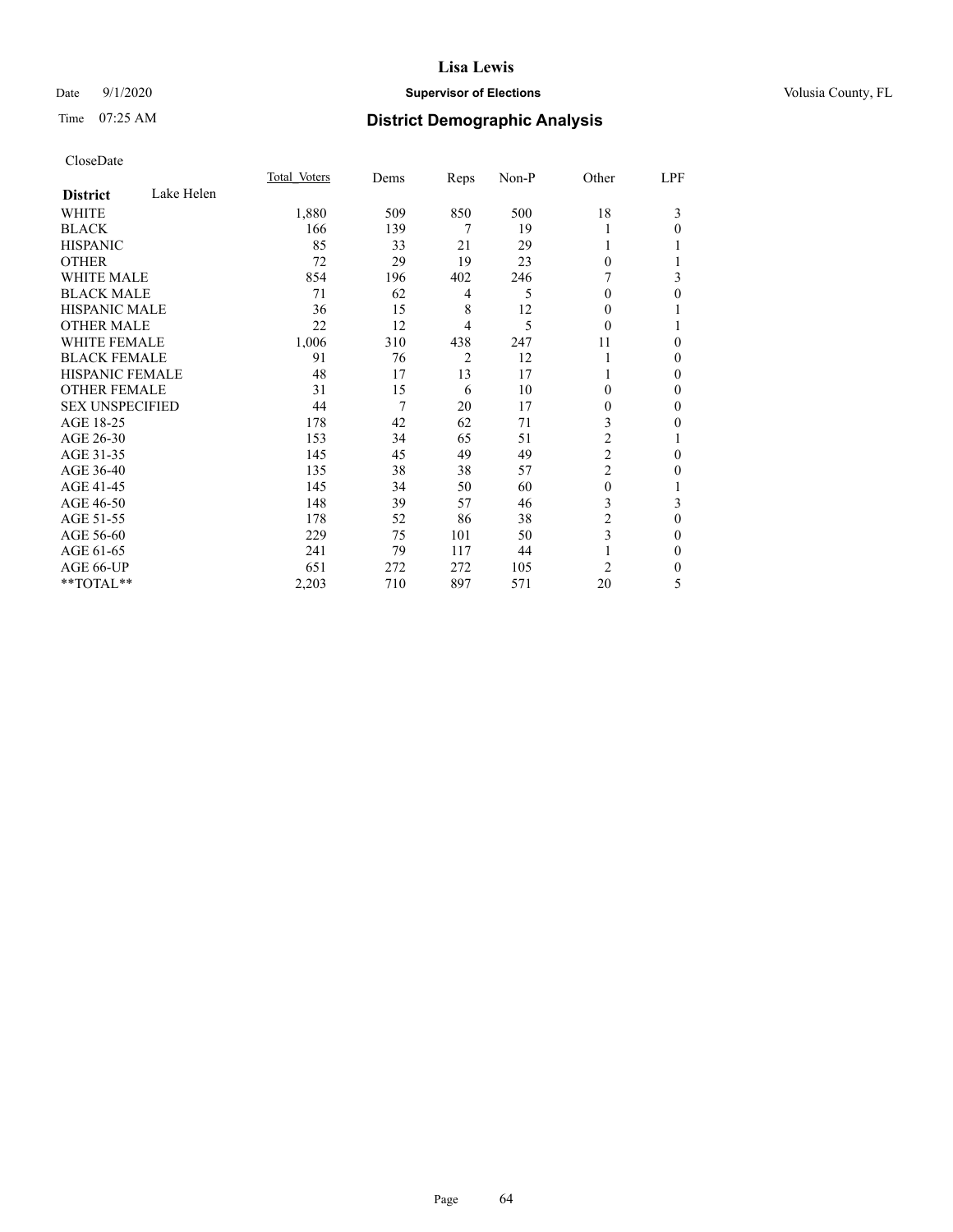# District Demographic Analysis

CloseDate

| | Total_Voters | Dems | Reps | Non-P | Other | LPF |
|---|---|---|---|---|---|---|
| **District** Lake Helen | | | | | | |
| WHITE | 1,880 | 509 | 850 | 500 | 18 | 3 |
| BLACK | 166 | 139 | 7 | 19 | 1 | 0 |
| HISPANIC | 85 | 33 | 21 | 29 | 1 | 1 |
| OTHER | 72 | 29 | 19 | 23 | 0 | 1 |
| WHITE MALE | 854 | 196 | 402 | 246 | 7 | 3 |
| BLACK MALE | 71 | 62 | 4 | 5 | 0 | 0 |
| HISPANIC MALE | 36 | 15 | 8 | 12 | 0 | 1 |
| OTHER MALE | 22 | 12 | 4 | 5 | 0 | 1 |
| WHITE FEMALE | 1,006 | 310 | 438 | 247 | 11 | 0 |
| BLACK FEMALE | 91 | 76 | 2 | 12 | 1 | 0 |
| HISPANIC FEMALE | 48 | 17 | 13 | 17 | 1 | 0 |
| OTHER FEMALE | 31 | 15 | 6 | 10 | 0 | 0 |
| SEX UNSPECIFIED | 44 | 7 | 20 | 17 | 0 | 0 |
| AGE 18-25 | 178 | 42 | 62 | 71 | 3 | 0 |
| AGE 26-30 | 153 | 34 | 65 | 51 | 2 | 1 |
| AGE 31-35 | 145 | 45 | 49 | 49 | 2 | 0 |
| AGE 36-40 | 135 | 38 | 38 | 57 | 2 | 0 |
| AGE 41-45 | 145 | 34 | 50 | 60 | 0 | 1 |
| AGE 46-50 | 148 | 39 | 57 | 46 | 3 | 3 |
| AGE 51-55 | 178 | 52 | 86 | 38 | 2 | 0 |
| AGE 56-60 | 229 | 75 | 101 | 50 | 3 | 0 |
| AGE 61-65 | 241 | 79 | 117 | 44 | 1 | 0 |
| AGE 66-UP | 651 | 272 | 272 | 105 | 2 | 0 |
| **TOTAL** | 2,203 | 710 | 897 | 571 | 20 | 5 |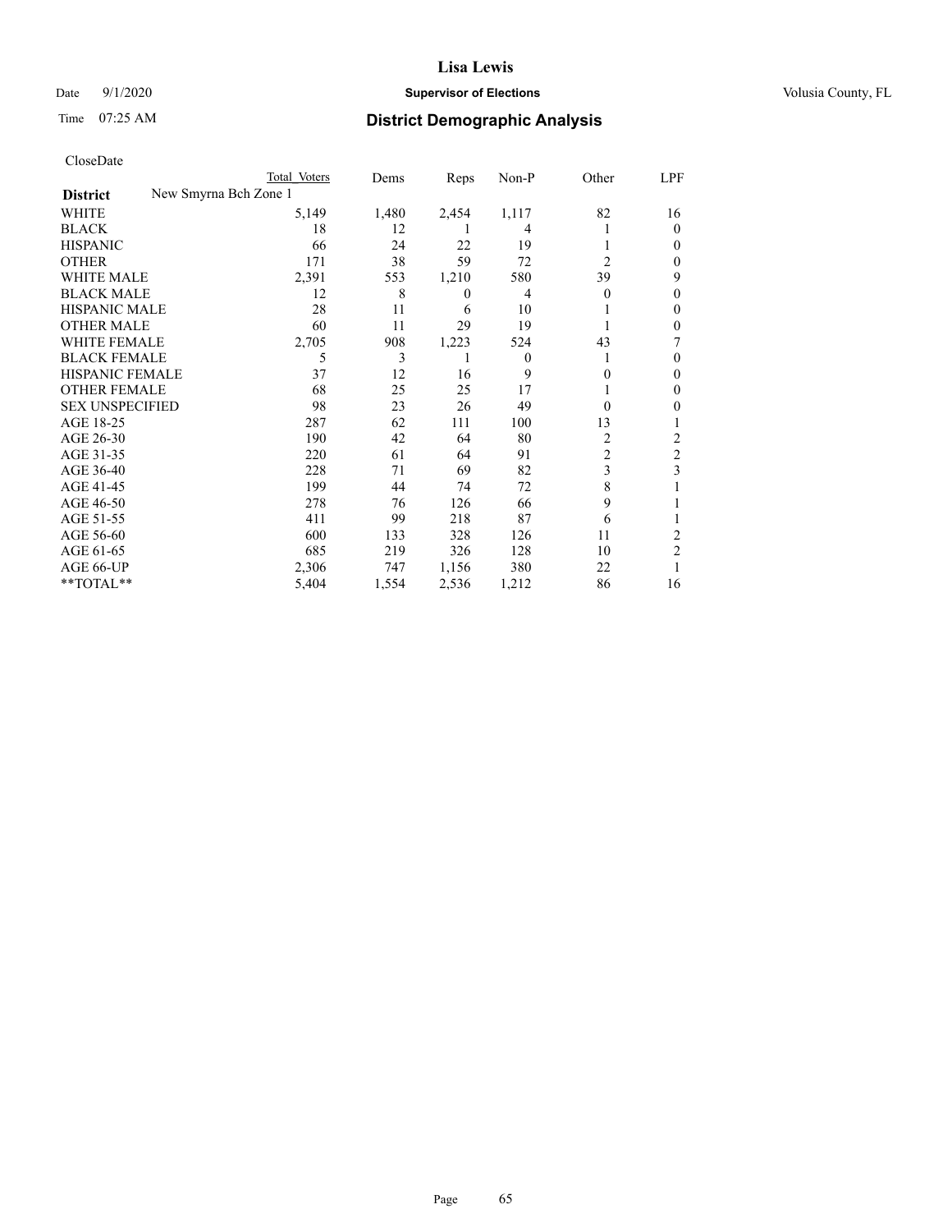# Lisa Lewis

Date 9/1/2020 **Supervisor of Elections** Volusia County, FL

Time 07:25 AM **District Demographic Analysis**

CloseDate

| | Total Voters | Dems | Reps | Non-P | Other | LPF |
|---|---|---|---|---|---|---|
| **District** New Smyrna Bch Zone 1 | | | | | | |
| WHITE | 5,149 | 1,480 | 2,454 | 1,117 | 82 | 16 |
| BLACK | 18 | 12 | 1 | 4 | 1 | 0 |
| HISPANIC | 66 | 24 | 22 | 19 | 1 | 0 |
| OTHER | 171 | 38 | 59 | 72 | 2 | 0 |
| WHITE MALE | 2,391 | 553 | 1,210 | 580 | 39 | 9 |
| BLACK MALE | 12 | 8 | 0 | 4 | 0 | 0 |
| HISPANIC MALE | 28 | 11 | 6 | 10 | 1 | 0 |
| OTHER MALE | 60 | 11 | 29 | 19 | 1 | 0 |
| WHITE FEMALE | 2,705 | 908 | 1,223 | 524 | 43 | 7 |
| BLACK FEMALE | 5 | 3 | 1 | 0 | 1 | 0 |
| HISPANIC FEMALE | 37 | 12 | 16 | 9 | 0 | 0 |
| OTHER FEMALE | 68 | 25 | 25 | 17 | 1 | 0 |
| SEX UNSPECIFIED | 98 | 23 | 26 | 49 | 0 | 0 |
| AGE 18-25 | 287 | 62 | 111 | 100 | 13 | 1 |
| AGE 26-30 | 190 | 42 | 64 | 80 | 2 | 2 |
| AGE 31-35 | 220 | 61 | 64 | 91 | 2 | 2 |
| AGE 36-40 | 228 | 71 | 69 | 82 | 3 | 3 |
| AGE 41-45 | 199 | 44 | 74 | 72 | 8 | 1 |
| AGE 46-50 | 278 | 76 | 126 | 66 | 9 | 1 |
| AGE 51-55 | 411 | 99 | 218 | 87 | 6 | 1 |
| AGE 56-60 | 600 | 133 | 328 | 126 | 11 | 2 |
| AGE 61-65 | 685 | 219 | 326 | 128 | 10 | 2 |
| AGE 66-UP | 2,306 | 747 | 1,156 | 380 | 22 | 1 |
| **TOTAL** | 5,404 | 1,554 | 2,536 | 1,212 | 86 | 16 |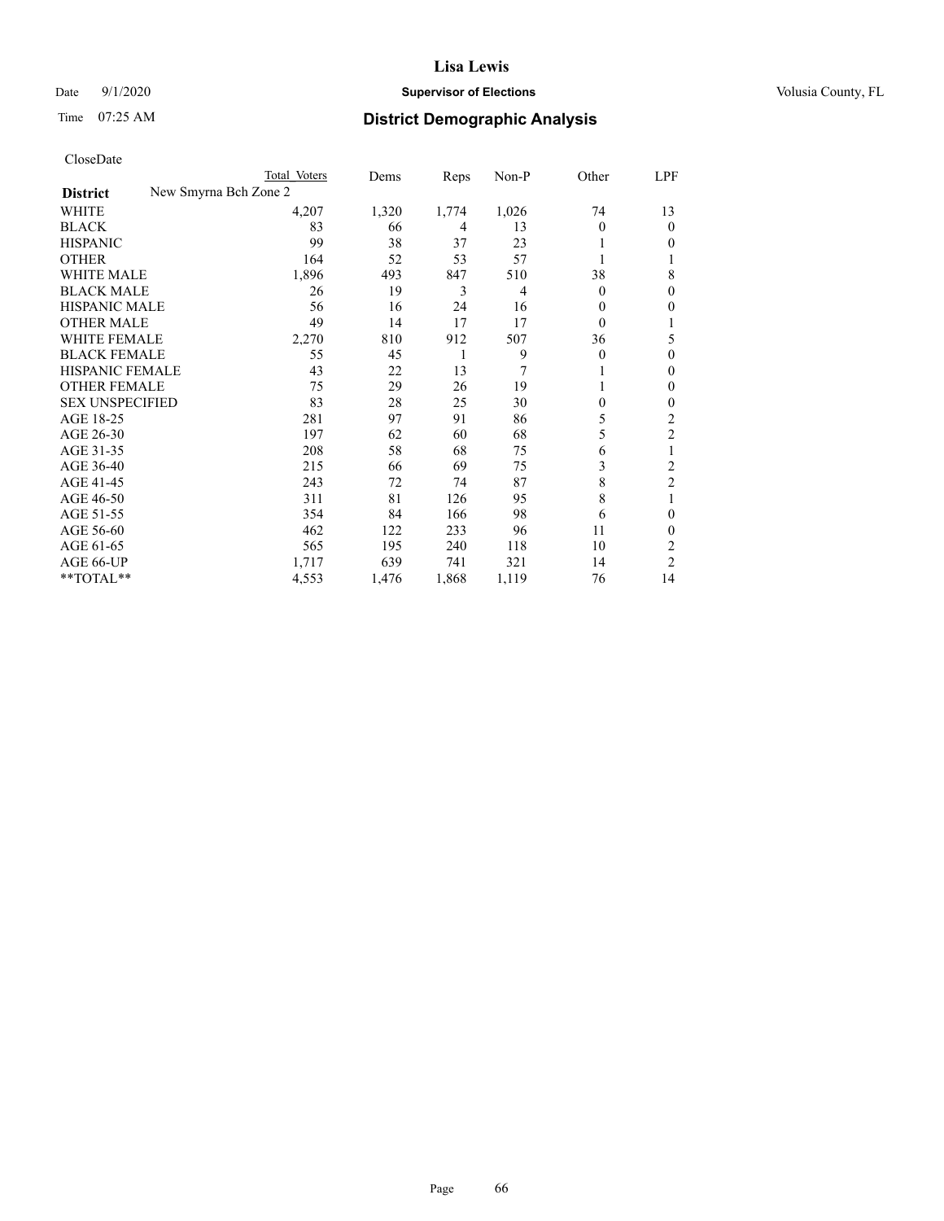# Lisa Lewis

Date 9/1/2020 **Supervisor of Elections** Volusia County, FL

Time 07:25 AM **District Demographic Analysis**

CloseDate

| | Total Voters | Dems | Reps | Non-P | Other | LPF |
|---|---|---|---|---|---|---|
| **District** New Smyrna Bch Zone 2 | | | | | | |
| WHITE | 4,207 | 1,320 | 1,774 | 1,026 | 74 | 13 |
| BLACK | 83 | 66 | 4 | 13 | 0 | 0 |
| HISPANIC | 99 | 38 | 37 | 23 | 1 | 0 |
| OTHER | 164 | 52 | 53 | 57 | 1 | 1 |
| WHITE MALE | 1,896 | 493 | 847 | 510 | 38 | 8 |
| BLACK MALE | 26 | 19 | 3 | 4 | 0 | 0 |
| HISPANIC MALE | 56 | 16 | 24 | 16 | 0 | 0 |
| OTHER MALE | 49 | 14 | 17 | 17 | 0 | 1 |
| WHITE FEMALE | 2,270 | 810 | 912 | 507 | 36 | 5 |
| BLACK FEMALE | 55 | 45 | 1 | 9 | 0 | 0 |
| HISPANIC FEMALE | 43 | 22 | 13 | 7 | 1 | 0 |
| OTHER FEMALE | 75 | 29 | 26 | 19 | 1 | 0 |
| SEX UNSPECIFIED | 83 | 28 | 25 | 30 | 0 | 0 |
| AGE 18-25 | 281 | 97 | 91 | 86 | 5 | 2 |
| AGE 26-30 | 197 | 62 | 60 | 68 | 5 | 2 |
| AGE 31-35 | 208 | 58 | 68 | 75 | 6 | 1 |
| AGE 36-40 | 215 | 66 | 69 | 75 | 3 | 2 |
| AGE 41-45 | 243 | 72 | 74 | 87 | 8 | 2 |
| AGE 46-50 | 311 | 81 | 126 | 95 | 8 | 1 |
| AGE 51-55 | 354 | 84 | 166 | 98 | 6 | 0 |
| AGE 56-60 | 462 | 122 | 233 | 96 | 11 | 0 |
| AGE 61-65 | 565 | 195 | 240 | 118 | 10 | 2 |
| AGE 66-UP | 1,717 | 639 | 741 | 321 | 14 | 2 |
| **TOTAL** | 4,553 | 1,476 | 1,868 | 1,119 | 76 | 14 |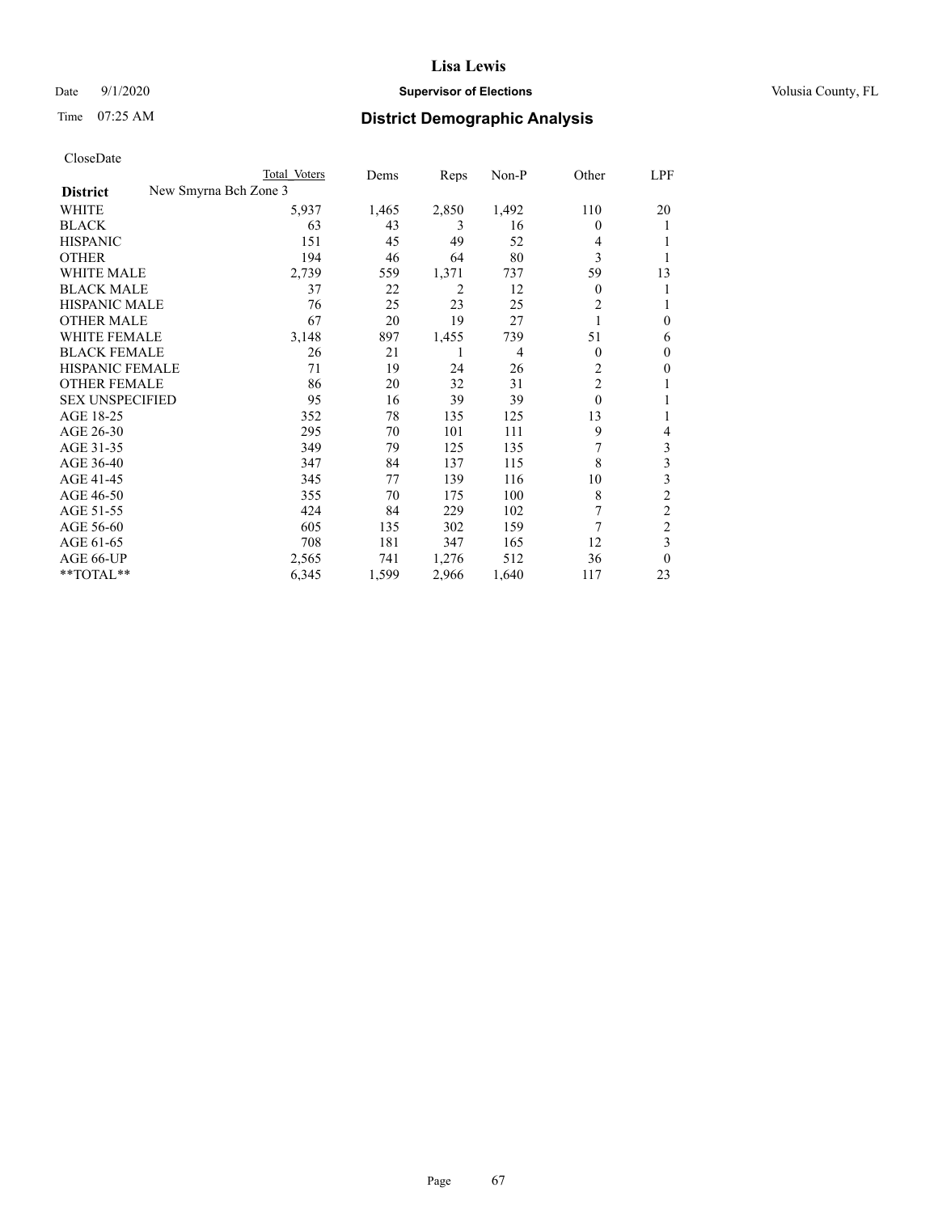# Lisa Lewis

Date 9/1/2020 **Supervisor of Elections** Volusia County, FL

Time 07:25 AM **District Demographic Analysis**

CloseDate

| District | New Smyrna Bch Zone 3 | Total Voters | Dems | Reps | Non-P | Other | LPF |
|---|---|---|---|---|---|---|---|
| WHITE | | 5,937 | 1,465 | 2,850 | 1,492 | 110 | 20 |
| BLACK | | 63 | 43 | 3 | 16 | 0 | 1 |
| HISPANIC | | 151 | 45 | 49 | 52 | 4 | 1 |
| OTHER | | 194 | 46 | 64 | 80 | 3 | 1 |
| WHITE MALE | | 2,739 | 559 | 1,371 | 737 | 59 | 13 |
| BLACK MALE | | 37 | 22 | 2 | 12 | 0 | 1 |
| HISPANIC MALE | | 76 | 25 | 23 | 25 | 2 | 1 |
| OTHER MALE | | 67 | 20 | 19 | 27 | 1 | 0 |
| WHITE FEMALE | | 3,148 | 897 | 1,455 | 739 | 51 | 6 |
| BLACK FEMALE | | 26 | 21 | 1 | 4 | 0 | 0 |
| HISPANIC FEMALE | | 71 | 19 | 24 | 26 | 2 | 0 |
| OTHER FEMALE | | 86 | 20 | 32 | 31 | 2 | 1 |
| SEX UNSPECIFIED | | 95 | 16 | 39 | 39 | 0 | 1 |
| AGE 18-25 | | 352 | 78 | 135 | 125 | 13 | 1 |
| AGE 26-30 | | 295 | 70 | 101 | 111 | 9 | 4 |
| AGE 31-35 | | 349 | 79 | 125 | 135 | 7 | 3 |
| AGE 36-40 | | 347 | 84 | 137 | 115 | 8 | 3 |
| AGE 41-45 | | 345 | 77 | 139 | 116 | 10 | 3 |
| AGE 46-50 | | 355 | 70 | 175 | 100 | 8 | 2 |
| AGE 51-55 | | 424 | 84 | 229 | 102 | 7 | 2 |
| AGE 56-60 | | 605 | 135 | 302 | 159 | 7 | 2 |
| AGE 61-65 | | 708 | 181 | 347 | 165 | 12 | 3 |
| AGE 66-UP | | 2,565 | 741 | 1,276 | 512 | 36 | 0 |
| **TOTAL** | | 6,345 | 1,599 | 2,966 | 1,640 | 117 | 23 |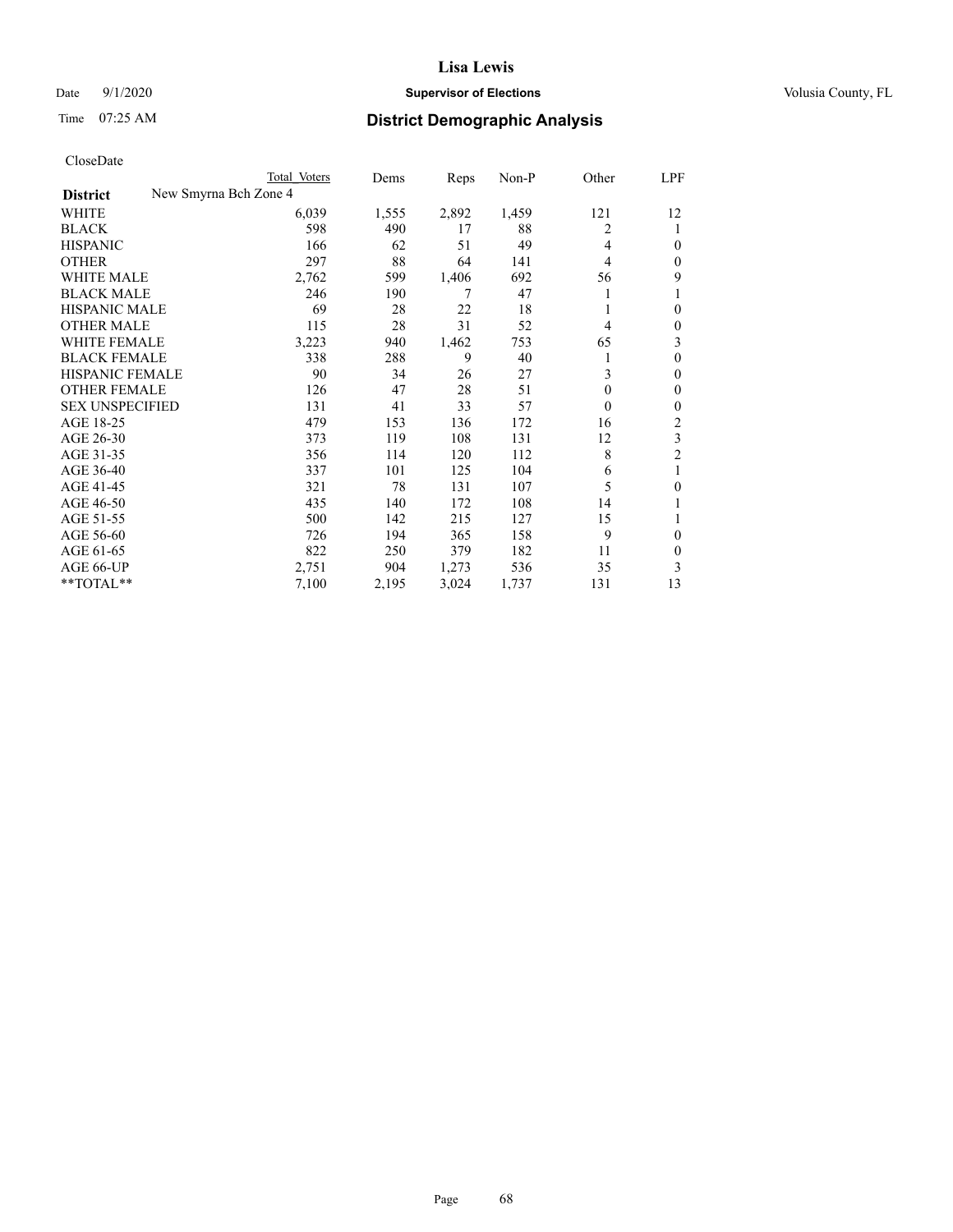# Lisa Lewis

Date 9/1/2020 **Supervisor of Elections** Volusia County, FL

Time 07:25 AM **District Demographic Analysis**

CloseDate

| District | Total Voters | Dems | Reps | Non-P | Other | LPF |
|---|---|---|---|---|---|---|
| **New Smyrna Bch Zone 4** | | | | | | |
| WHITE | 6,039 | 1,555 | 2,892 | 1,459 | 121 | 12 |
| BLACK | 598 | 490 | 17 | 88 | 2 | 1 |
| HISPANIC | 166 | 62 | 51 | 49 | 4 | 0 |
| OTHER | 297 | 88 | 64 | 141 | 4 | 0 |
| WHITE MALE | 2,762 | 599 | 1,406 | 692 | 56 | 9 |
| BLACK MALE | 246 | 190 | 7 | 47 | 1 | 1 |
| HISPANIC MALE | 69 | 28 | 22 | 18 | 1 | 0 |
| OTHER MALE | 115 | 28 | 31 | 52 | 4 | 0 |
| WHITE FEMALE | 3,223 | 940 | 1,462 | 753 | 65 | 3 |
| BLACK FEMALE | 338 | 288 | 9 | 40 | 1 | 0 |
| HISPANIC FEMALE | 90 | 34 | 26 | 27 | 3 | 0 |
| OTHER FEMALE | 126 | 47 | 28 | 51 | 0 | 0 |
| SEX UNSPECIFIED | 131 | 41 | 33 | 57 | 0 | 0 |
| AGE 18-25 | 479 | 153 | 136 | 172 | 16 | 2 |
| AGE 26-30 | 373 | 119 | 108 | 131 | 12 | 3 |
| AGE 31-35 | 356 | 114 | 120 | 112 | 8 | 2 |
| AGE 36-40 | 337 | 101 | 125 | 104 | 6 | 1 |
| AGE 41-45 | 321 | 78 | 131 | 107 | 5 | 0 |
| AGE 46-50 | 435 | 140 | 172 | 108 | 14 | 1 |
| AGE 51-55 | 500 | 142 | 215 | 127 | 15 | 1 |
| AGE 56-60 | 726 | 194 | 365 | 158 | 9 | 0 |
| AGE 61-65 | 822 | 250 | 379 | 182 | 11 | 0 |
| AGE 66-UP | 2,751 | 904 | 1,273 | 536 | 35 | 3 |
| **TOTAL** | 7,100 | 2,195 | 3,024 | 1,737 | 131 | 13 |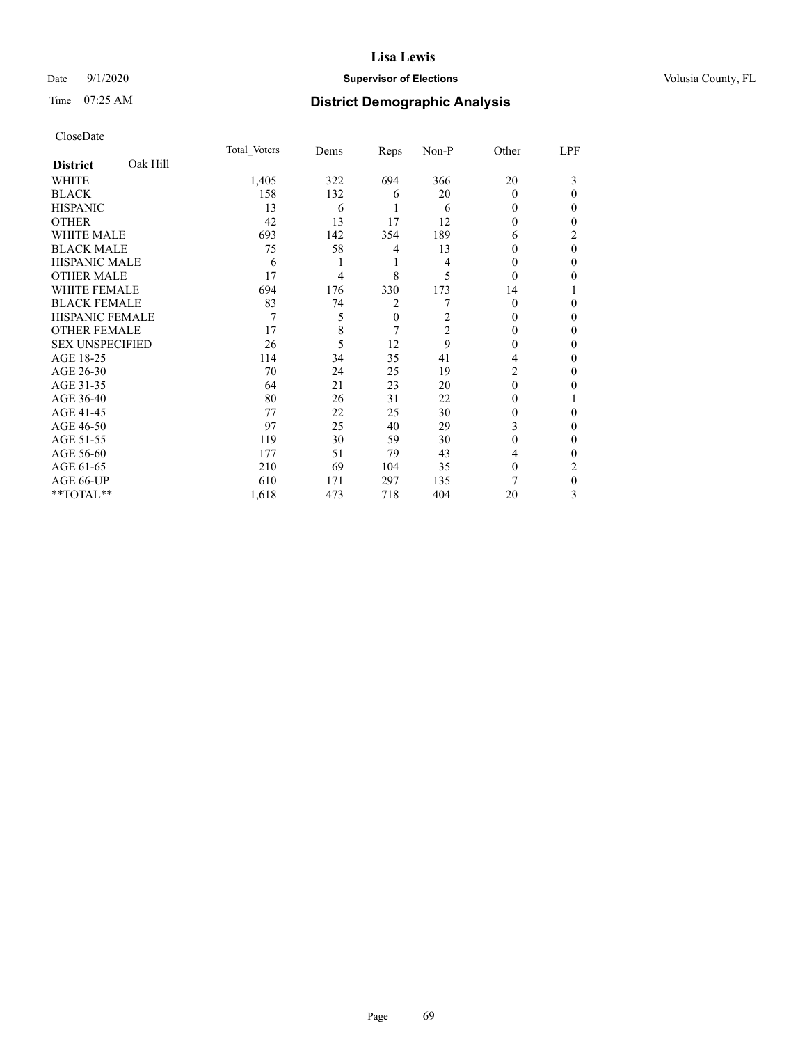# Lisa Lewis

Date 9/1/2020 **Supervisor of Elections** Volusia County, FL

Time 07:25 AM **District Demographic Analysis**

CloseDate

| **District** Oak Hill | Total Voters | Dems | Reps | Non-P | Other | LPF |
|---|---|---|---|---|---|---|
| WHITE | 1,405 | 322 | 694 | 366 | 20 | 3 |
| BLACK | 158 | 132 | 6 | 20 | 0 | 0 |
| HISPANIC | 13 | 6 | 1 | 6 | 0 | 0 |
| OTHER | 42 | 13 | 17 | 12 | 0 | 0 |
| WHITE MALE | 693 | 142 | 354 | 189 | 6 | 2 |
| BLACK MALE | 75 | 58 | 4 | 13 | 0 | 0 |
| HISPANIC MALE | 6 | 1 | 1 | 4 | 0 | 0 |
| OTHER MALE | 17 | 4 | 8 | 5 | 0 | 0 |
| WHITE FEMALE | 694 | 176 | 330 | 173 | 14 | 1 |
| BLACK FEMALE | 83 | 74 | 2 | 7 | 0 | 0 |
| HISPANIC FEMALE | 7 | 5 | 0 | 2 | 0 | 0 |
| OTHER FEMALE | 17 | 8 | 7 | 2 | 0 | 0 |
| SEX UNSPECIFIED | 26 | 5 | 12 | 9 | 0 | 0 |
| AGE 18-25 | 114 | 34 | 35 | 41 | 4 | 0 |
| AGE 26-30 | 70 | 24 | 25 | 19 | 2 | 0 |
| AGE 31-35 | 64 | 21 | 23 | 20 | 0 | 0 |
| AGE 36-40 | 80 | 26 | 31 | 22 | 0 | 1 |
| AGE 41-45 | 77 | 22 | 25 | 30 | 0 | 0 |
| AGE 46-50 | 97 | 25 | 40 | 29 | 3 | 0 |
| AGE 51-55 | 119 | 30 | 59 | 30 | 0 | 0 |
| AGE 56-60 | 177 | 51 | 79 | 43 | 4 | 0 |
| AGE 61-65 | 210 | 69 | 104 | 35 | 0 | 2 |
| AGE 66-UP | 610 | 171 | 297 | 135 | 7 | 0 |
| **TOTAL** | 1,618 | 473 | 718 | 404 | 20 | 3 |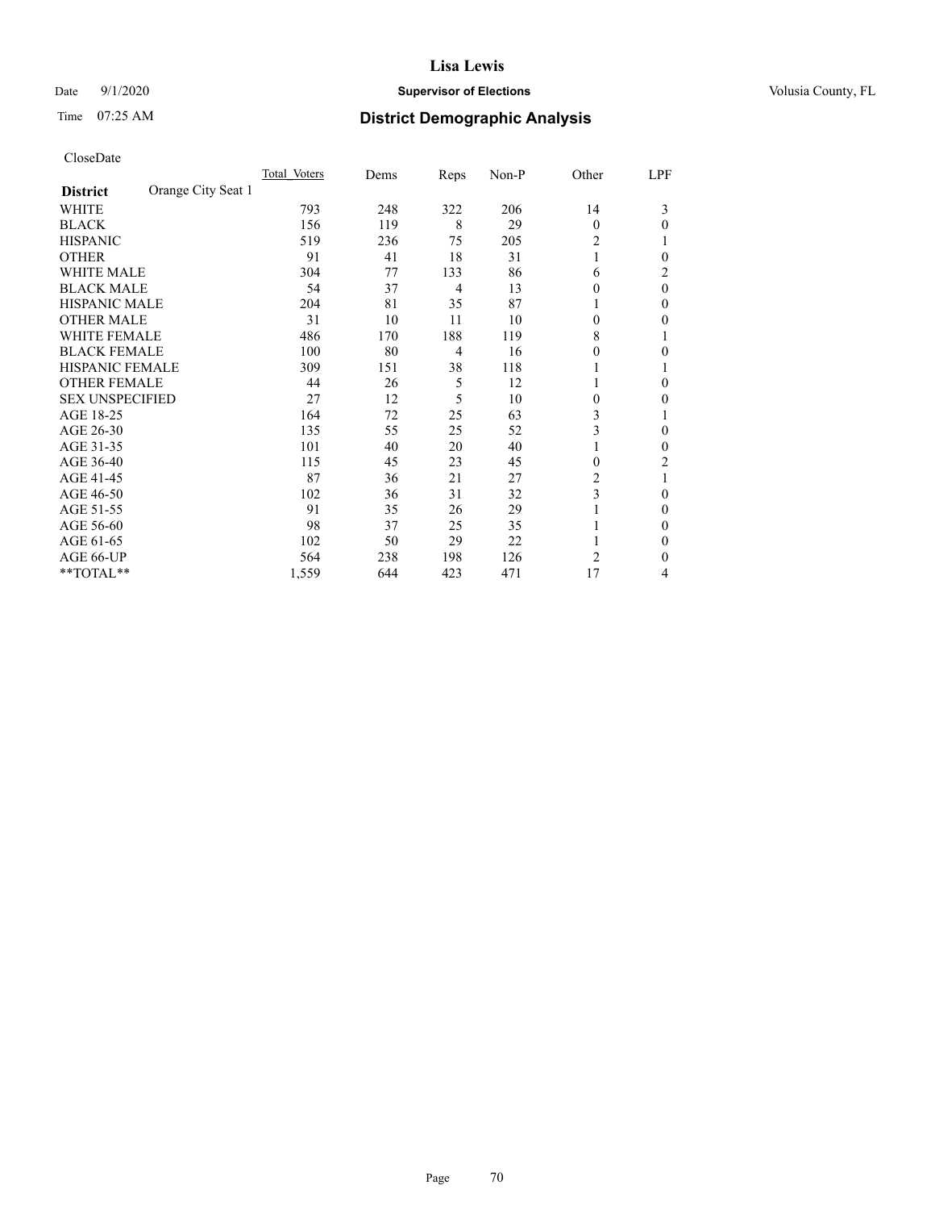# Lisa Lewis

Date 9/1/2020 **Supervisor of Elections** Volusia County, FL

Time 07:25 AM **District Demographic Analysis**

CloseDate

| District | Orange City Seat 1 | Total Voters | Dems | Reps | Non-P | Other | LPF |
|---|---|---|---|---|---|---|---|
| WHITE | | 793 | 248 | 322 | 206 | 14 | 3 |
| BLACK | | 156 | 119 | 8 | 29 | 0 | 0 |
| HISPANIC | | 519 | 236 | 75 | 205 | 2 | 1 |
| OTHER | | 91 | 41 | 18 | 31 | 1 | 0 |
| WHITE MALE | | 304 | 77 | 133 | 86 | 6 | 2 |
| BLACK MALE | | 54 | 37 | 4 | 13 | 0 | 0 |
| HISPANIC MALE | | 204 | 81 | 35 | 87 | 1 | 0 |
| OTHER MALE | | 31 | 10 | 11 | 10 | 0 | 0 |
| WHITE FEMALE | | 486 | 170 | 188 | 119 | 8 | 1 |
| BLACK FEMALE | | 100 | 80 | 4 | 16 | 0 | 0 |
| HISPANIC FEMALE | | 309 | 151 | 38 | 118 | 1 | 1 |
| OTHER FEMALE | | 44 | 26 | 5 | 12 | 1 | 0 |
| SEX UNSPECIFIED | | 27 | 12 | 5 | 10 | 0 | 0 |
| AGE 18-25 | | 164 | 72 | 25 | 63 | 3 | 1 |
| AGE 26-30 | | 135 | 55 | 25 | 52 | 3 | 0 |
| AGE 31-35 | | 101 | 40 | 20 | 40 | 1 | 0 |
| AGE 36-40 | | 115 | 45 | 23 | 45 | 0 | 2 |
| AGE 41-45 | | 87 | 36 | 21 | 27 | 2 | 1 |
| AGE 46-50 | | 102 | 36 | 31 | 32 | 3 | 0 |
| AGE 51-55 | | 91 | 35 | 26 | 29 | 1 | 0 |
| AGE 56-60 | | 98 | 37 | 25 | 35 | 1 | 0 |
| AGE 61-65 | | 102 | 50 | 29 | 22 | 1 | 0 |
| AGE 66-UP | | 564 | 238 | 198 | 126 | 2 | 0 |
| **TOTAL** | | 1,559 | 644 | 423 | 471 | 17 | 4 |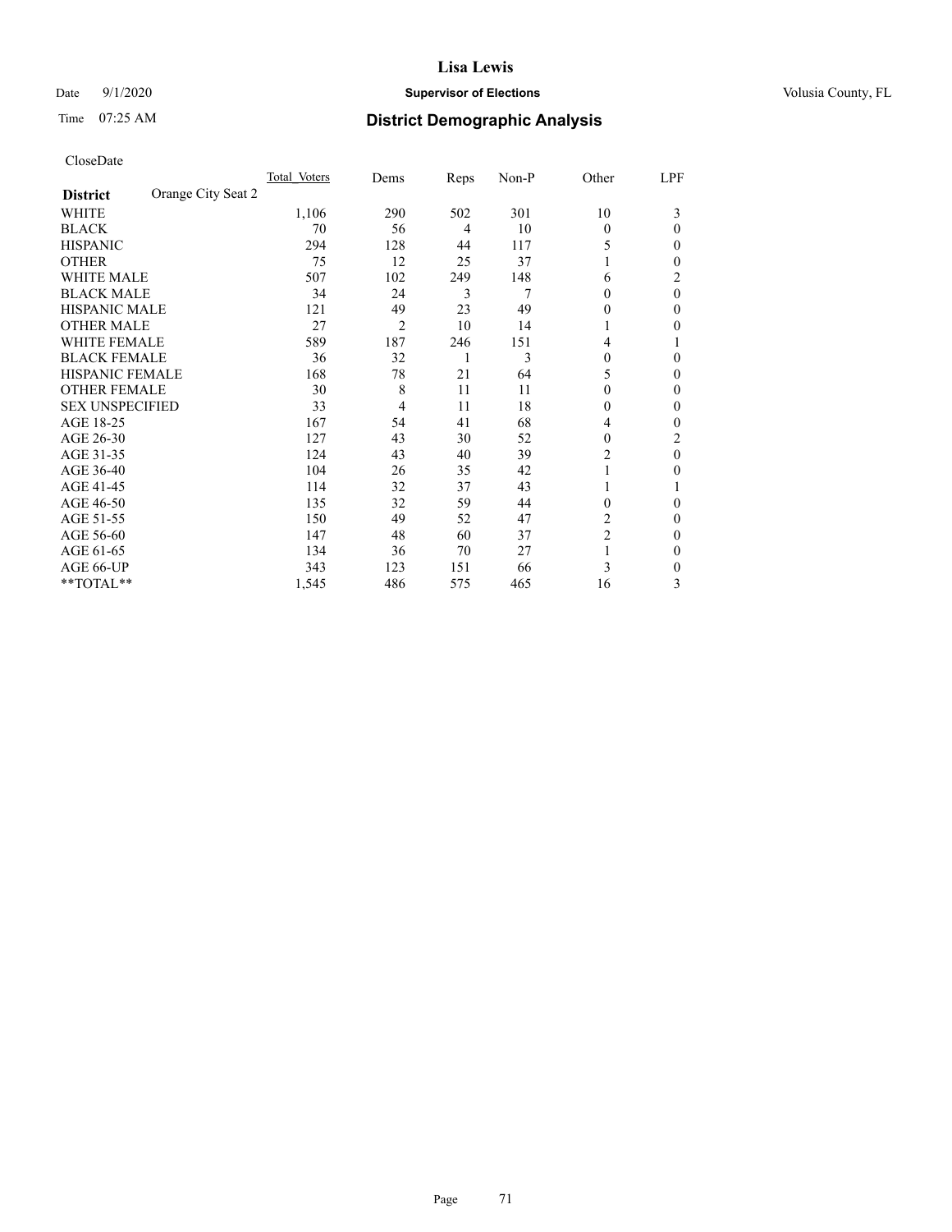# Lisa Lewis

Date 9/1/2020 **Supervisor of Elections** Volusia County, FL

Time 07:25 AM **District Demographic Analysis**

CloseDate

| District | Orange City Seat 2 | Total_Voters | Dems | Reps | Non-P | Other | LPF |
|---|---|---|---|---|---|---|---|
| WHITE | | 1,106 | 290 | 502 | 301 | 10 | 3 |
| BLACK | | 70 | 56 | 4 | 10 | 0 | 0 |
| HISPANIC | | 294 | 128 | 44 | 117 | 5 | 0 |
| OTHER | | 75 | 12 | 25 | 37 | 1 | 0 |
| WHITE MALE | | 507 | 102 | 249 | 148 | 6 | 2 |
| BLACK MALE | | 34 | 24 | 3 | 7 | 0 | 0 |
| HISPANIC MALE | | 121 | 49 | 23 | 49 | 0 | 0 |
| OTHER MALE | | 27 | 2 | 10 | 14 | 1 | 0 |
| WHITE FEMALE | | 589 | 187 | 246 | 151 | 4 | 1 |
| BLACK FEMALE | | 36 | 32 | 1 | 3 | 0 | 0 |
| HISPANIC FEMALE | | 168 | 78 | 21 | 64 | 5 | 0 |
| OTHER FEMALE | | 30 | 8 | 11 | 11 | 0 | 0 |
| SEX UNSPECIFIED | | 33 | 4 | 11 | 18 | 0 | 0 |
| AGE 18-25 | | 167 | 54 | 41 | 68 | 4 | 0 |
| AGE 26-30 | | 127 | 43 | 30 | 52 | 0 | 2 |
| AGE 31-35 | | 124 | 43 | 40 | 39 | 2 | 0 |
| AGE 36-40 | | 104 | 26 | 35 | 42 | 1 | 0 |
| AGE 41-45 | | 114 | 32 | 37 | 43 | 1 | 1 |
| AGE 46-50 | | 135 | 32 | 59 | 44 | 0 | 0 |
| AGE 51-55 | | 150 | 49 | 52 | 47 | 2 | 0 |
| AGE 56-60 | | 147 | 48 | 60 | 37 | 2 | 0 |
| AGE 61-65 | | 134 | 36 | 70 | 27 | 1 | 0 |
| AGE 66-UP | | 343 | 123 | 151 | 66 | 3 | 0 |
| **TOTAL** | | 1,545 | 486 | 575 | 465 | 16 | 3 |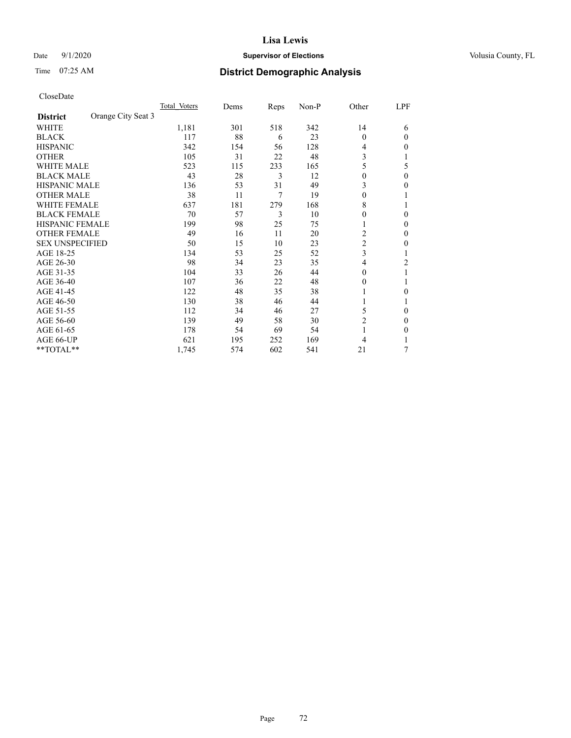CloseDate

| District | Orange City Seat 3 | Total_Voters | Dems | Reps | Non-P | Other | LPF |
|---|---|---|---|---|---|---|---|
| WHITE | | 1,181 | 301 | 518 | 342 | 14 | 6 |
| BLACK | | 117 | 88 | 6 | 23 | 0 | 0 |
| HISPANIC | | 342 | 154 | 56 | 128 | 4 | 0 |
| OTHER | | 105 | 31 | 22 | 48 | 3 | 1 |
| WHITE MALE | | 523 | 115 | 233 | 165 | 5 | 5 |
| BLACK MALE | | 43 | 28 | 3 | 12 | 0 | 0 |
| HISPANIC MALE | | 136 | 53 | 31 | 49 | 3 | 0 |
| OTHER MALE | | 38 | 11 | 7 | 19 | 0 | 1 |
| WHITE FEMALE | | 637 | 181 | 279 | 168 | 8 | 1 |
| BLACK FEMALE | | 70 | 57 | 3 | 10 | 0 | 0 |
| HISPANIC FEMALE | | 199 | 98 | 25 | 75 | 1 | 0 |
| OTHER FEMALE | | 49 | 16 | 11 | 20 | 2 | 0 |
| SEX UNSPECIFIED | | 50 | 15 | 10 | 23 | 2 | 0 |
| AGE 18-25 | | 134 | 53 | 25 | 52 | 3 | 1 |
| AGE 26-30 | | 98 | 34 | 23 | 35 | 4 | 2 |
| AGE 31-35 | | 104 | 33 | 26 | 44 | 0 | 1 |
| AGE 36-40 | | 107 | 36 | 22 | 48 | 0 | 1 |
| AGE 41-45 | | 122 | 48 | 35 | 38 | 1 | 0 |
| AGE 46-50 | | 130 | 38 | 46 | 44 | 1 | 1 |
| AGE 51-55 | | 112 | 34 | 46 | 27 | 5 | 0 |
| AGE 56-60 | | 139 | 49 | 58 | 30 | 2 | 0 |
| AGE 61-65 | | 178 | 54 | 69 | 54 | 1 | 0 |
| AGE 66-UP | | 621 | 195 | 252 | 169 | 4 | 1 |
| **TOTAL** | | 1,745 | 574 | 602 | 541 | 21 | 7 |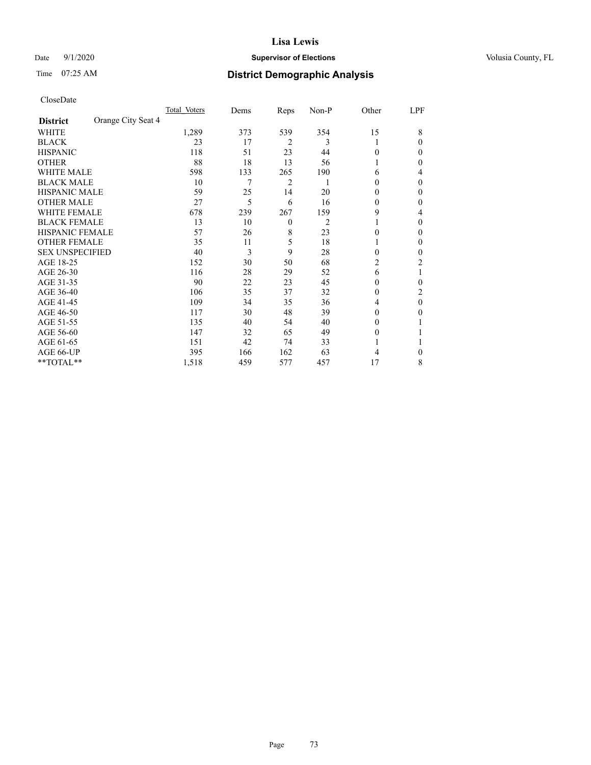# Lisa Lewis

Date 9/1/2020 **Supervisor of Elections** Volusia County, FL

Time 07:25 AM **District Demographic Analysis**

CloseDate

| **District** Orange City Seat 4 | Total Voters | Dems | Reps | Non-P | Other | LPF |
|---|---|---|---|---|---|---|
| WHITE | 1,289 | 373 | 539 | 354 | 15 | 8 |
| BLACK | 23 | 17 | 2 | 3 | 1 | 0 |
| HISPANIC | 118 | 51 | 23 | 44 | 0 | 0 |
| OTHER | 88 | 18 | 13 | 56 | 1 | 0 |
| WHITE MALE | 598 | 133 | 265 | 190 | 6 | 4 |
| BLACK MALE | 10 | 7 | 2 | 1 | 0 | 0 |
| HISPANIC MALE | 59 | 25 | 14 | 20 | 0 | 0 |
| OTHER MALE | 27 | 5 | 6 | 16 | 0 | 0 |
| WHITE FEMALE | 678 | 239 | 267 | 159 | 9 | 4 |
| BLACK FEMALE | 13 | 10 | 0 | 2 | 1 | 0 |
| HISPANIC FEMALE | 57 | 26 | 8 | 23 | 0 | 0 |
| OTHER FEMALE | 35 | 11 | 5 | 18 | 1 | 0 |
| SEX UNSPECIFIED | 40 | 3 | 9 | 28 | 0 | 0 |
| AGE 18-25 | 152 | 30 | 50 | 68 | 2 | 2 |
| AGE 26-30 | 116 | 28 | 29 | 52 | 6 | 1 |
| AGE 31-35 | 90 | 22 | 23 | 45 | 0 | 0 |
| AGE 36-40 | 106 | 35 | 37 | 32 | 0 | 2 |
| AGE 41-45 | 109 | 34 | 35 | 36 | 4 | 0 |
| AGE 46-50 | 117 | 30 | 48 | 39 | 0 | 0 |
| AGE 51-55 | 135 | 40 | 54 | 40 | 0 | 1 |
| AGE 56-60 | 147 | 32 | 65 | 49 | 0 | 1 |
| AGE 61-65 | 151 | 42 | 74 | 33 | 1 | 1 |
| AGE 66-UP | 395 | 166 | 162 | 63 | 4 | 0 |
| **TOTAL** | 1,518 | 459 | 577 | 457 | 17 | 8 |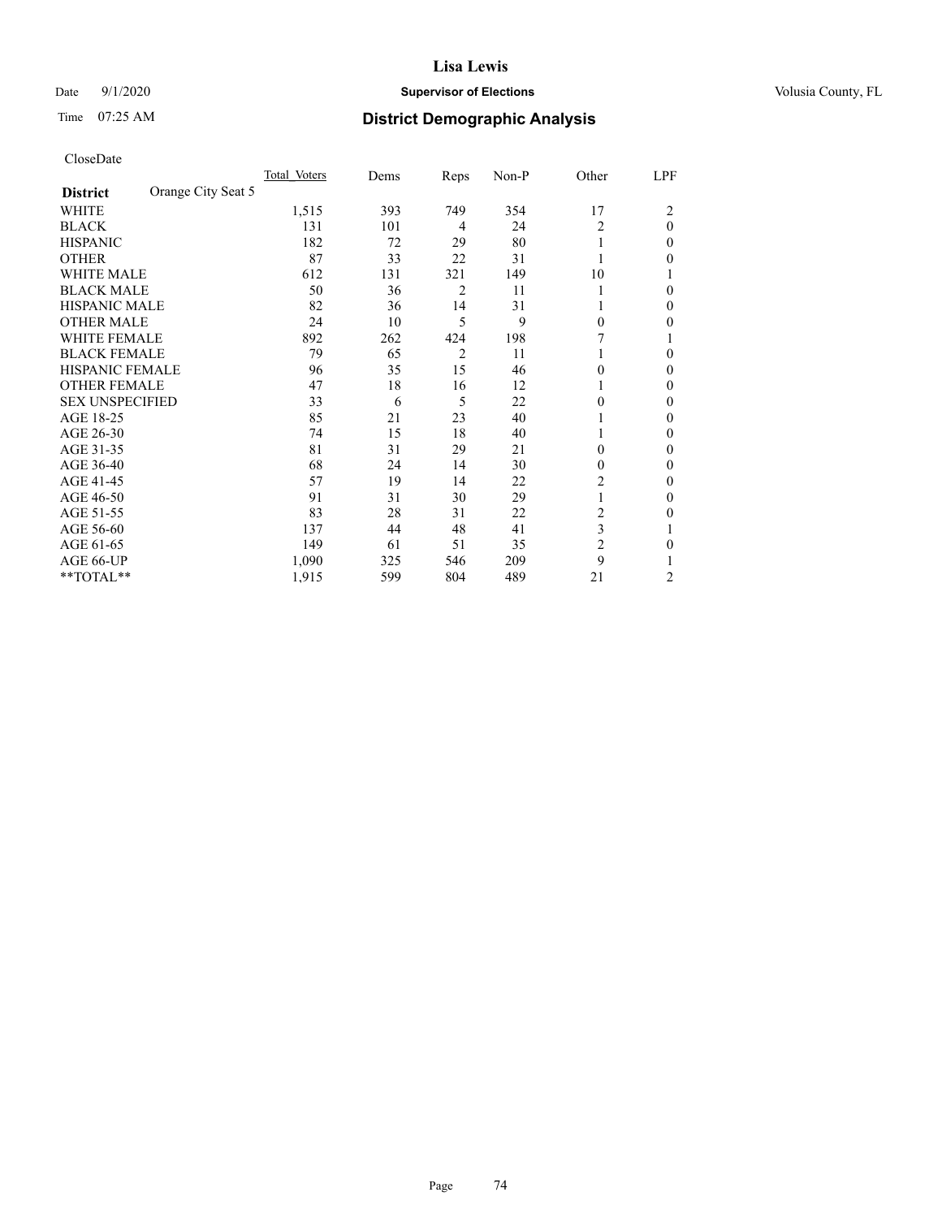CloseDate

| District | Orange City Seat 5 | Total_Voters | Dems | Reps | Non-P | Other | LPF |
|---|---|---|---|---|---|---|---|
| WHITE | | 1,515 | 393 | 749 | 354 | 17 | 2 |
| BLACK | | 131 | 101 | 4 | 24 | 2 | 0 |
| HISPANIC | | 182 | 72 | 29 | 80 | 1 | 0 |
| OTHER | | 87 | 33 | 22 | 31 | 1 | 0 |
| WHITE MALE | | 612 | 131 | 321 | 149 | 10 | 1 |
| BLACK MALE | | 50 | 36 | 2 | 11 | 1 | 0 |
| HISPANIC MALE | | 82 | 36 | 14 | 31 | 1 | 0 |
| OTHER MALE | | 24 | 10 | 5 | 9 | 0 | 0 |
| WHITE FEMALE | | 892 | 262 | 424 | 198 | 7 | 1 |
| BLACK FEMALE | | 79 | 65 | 2 | 11 | 1 | 0 |
| HISPANIC FEMALE | | 96 | 35 | 15 | 46 | 0 | 0 |
| OTHER FEMALE | | 47 | 18 | 16 | 12 | 1 | 0 |
| SEX UNSPECIFIED | | 33 | 6 | 5 | 22 | 0 | 0 |
| AGE 18-25 | | 85 | 21 | 23 | 40 | 1 | 0 |
| AGE 26-30 | | 74 | 15 | 18 | 40 | 1 | 0 |
| AGE 31-35 | | 81 | 31 | 29 | 21 | 0 | 0 |
| AGE 36-40 | | 68 | 24 | 14 | 30 | 0 | 0 |
| AGE 41-45 | | 57 | 19 | 14 | 22 | 2 | 0 |
| AGE 46-50 | | 91 | 31 | 30 | 29 | 1 | 0 |
| AGE 51-55 | | 83 | 28 | 31 | 22 | 2 | 0 |
| AGE 56-60 | | 137 | 44 | 48 | 41 | 3 | 1 |
| AGE 61-65 | | 149 | 61 | 51 | 35 | 2 | 0 |
| AGE 66-UP | | 1,090 | 325 | 546 | 209 | 9 | 1 |
| **TOTAL** | | 1,915 | 599 | 804 | 489 | 21 | 2 |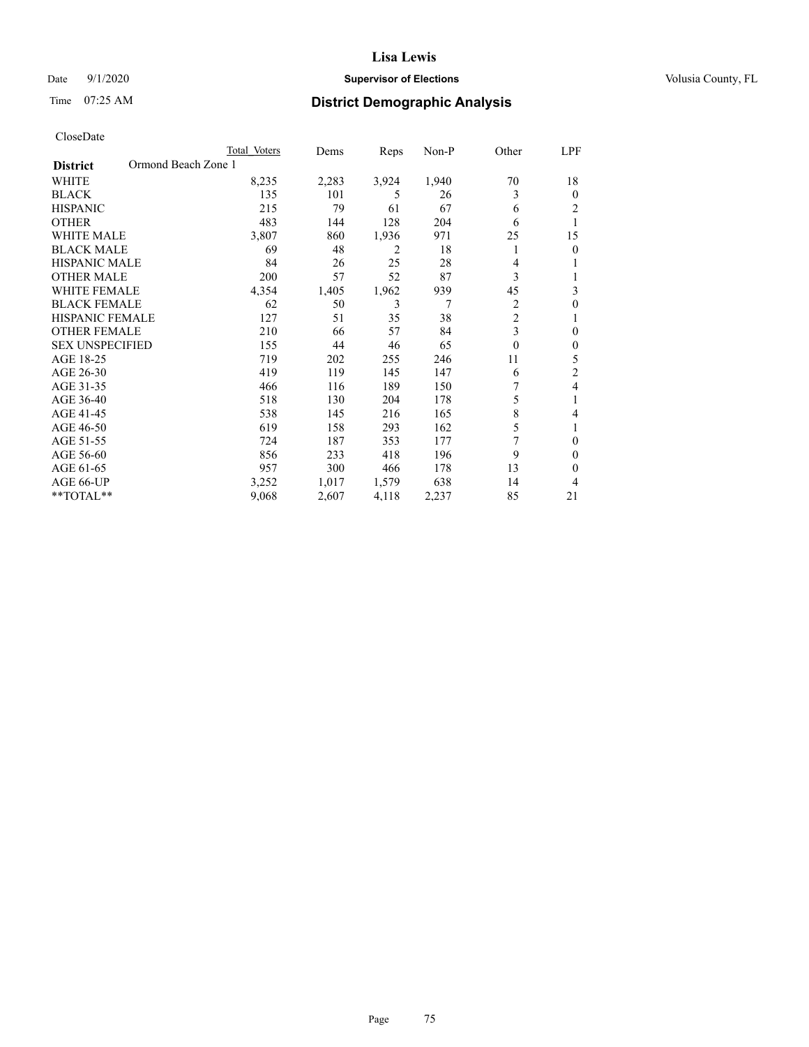# District Demographic Analysis

CloseDate

| District | Ormond Beach Zone 1 | Total Voters | Dems | Reps | Non-P | Other | LPF |
|---|---|---|---|---|---|---|---|
| WHITE | | 8,235 | 2,283 | 3,924 | 1,940 | 70 | 18 |
| BLACK | | 135 | 101 | 5 | 26 | 3 | 0 |
| HISPANIC | | 215 | 79 | 61 | 67 | 6 | 2 |
| OTHER | | 483 | 144 | 128 | 204 | 6 | 1 |
| WHITE MALE | | 3,807 | 860 | 1,936 | 971 | 25 | 15 |
| BLACK MALE | | 69 | 48 | 2 | 18 | 1 | 0 |
| HISPANIC MALE | | 84 | 26 | 25 | 28 | 4 | 1 |
| OTHER MALE | | 200 | 57 | 52 | 87 | 3 | 1 |
| WHITE FEMALE | | 4,354 | 1,405 | 1,962 | 939 | 45 | 3 |
| BLACK FEMALE | | 62 | 50 | 3 | 7 | 2 | 0 |
| HISPANIC FEMALE | | 127 | 51 | 35 | 38 | 2 | 1 |
| OTHER FEMALE | | 210 | 66 | 57 | 84 | 3 | 0 |
| SEX UNSPECIFIED | | 155 | 44 | 46 | 65 | 0 | 0 |
| AGE 18-25 | | 719 | 202 | 255 | 246 | 11 | 5 |
| AGE 26-30 | | 419 | 119 | 145 | 147 | 6 | 2 |
| AGE 31-35 | | 466 | 116 | 189 | 150 | 7 | 4 |
| AGE 36-40 | | 518 | 130 | 204 | 178 | 5 | 1 |
| AGE 41-45 | | 538 | 145 | 216 | 165 | 8 | 4 |
| AGE 46-50 | | 619 | 158 | 293 | 162 | 5 | 1 |
| AGE 51-55 | | 724 | 187 | 353 | 177 | 7 | 0 |
| AGE 56-60 | | 856 | 233 | 418 | 196 | 9 | 0 |
| AGE 61-65 | | 957 | 300 | 466 | 178 | 13 | 0 |
| AGE 66-UP | | 3,252 | 1,017 | 1,579 | 638 | 14 | 4 |
| **TOTAL** | | 9,068 | 2,607 | 4,118 | 2,237 | 85 | 21 |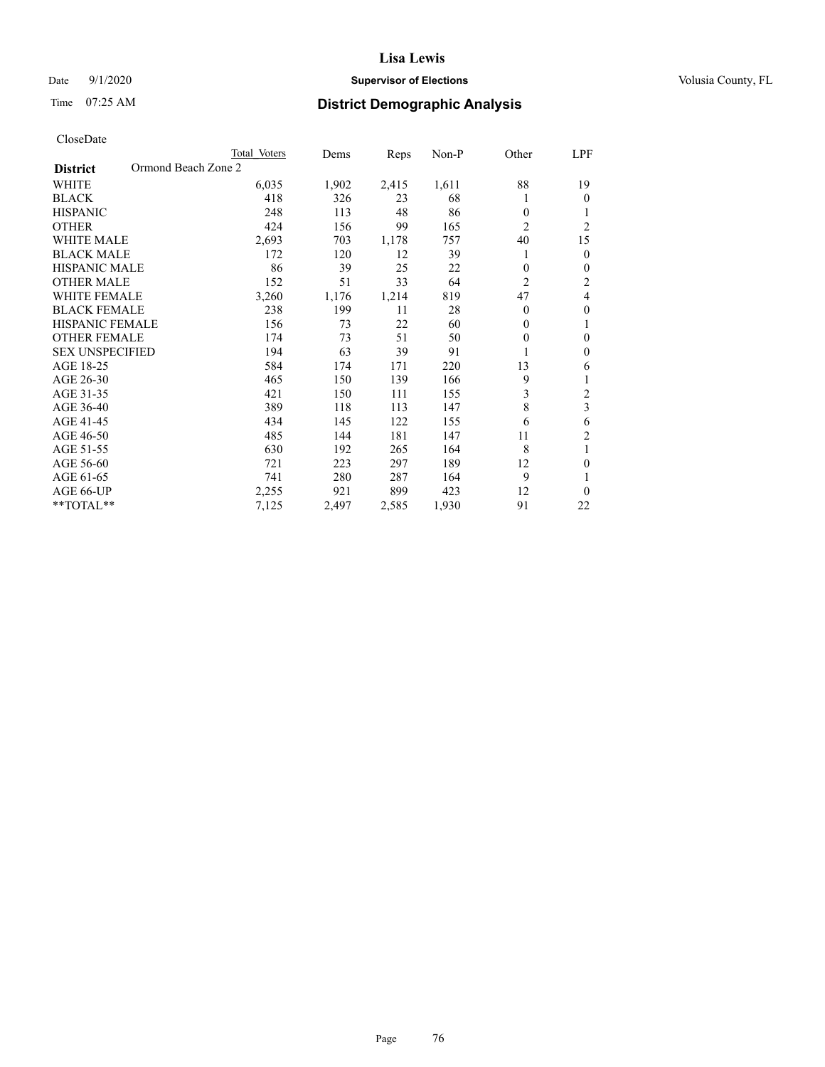# Lisa Lewis

Date 9/1/2020 **Supervisor of Elections** Volusia County, FL

Time 07:25 AM **District Demographic Analysis**

CloseDate

| District | Ormond Beach Zone 2 | Total Voters | Dems | Reps | Non-P | Other | LPF |
|---|---|---|---|---|---|---|---|
| WHITE | | 6,035 | 1,902 | 2,415 | 1,611 | 88 | 19 |
| BLACK | | 418 | 326 | 23 | 68 | 1 | 0 |
| HISPANIC | | 248 | 113 | 48 | 86 | 0 | 1 |
| OTHER | | 424 | 156 | 99 | 165 | 2 | 2 |
| WHITE MALE | | 2,693 | 703 | 1,178 | 757 | 40 | 15 |
| BLACK MALE | | 172 | 120 | 12 | 39 | 1 | 0 |
| HISPANIC MALE | | 86 | 39 | 25 | 22 | 0 | 0 |
| OTHER MALE | | 152 | 51 | 33 | 64 | 2 | 2 |
| WHITE FEMALE | | 3,260 | 1,176 | 1,214 | 819 | 47 | 4 |
| BLACK FEMALE | | 238 | 199 | 11 | 28 | 0 | 0 |
| HISPANIC FEMALE | | 156 | 73 | 22 | 60 | 0 | 1 |
| OTHER FEMALE | | 174 | 73 | 51 | 50 | 0 | 0 |
| SEX UNSPECIFIED | | 194 | 63 | 39 | 91 | 1 | 0 |
| AGE 18-25 | | 584 | 174 | 171 | 220 | 13 | 6 |
| AGE 26-30 | | 465 | 150 | 139 | 166 | 9 | 1 |
| AGE 31-35 | | 421 | 150 | 111 | 155 | 3 | 2 |
| AGE 36-40 | | 389 | 118 | 113 | 147 | 8 | 3 |
| AGE 41-45 | | 434 | 145 | 122 | 155 | 6 | 6 |
| AGE 46-50 | | 485 | 144 | 181 | 147 | 11 | 2 |
| AGE 51-55 | | 630 | 192 | 265 | 164 | 8 | 1 |
| AGE 56-60 | | 721 | 223 | 297 | 189 | 12 | 0 |
| AGE 61-65 | | 741 | 280 | 287 | 164 | 9 | 1 |
| AGE 66-UP | | 2,255 | 921 | 899 | 423 | 12 | 0 |
| **TOTAL** | | 7,125 | 2,497 | 2,585 | 1,930 | 91 | 22 |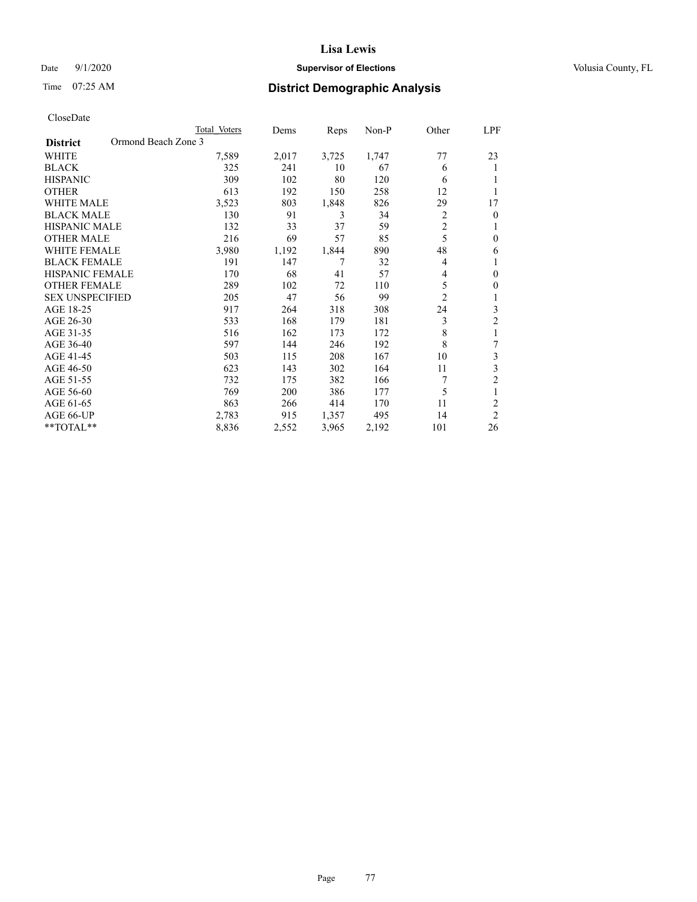# Lisa Lewis

Date 9/1/2020 **Supervisor of Elections** Volusia County, FL

Time 07:25 AM **District Demographic Analysis**

CloseDate

| | Total Voters | Dems | Reps | Non-P | Other | LPF |
|---|---|---|---|---|---|---|
| **District** Ormond Beach Zone 3 | | | | | | |
| WHITE | 7,589 | 2,017 | 3,725 | 1,747 | 77 | 23 |
| BLACK | 325 | 241 | 10 | 67 | 6 | 1 |
| HISPANIC | 309 | 102 | 80 | 120 | 6 | 1 |
| OTHER | 613 | 192 | 150 | 258 | 12 | 1 |
| WHITE MALE | 3,523 | 803 | 1,848 | 826 | 29 | 17 |
| BLACK MALE | 130 | 91 | 3 | 34 | 2 | 0 |
| HISPANIC MALE | 132 | 33 | 37 | 59 | 2 | 1 |
| OTHER MALE | 216 | 69 | 57 | 85 | 5 | 0 |
| WHITE FEMALE | 3,980 | 1,192 | 1,844 | 890 | 48 | 6 |
| BLACK FEMALE | 191 | 147 | 7 | 32 | 4 | 1 |
| HISPANIC FEMALE | 170 | 68 | 41 | 57 | 4 | 0 |
| OTHER FEMALE | 289 | 102 | 72 | 110 | 5 | 0 |
| SEX UNSPECIFIED | 205 | 47 | 56 | 99 | 2 | 1 |
| AGE 18-25 | 917 | 264 | 318 | 308 | 24 | 3 |
| AGE 26-30 | 533 | 168 | 179 | 181 | 3 | 2 |
| AGE 31-35 | 516 | 162 | 173 | 172 | 8 | 1 |
| AGE 36-40 | 597 | 144 | 246 | 192 | 8 | 7 |
| AGE 41-45 | 503 | 115 | 208 | 167 | 10 | 3 |
| AGE 46-50 | 623 | 143 | 302 | 164 | 11 | 3 |
| AGE 51-55 | 732 | 175 | 382 | 166 | 7 | 2 |
| AGE 56-60 | 769 | 200 | 386 | 177 | 5 | 1 |
| AGE 61-65 | 863 | 266 | 414 | 170 | 11 | 2 |
| AGE 66-UP | 2,783 | 915 | 1,357 | 495 | 14 | 2 |
| **TOTAL** | 8,836 | 2,552 | 3,965 | 2,192 | 101 | 26 |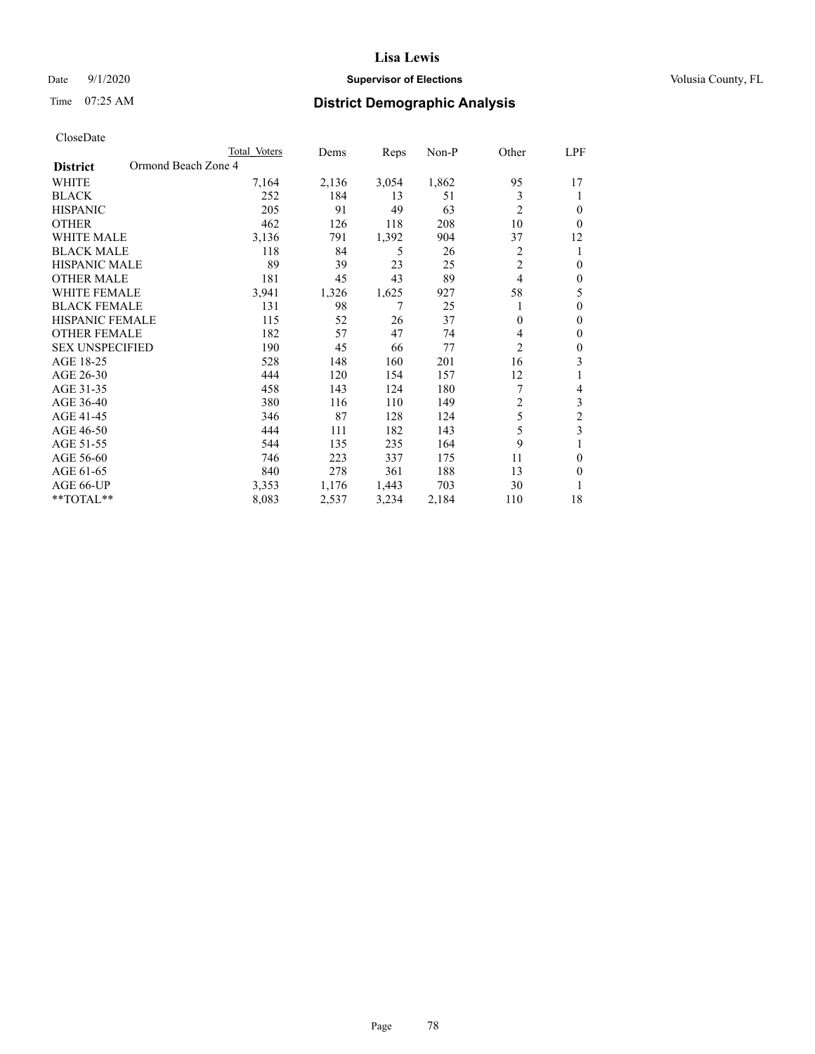CloseDate

| District | Ormond Beach Zone 4 | Total Voters | Dems | Reps | Non-P | Other | LPF |
|---|---|---|---|---|---|---|---|
| WHITE | | 7,164 | 2,136 | 3,054 | 1,862 | 95 | 17 |
| BLACK | | 252 | 184 | 13 | 51 | 3 | 1 |
| HISPANIC | | 205 | 91 | 49 | 63 | 2 | 0 |
| OTHER | | 462 | 126 | 118 | 208 | 10 | 0 |
| WHITE MALE | | 3,136 | 791 | 1,392 | 904 | 37 | 12 |
| BLACK MALE | | 118 | 84 | 5 | 26 | 2 | 1 |
| HISPANIC MALE | | 89 | 39 | 23 | 25 | 2 | 0 |
| OTHER MALE | | 181 | 45 | 43 | 89 | 4 | 0 |
| WHITE FEMALE | | 3,941 | 1,326 | 1,625 | 927 | 58 | 5 |
| BLACK FEMALE | | 131 | 98 | 7 | 25 | 1 | 0 |
| HISPANIC FEMALE | | 115 | 52 | 26 | 37 | 0 | 0 |
| OTHER FEMALE | | 182 | 57 | 47 | 74 | 4 | 0 |
| SEX UNSPECIFIED | | 190 | 45 | 66 | 77 | 2 | 0 |
| AGE 18-25 | | 528 | 148 | 160 | 201 | 16 | 3 |
| AGE 26-30 | | 444 | 120 | 154 | 157 | 12 | 1 |
| AGE 31-35 | | 458 | 143 | 124 | 180 | 7 | 4 |
| AGE 36-40 | | 380 | 116 | 110 | 149 | 2 | 3 |
| AGE 41-45 | | 346 | 87 | 128 | 124 | 5 | 2 |
| AGE 46-50 | | 444 | 111 | 182 | 143 | 5 | 3 |
| AGE 51-55 | | 544 | 135 | 235 | 164 | 9 | 1 |
| AGE 56-60 | | 746 | 223 | 337 | 175 | 11 | 0 |
| AGE 61-65 | | 840 | 278 | 361 | 188 | 13 | 0 |
| AGE 66-UP | | 3,353 | 1,176 | 1,443 | 703 | 30 | 1 |
| **TOTAL** | | 8,083 | 2,537 | 3,234 | 2,184 | 110 | 18 |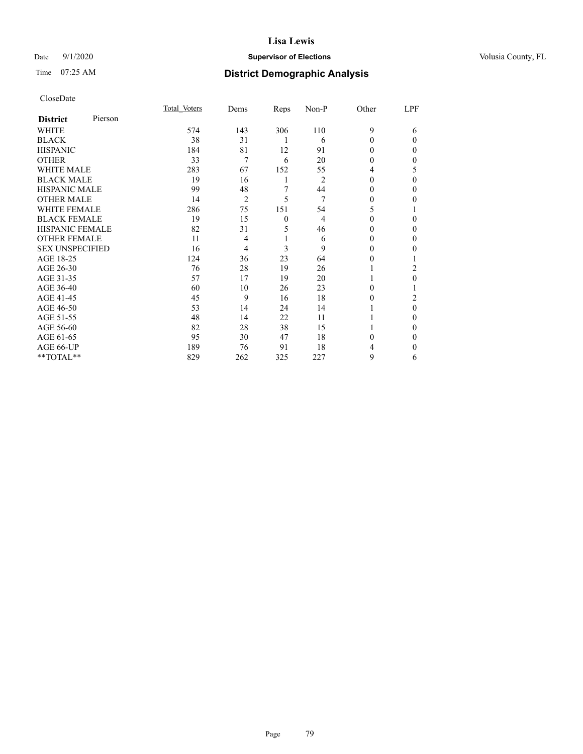# Lisa Lewis

Date 9/1/2020 **Supervisor of Elections** Volusia County, FL

Time 07:25 AM **District Demographic Analysis**

CloseDate

| **District** Pierson | Total_Voters | Dems | Reps | Non-P | Other | LPF |
|---|---|---|---|---|---|---|
| WHITE | 574 | 143 | 306 | 110 | 9 | 6 |
| BLACK | 38 | 31 | 1 | 6 | 0 | 0 |
| HISPANIC | 184 | 81 | 12 | 91 | 0 | 0 |
| OTHER | 33 | 7 | 6 | 20 | 0 | 0 |
| WHITE MALE | 283 | 67 | 152 | 55 | 4 | 5 |
| BLACK MALE | 19 | 16 | 1 | 2 | 0 | 0 |
| HISPANIC MALE | 99 | 48 | 7 | 44 | 0 | 0 |
| OTHER MALE | 14 | 2 | 5 | 7 | 0 | 0 |
| WHITE FEMALE | 286 | 75 | 151 | 54 | 5 | 1 |
| BLACK FEMALE | 19 | 15 | 0 | 4 | 0 | 0 |
| HISPANIC FEMALE | 82 | 31 | 5 | 46 | 0 | 0 |
| OTHER FEMALE | 11 | 4 | 1 | 6 | 0 | 0 |
| SEX UNSPECIFIED | 16 | 4 | 3 | 9 | 0 | 0 |
| AGE 18-25 | 124 | 36 | 23 | 64 | 0 | 1 |
| AGE 26-30 | 76 | 28 | 19 | 26 | 1 | 2 |
| AGE 31-35 | 57 | 17 | 19 | 20 | 1 | 0 |
| AGE 36-40 | 60 | 10 | 26 | 23 | 0 | 1 |
| AGE 41-45 | 45 | 9 | 16 | 18 | 0 | 2 |
| AGE 46-50 | 53 | 14 | 24 | 14 | 1 | 0 |
| AGE 51-55 | 48 | 14 | 22 | 11 | 1 | 0 |
| AGE 56-60 | 82 | 28 | 38 | 15 | 1 | 0 |
| AGE 61-65 | 95 | 30 | 47 | 18 | 0 | 0 |
| AGE 66-UP | 189 | 76 | 91 | 18 | 4 | 0 |
| **TOTAL** | 829 | 262 | 325 | 227 | 9 | 6 |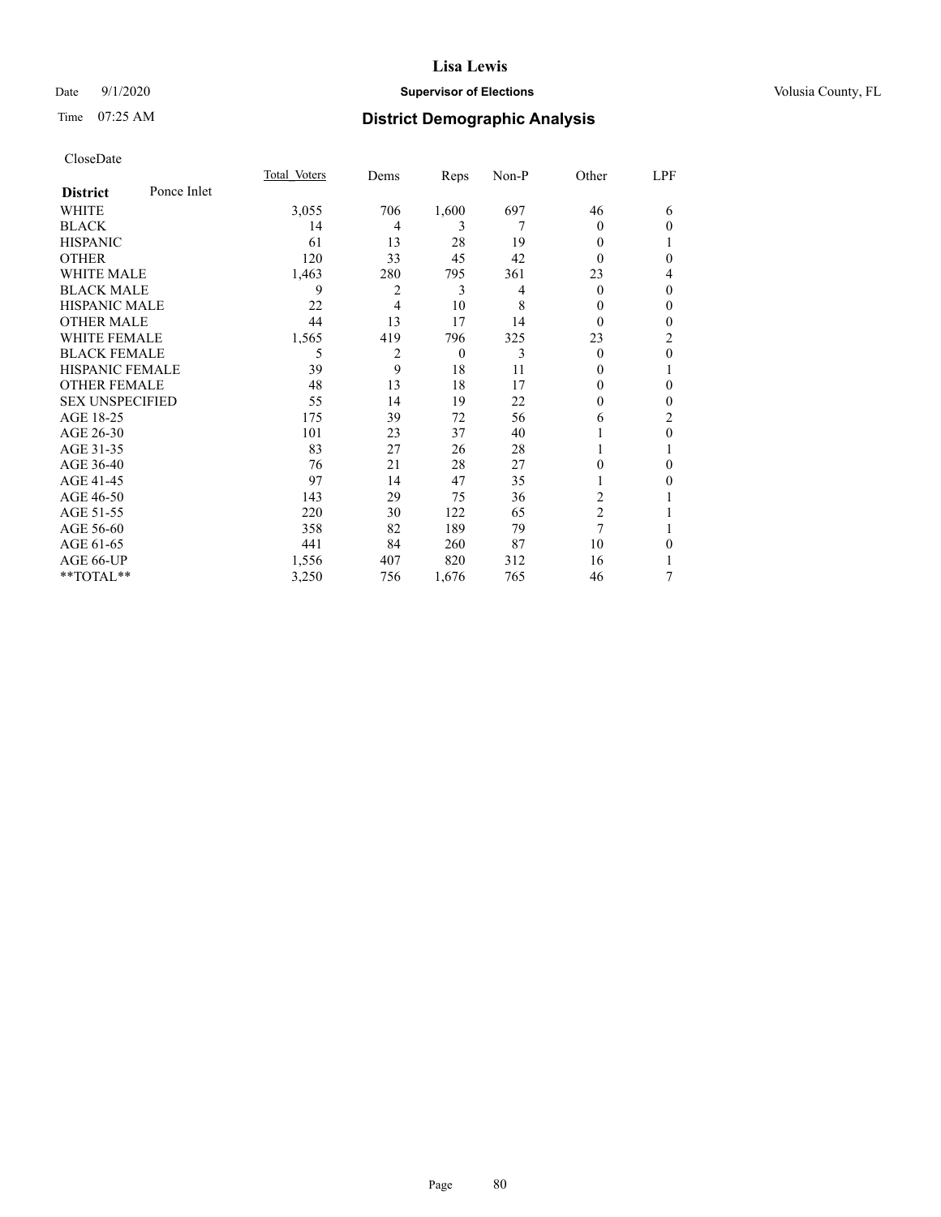# Lisa Lewis

Date 9/1/2020 **Supervisor of Elections** Volusia County, FL

Time 07:25 AM **District Demographic Analysis**

CloseDate

| **District** Ponce Inlet | Total Voters | Dems | Reps | Non-P | Other | LPF |
|---|---|---|---|---|---|---|
| WHITE | 3,055 | 706 | 1,600 | 697 | 46 | 6 |
| BLACK | 14 | 4 | 3 | 7 | 0 | 0 |
| HISPANIC | 61 | 13 | 28 | 19 | 0 | 1 |
| OTHER | 120 | 33 | 45 | 42 | 0 | 0 |
| WHITE MALE | 1,463 | 280 | 795 | 361 | 23 | 4 |
| BLACK MALE | 9 | 2 | 3 | 4 | 0 | 0 |
| HISPANIC MALE | 22 | 4 | 10 | 8 | 0 | 0 |
| OTHER MALE | 44 | 13 | 17 | 14 | 0 | 0 |
| WHITE FEMALE | 1,565 | 419 | 796 | 325 | 23 | 2 |
| BLACK FEMALE | 5 | 2 | 0 | 3 | 0 | 0 |
| HISPANIC FEMALE | 39 | 9 | 18 | 11 | 0 | 1 |
| OTHER FEMALE | 48 | 13 | 18 | 17 | 0 | 0 |
| SEX UNSPECIFIED | 55 | 14 | 19 | 22 | 0 | 0 |
| AGE 18-25 | 175 | 39 | 72 | 56 | 6 | 2 |
| AGE 26-30 | 101 | 23 | 37 | 40 | 1 | 0 |
| AGE 31-35 | 83 | 27 | 26 | 28 | 1 | 1 |
| AGE 36-40 | 76 | 21 | 28 | 27 | 0 | 0 |
| AGE 41-45 | 97 | 14 | 47 | 35 | 1 | 0 |
| AGE 46-50 | 143 | 29 | 75 | 36 | 2 | 1 |
| AGE 51-55 | 220 | 30 | 122 | 65 | 2 | 1 |
| AGE 56-60 | 358 | 82 | 189 | 79 | 7 | 1 |
| AGE 61-65 | 441 | 84 | 260 | 87 | 10 | 0 |
| AGE 66-UP | 1,556 | 407 | 820 | 312 | 16 | 1 |
| **TOTAL** | 3,250 | 756 | 1,676 | 765 | 46 | 7 |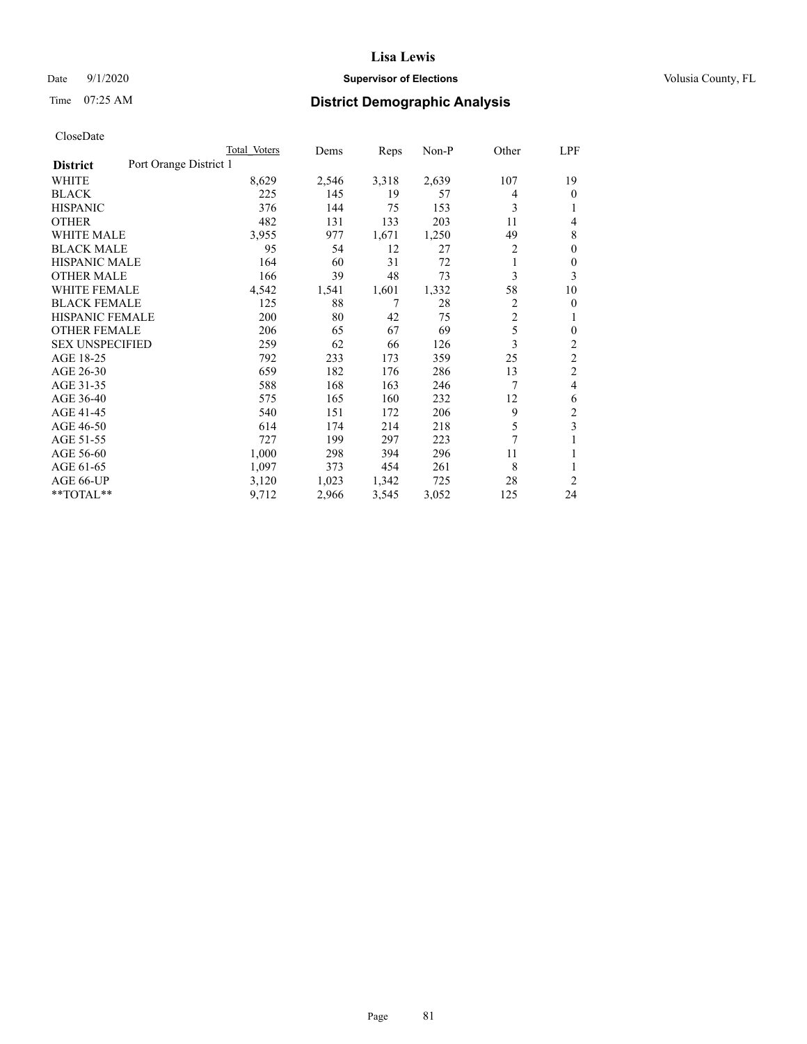# Lisa Lewis

Date 9/1/2020 **Supervisor of Elections** Volusia County, FL

Time 07:25 AM **District Demographic Analysis**

CloseDate

| | Total Voters | Dems | Reps | Non-P | Other | LPF |
|---|---|---|---|---|---|---|
| **District** Port Orange District 1 | | | | | | |
| WHITE | 8,629 | 2,546 | 3,318 | 2,639 | 107 | 19 |
| BLACK | 225 | 145 | 19 | 57 | 4 | 0 |
| HISPANIC | 376 | 144 | 75 | 153 | 3 | 1 |
| OTHER | 482 | 131 | 133 | 203 | 11 | 4 |
| WHITE MALE | 3,955 | 977 | 1,671 | 1,250 | 49 | 8 |
| BLACK MALE | 95 | 54 | 12 | 27 | 2 | 0 |
| HISPANIC MALE | 164 | 60 | 31 | 72 | 1 | 0 |
| OTHER MALE | 166 | 39 | 48 | 73 | 3 | 3 |
| WHITE FEMALE | 4,542 | 1,541 | 1,601 | 1,332 | 58 | 10 |
| BLACK FEMALE | 125 | 88 | 7 | 28 | 2 | 0 |
| HISPANIC FEMALE | 200 | 80 | 42 | 75 | 2 | 1 |
| OTHER FEMALE | 206 | 65 | 67 | 69 | 5 | 0 |
| SEX UNSPECIFIED | 259 | 62 | 66 | 126 | 3 | 2 |
| AGE 18-25 | 792 | 233 | 173 | 359 | 25 | 2 |
| AGE 26-30 | 659 | 182 | 176 | 286 | 13 | 2 |
| AGE 31-35 | 588 | 168 | 163 | 246 | 7 | 4 |
| AGE 36-40 | 575 | 165 | 160 | 232 | 12 | 6 |
| AGE 41-45 | 540 | 151 | 172 | 206 | 9 | 2 |
| AGE 46-50 | 614 | 174 | 214 | 218 | 5 | 3 |
| AGE 51-55 | 727 | 199 | 297 | 223 | 7 | 1 |
| AGE 56-60 | 1,000 | 298 | 394 | 296 | 11 | 1 |
| AGE 61-65 | 1,097 | 373 | 454 | 261 | 8 | 1 |
| AGE 66-UP | 3,120 | 1,023 | 1,342 | 725 | 28 | 2 |
| **TOTAL** | 9,712 | 2,966 | 3,545 | 3,052 | 125 | 24 |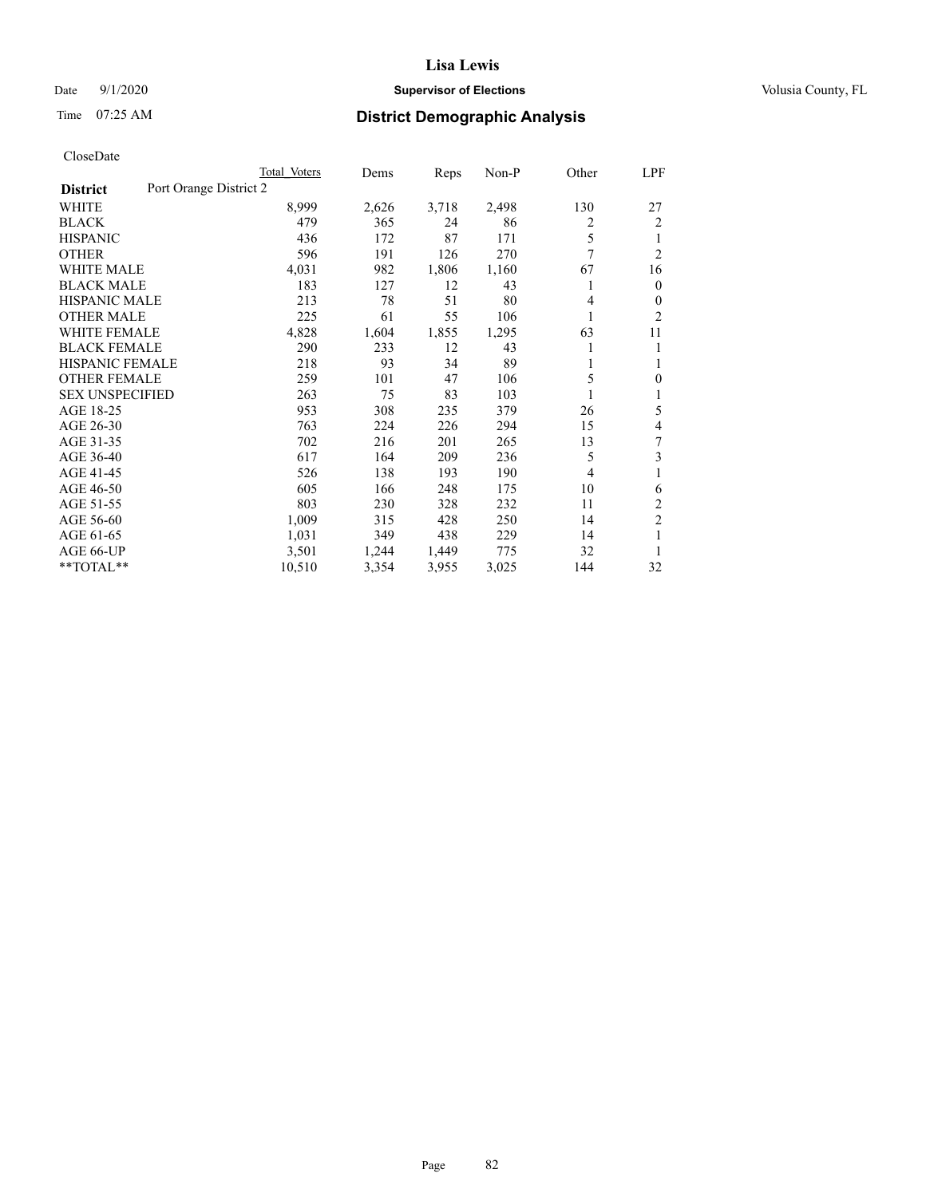CloseDate

| District | Port Orange District 2 | Total Voters | Dems | Reps | Non-P | Other | LPF |
|---|---|---|---|---|---|---|---|
| WHITE | | 8,999 | 2,626 | 3,718 | 2,498 | 130 | 27 |
| BLACK | | 479 | 365 | 24 | 86 | 2 | 2 |
| HISPANIC | | 436 | 172 | 87 | 171 | 5 | 1 |
| OTHER | | 596 | 191 | 126 | 270 | 7 | 2 |
| WHITE MALE | | 4,031 | 982 | 1,806 | 1,160 | 67 | 16 |
| BLACK MALE | | 183 | 127 | 12 | 43 | 1 | 0 |
| HISPANIC MALE | | 213 | 78 | 51 | 80 | 4 | 0 |
| OTHER MALE | | 225 | 61 | 55 | 106 | 1 | 2 |
| WHITE FEMALE | | 4,828 | 1,604 | 1,855 | 1,295 | 63 | 11 |
| BLACK FEMALE | | 290 | 233 | 12 | 43 | 1 | 1 |
| HISPANIC FEMALE | | 218 | 93 | 34 | 89 | 1 | 1 |
| OTHER FEMALE | | 259 | 101 | 47 | 106 | 5 | 0 |
| SEX UNSPECIFIED | | 263 | 75 | 83 | 103 | 1 | 1 |
| AGE 18-25 | | 953 | 308 | 235 | 379 | 26 | 5 |
| AGE 26-30 | | 763 | 224 | 226 | 294 | 15 | 4 |
| AGE 31-35 | | 702 | 216 | 201 | 265 | 13 | 7 |
| AGE 36-40 | | 617 | 164 | 209 | 236 | 5 | 3 |
| AGE 41-45 | | 526 | 138 | 193 | 190 | 4 | 1 |
| AGE 46-50 | | 605 | 166 | 248 | 175 | 10 | 6 |
| AGE 51-55 | | 803 | 230 | 328 | 232 | 11 | 2 |
| AGE 56-60 | | 1,009 | 315 | 428 | 250 | 14 | 2 |
| AGE 61-65 | | 1,031 | 349 | 438 | 229 | 14 | 1 |
| AGE 66-UP | | 3,501 | 1,244 | 1,449 | 775 | 32 | 1 |
| **TOTAL** | | 10,510 | 3,354 | 3,955 | 3,025 | 144 | 32 |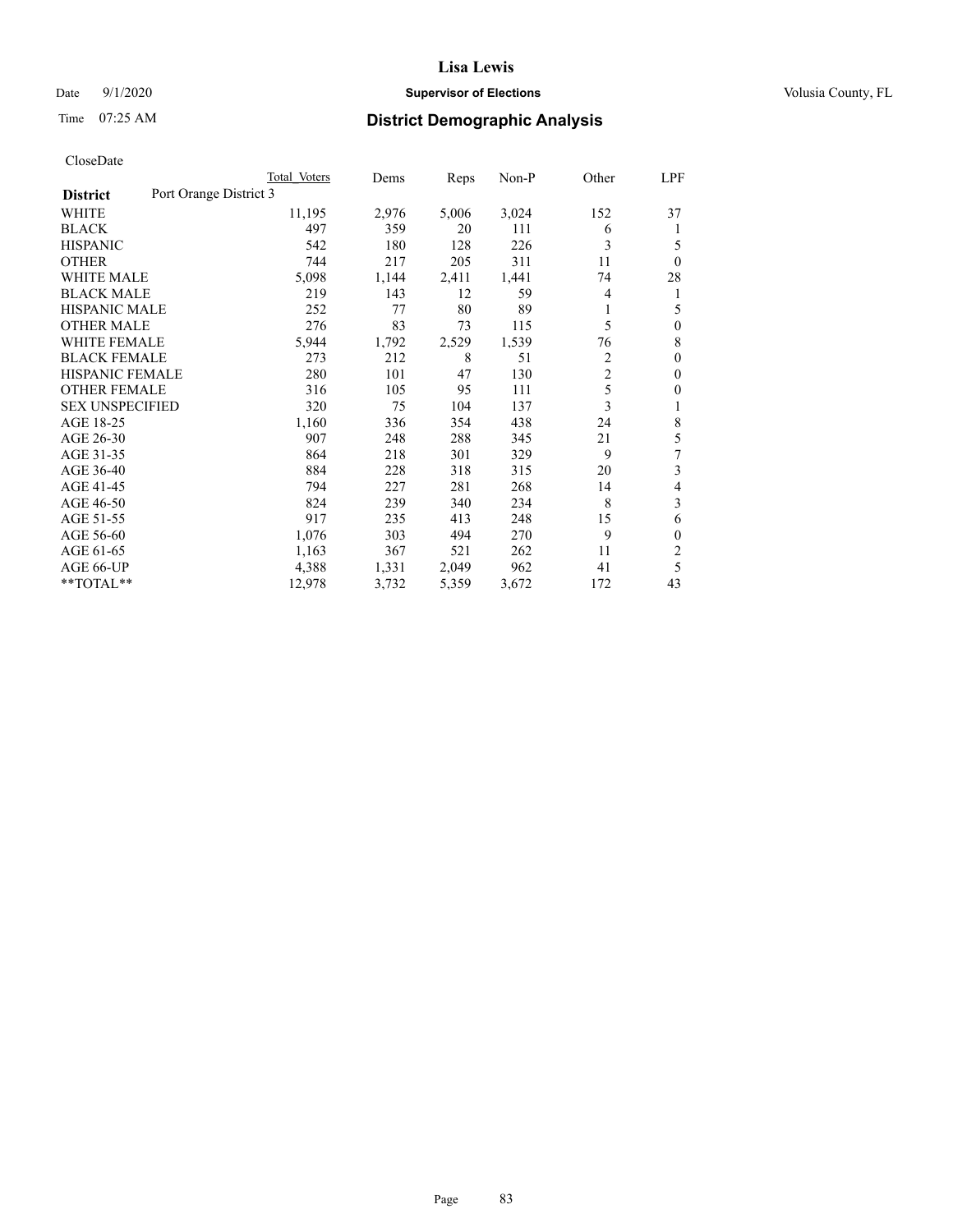CloseDate

| District | Port Orange District 3 | Total Voters | Dems | Reps | Non-P | Other | LPF |
|---|---|---|---|---|---|---|---|
| WHITE | | 11,195 | 2,976 | 5,006 | 3,024 | 152 | 37 |
| BLACK | | 497 | 359 | 20 | 111 | 6 | 1 |
| HISPANIC | | 542 | 180 | 128 | 226 | 3 | 5 |
| OTHER | | 744 | 217 | 205 | 311 | 11 | 0 |
| WHITE MALE | | 5,098 | 1,144 | 2,411 | 1,441 | 74 | 28 |
| BLACK MALE | | 219 | 143 | 12 | 59 | 4 | 1 |
| HISPANIC MALE | | 252 | 77 | 80 | 89 | 1 | 5 |
| OTHER MALE | | 276 | 83 | 73 | 115 | 5 | 0 |
| WHITE FEMALE | | 5,944 | 1,792 | 2,529 | 1,539 | 76 | 8 |
| BLACK FEMALE | | 273 | 212 | 8 | 51 | 2 | 0 |
| HISPANIC FEMALE | | 280 | 101 | 47 | 130 | 2 | 0 |
| OTHER FEMALE | | 316 | 105 | 95 | 111 | 5 | 0 |
| SEX UNSPECIFIED | | 320 | 75 | 104 | 137 | 3 | 1 |
| AGE 18-25 | | 1,160 | 336 | 354 | 438 | 24 | 8 |
| AGE 26-30 | | 907 | 248 | 288 | 345 | 21 | 5 |
| AGE 31-35 | | 864 | 218 | 301 | 329 | 9 | 7 |
| AGE 36-40 | | 884 | 228 | 318 | 315 | 20 | 3 |
| AGE 41-45 | | 794 | 227 | 281 | 268 | 14 | 4 |
| AGE 46-50 | | 824 | 239 | 340 | 234 | 8 | 3 |
| AGE 51-55 | | 917 | 235 | 413 | 248 | 15 | 6 |
| AGE 56-60 | | 1,076 | 303 | 494 | 270 | 9 | 0 |
| AGE 61-65 | | 1,163 | 367 | 521 | 262 | 11 | 2 |
| AGE 66-UP | | 4,388 | 1,331 | 2,049 | 962 | 41 | 5 |
| **TOTAL** | | 12,978 | 3,732 | 5,359 | 3,672 | 172 | 43 |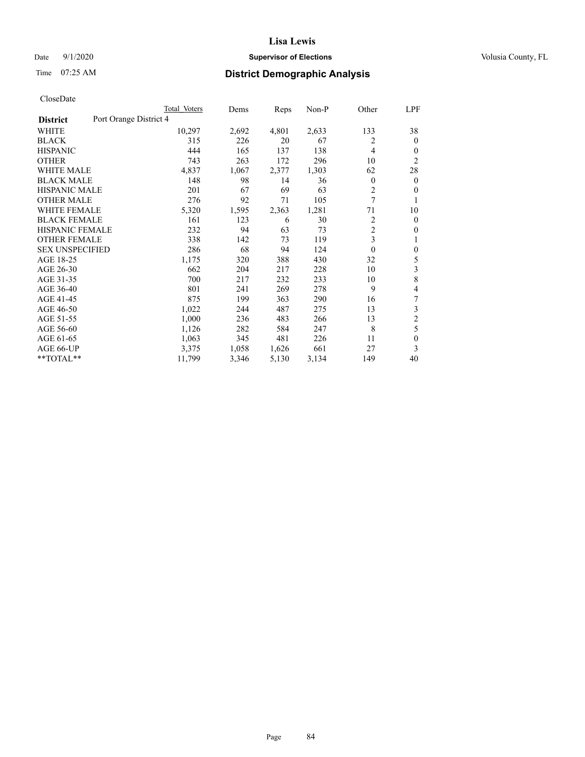# Lisa Lewis

Date 9/1/2020 **Supervisor of Elections** Volusia County, FL

Time 07:25 AM **District Demographic Analysis**

CloseDate

| District | Total Voters | Dems | Reps | Non-P | Other | LPF |
|---|---|---|---|---|---|---|
| Port Orange District 4 | | | | | | |
| WHITE | 10,297 | 2,692 | 4,801 | 2,633 | 133 | 38 |
| BLACK | 315 | 226 | 20 | 67 | 2 | 0 |
| HISPANIC | 444 | 165 | 137 | 138 | 4 | 0 |
| OTHER | 743 | 263 | 172 | 296 | 10 | 2 |
| WHITE MALE | 4,837 | 1,067 | 2,377 | 1,303 | 62 | 28 |
| BLACK MALE | 148 | 98 | 14 | 36 | 0 | 0 |
| HISPANIC MALE | 201 | 67 | 69 | 63 | 2 | 0 |
| OTHER MALE | 276 | 92 | 71 | 105 | 7 | 1 |
| WHITE FEMALE | 5,320 | 1,595 | 2,363 | 1,281 | 71 | 10 |
| BLACK FEMALE | 161 | 123 | 6 | 30 | 2 | 0 |
| HISPANIC FEMALE | 232 | 94 | 63 | 73 | 2 | 0 |
| OTHER FEMALE | 338 | 142 | 73 | 119 | 3 | 1 |
| SEX UNSPECIFIED | 286 | 68 | 94 | 124 | 0 | 0 |
| AGE 18-25 | 1,175 | 320 | 388 | 430 | 32 | 5 |
| AGE 26-30 | 662 | 204 | 217 | 228 | 10 | 3 |
| AGE 31-35 | 700 | 217 | 232 | 233 | 10 | 8 |
| AGE 36-40 | 801 | 241 | 269 | 278 | 9 | 4 |
| AGE 41-45 | 875 | 199 | 363 | 290 | 16 | 7 |
| AGE 46-50 | 1,022 | 244 | 487 | 275 | 13 | 3 |
| AGE 51-55 | 1,000 | 236 | 483 | 266 | 13 | 2 |
| AGE 56-60 | 1,126 | 282 | 584 | 247 | 8 | 5 |
| AGE 61-65 | 1,063 | 345 | 481 | 226 | 11 | 0 |
| AGE 66-UP | 3,375 | 1,058 | 1,626 | 661 | 27 | 3 |
| **TOTAL** | 11,799 | 3,346 | 5,130 | 3,134 | 149 | 40 |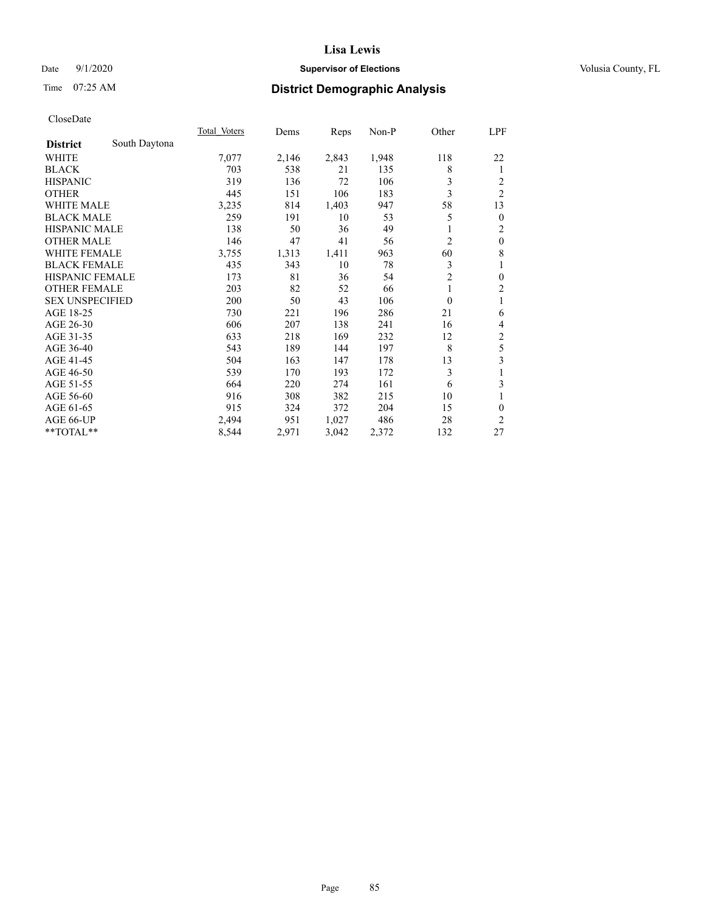# Lisa Lewis

Date 9/1/2020 **Supervisor of Elections** Volusia County, FL

Time 07:25 AM **District Demographic Analysis**

CloseDate

| **District** South Daytona | Total Voters | Dems | Reps | Non-P | Other | LPF |
|---|---|---|---|---|---|---|
| WHITE | 7,077 | 2,146 | 2,843 | 1,948 | 118 | 22 |
| BLACK | 703 | 538 | 21 | 135 | 8 | 1 |
| HISPANIC | 319 | 136 | 72 | 106 | 3 | 2 |
| OTHER | 445 | 151 | 106 | 183 | 3 | 2 |
| WHITE MALE | 3,235 | 814 | 1,403 | 947 | 58 | 13 |
| BLACK MALE | 259 | 191 | 10 | 53 | 5 | 0 |
| HISPANIC MALE | 138 | 50 | 36 | 49 | 1 | 2 |
| OTHER MALE | 146 | 47 | 41 | 56 | 2 | 0 |
| WHITE FEMALE | 3,755 | 1,313 | 1,411 | 963 | 60 | 8 |
| BLACK FEMALE | 435 | 343 | 10 | 78 | 3 | 1 |
| HISPANIC FEMALE | 173 | 81 | 36 | 54 | 2 | 0 |
| OTHER FEMALE | 203 | 82 | 52 | 66 | 1 | 2 |
| SEX UNSPECIFIED | 200 | 50 | 43 | 106 | 0 | 1 |
| AGE 18-25 | 730 | 221 | 196 | 286 | 21 | 6 |
| AGE 26-30 | 606 | 207 | 138 | 241 | 16 | 4 |
| AGE 31-35 | 633 | 218 | 169 | 232 | 12 | 2 |
| AGE 36-40 | 543 | 189 | 144 | 197 | 8 | 5 |
| AGE 41-45 | 504 | 163 | 147 | 178 | 13 | 3 |
| AGE 46-50 | 539 | 170 | 193 | 172 | 3 | 1 |
| AGE 51-55 | 664 | 220 | 274 | 161 | 6 | 3 |
| AGE 56-60 | 916 | 308 | 382 | 215 | 10 | 1 |
| AGE 61-65 | 915 | 324 | 372 | 204 | 15 | 0 |
| AGE 66-UP | 2,494 | 951 | 1,027 | 486 | 28 | 2 |
| **TOTAL** | 8,544 | 2,971 | 3,042 | 2,372 | 132 | 27 |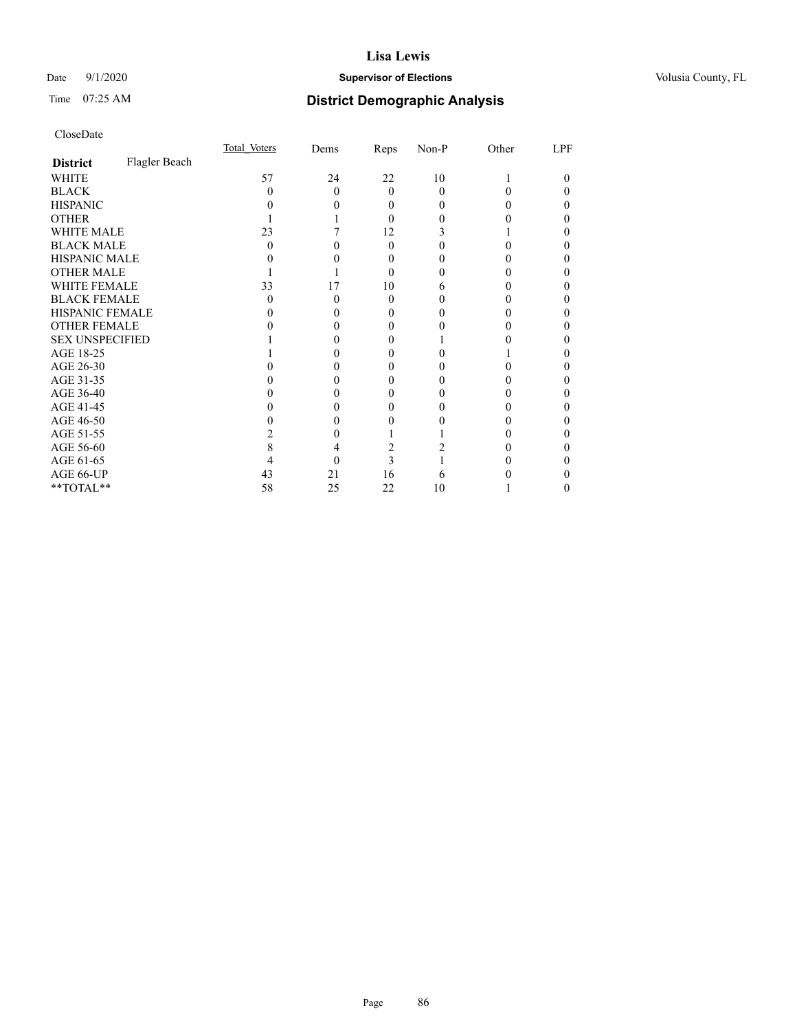**Lisa Lewis**

Date 9/1/2020 **Supervisor of Elections** Volusia County, FL

Time 07:25 AM **District Demographic Analysis**

CloseDate

| | Total_Voters | Dems | Reps | Non-P | Other | LPF |
|---|---|---|---|---|---|---|
| **District** Flagler Beach | | | | | | |
| WHITE | 57 | 24 | 22 | 10 | 1 | 0 |
| BLACK | 0 | 0 | 0 | 0 | 0 | 0 |
| HISPANIC | 0 | 0 | 0 | 0 | 0 | 0 |
| OTHER | 1 | 1 | 0 | 0 | 0 | 0 |
| WHITE MALE | 23 | 7 | 12 | 3 | 1 | 0 |
| BLACK MALE | 0 | 0 | 0 | 0 | 0 | 0 |
| HISPANIC MALE | 0 | 0 | 0 | 0 | 0 | 0 |
| OTHER MALE | 1 | 1 | 0 | 0 | 0 | 0 |
| WHITE FEMALE | 33 | 17 | 10 | 6 | 0 | 0 |
| BLACK FEMALE | 0 | 0 | 0 | 0 | 0 | 0 |
| HISPANIC FEMALE | 0 | 0 | 0 | 0 | 0 | 0 |
| OTHER FEMALE | 0 | 0 | 0 | 0 | 0 | 0 |
| SEX UNSPECIFIED | 1 | 0 | 0 | 1 | 0 | 0 |
| AGE 18-25 | 1 | 0 | 0 | 0 | 1 | 0 |
| AGE 26-30 | 0 | 0 | 0 | 0 | 0 | 0 |
| AGE 31-35 | 0 | 0 | 0 | 0 | 0 | 0 |
| AGE 36-40 | 0 | 0 | 0 | 0 | 0 | 0 |
| AGE 41-45 | 0 | 0 | 0 | 0 | 0 | 0 |
| AGE 46-50 | 0 | 0 | 0 | 0 | 0 | 0 |
| AGE 51-55 | 2 | 0 | 1 | 1 | 0 | 0 |
| AGE 56-60 | 8 | 4 | 2 | 2 | 0 | 0 |
| AGE 61-65 | 4 | 0 | 3 | 1 | 0 | 0 |
| AGE 66-UP | 43 | 21 | 16 | 6 | 0 | 0 |
| **TOTAL** | 58 | 25 | 22 | 10 | 1 | 0 |